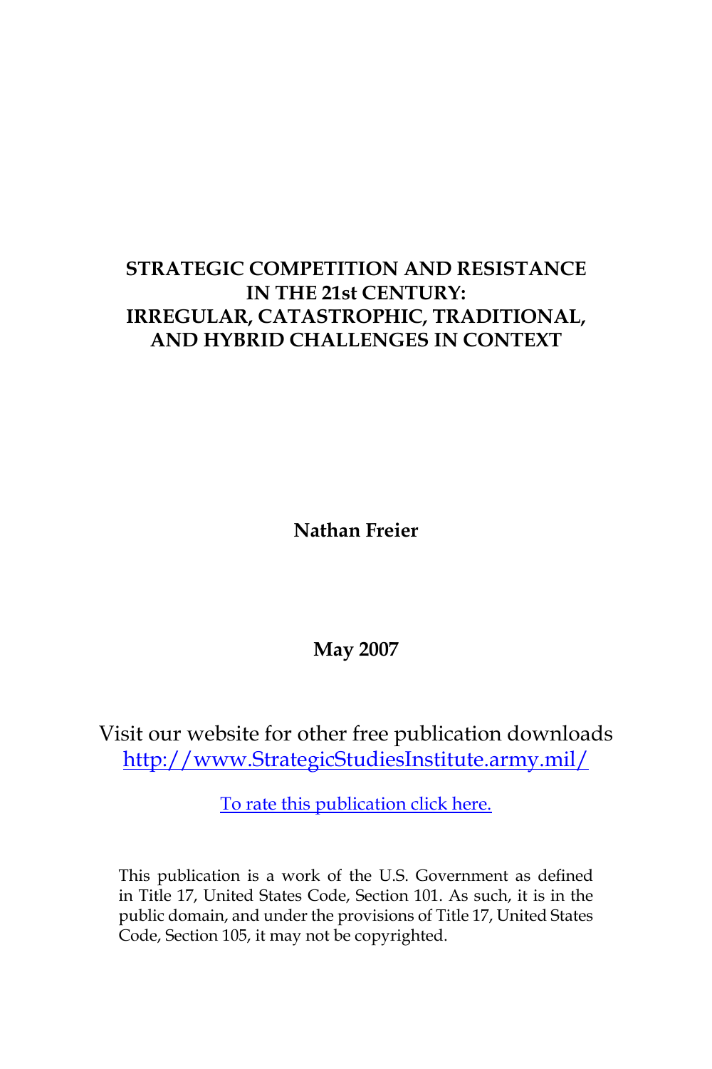# STRATEGIC COMPETITION AND RESISTANCE IN THE 21st CENTURY: IRREGULAR, CATASTROPHIC, TRADITIONAL, AND HYBRID CHALLENGES IN CONTEXT

**Nathan Freier**

**May 2007**

Visit our website for other free publication downloads
http://www.StrategicStudiesInstitute.army.mil/

To rate this publication click here.

This publication is a work of the U.S. Government as defined in Title 17, United States Code, Section 101. As such, it is in the public domain, and under the provisions of Title 17, United States Code, Section 105, it may not be copyrighted.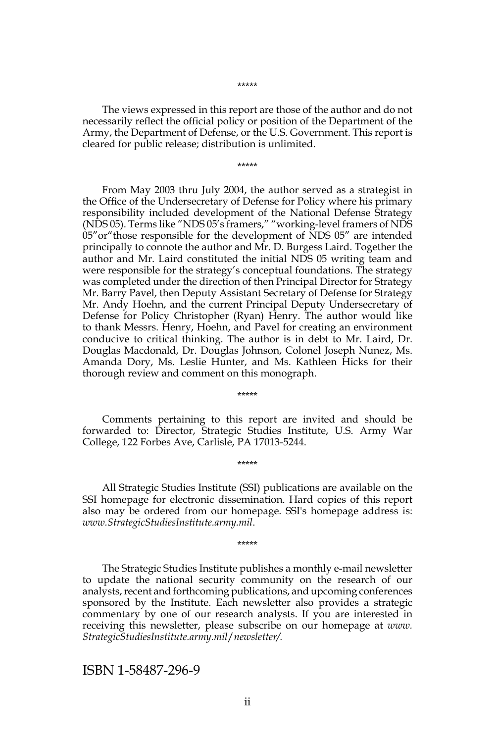*****

The views expressed in this report are those of the author and do not necessarily reflect the official policy or position of the Department of the Army, the Department of Defense, or the U.S. Government. This report is cleared for public release; distribution is unlimited.

*****

From May 2003 thru July 2004, the author served as a strategist in the Office of the Undersecretary of Defense for Policy where his primary responsibility included development of the National Defense Strategy (NDS 05). Terms like "NDS 05's framers," "working-level framers of NDS 05"or"those responsible for the development of NDS 05" are intended principally to connote the author and Mr. D. Burgess Laird. Together the author and Mr. Laird constituted the initial NDS 05 writing team and were responsible for the strategy's conceptual foundations. The strategy was completed under the direction of then Principal Director for Strategy Mr. Barry Pavel, then Deputy Assistant Secretary of Defense for Strategy Mr. Andy Hoehn, and the current Principal Deputy Undersecretary of Defense for Policy Christopher (Ryan) Henry. The author would like to thank Messrs. Henry, Hoehn, and Pavel for creating an environment conducive to critical thinking. The author is in debt to Mr. Laird, Dr. Douglas Macdonald, Dr. Douglas Johnson, Colonel Joseph Nunez, Ms. Amanda Dory, Ms. Leslie Hunter, and Ms. Kathleen Hicks for their thorough review and comment on this monograph.

*****

Comments pertaining to this report are invited and should be forwarded to: Director, Strategic Studies Institute, U.S. Army War College, 122 Forbes Ave, Carlisle, PA 17013-5244.

*****

All Strategic Studies Institute (SSI) publications are available on the SSI homepage for electronic dissemination. Hard copies of this report also may be ordered from our homepage. SSI's homepage address is: *www.StrategicStudiesInstitute.army.mil*.

*****

The Strategic Studies Institute publishes a monthly e-mail newsletter to update the national security community on the research of our analysts, recent and forthcoming publications, and upcoming conferences sponsored by the Institute. Each newsletter also provides a strategic commentary by one of our research analysts. If you are interested in receiving this newsletter, please subscribe on our homepage at *www.StrategicStudiesInstitute.army.mil/newsletter/.*

ISBN 1-58487-296-9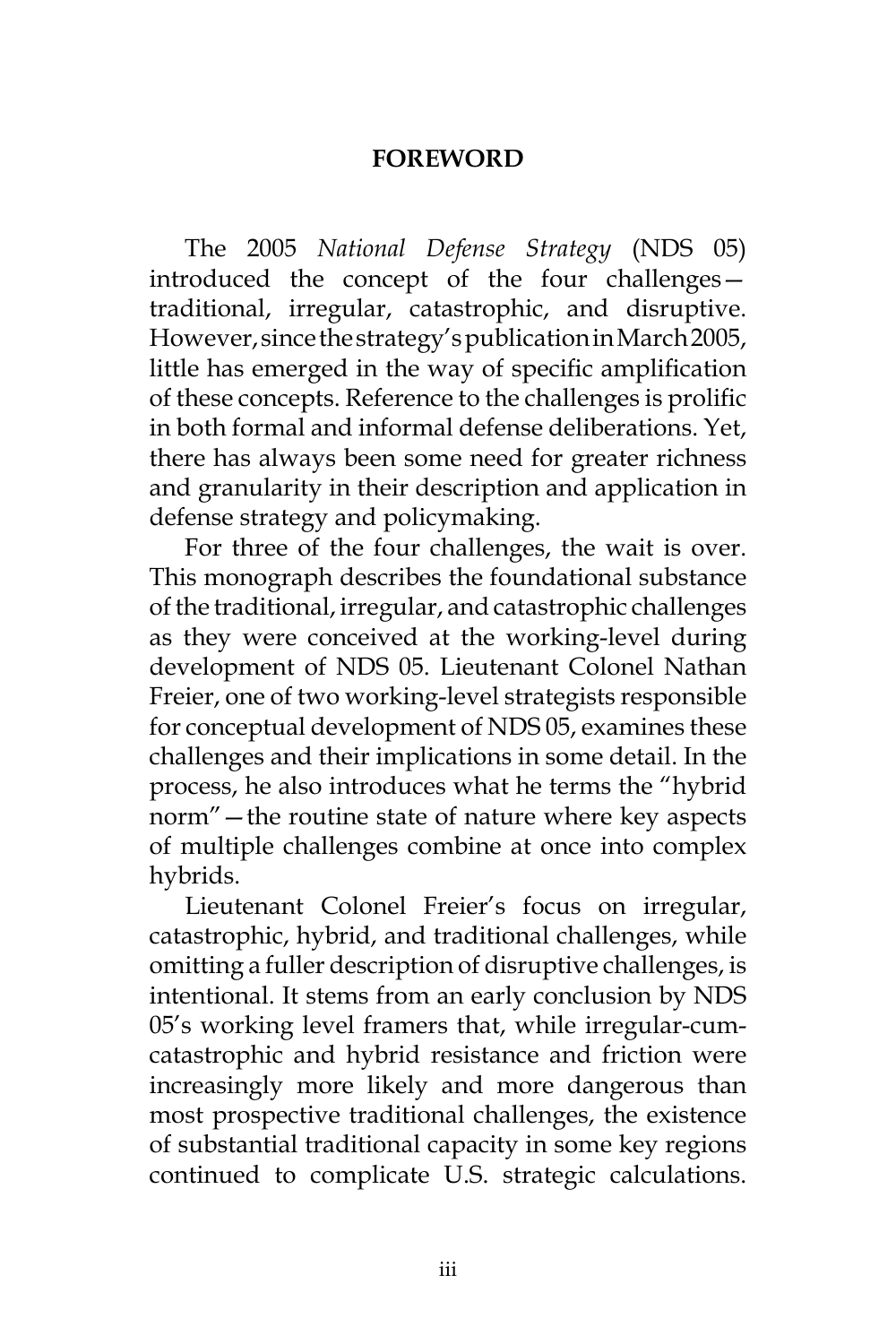# FOREWORD

The 2005 *National Defense Strategy* (NDS 05) introduced the concept of the four challenges—traditional, irregular, catastrophic, and disruptive. However, since the strategy's publication in March 2005, little has emerged in the way of specific amplification of these concepts. Reference to the challenges is prolific in both formal and informal defense deliberations. Yet, there has always been some need for greater richness and granularity in their description and application in defense strategy and policymaking.

For three of the four challenges, the wait is over. This monograph describes the foundational substance of the traditional, irregular, and catastrophic challenges as they were conceived at the working-level during development of NDS 05. Lieutenant Colonel Nathan Freier, one of two working-level strategists responsible for conceptual development of NDS 05, examines these challenges and their implications in some detail. In the process, he also introduces what he terms the "hybrid norm"—the routine state of nature where key aspects of multiple challenges combine at once into complex hybrids.

Lieutenant Colonel Freier's focus on irregular, catastrophic, hybrid, and traditional challenges, while omitting a fuller description of disruptive challenges, is intentional. It stems from an early conclusion by NDS 05's working level framers that, while irregular-cum-catastrophic and hybrid resistance and friction were increasingly more likely and more dangerous than most prospective traditional challenges, the existence of substantial traditional capacity in some key regions continued to complicate U.S. strategic calculations.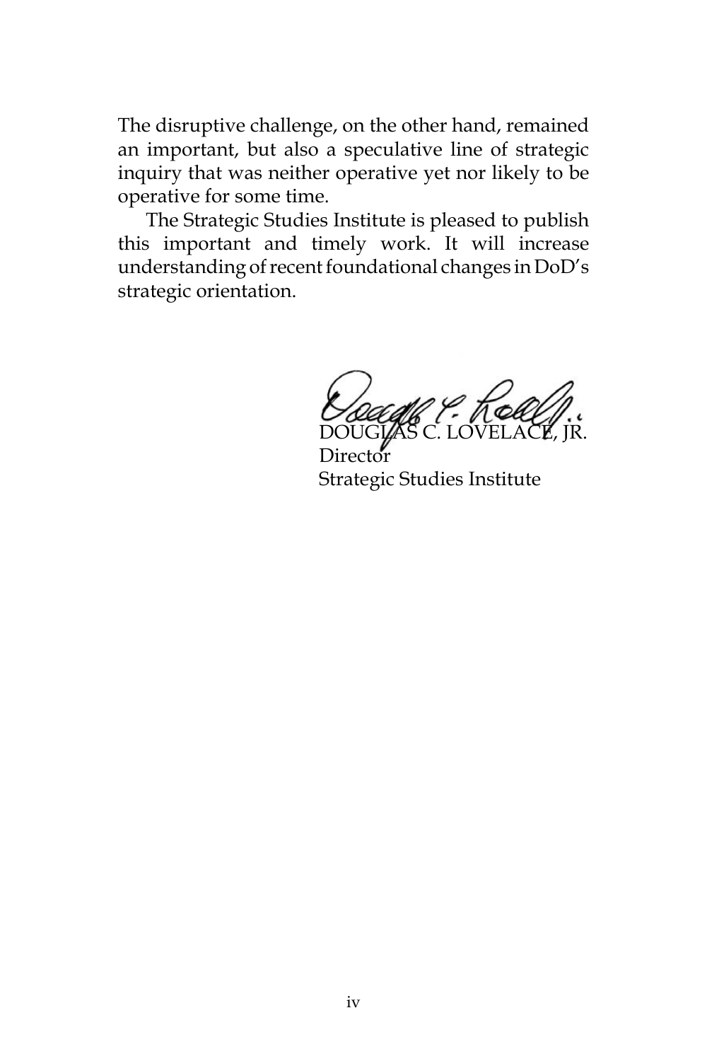The disruptive challenge, on the other hand, remained an important, but also a speculative line of strategic inquiry that was neither operative yet nor likely to be operative for some time.

The Strategic Studies Institute is pleased to publish this important and timely work. It will increase understanding of recent foundational changes in DoD's strategic orientation.

DOUGLAS C. LOVELACE, JR.
Director
Strategic Studies Institute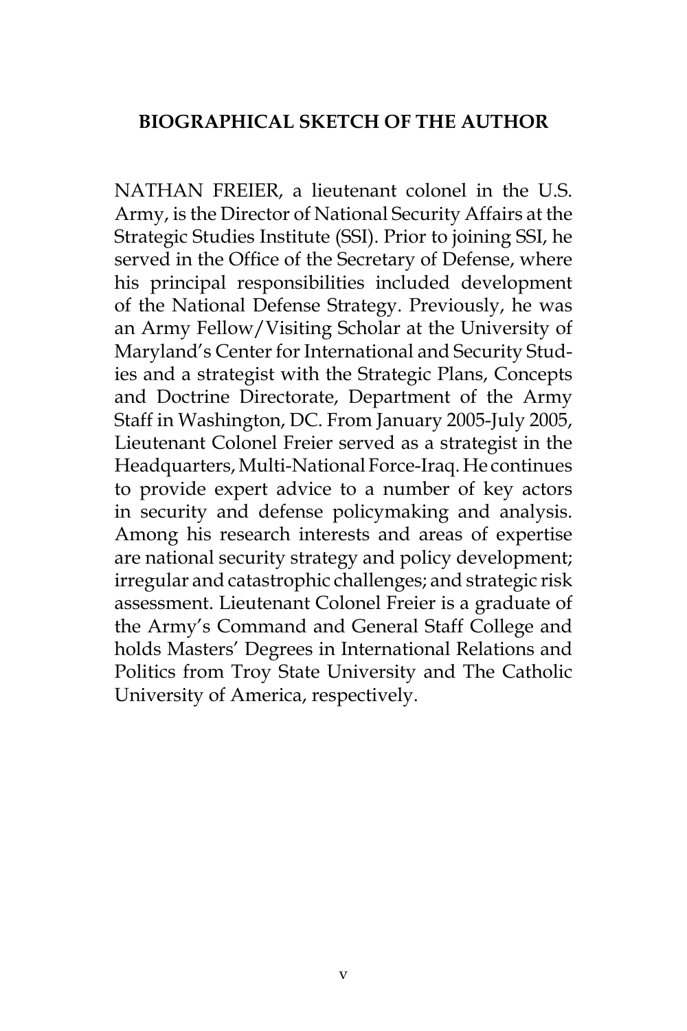## BIOGRAPHICAL SKETCH OF THE AUTHOR

NATHAN FREIER, a lieutenant colonel in the U.S. Army, is the Director of National Security Affairs at the Strategic Studies Institute (SSI). Prior to joining SSI, he served in the Office of the Secretary of Defense, where his principal responsibilities included development of the National Defense Strategy. Previously, he was an Army Fellow/Visiting Scholar at the University of Maryland's Center for International and Security Studies and a strategist with the Strategic Plans, Concepts and Doctrine Directorate, Department of the Army Staff in Washington, DC. From January 2005-July 2005, Lieutenant Colonel Freier served as a strategist in the Headquarters, Multi-National Force-Iraq. He continues to provide expert advice to a number of key actors in security and defense policymaking and analysis. Among his research interests and areas of expertise are national security strategy and policy development; irregular and catastrophic challenges; and strategic risk assessment. Lieutenant Colonel Freier is a graduate of the Army's Command and General Staff College and holds Masters' Degrees in International Relations and Politics from Troy State University and The Catholic University of America, respectively.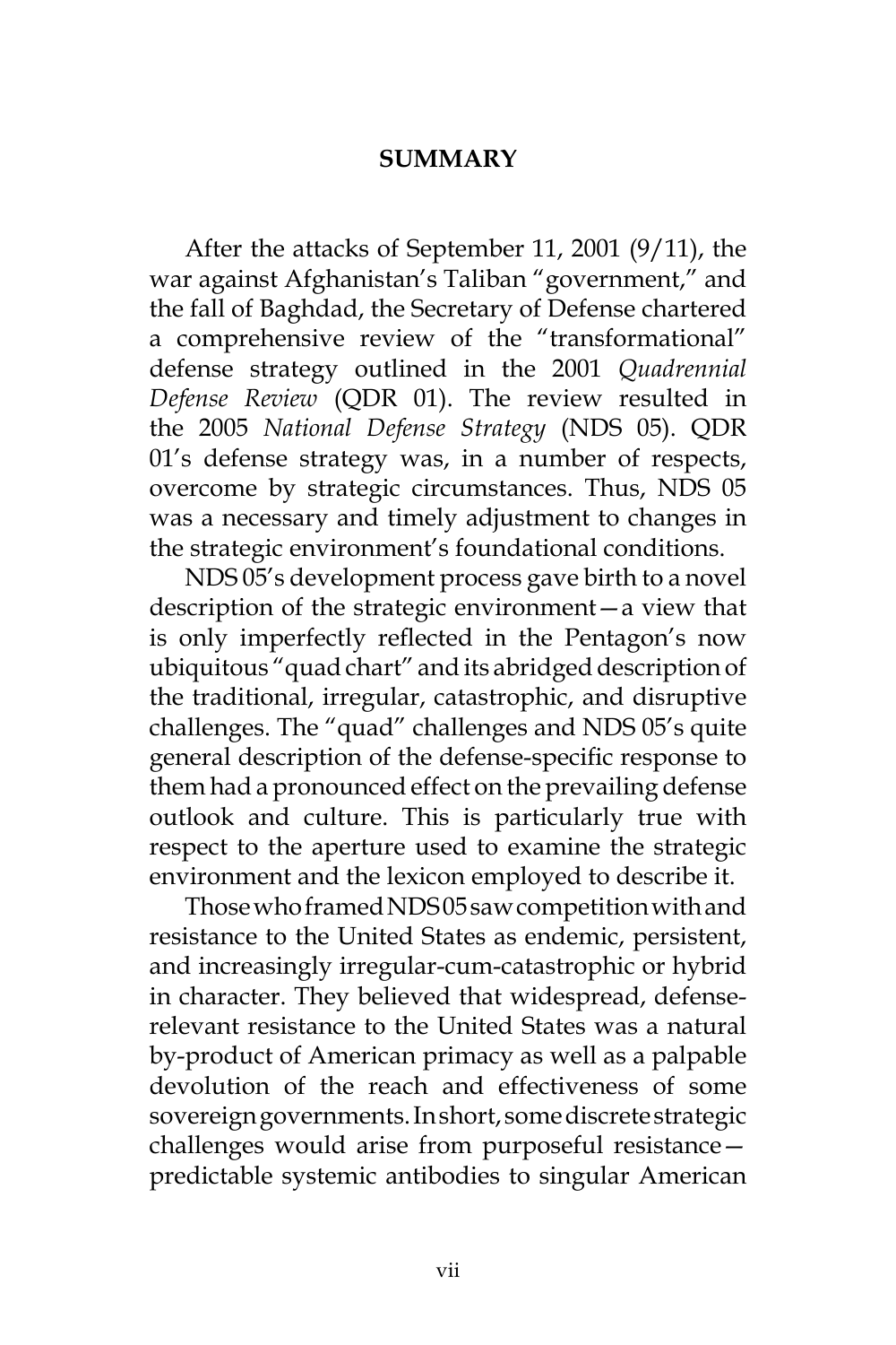## SUMMARY

After the attacks of September 11, 2001 (9/11), the war against Afghanistan's Taliban "government," and the fall of Baghdad, the Secretary of Defense chartered a comprehensive review of the "transformational" defense strategy outlined in the 2001 *Quadrennial Defense Review* (QDR 01). The review resulted in the 2005 *National Defense Strategy* (NDS 05). QDR 01's defense strategy was, in a number of respects, overcome by strategic circumstances. Thus, NDS 05 was a necessary and timely adjustment to changes in the strategic environment's foundational conditions.

NDS 05's development process gave birth to a novel description of the strategic environment—a view that is only imperfectly reflected in the Pentagon's now ubiquitous "quad chart" and its abridged description of the traditional, irregular, catastrophic, and disruptive challenges. The "quad" challenges and NDS 05's quite general description of the defense-specific response to them had a pronounced effect on the prevailing defense outlook and culture. This is particularly true with respect to the aperture used to examine the strategic environment and the lexicon employed to describe it.

Those who framed NDS 05 saw competition with and resistance to the United States as endemic, persistent, and increasingly irregular-cum-catastrophic or hybrid in character. They believed that widespread, defense-relevant resistance to the United States was a natural by-product of American primacy as well as a palpable devolution of the reach and effectiveness of some sovereign governments. In short, some discrete strategic challenges would arise from purposeful resistance—predictable systemic antibodies to singular American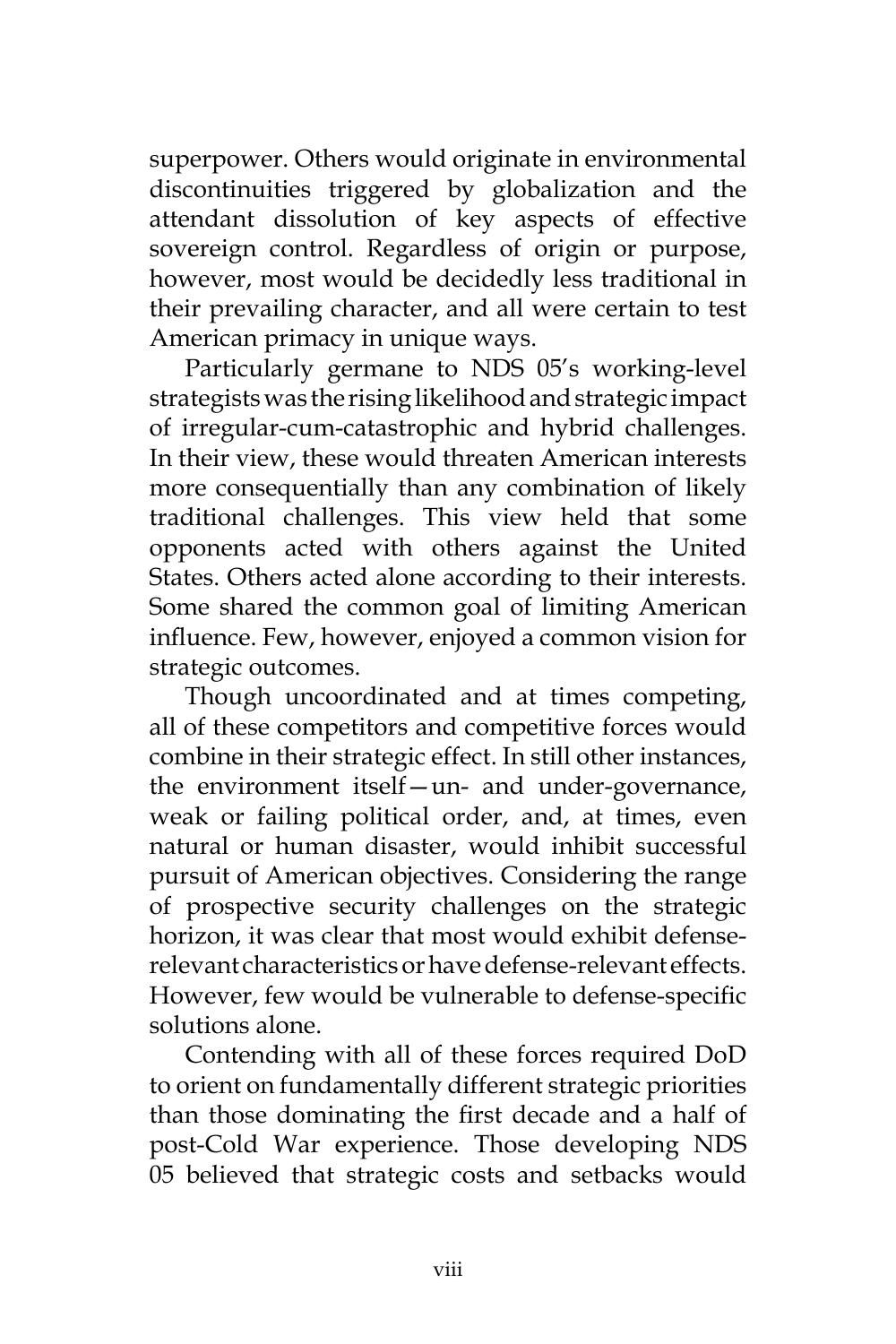superpower. Others would originate in environmental discontinuities triggered by globalization and the attendant dissolution of key aspects of effective sovereign control. Regardless of origin or purpose, however, most would be decidedly less traditional in their prevailing character, and all were certain to test American primacy in unique ways.

Particularly germane to NDS 05's working-level strategists was the rising likelihood and strategic impact of irregular-cum-catastrophic and hybrid challenges. In their view, these would threaten American interests more consequentially than any combination of likely traditional challenges. This view held that some opponents acted with others against the United States. Others acted alone according to their interests. Some shared the common goal of limiting American influence. Few, however, enjoyed a common vision for strategic outcomes.

Though uncoordinated and at times competing, all of these competitors and competitive forces would combine in their strategic effect. In still other instances, the environment itself—un- and under-governance, weak or failing political order, and, at times, even natural or human disaster, would inhibit successful pursuit of American objectives. Considering the range of prospective security challenges on the strategic horizon, it was clear that most would exhibit defense-relevant characteristics or have defense-relevant effects. However, few would be vulnerable to defense-specific solutions alone.

Contending with all of these forces required DoD to orient on fundamentally different strategic priorities than those dominating the first decade and a half of post-Cold War experience. Those developing NDS 05 believed that strategic costs and setbacks would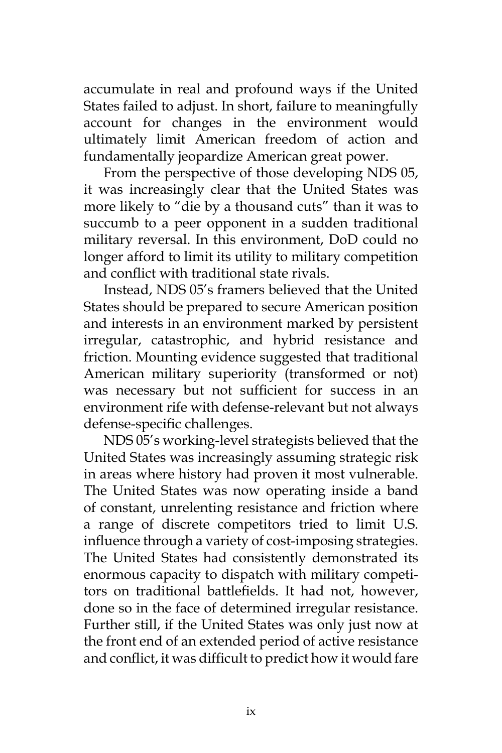accumulate in real and profound ways if the United States failed to adjust. In short, failure to meaningfully account for changes in the environment would ultimately limit American freedom of action and fundamentally jeopardize American great power.

From the perspective of those developing NDS 05, it was increasingly clear that the United States was more likely to "die by a thousand cuts" than it was to succumb to a peer opponent in a sudden traditional military reversal. In this environment, DoD could no longer afford to limit its utility to military competition and conflict with traditional state rivals.

Instead, NDS 05's framers believed that the United States should be prepared to secure American position and interests in an environment marked by persistent irregular, catastrophic, and hybrid resistance and friction. Mounting evidence suggested that traditional American military superiority (transformed or not) was necessary but not sufficient for success in an environment rife with defense-relevant but not always defense-specific challenges.

NDS 05's working-level strategists believed that the United States was increasingly assuming strategic risk in areas where history had proven it most vulnerable. The United States was now operating inside a band of constant, unrelenting resistance and friction where a range of discrete competitors tried to limit U.S. influence through a variety of cost-imposing strategies. The United States had consistently demonstrated its enormous capacity to dispatch with military competitors on traditional battlefields. It had not, however, done so in the face of determined irregular resistance. Further still, if the United States was only just now at the front end of an extended period of active resistance and conflict, it was difficult to predict how it would fare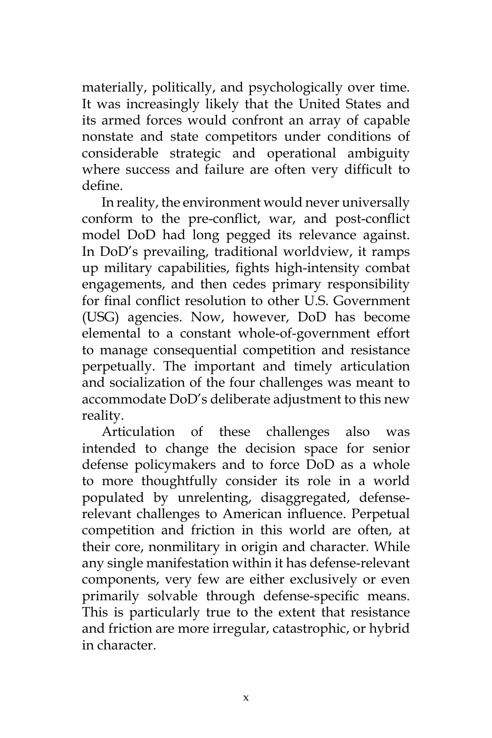materially, politically, and psychologically over time. It was increasingly likely that the United States and its armed forces would confront an array of capable nonstate and state competitors under conditions of considerable strategic and operational ambiguity where success and failure are often very difficult to define.

In reality, the environment would never universally conform to the pre-conflict, war, and post-conflict model DoD had long pegged its relevance against. In DoD's prevailing, traditional worldview, it ramps up military capabilities, fights high-intensity combat engagements, and then cedes primary responsibility for final conflict resolution to other U.S. Government (USG) agencies. Now, however, DoD has become elemental to a constant whole-of-government effort to manage consequential competition and resistance perpetually. The important and timely articulation and socialization of the four challenges was meant to accommodate DoD's deliberate adjustment to this new reality.

Articulation of these challenges also was intended to change the decision space for senior defense policymakers and to force DoD as a whole to more thoughtfully consider its role in a world populated by unrelenting, disaggregated, defense-relevant challenges to American influence. Perpetual competition and friction in this world are often, at their core, nonmilitary in origin and character. While any single manifestation within it has defense-relevant components, very few are either exclusively or even primarily solvable through defense-specific means. This is particularly true to the extent that resistance and friction are more irregular, catastrophic, or hybrid in character.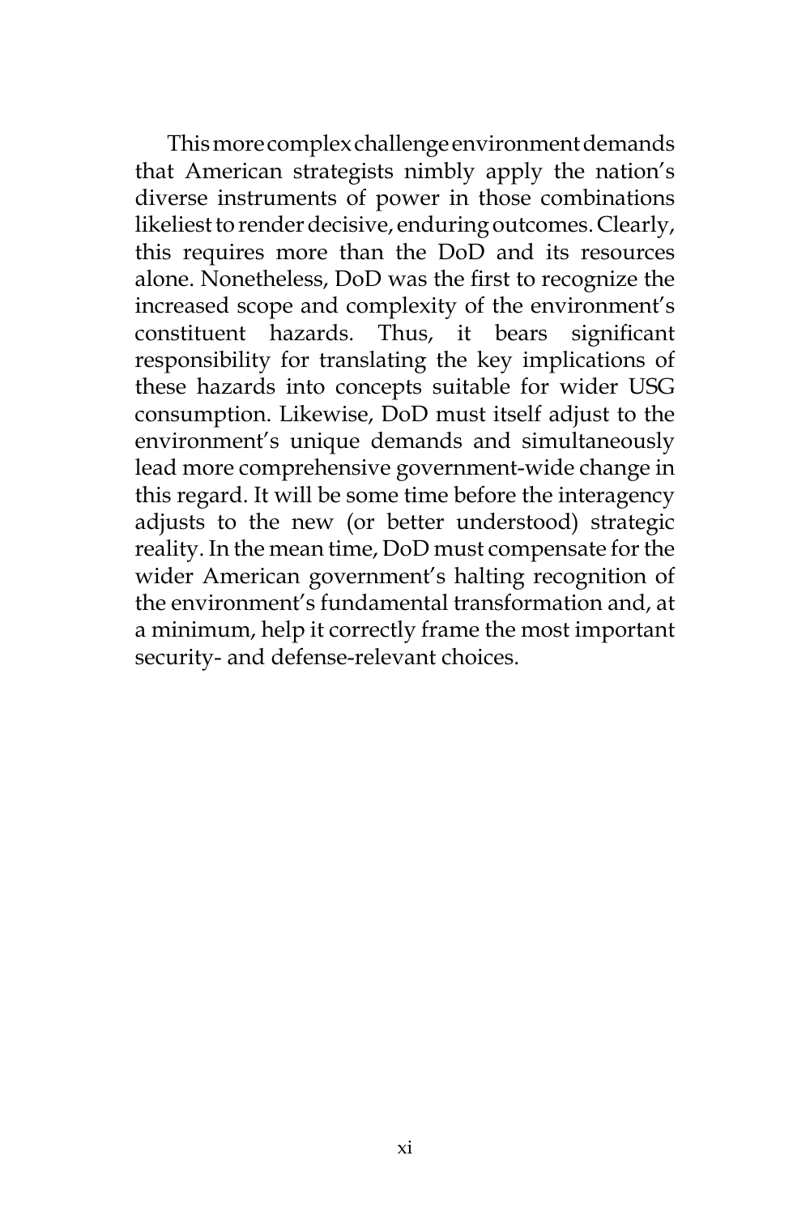This more complex challenge environment demands that American strategists nimbly apply the nation's diverse instruments of power in those combinations likeliest to render decisive, enduring outcomes. Clearly, this requires more than the DoD and its resources alone. Nonetheless, DoD was the first to recognize the increased scope and complexity of the environment's constituent hazards. Thus, it bears significant responsibility for translating the key implications of these hazards into concepts suitable for wider USG consumption. Likewise, DoD must itself adjust to the environment's unique demands and simultaneously lead more comprehensive government-wide change in this regard. It will be some time before the interagency adjusts to the new (or better understood) strategic reality. In the mean time, DoD must compensate for the wider American government's halting recognition of the environment's fundamental transformation and, at a minimum, help it correctly frame the most important security- and defense-relevant choices.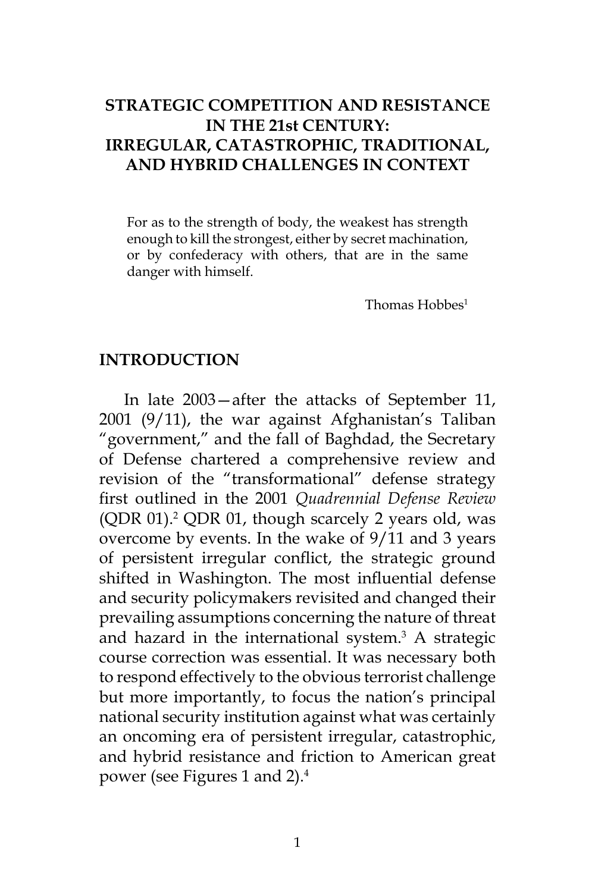# STRATEGIC COMPETITION AND RESISTANCE IN THE 21st CENTURY: IRREGULAR, CATASTROPHIC, TRADITIONAL, AND HYBRID CHALLENGES IN CONTEXT

> For as to the strength of body, the weakest has strength enough to kill the strongest, either by secret machination, or by confederacy with others, that are in the same danger with himself.
>
> Thomas Hobbes[1]

## INTRODUCTION

In late 2003—after the attacks of September 11, 2001 (9/11), the war against Afghanistan's Taliban "government," and the fall of Baghdad, the Secretary of Defense chartered a comprehensive review and revision of the "transformational" defense strategy first outlined in the 2001 *Quadrennial Defense Review* (QDR 01).[2] QDR 01, though scarcely 2 years old, was overcome by events. In the wake of 9/11 and 3 years of persistent irregular conflict, the strategic ground shifted in Washington. The most influential defense and security policymakers revisited and changed their prevailing assumptions concerning the nature of threat and hazard in the international system.[3] A strategic course correction was essential. It was necessary both to respond effectively to the obvious terrorist challenge but more importantly, to focus the nation's principal national security institution against what was certainly an oncoming era of persistent irregular, catastrophic, and hybrid resistance and friction to American great power (see Figures 1 and 2).[4]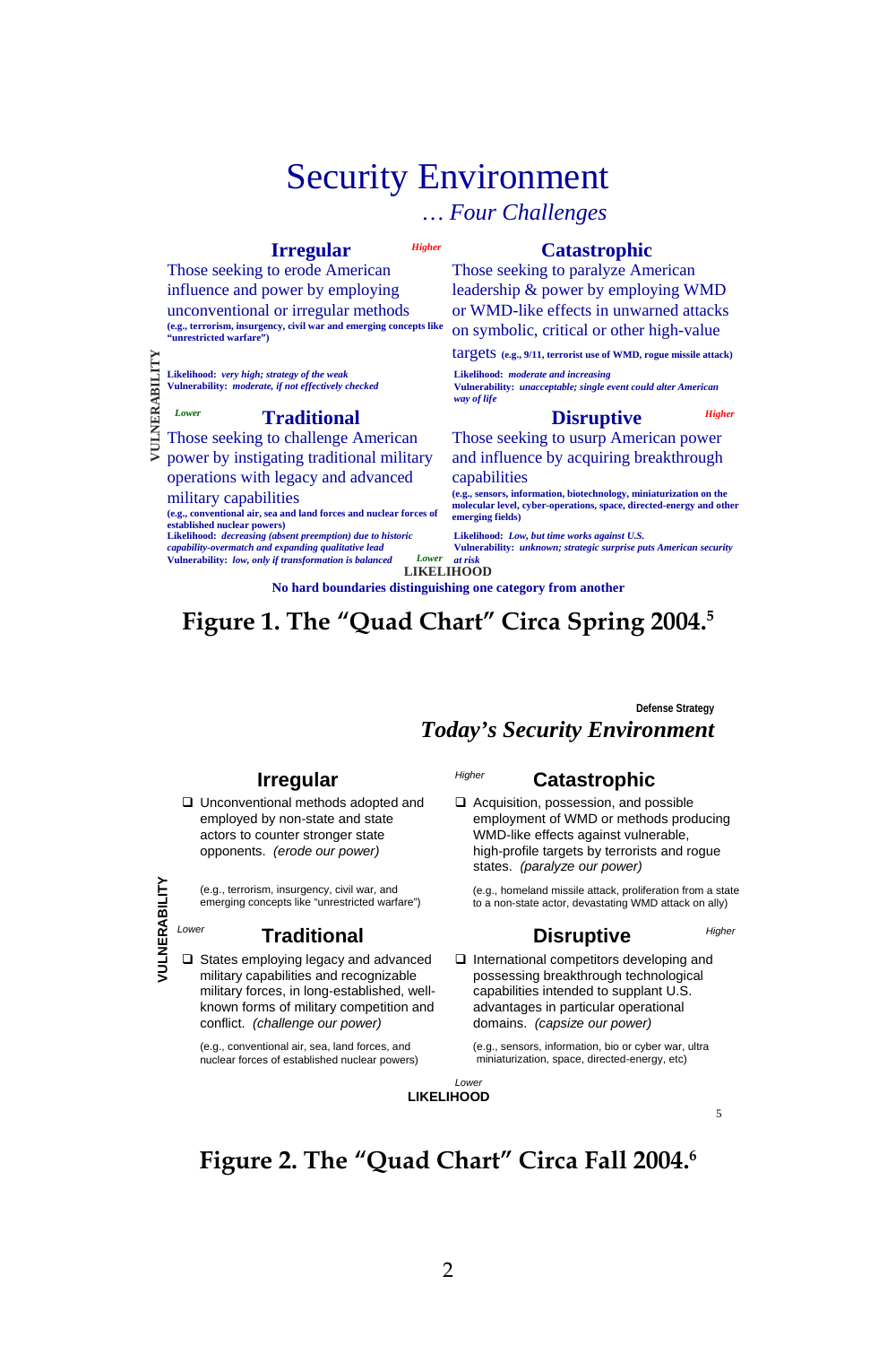# Security Environment

*… Four Challenges*

**Irregular**

Those seeking to erode American influence and power by employing unconventional or irregular methods

**(e.g., terrorism, insurgency, civil war and emerging concepts like "unrestricted warfare")**

**Likelihood:** *very high; strategy of the weak*
**Vulnerability:** *moderate, if not effectively checked*

**Catastrophic**

Those seeking to paralyze American leadership & power by employing WMD or WMD-like effects in unwarned attacks on symbolic, critical or other high-value targets **(e.g., 9/11, terrorist use of WMD, rogue missile attack)**

**Likelihood:** *moderate and increasing*
**Vulnerability:** *unacceptable; single event could alter American way of life*

**Traditional**

Those seeking to challenge American power by instigating traditional military operations with legacy and advanced military capabilities

**(e.g., conventional air, sea and land forces and nuclear forces of established nuclear powers)**

**Likelihood:** *decreasing (absent preemption) due to historic capability-overmatch and expanding qualitative lead*
**Vulnerability:** *low, only if transformation is balanced*

**Disruptive**

Those seeking to usurp American power and influence by acquiring breakthrough capabilities

**(e.g., sensors, information, biotechnology, miniaturization on the molecular level, cyber-operations, space, directed-energy and other emerging fields)**

**Likelihood:** *Low, but time works against U.S.*
**Vulnerability:** *unknown; strategic surprise puts American security at risk*

VULNERABILITY (Lower → Higher); LIKELIHOOD (Lower → Higher)

**No hard boundaries distinguishing one category from another**

**Figure 1. The "Quad Chart" Circa Spring 2004.[5]**

**Defense Strategy**

***Today's Security Environment***

**Irregular**

- Unconventional methods adopted and employed by non-state and state actors to counter stronger state opponents. *(erode our power)*

(e.g., terrorism, insurgency, civil war, and emerging concepts like "unrestricted warfare")

**Catastrophic**

- Acquisition, possession, and possible employment of WMD or methods producing WMD-like effects against vulnerable, high-profile targets by terrorists and rogue states. *(paralyze our power)*

(e.g., homeland missile attack, proliferation from a state to a non-state actor, devastating WMD attack on ally)

**Traditional**

- States employing legacy and advanced military capabilities and recognizable military forces, in long-established, well-known forms of military competition and conflict. *(challenge our power)*

(e.g., conventional air, sea, land forces, and nuclear forces of established nuclear powers)

**Disruptive**

- International competitors developing and possessing breakthrough technological capabilities intended to supplant U.S. advantages in particular operational domains. *(capsize our power)*

(e.g., sensors, information, bio or cyber war, ultra miniaturization, space, directed-energy, etc)

VULNERABILITY (Lower → Higher); LIKELIHOOD (Lower → Higher)

**Figure 2. The "Quad Chart" Circa Fall 2004.[6]**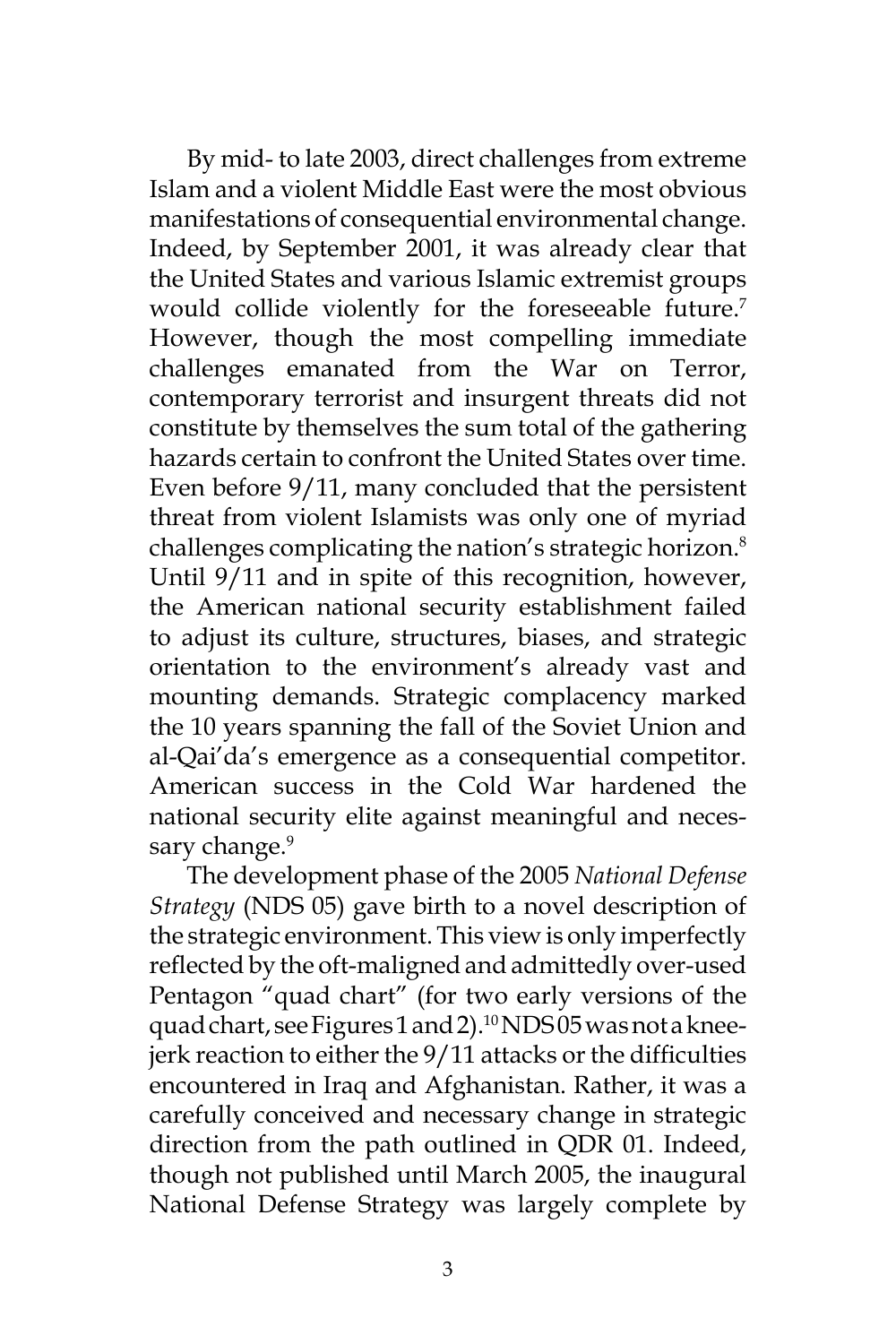By mid- to late 2003, direct challenges from extreme Islam and a violent Middle East were the most obvious manifestations of consequential environmental change. Indeed, by September 2001, it was already clear that the United States and various Islamic extremist groups would collide violently for the foreseeable future.[7] However, though the most compelling immediate challenges emanated from the War on Terror, contemporary terrorist and insurgent threats did not constitute by themselves the sum total of the gathering hazards certain to confront the United States over time. Even before 9/11, many concluded that the persistent threat from violent Islamists was only one of myriad challenges complicating the nation's strategic horizon.[8] Until 9/11 and in spite of this recognition, however, the American national security establishment failed to adjust its culture, structures, biases, and strategic orientation to the environment's already vast and mounting demands. Strategic complacency marked the 10 years spanning the fall of the Soviet Union and al-Qai'da's emergence as a consequential competitor. American success in the Cold War hardened the national security elite against meaningful and necessary change.[9]

The development phase of the 2005 *National Defense Strategy* (NDS 05) gave birth to a novel description of the strategic environment. This view is only imperfectly reflected by the oft-maligned and admittedly over-used Pentagon "quad chart" (for two early versions of the quad chart, see Figures 1 and 2).[10] NDS 05 was not a knee-jerk reaction to either the 9/11 attacks or the difficulties encountered in Iraq and Afghanistan. Rather, it was a carefully conceived and necessary change in strategic direction from the path outlined in QDR 01. Indeed, though not published until March 2005, the inaugural National Defense Strategy was largely complete by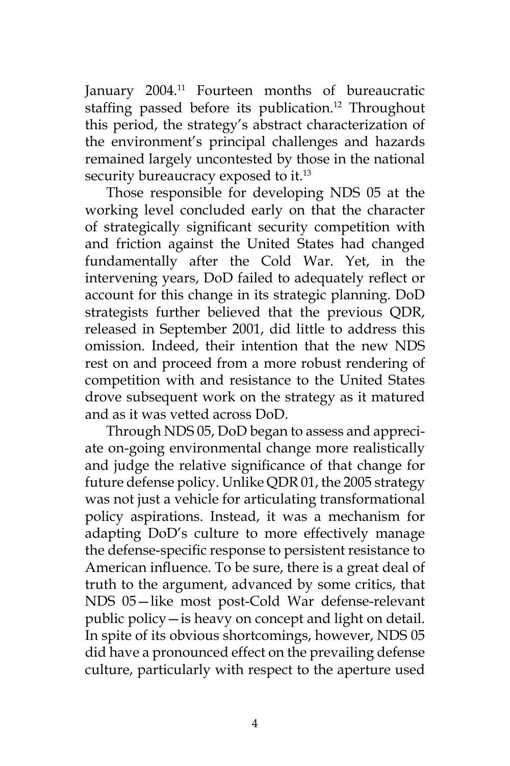January 2004.[11] Fourteen months of bureaucratic staffing passed before its publication.[12] Throughout this period, the strategy's abstract characterization of the environment's principal challenges and hazards remained largely uncontested by those in the national security bureaucracy exposed to it.[13]

Those responsible for developing NDS 05 at the working level concluded early on that the character of strategically significant security competition with and friction against the United States had changed fundamentally after the Cold War. Yet, in the intervening years, DoD failed to adequately reflect or account for this change in its strategic planning. DoD strategists further believed that the previous QDR, released in September 2001, did little to address this omission. Indeed, their intention that the new NDS rest on and proceed from a more robust rendering of competition with and resistance to the United States drove subsequent work on the strategy as it matured and as it was vetted across DoD.

Through NDS 05, DoD began to assess and appreciate on-going environmental change more realistically and judge the relative significance of that change for future defense policy. Unlike QDR 01, the 2005 strategy was not just a vehicle for articulating transformational policy aspirations. Instead, it was a mechanism for adapting DoD's culture to more effectively manage the defense-specific response to persistent resistance to American influence. To be sure, there is a great deal of truth to the argument, advanced by some critics, that NDS 05—like most post-Cold War defense-relevant public policy—is heavy on concept and light on detail. In spite of its obvious shortcomings, however, NDS 05 did have a pronounced effect on the prevailing defense culture, particularly with respect to the aperture used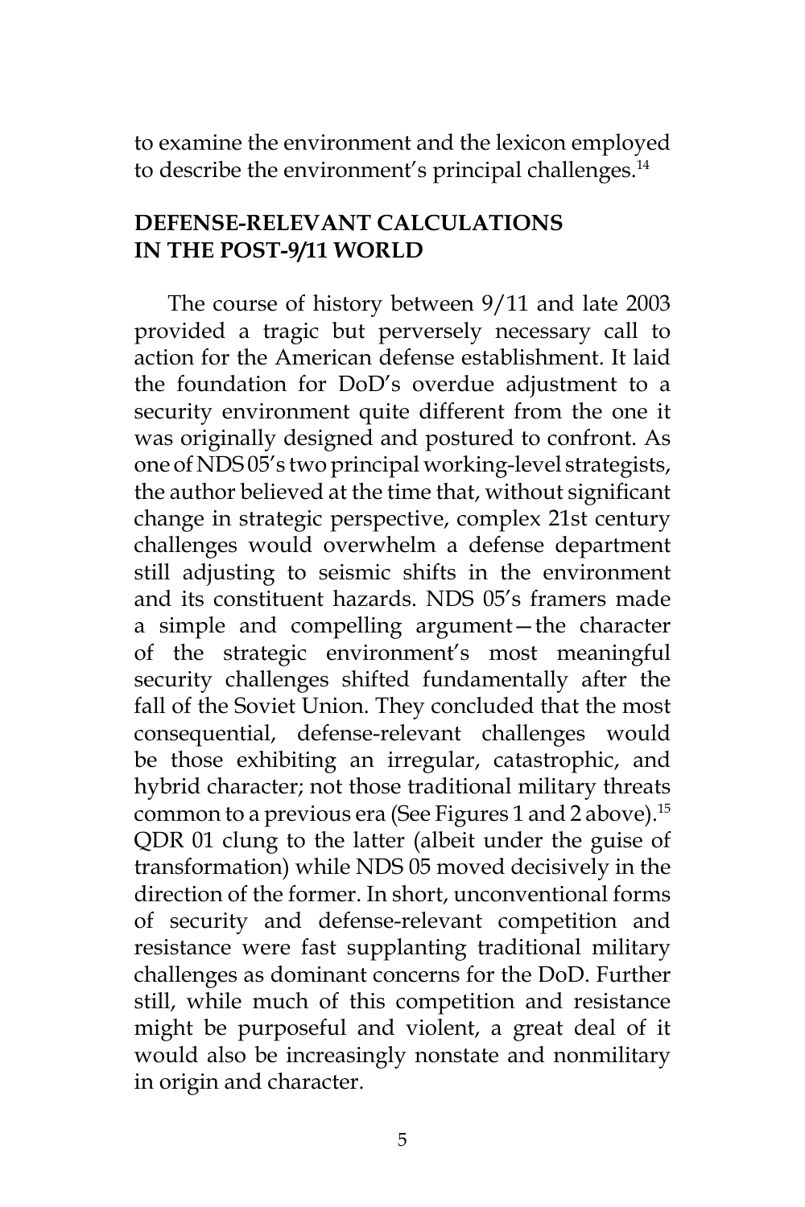to examine the environment and the lexicon employed to describe the environment's principal challenges.[14]

## DEFENSE-RELEVANT CALCULATIONS IN THE POST-9/11 WORLD

The course of history between 9/11 and late 2003 provided a tragic but perversely necessary call to action for the American defense establishment. It laid the foundation for DoD's overdue adjustment to a security environment quite different from the one it was originally designed and postured to confront. As one of NDS 05's two principal working-level strategists, the author believed at the time that, without significant change in strategic perspective, complex 21st century challenges would overwhelm a defense department still adjusting to seismic shifts in the environment and its constituent hazards. NDS 05's framers made a simple and compelling argument—the character of the strategic environment's most meaningful security challenges shifted fundamentally after the fall of the Soviet Union. They concluded that the most consequential, defense-relevant challenges would be those exhibiting an irregular, catastrophic, and hybrid character; not those traditional military threats common to a previous era (See Figures 1 and 2 above).[15] QDR 01 clung to the latter (albeit under the guise of transformation) while NDS 05 moved decisively in the direction of the former. In short, unconventional forms of security and defense-relevant competition and resistance were fast supplanting traditional military challenges as dominant concerns for the DoD. Further still, while much of this competition and resistance might be purposeful and violent, a great deal of it would also be increasingly nonstate and nonmilitary in origin and character.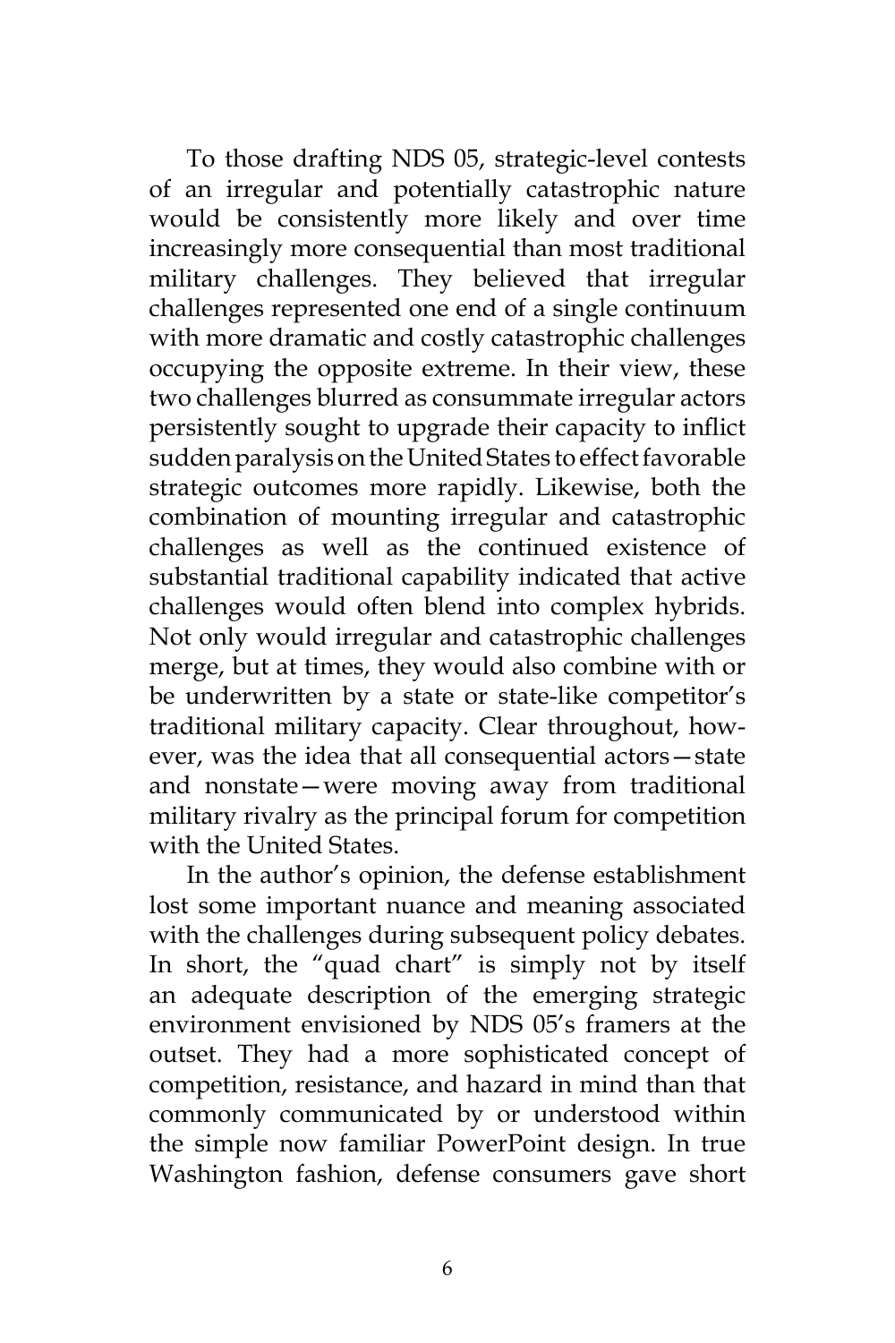To those drafting NDS 05, strategic-level contests of an irregular and potentially catastrophic nature would be consistently more likely and over time increasingly more consequential than most traditional military challenges. They believed that irregular challenges represented one end of a single continuum with more dramatic and costly catastrophic challenges occupying the opposite extreme. In their view, these two challenges blurred as consummate irregular actors persistently sought to upgrade their capacity to inflict sudden paralysis on the United States to effect favorable strategic outcomes more rapidly. Likewise, both the combination of mounting irregular and catastrophic challenges as well as the continued existence of substantial traditional capability indicated that active challenges would often blend into complex hybrids. Not only would irregular and catastrophic challenges merge, but at times, they would also combine with or be underwritten by a state or state-like competitor's traditional military capacity. Clear throughout, however, was the idea that all consequential actors—state and nonstate—were moving away from traditional military rivalry as the principal forum for competition with the United States.

In the author's opinion, the defense establishment lost some important nuance and meaning associated with the challenges during subsequent policy debates. In short, the "quad chart" is simply not by itself an adequate description of the emerging strategic environment envisioned by NDS 05's framers at the outset. They had a more sophisticated concept of competition, resistance, and hazard in mind than that commonly communicated by or understood within the simple now familiar PowerPoint design. In true Washington fashion, defense consumers gave short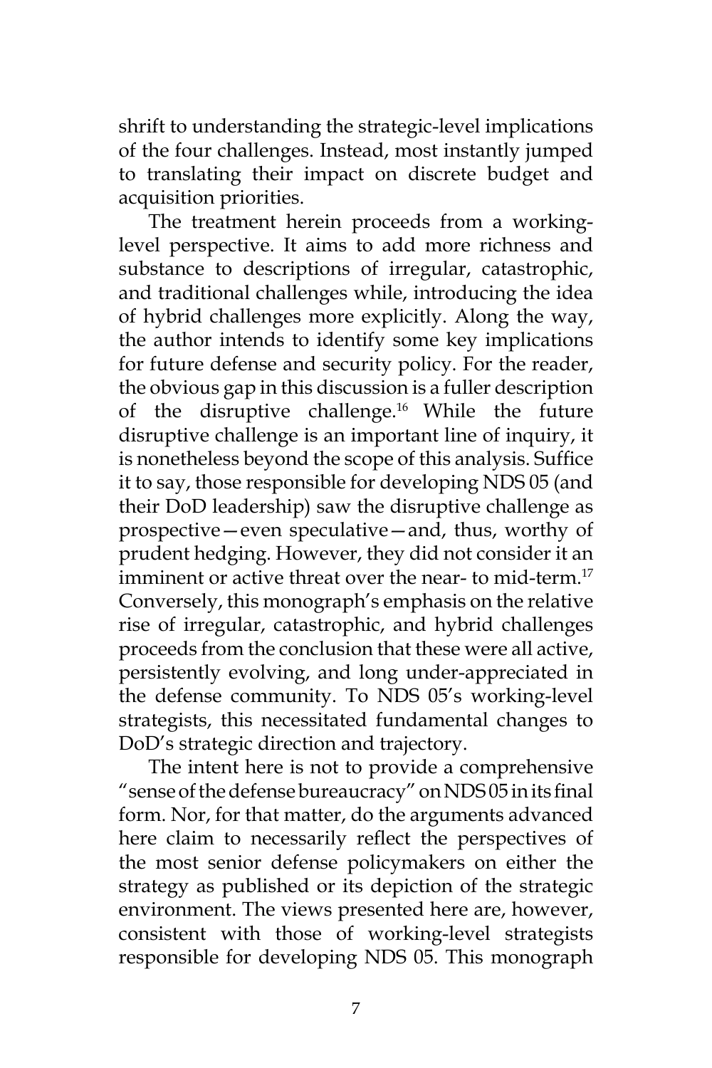shrift to understanding the strategic-level implications of the four challenges. Instead, most instantly jumped to translating their impact on discrete budget and acquisition priorities.

The treatment herein proceeds from a working-level perspective. It aims to add more richness and substance to descriptions of irregular, catastrophic, and traditional challenges while, introducing the idea of hybrid challenges more explicitly. Along the way, the author intends to identify some key implications for future defense and security policy. For the reader, the obvious gap in this discussion is a fuller description of the disruptive challenge.[16] While the future disruptive challenge is an important line of inquiry, it is nonetheless beyond the scope of this analysis. Suffice it to say, those responsible for developing NDS 05 (and their DoD leadership) saw the disruptive challenge as prospective—even speculative—and, thus, worthy of prudent hedging. However, they did not consider it an imminent or active threat over the near- to mid-term.[17] Conversely, this monograph's emphasis on the relative rise of irregular, catastrophic, and hybrid challenges proceeds from the conclusion that these were all active, persistently evolving, and long under-appreciated in the defense community. To NDS 05's working-level strategists, this necessitated fundamental changes to DoD's strategic direction and trajectory.

The intent here is not to provide a comprehensive "sense of the defense bureaucracy" on NDS 05 in its final form. Nor, for that matter, do the arguments advanced here claim to necessarily reflect the perspectives of the most senior defense policymakers on either the strategy as published or its depiction of the strategic environment. The views presented here are, however, consistent with those of working-level strategists responsible for developing NDS 05. This monograph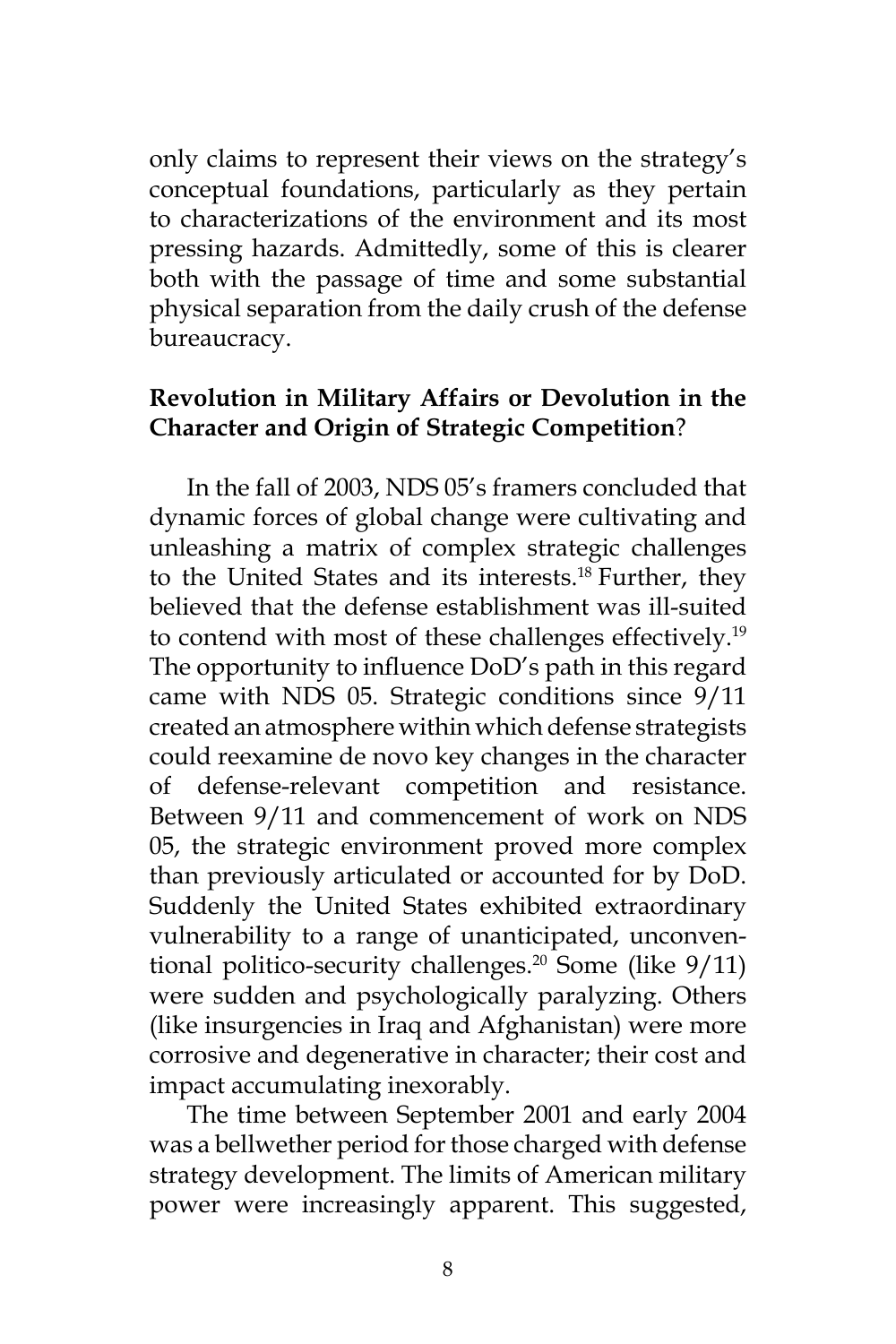only claims to represent their views on the strategy's conceptual foundations, particularly as they pertain to characterizations of the environment and its most pressing hazards. Admittedly, some of this is clearer both with the passage of time and some substantial physical separation from the daily crush of the defense bureaucracy.

**Revolution in Military Affairs or Devolution in the Character and Origin of Strategic Competition**?

In the fall of 2003, NDS 05's framers concluded that dynamic forces of global change were cultivating and unleashing a matrix of complex strategic challenges to the United States and its interests.[18] Further, they believed that the defense establishment was ill-suited to contend with most of these challenges effectively.[19] The opportunity to influence DoD's path in this regard came with NDS 05. Strategic conditions since 9/11 created an atmosphere within which defense strategists could reexamine de novo key changes in the character of defense-relevant competition and resistance. Between 9/11 and commencement of work on NDS 05, the strategic environment proved more complex than previously articulated or accounted for by DoD. Suddenly the United States exhibited extraordinary vulnerability to a range of unanticipated, unconventional politico-security challenges.[20] Some (like 9/11) were sudden and psychologically paralyzing. Others (like insurgencies in Iraq and Afghanistan) were more corrosive and degenerative in character; their cost and impact accumulating inexorably.

The time between September 2001 and early 2004 was a bellwether period for those charged with defense strategy development. The limits of American military power were increasingly apparent. This suggested,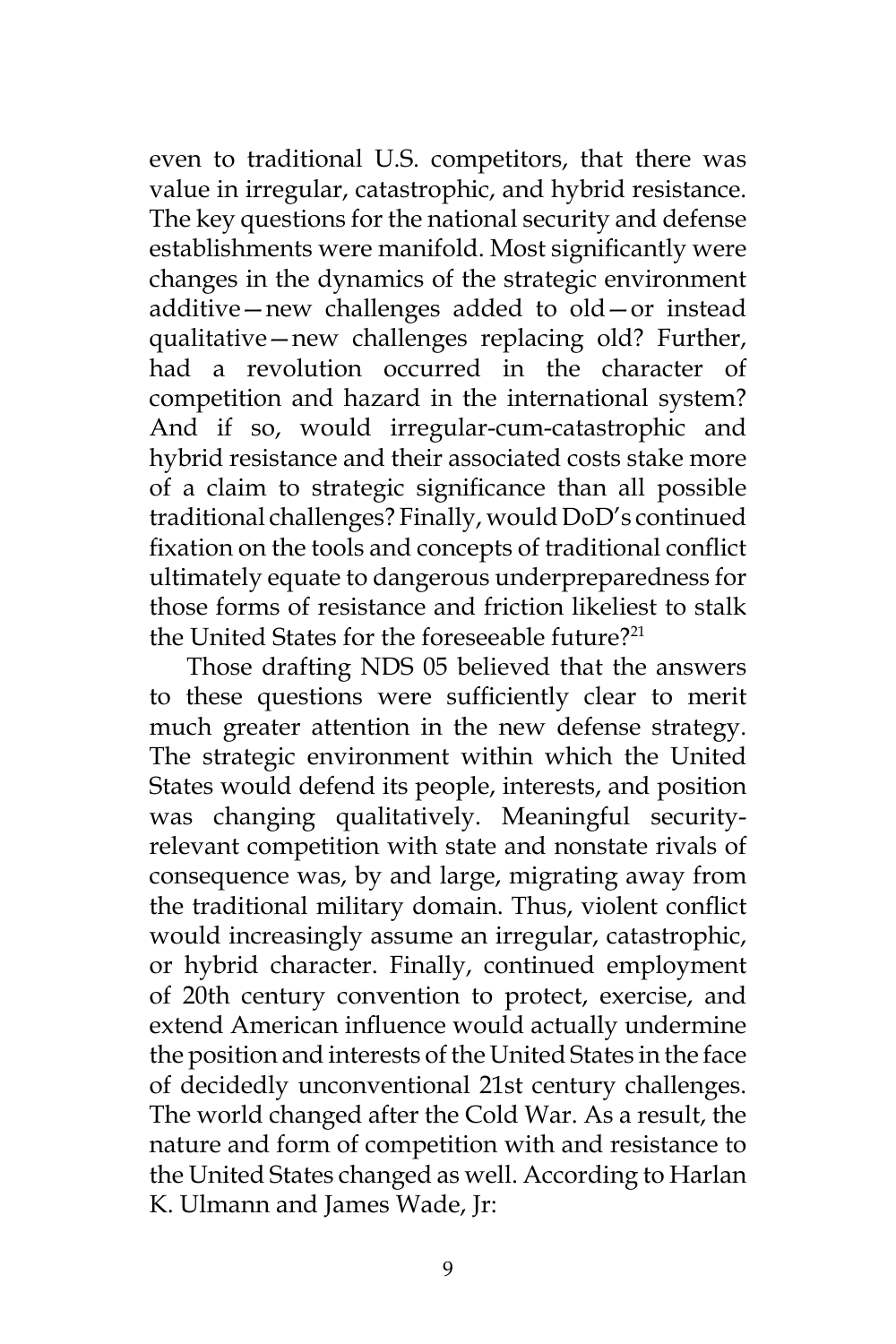even to traditional U.S. competitors, that there was value in irregular, catastrophic, and hybrid resistance. The key questions for the national security and defense establishments were manifold. Most significantly were changes in the dynamics of the strategic environment additive—new challenges added to old—or instead qualitative—new challenges replacing old? Further, had a revolution occurred in the character of competition and hazard in the international system? And if so, would irregular-cum-catastrophic and hybrid resistance and their associated costs stake more of a claim to strategic significance than all possible traditional challenges? Finally, would DoD's continued fixation on the tools and concepts of traditional conflict ultimately equate to dangerous underpreparedness for those forms of resistance and friction likeliest to stalk the United States for the foreseeable future?[21]

Those drafting NDS 05 believed that the answers to these questions were sufficiently clear to merit much greater attention in the new defense strategy. The strategic environment within which the United States would defend its people, interests, and position was changing qualitatively. Meaningful security-relevant competition with state and nonstate rivals of consequence was, by and large, migrating away from the traditional military domain. Thus, violent conflict would increasingly assume an irregular, catastrophic, or hybrid character. Finally, continued employment of 20th century convention to protect, exercise, and extend American influence would actually undermine the position and interests of the United States in the face of decidedly unconventional 21st century challenges. The world changed after the Cold War. As a result, the nature and form of competition with and resistance to the United States changed as well. According to Harlan K. Ulmann and James Wade, Jr: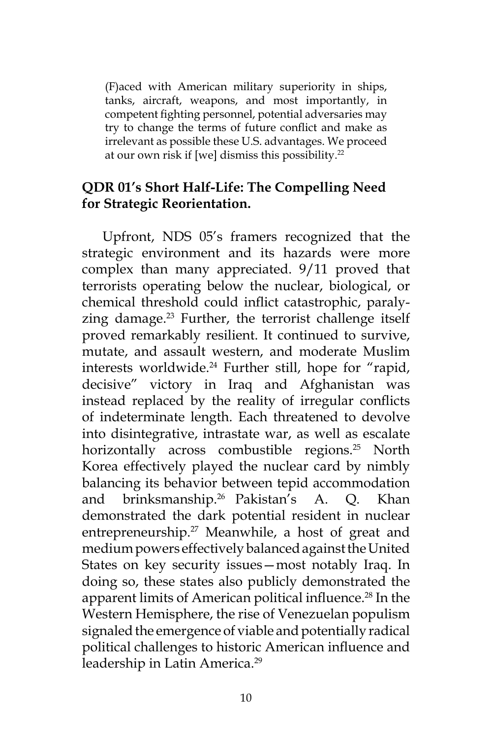> (F)aced with American military superiority in ships, tanks, aircraft, weapons, and most importantly, in competent fighting personnel, potential adversaries may try to change the terms of future conflict and make as irrelevant as possible these U.S. advantages. We proceed at our own risk if [we] dismiss this possibility.[22]

### QDR 01's Short Half-Life: The Compelling Need for Strategic Reorientation.

Upfront, NDS 05's framers recognized that the strategic environment and its hazards were more complex than many appreciated. 9/11 proved that terrorists operating below the nuclear, biological, or chemical threshold could inflict catastrophic, paralyzing damage.[23] Further, the terrorist challenge itself proved remarkably resilient. It continued to survive, mutate, and assault western, and moderate Muslim interests worldwide.[24] Further still, hope for "rapid, decisive" victory in Iraq and Afghanistan was instead replaced by the reality of irregular conflicts of indeterminate length. Each threatened to devolve into disintegrative, intrastate war, as well as escalate horizontally across combustible regions.[25] North Korea effectively played the nuclear card by nimbly balancing its behavior between tepid accommodation and brinksmanship.[26] Pakistan's A. Q. Khan demonstrated the dark potential resident in nuclear entrepreneurship.[27] Meanwhile, a host of great and medium powers effectively balanced against the United States on key security issues—most notably Iraq. In doing so, these states also publicly demonstrated the apparent limits of American political influence.[28] In the Western Hemisphere, the rise of Venezuelan populism signaled the emergence of viable and potentially radical political challenges to historic American influence and leadership in Latin America.[29]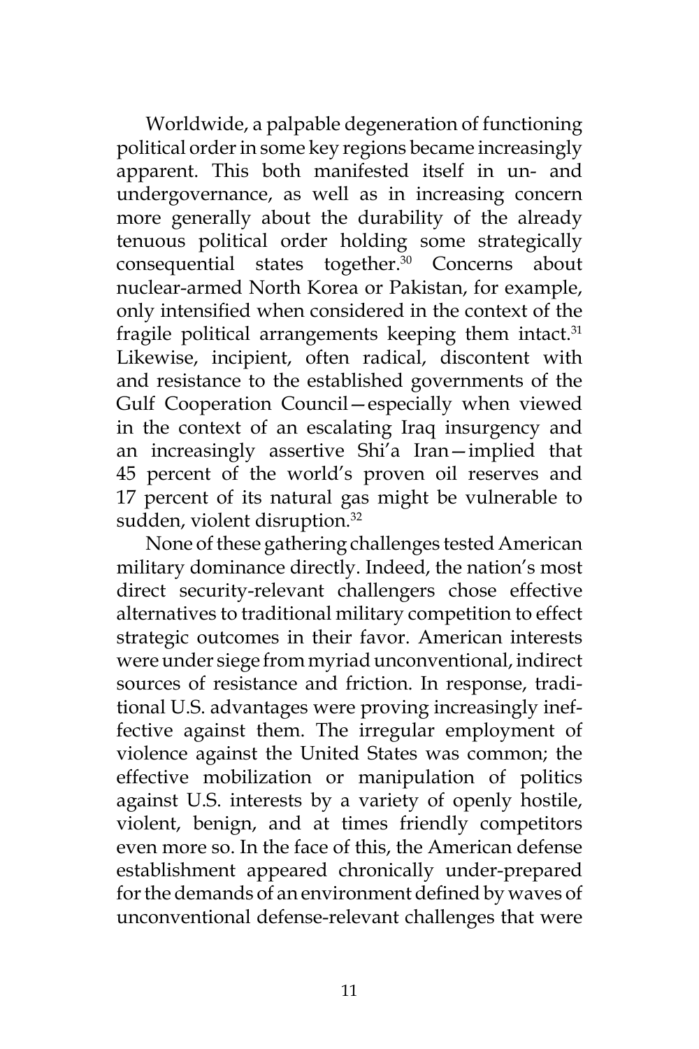Worldwide, a palpable degeneration of functioning political order in some key regions became increasingly apparent. This both manifested itself in un- and undergovernance, as well as in increasing concern more generally about the durability of the already tenuous political order holding some strategically consequential states together.[30] Concerns about nuclear-armed North Korea or Pakistan, for example, only intensified when considered in the context of the fragile political arrangements keeping them intact.[31] Likewise, incipient, often radical, discontent with and resistance to the established governments of the Gulf Cooperation Council—especially when viewed in the context of an escalating Iraq insurgency and an increasingly assertive Shi'a Iran—implied that 45 percent of the world's proven oil reserves and 17 percent of its natural gas might be vulnerable to sudden, violent disruption.[32]

None of these gathering challenges tested American military dominance directly. Indeed, the nation's most direct security-relevant challengers chose effective alternatives to traditional military competition to effect strategic outcomes in their favor. American interests were under siege from myriad unconventional, indirect sources of resistance and friction. In response, traditional U.S. advantages were proving increasingly ineffective against them. The irregular employment of violence against the United States was common; the effective mobilization or manipulation of politics against U.S. interests by a variety of openly hostile, violent, benign, and at times friendly competitors even more so. In the face of this, the American defense establishment appeared chronically under-prepared for the demands of an environment defined by waves of unconventional defense-relevant challenges that were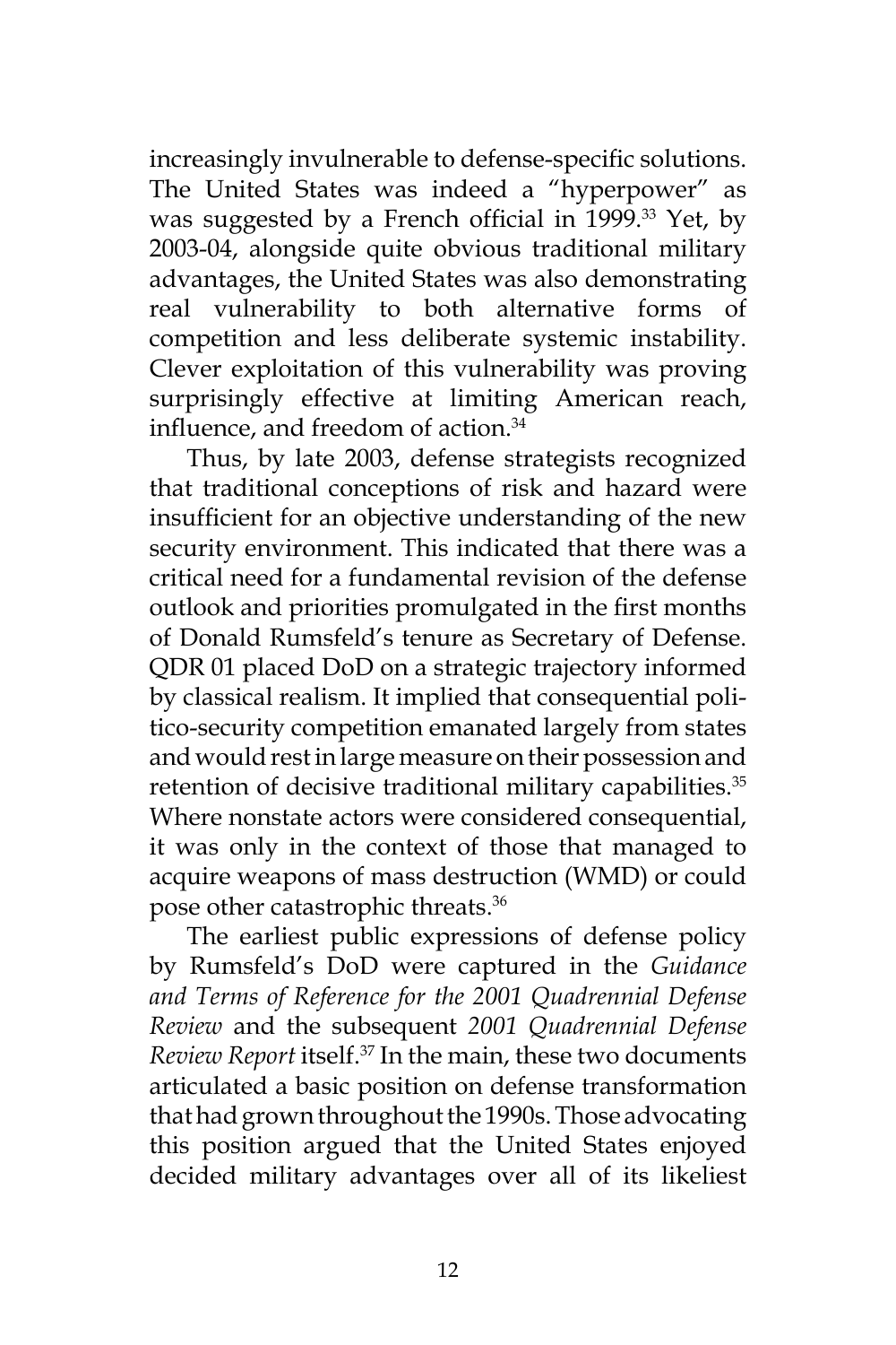increasingly invulnerable to defense-specific solutions. The United States was indeed a "hyperpower" as was suggested by a French official in 1999.[33] Yet, by 2003-04, alongside quite obvious traditional military advantages, the United States was also demonstrating real vulnerability to both alternative forms of competition and less deliberate systemic instability. Clever exploitation of this vulnerability was proving surprisingly effective at limiting American reach, influence, and freedom of action.[34]

Thus, by late 2003, defense strategists recognized that traditional conceptions of risk and hazard were insufficient for an objective understanding of the new security environment. This indicated that there was a critical need for a fundamental revision of the defense outlook and priorities promulgated in the first months of Donald Rumsfeld's tenure as Secretary of Defense. QDR 01 placed DoD on a strategic trajectory informed by classical realism. It implied that consequential politico-security competition emanated largely from states and would rest in large measure on their possession and retention of decisive traditional military capabilities.[35] Where nonstate actors were considered consequential, it was only in the context of those that managed to acquire weapons of mass destruction (WMD) or could pose other catastrophic threats.[36]

The earliest public expressions of defense policy by Rumsfeld's DoD were captured in the *Guidance and Terms of Reference for the 2001 Quadrennial Defense Review* and the subsequent *2001 Quadrennial Defense Review Report* itself.[37] In the main, these two documents articulated a basic position on defense transformation that had grown throughout the 1990s. Those advocating this position argued that the United States enjoyed decided military advantages over all of its likeliest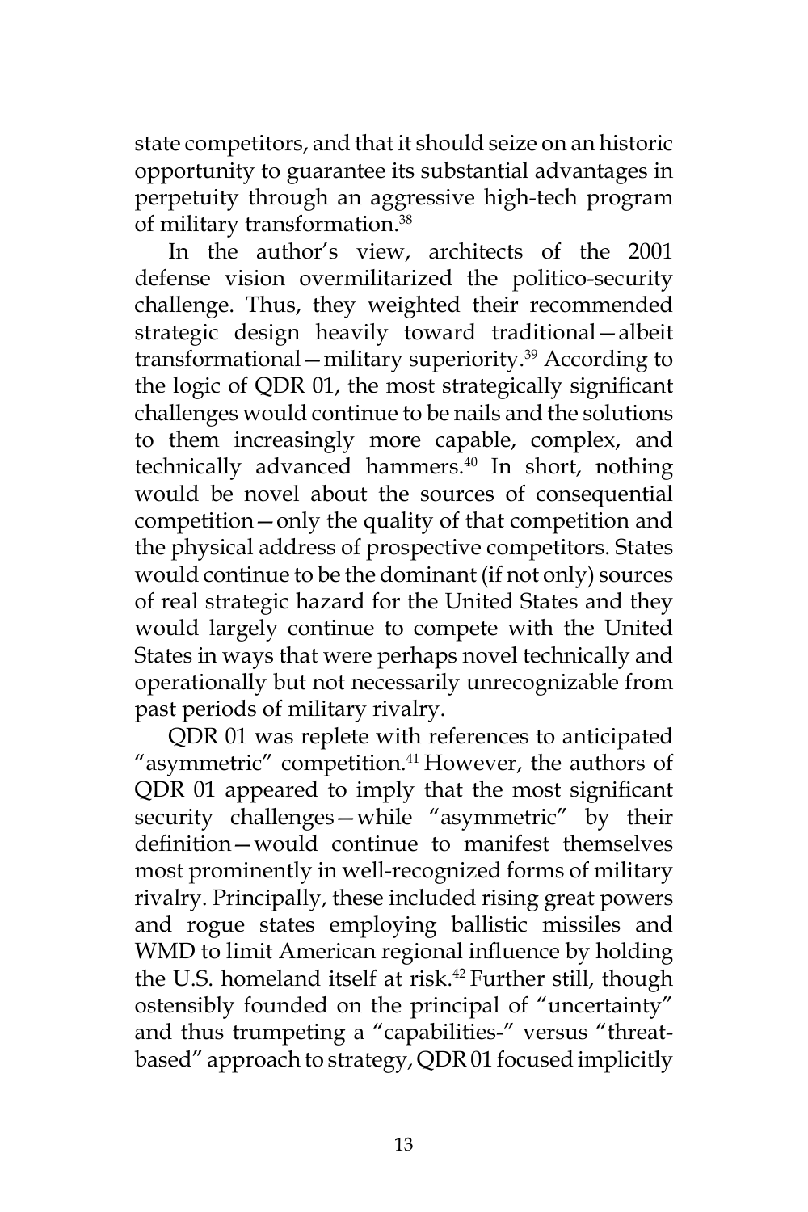state competitors, and that it should seize on an historic opportunity to guarantee its substantial advantages in perpetuity through an aggressive high-tech program of military transformation.[38]

In the author's view, architects of the 2001 defense vision overmilitarized the politico-security challenge. Thus, they weighted their recommended strategic design heavily toward traditional—albeit transformational—military superiority.[39] According to the logic of QDR 01, the most strategically significant challenges would continue to be nails and the solutions to them increasingly more capable, complex, and technically advanced hammers.[40] In short, nothing would be novel about the sources of consequential competition—only the quality of that competition and the physical address of prospective competitors. States would continue to be the dominant (if not only) sources of real strategic hazard for the United States and they would largely continue to compete with the United States in ways that were perhaps novel technically and operationally but not necessarily unrecognizable from past periods of military rivalry.

QDR 01 was replete with references to anticipated "asymmetric" competition.[41] However, the authors of QDR 01 appeared to imply that the most significant security challenges—while "asymmetric" by their definition—would continue to manifest themselves most prominently in well-recognized forms of military rivalry. Principally, these included rising great powers and rogue states employing ballistic missiles and WMD to limit American regional influence by holding the U.S. homeland itself at risk.[42] Further still, though ostensibly founded on the principal of "uncertainty" and thus trumpeting a "capabilities-" versus "threat-based" approach to strategy, QDR 01 focused implicitly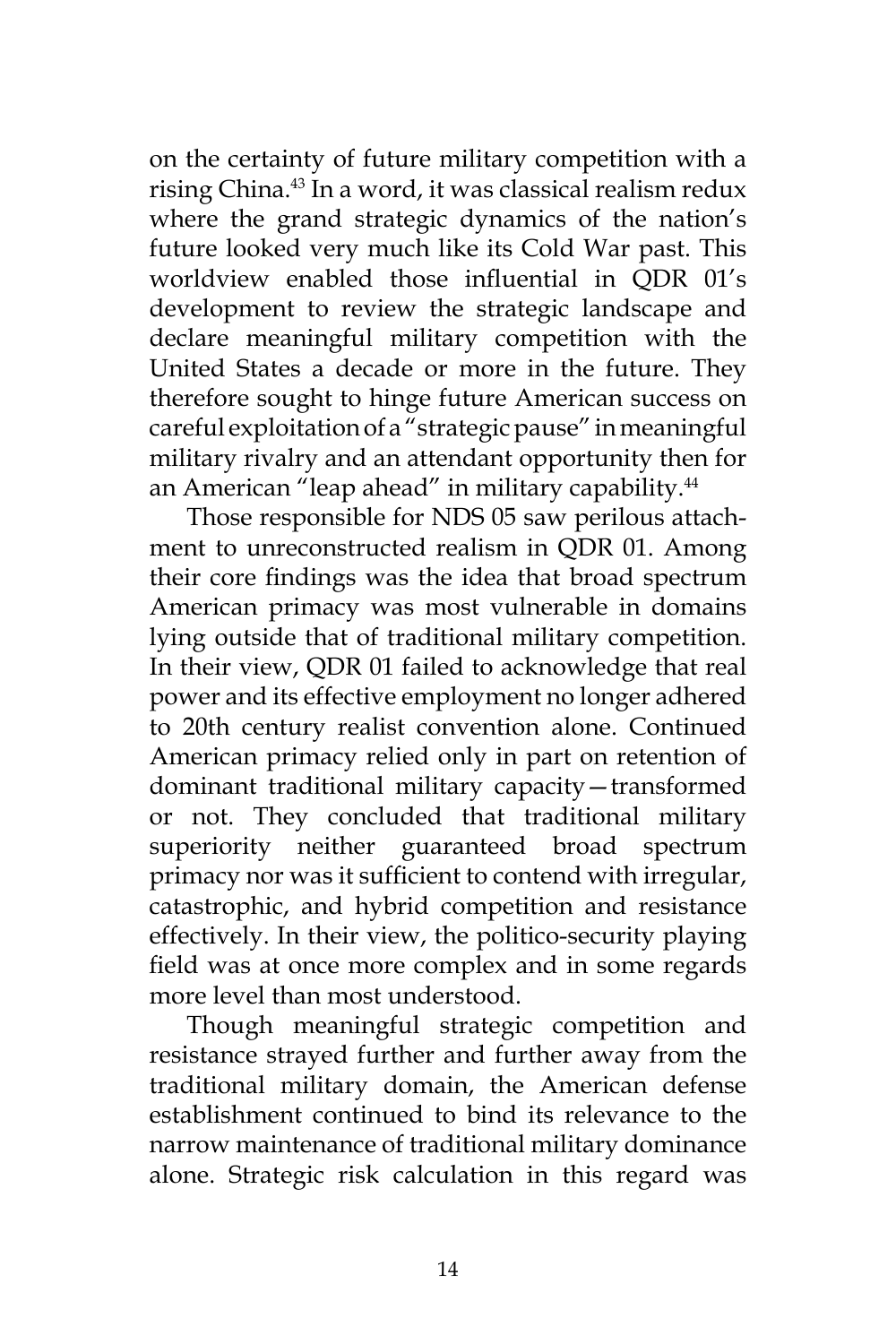on the certainty of future military competition with a rising China.[43] In a word, it was classical realism redux where the grand strategic dynamics of the nation's future looked very much like its Cold War past. This worldview enabled those influential in QDR 01's development to review the strategic landscape and declare meaningful military competition with the United States a decade or more in the future. They therefore sought to hinge future American success on careful exploitation of a "strategic pause" in meaningful military rivalry and an attendant opportunity then for an American "leap ahead" in military capability.[44]

Those responsible for NDS 05 saw perilous attachment to unreconstructed realism in QDR 01. Among their core findings was the idea that broad spectrum American primacy was most vulnerable in domains lying outside that of traditional military competition. In their view, QDR 01 failed to acknowledge that real power and its effective employment no longer adhered to 20th century realist convention alone. Continued American primacy relied only in part on retention of dominant traditional military capacity—transformed or not. They concluded that traditional military superiority neither guaranteed broad spectrum primacy nor was it sufficient to contend with irregular, catastrophic, and hybrid competition and resistance effectively. In their view, the politico-security playing field was at once more complex and in some regards more level than most understood.

Though meaningful strategic competition and resistance strayed further and further away from the traditional military domain, the American defense establishment continued to bind its relevance to the narrow maintenance of traditional military dominance alone. Strategic risk calculation in this regard was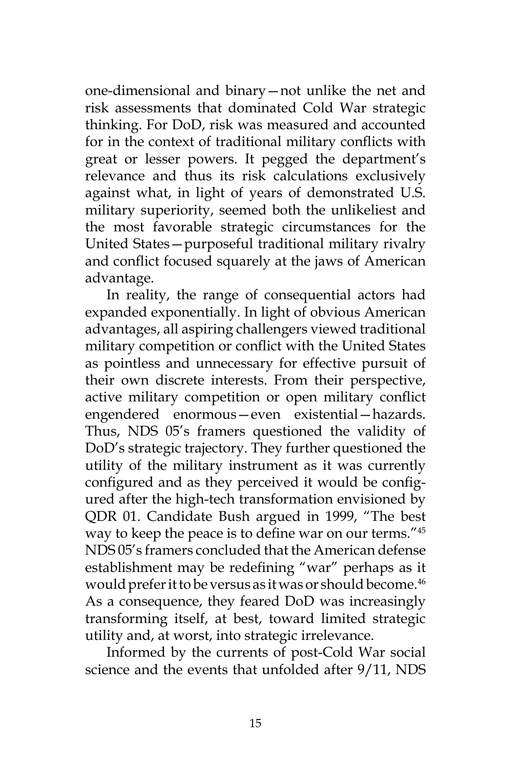one-dimensional and binary—not unlike the net and risk assessments that dominated Cold War strategic thinking. For DoD, risk was measured and accounted for in the context of traditional military conflicts with great or lesser powers. It pegged the department's relevance and thus its risk calculations exclusively against what, in light of years of demonstrated U.S. military superiority, seemed both the unlikeliest and the most favorable strategic circumstances for the United States—purposeful traditional military rivalry and conflict focused squarely at the jaws of American advantage.

In reality, the range of consequential actors had expanded exponentially. In light of obvious American advantages, all aspiring challengers viewed traditional military competition or conflict with the United States as pointless and unnecessary for effective pursuit of their own discrete interests. From their perspective, active military competition or open military conflict engendered enormous—even existential—hazards. Thus, NDS 05's framers questioned the validity of DoD's strategic trajectory. They further questioned the utility of the military instrument as it was currently configured and as they perceived it would be configured after the high-tech transformation envisioned by QDR 01. Candidate Bush argued in 1999, "The best way to keep the peace is to define war on our terms."[45] NDS 05's framers concluded that the American defense establishment may be redefining "war" perhaps as it would prefer it to be versus as it was or should become.[46] As a consequence, they feared DoD was increasingly transforming itself, at best, toward limited strategic utility and, at worst, into strategic irrelevance.

Informed by the currents of post-Cold War social science and the events that unfolded after 9/11, NDS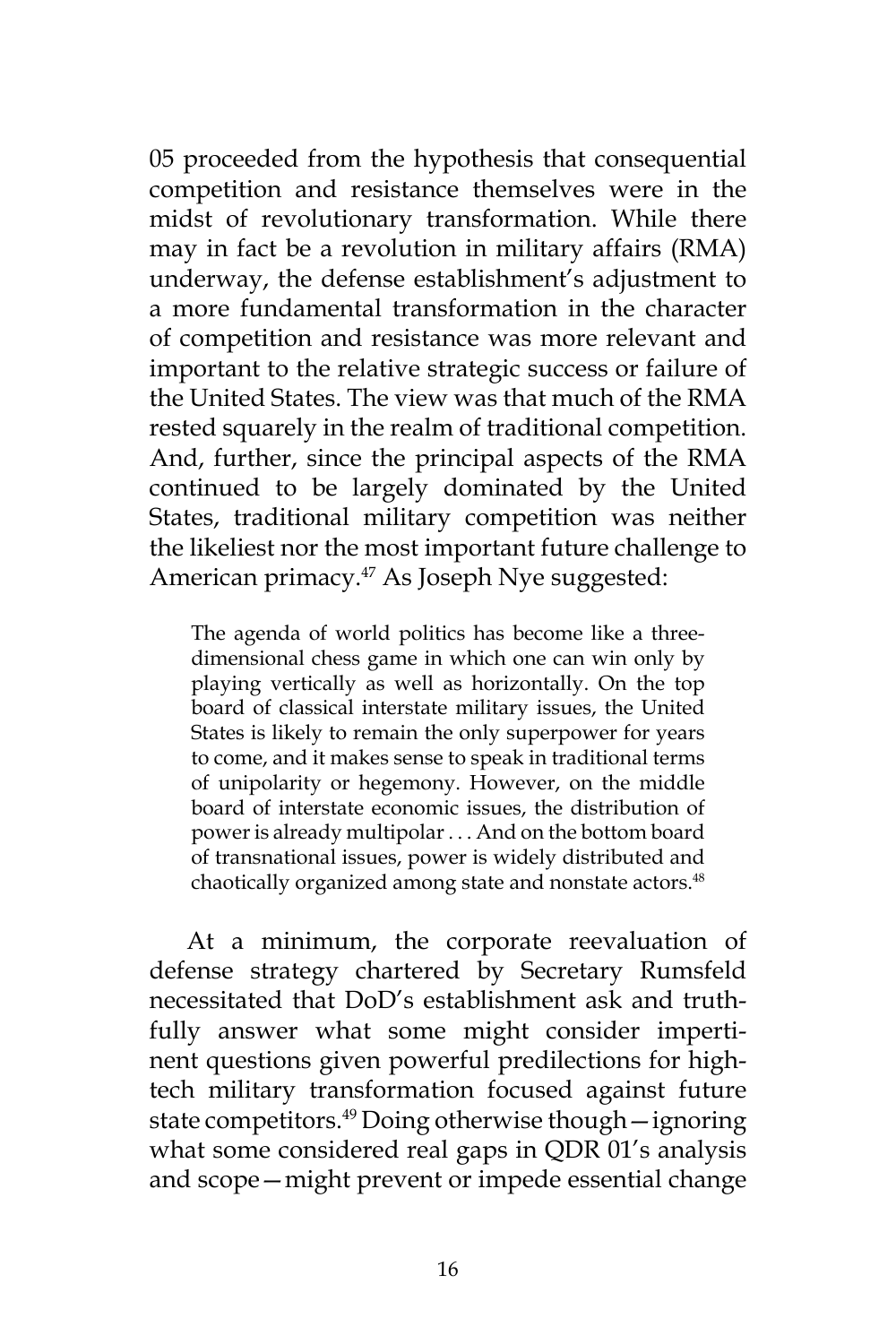05 proceeded from the hypothesis that consequential competition and resistance themselves were in the midst of revolutionary transformation. While there may in fact be a revolution in military affairs (RMA) underway, the defense establishment's adjustment to a more fundamental transformation in the character of competition and resistance was more relevant and important to the relative strategic success or failure of the United States. The view was that much of the RMA rested squarely in the realm of traditional competition. And, further, since the principal aspects of the RMA continued to be largely dominated by the United States, traditional military competition was neither the likeliest nor the most important future challenge to American primacy.[47] As Joseph Nye suggested:

> The agenda of world politics has become like a three-dimensional chess game in which one can win only by playing vertically as well as horizontally. On the top board of classical interstate military issues, the United States is likely to remain the only superpower for years to come, and it makes sense to speak in traditional terms of unipolarity or hegemony. However, on the middle board of interstate economic issues, the distribution of power is already multipolar . . . And on the bottom board of transnational issues, power is widely distributed and chaotically organized among state and nonstate actors.[48]

At a minimum, the corporate reevaluation of defense strategy chartered by Secretary Rumsfeld necessitated that DoD's establishment ask and truthfully answer what some might consider impertinent questions given powerful predilections for high-tech military transformation focused against future state competitors.[49] Doing otherwise though—ignoring what some considered real gaps in QDR 01's analysis and scope—might prevent or impede essential change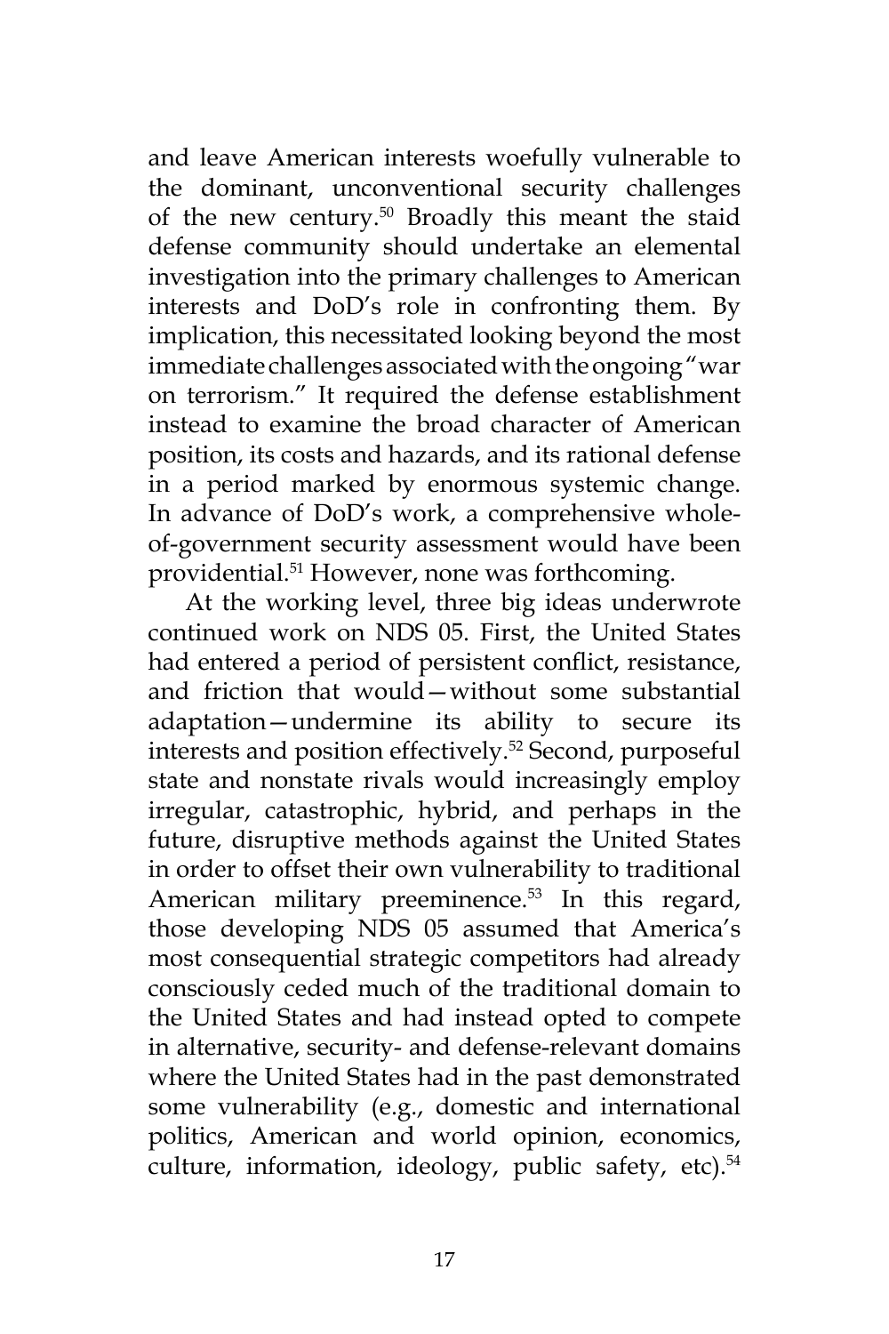and leave American interests woefully vulnerable to the dominant, unconventional security challenges of the new century.[50] Broadly this meant the staid defense community should undertake an elemental investigation into the primary challenges to American interests and DoD's role in confronting them. By implication, this necessitated looking beyond the most immediate challenges associated with the ongoing "war on terrorism." It required the defense establishment instead to examine the broad character of American position, its costs and hazards, and its rational defense in a period marked by enormous systemic change. In advance of DoD's work, a comprehensive whole-of-government security assessment would have been providential.[51] However, none was forthcoming.

At the working level, three big ideas underwrote continued work on NDS 05. First, the United States had entered a period of persistent conflict, resistance, and friction that would—without some substantial adaptation—undermine its ability to secure its interests and position effectively.[52] Second, purposeful state and nonstate rivals would increasingly employ irregular, catastrophic, hybrid, and perhaps in the future, disruptive methods against the United States in order to offset their own vulnerability to traditional American military preeminence.[53] In this regard, those developing NDS 05 assumed that America's most consequential strategic competitors had already consciously ceded much of the traditional domain to the United States and had instead opted to compete in alternative, security- and defense-relevant domains where the United States had in the past demonstrated some vulnerability (e.g., domestic and international politics, American and world opinion, economics, culture, information, ideology, public safety, etc).[54]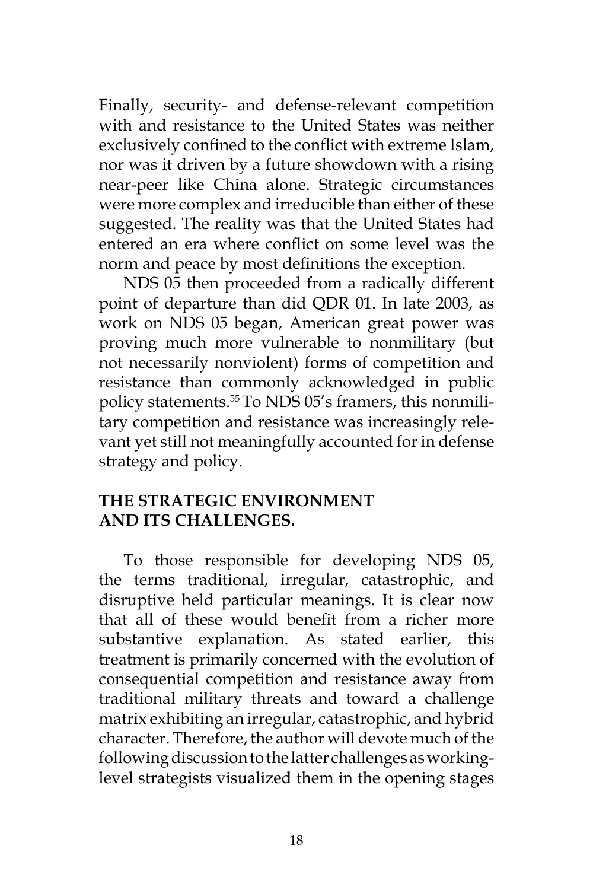Finally, security- and defense-relevant competition with and resistance to the United States was neither exclusively confined to the conflict with extreme Islam, nor was it driven by a future showdown with a rising near-peer like China alone. Strategic circumstances were more complex and irreducible than either of these suggested. The reality was that the United States had entered an era where conflict on some level was the norm and peace by most definitions the exception.

NDS 05 then proceeded from a radically different point of departure than did QDR 01. In late 2003, as work on NDS 05 began, American great power was proving much more vulnerable to nonmilitary (but not necessarily nonviolent) forms of competition and resistance than commonly acknowledged in public policy statements.[55] To NDS 05's framers, this nonmilitary competition and resistance was increasingly relevant yet still not meaningfully accounted for in defense strategy and policy.

## THE STRATEGIC ENVIRONMENT AND ITS CHALLENGES.

To those responsible for developing NDS 05, the terms traditional, irregular, catastrophic, and disruptive held particular meanings. It is clear now that all of these would benefit from a richer more substantive explanation. As stated earlier, this treatment is primarily concerned with the evolution of consequential competition and resistance away from traditional military threats and toward a challenge matrix exhibiting an irregular, catastrophic, and hybrid character. Therefore, the author will devote much of the following discussion to the latter challenges as working-level strategists visualized them in the opening stages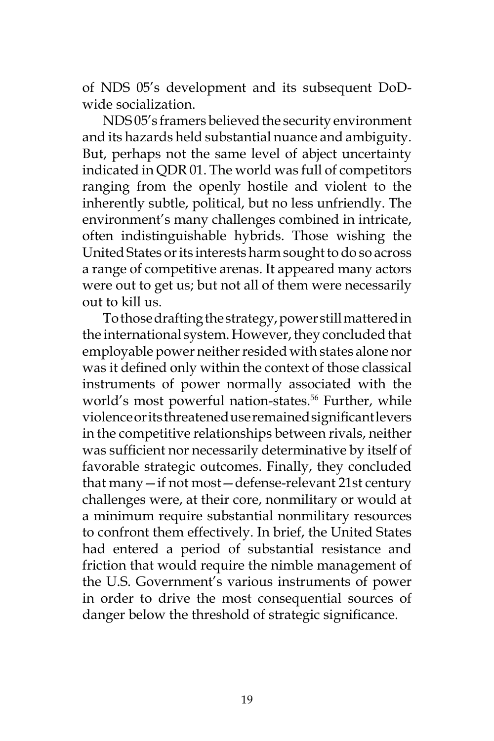of NDS 05's development and its subsequent DoD-wide socialization.

NDS 05's framers believed the security environment and its hazards held substantial nuance and ambiguity. But, perhaps not the same level of abject uncertainty indicated in QDR 01. The world was full of competitors ranging from the openly hostile and violent to the inherently subtle, political, but no less unfriendly. The environment's many challenges combined in intricate, often indistinguishable hybrids. Those wishing the United States or its interests harm sought to do so across a range of competitive arenas. It appeared many actors were out to get us; but not all of them were necessarily out to kill us.

To those drafting the strategy, power still mattered in the international system. However, they concluded that employable power neither resided with states alone nor was it defined only within the context of those classical instruments of power normally associated with the world's most powerful nation-states.[56] Further, while violence or its threatened use remained significant levers in the competitive relationships between rivals, neither was sufficient nor necessarily determinative by itself of favorable strategic outcomes. Finally, they concluded that many—if not most—defense-relevant 21st century challenges were, at their core, nonmilitary or would at a minimum require substantial nonmilitary resources to confront them effectively. In brief, the United States had entered a period of substantial resistance and friction that would require the nimble management of the U.S. Government's various instruments of power in order to drive the most consequential sources of danger below the threshold of strategic significance.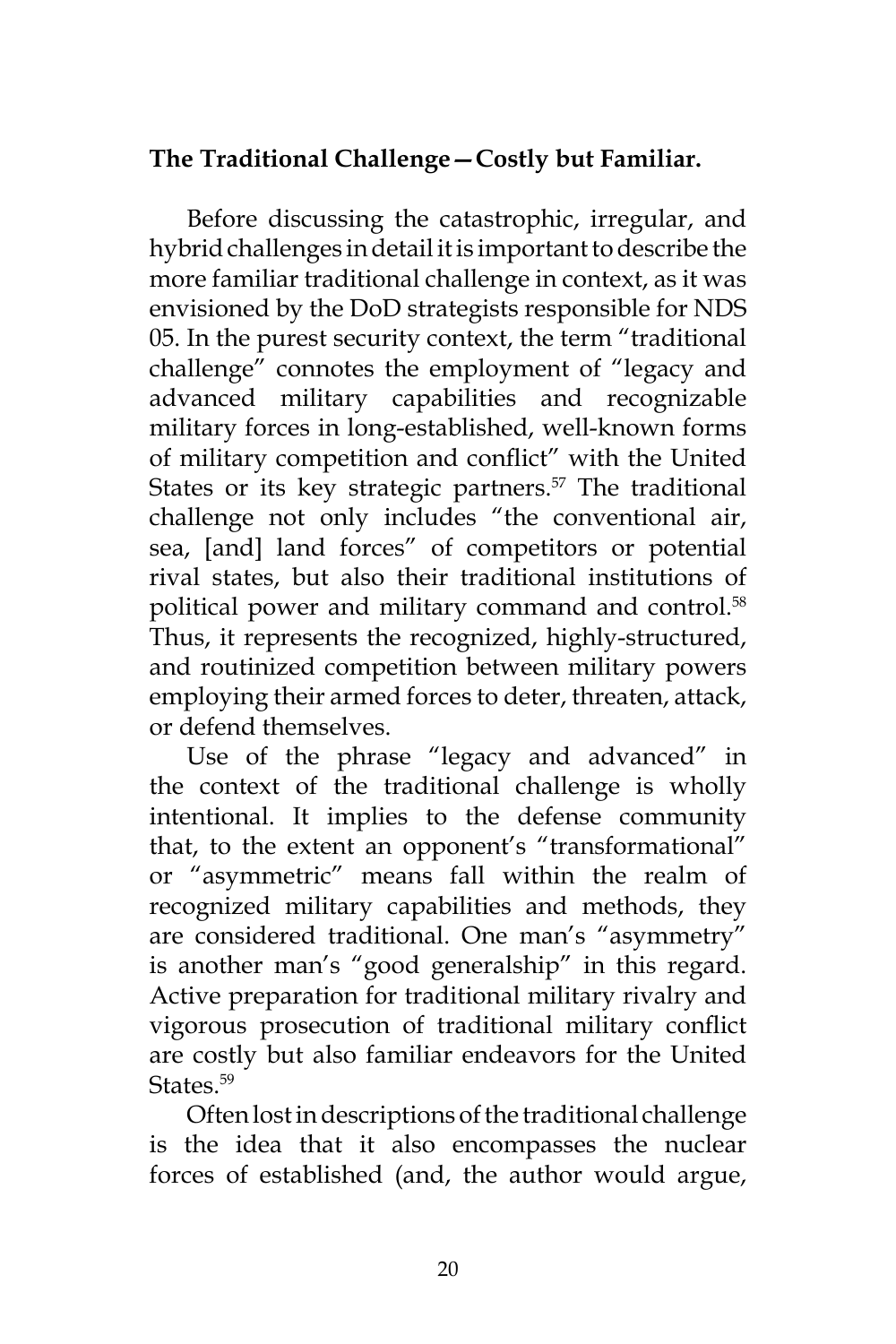**The Traditional Challenge—Costly but Familiar.**

Before discussing the catastrophic, irregular, and hybrid challenges in detail it is important to describe the more familiar traditional challenge in context, as it was envisioned by the DoD strategists responsible for NDS 05. In the purest security context, the term "traditional challenge" connotes the employment of "legacy and advanced military capabilities and recognizable military forces in long-established, well-known forms of military competition and conflict" with the United States or its key strategic partners.[57] The traditional challenge not only includes "the conventional air, sea, [and] land forces" of competitors or potential rival states, but also their traditional institutions of political power and military command and control.[58] Thus, it represents the recognized, highly-structured, and routinized competition between military powers employing their armed forces to deter, threaten, attack, or defend themselves.

Use of the phrase "legacy and advanced" in the context of the traditional challenge is wholly intentional. It implies to the defense community that, to the extent an opponent's "transformational" or "asymmetric" means fall within the realm of recognized military capabilities and methods, they are considered traditional. One man's "asymmetry" is another man's "good generalship" in this regard. Active preparation for traditional military rivalry and vigorous prosecution of traditional military conflict are costly but also familiar endeavors for the United States.[59]

Often lost in descriptions of the traditional challenge is the idea that it also encompasses the nuclear forces of established (and, the author would argue,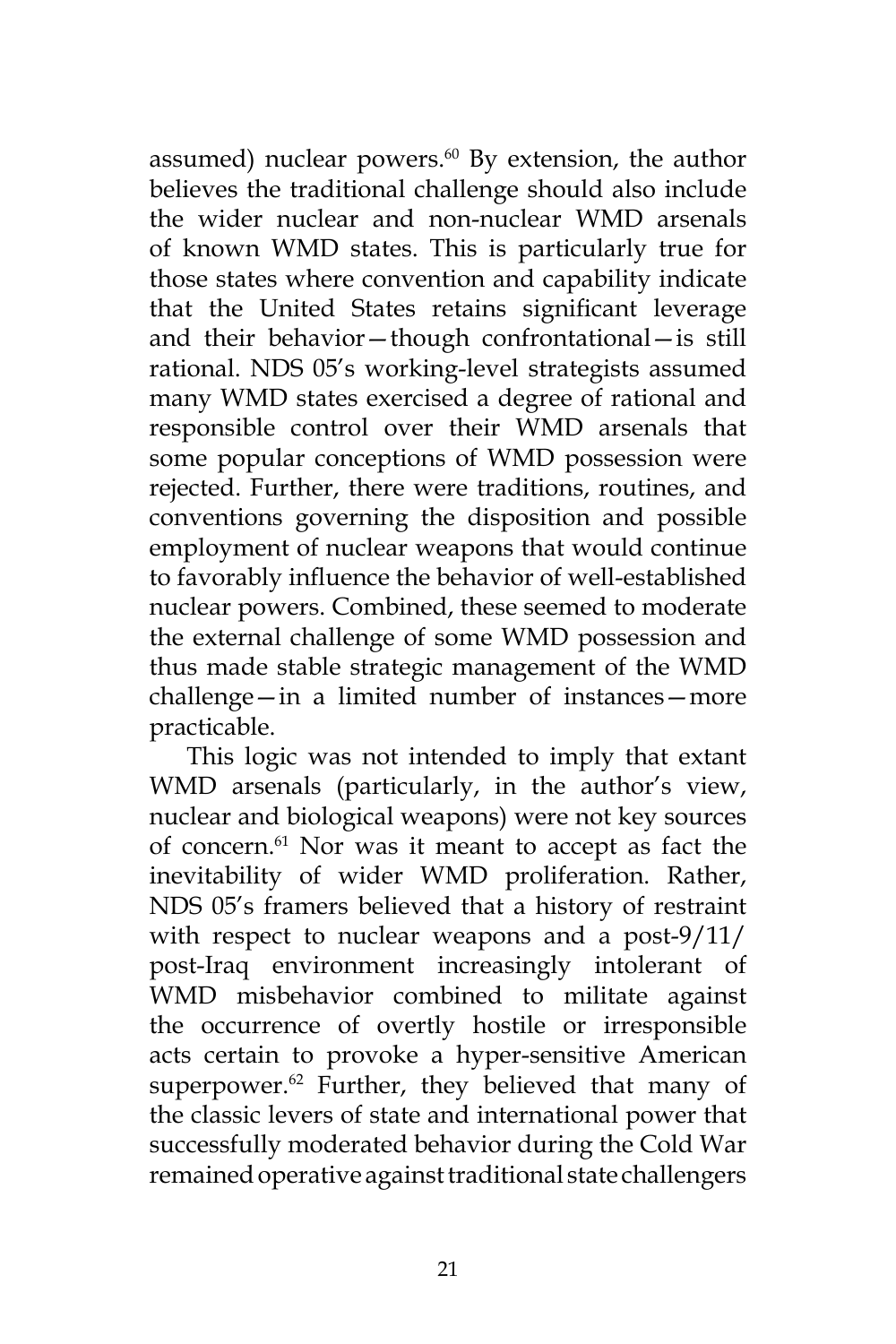assumed) nuclear powers.[60] By extension, the author believes the traditional challenge should also include the wider nuclear and non-nuclear WMD arsenals of known WMD states. This is particularly true for those states where convention and capability indicate that the United States retains significant leverage and their behavior—though confrontational—is still rational. NDS 05's working-level strategists assumed many WMD states exercised a degree of rational and responsible control over their WMD arsenals that some popular conceptions of WMD possession were rejected. Further, there were traditions, routines, and conventions governing the disposition and possible employment of nuclear weapons that would continue to favorably influence the behavior of well-established nuclear powers. Combined, these seemed to moderate the external challenge of some WMD possession and thus made stable strategic management of the WMD challenge—in a limited number of instances—more practicable.

This logic was not intended to imply that extant WMD arsenals (particularly, in the author's view, nuclear and biological weapons) were not key sources of concern.[61] Nor was it meant to accept as fact the inevitability of wider WMD proliferation. Rather, NDS 05's framers believed that a history of restraint with respect to nuclear weapons and a post-9/11/post-Iraq environment increasingly intolerant of WMD misbehavior combined to militate against the occurrence of overtly hostile or irresponsible acts certain to provoke a hyper-sensitive American superpower.[62] Further, they believed that many of the classic levers of state and international power that successfully moderated behavior during the Cold War remained operative against traditional state challengers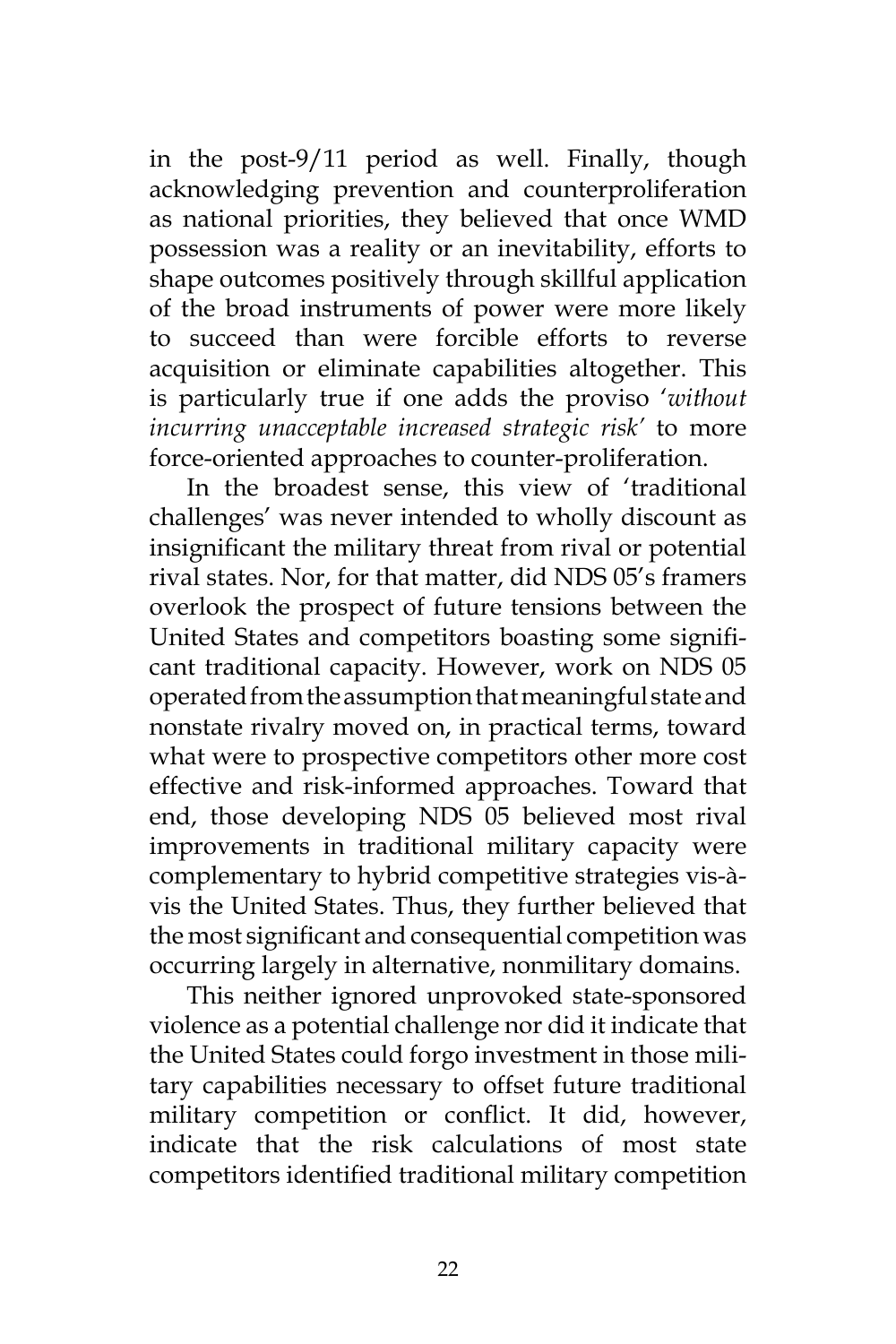in the post-9/11 period as well. Finally, though acknowledging prevention and counterproliferation as national priorities, they believed that once WMD possession was a reality or an inevitability, efforts to shape outcomes positively through skillful application of the broad instruments of power were more likely to succeed than were forcible efforts to reverse acquisition or eliminate capabilities altogether. This is particularly true if one adds the proviso '*without incurring unacceptable increased strategic risk*' to more force-oriented approaches to counter-proliferation.

In the broadest sense, this view of 'traditional challenges' was never intended to wholly discount as insignificant the military threat from rival or potential rival states. Nor, for that matter, did NDS 05's framers overlook the prospect of future tensions between the United States and competitors boasting some significant traditional capacity. However, work on NDS 05 operated from the assumption that meaningful state and nonstate rivalry moved on, in practical terms, toward what were to prospective competitors other more cost effective and risk-informed approaches. Toward that end, those developing NDS 05 believed most rival improvements in traditional military capacity were complementary to hybrid competitive strategies vis-à-vis the United States. Thus, they further believed that the most significant and consequential competition was occurring largely in alternative, nonmilitary domains.

This neither ignored unprovoked state-sponsored violence as a potential challenge nor did it indicate that the United States could forgo investment in those military capabilities necessary to offset future traditional military competition or conflict. It did, however, indicate that the risk calculations of most state competitors identified traditional military competition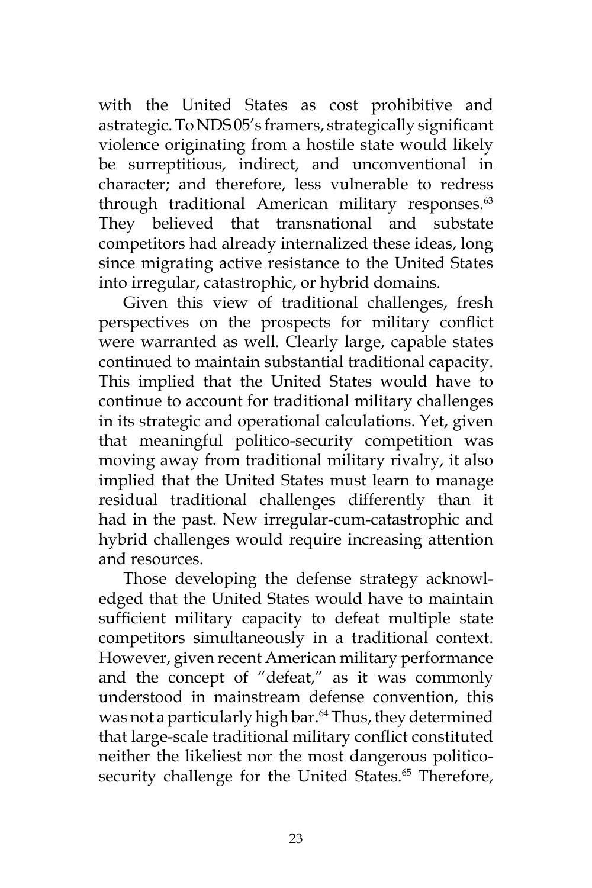with the United States as cost prohibitive and astrategic. To NDS 05's framers, strategically significant violence originating from a hostile state would likely be surreptitious, indirect, and unconventional in character; and therefore, less vulnerable to redress through traditional American military responses.[63] They believed that transnational and substate competitors had already internalized these ideas, long since migrating active resistance to the United States into irregular, catastrophic, or hybrid domains.

Given this view of traditional challenges, fresh perspectives on the prospects for military conflict were warranted as well. Clearly large, capable states continued to maintain substantial traditional capacity. This implied that the United States would have to continue to account for traditional military challenges in its strategic and operational calculations. Yet, given that meaningful politico-security competition was moving away from traditional military rivalry, it also implied that the United States must learn to manage residual traditional challenges differently than it had in the past. New irregular-cum-catastrophic and hybrid challenges would require increasing attention and resources.

Those developing the defense strategy acknowledged that the United States would have to maintain sufficient military capacity to defeat multiple state competitors simultaneously in a traditional context. However, given recent American military performance and the concept of "defeat," as it was commonly understood in mainstream defense convention, this was not a particularly high bar.[64] Thus, they determined that large-scale traditional military conflict constituted neither the likeliest nor the most dangerous politico-security challenge for the United States.[65] Therefore,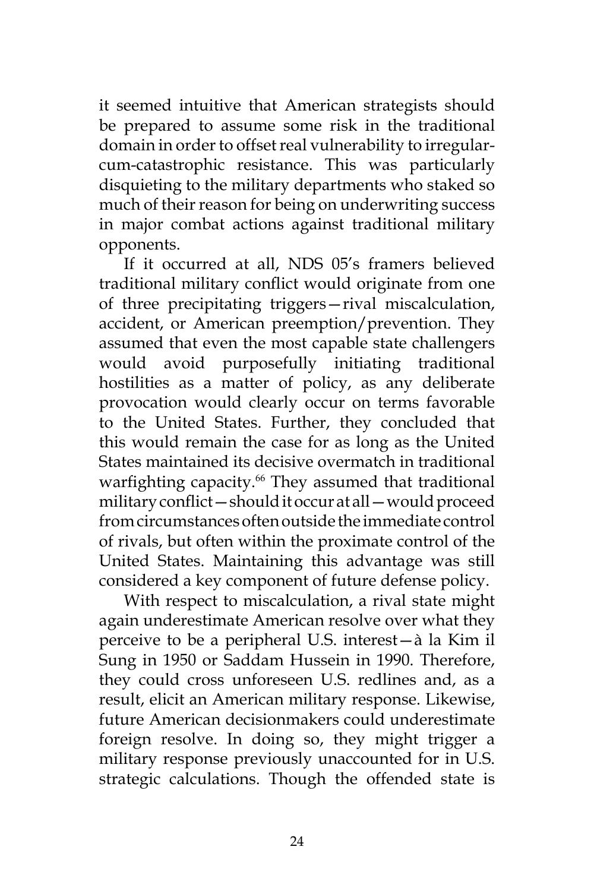it seemed intuitive that American strategists should be prepared to assume some risk in the traditional domain in order to offset real vulnerability to irregular-cum-catastrophic resistance. This was particularly disquieting to the military departments who staked so much of their reason for being on underwriting success in major combat actions against traditional military opponents.

If it occurred at all, NDS 05's framers believed traditional military conflict would originate from one of three precipitating triggers—rival miscalculation, accident, or American preemption/prevention. They assumed that even the most capable state challengers would avoid purposefully initiating traditional hostilities as a matter of policy, as any deliberate provocation would clearly occur on terms favorable to the United States. Further, they concluded that this would remain the case for as long as the United States maintained its decisive overmatch in traditional warfighting capacity.[66] They assumed that traditional military conflict—should it occur at all—would proceed from circumstances often outside the immediate control of rivals, but often within the proximate control of the United States. Maintaining this advantage was still considered a key component of future defense policy.

With respect to miscalculation, a rival state might again underestimate American resolve over what they perceive to be a peripheral U.S. interest—à la Kim il Sung in 1950 or Saddam Hussein in 1990. Therefore, they could cross unforeseen U.S. redlines and, as a result, elicit an American military response. Likewise, future American decisionmakers could underestimate foreign resolve. In doing so, they might trigger a military response previously unaccounted for in U.S. strategic calculations. Though the offended state is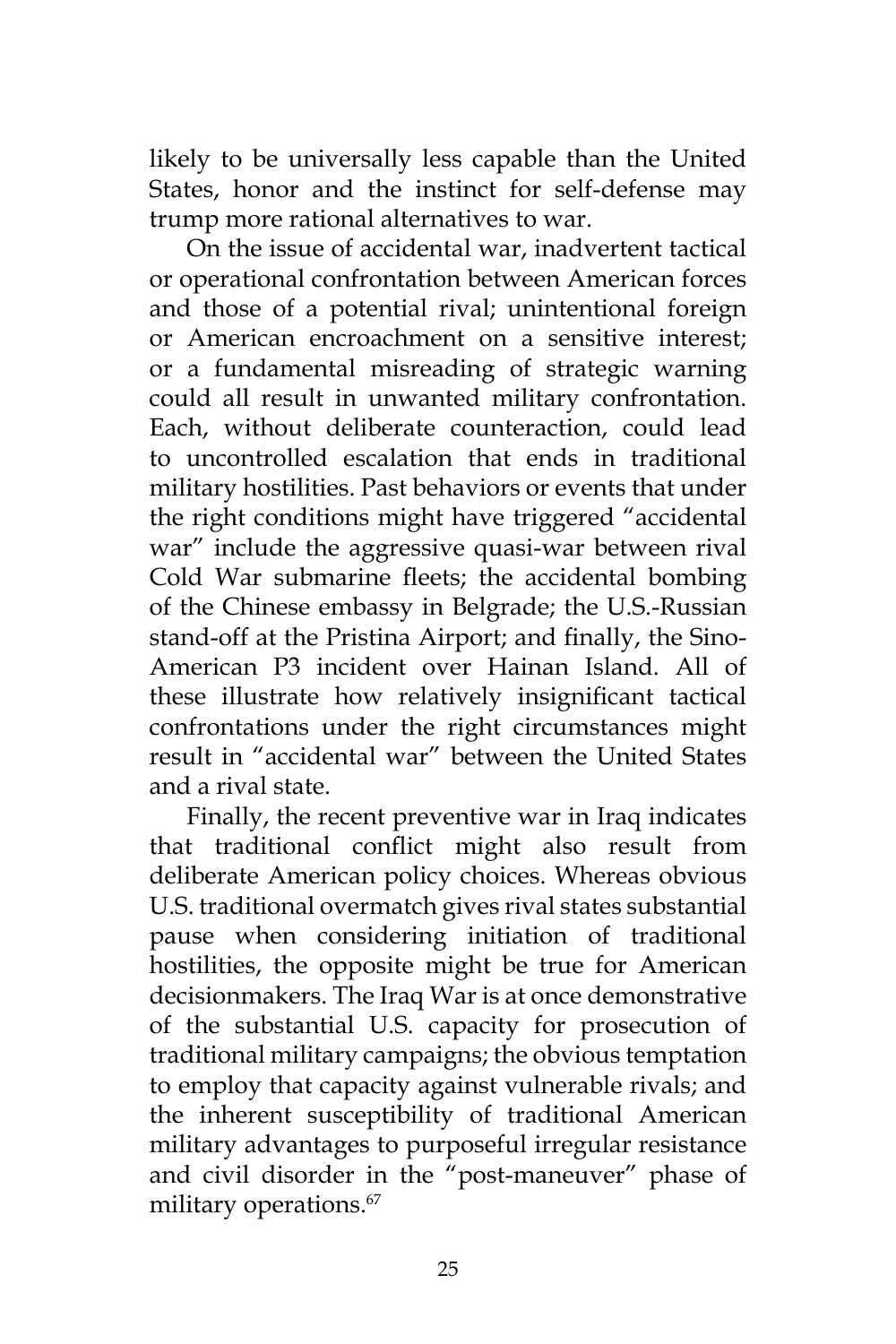likely to be universally less capable than the United States, honor and the instinct for self-defense may trump more rational alternatives to war.

On the issue of accidental war, inadvertent tactical or operational confrontation between American forces and those of a potential rival; unintentional foreign or American encroachment on a sensitive interest; or a fundamental misreading of strategic warning could all result in unwanted military confrontation. Each, without deliberate counteraction, could lead to uncontrolled escalation that ends in traditional military hostilities. Past behaviors or events that under the right conditions might have triggered "accidental war" include the aggressive quasi-war between rival Cold War submarine fleets; the accidental bombing of the Chinese embassy in Belgrade; the U.S.-Russian stand-off at the Pristina Airport; and finally, the Sino-American P3 incident over Hainan Island. All of these illustrate how relatively insignificant tactical confrontations under the right circumstances might result in "accidental war" between the United States and a rival state.

Finally, the recent preventive war in Iraq indicates that traditional conflict might also result from deliberate American policy choices. Whereas obvious U.S. traditional overmatch gives rival states substantial pause when considering initiation of traditional hostilities, the opposite might be true for American decisionmakers. The Iraq War is at once demonstrative of the substantial U.S. capacity for prosecution of traditional military campaigns; the obvious temptation to employ that capacity against vulnerable rivals; and the inherent susceptibility of traditional American military advantages to purposeful irregular resistance and civil disorder in the "post-maneuver" phase of military operations.[67]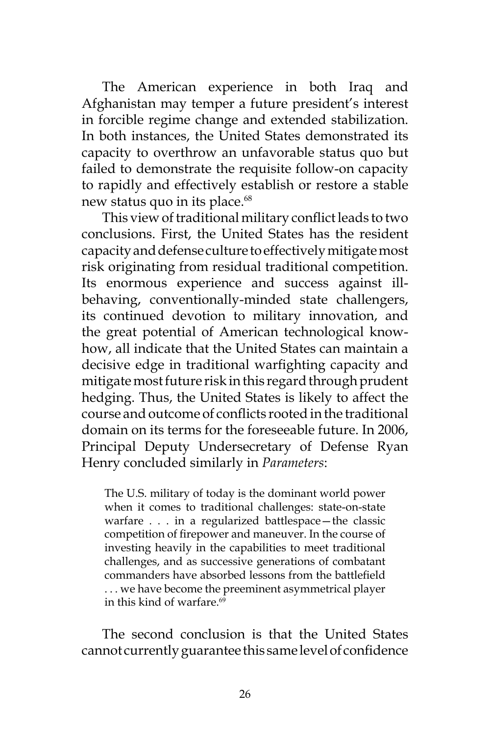The American experience in both Iraq and Afghanistan may temper a future president's interest in forcible regime change and extended stabilization. In both instances, the United States demonstrated its capacity to overthrow an unfavorable status quo but failed to demonstrate the requisite follow-on capacity to rapidly and effectively establish or restore a stable new status quo in its place.[68]

This view of traditional military conflict leads to two conclusions. First, the United States has the resident capacity and defense culture to effectively mitigate most risk originating from residual traditional competition. Its enormous experience and success against ill-behaving, conventionally-minded state challengers, its continued devotion to military innovation, and the great potential of American technological know-how, all indicate that the United States can maintain a decisive edge in traditional warfighting capacity and mitigate most future risk in this regard through prudent hedging. Thus, the United States is likely to affect the course and outcome of conflicts rooted in the traditional domain on its terms for the foreseeable future. In 2006, Principal Deputy Undersecretary of Defense Ryan Henry concluded similarly in *Parameters*:

> The U.S. military of today is the dominant world power when it comes to traditional challenges: state-on-state warfare . . . in a regularized battlespace—the classic competition of firepower and maneuver. In the course of investing heavily in the capabilities to meet traditional challenges, and as successive generations of combatant commanders have absorbed lessons from the battlefield . . . we have become the preeminent asymmetrical player in this kind of warfare.[69]

The second conclusion is that the United States cannot currently guarantee this same level of confidence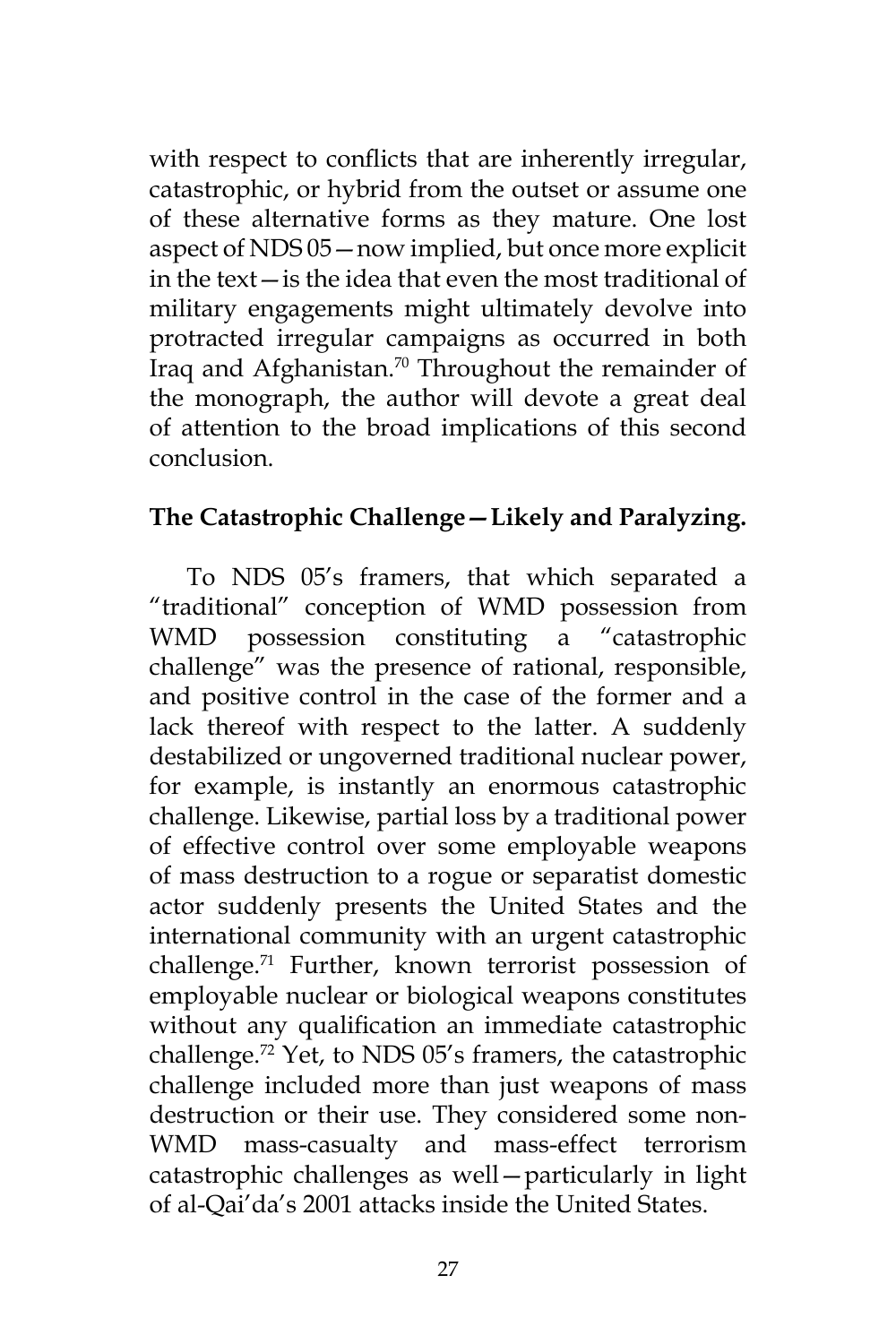with respect to conflicts that are inherently irregular, catastrophic, or hybrid from the outset or assume one of these alternative forms as they mature. One lost aspect of NDS 05—now implied, but once more explicit in the text—is the idea that even the most traditional of military engagements might ultimately devolve into protracted irregular campaigns as occurred in both Iraq and Afghanistan.[70] Throughout the remainder of the monograph, the author will devote a great deal of attention to the broad implications of this second conclusion.

**The Catastrophic Challenge—Likely and Paralyzing.**

To NDS 05's framers, that which separated a "traditional" conception of WMD possession from WMD possession constituting a "catastrophic challenge" was the presence of rational, responsible, and positive control in the case of the former and a lack thereof with respect to the latter. A suddenly destabilized or ungoverned traditional nuclear power, for example, is instantly an enormous catastrophic challenge. Likewise, partial loss by a traditional power of effective control over some employable weapons of mass destruction to a rogue or separatist domestic actor suddenly presents the United States and the international community with an urgent catastrophic challenge.[71] Further, known terrorist possession of employable nuclear or biological weapons constitutes without any qualification an immediate catastrophic challenge.[72] Yet, to NDS 05's framers, the catastrophic challenge included more than just weapons of mass destruction or their use. They considered some non-WMD mass-casualty and mass-effect terrorism catastrophic challenges as well—particularly in light of al-Qai'da's 2001 attacks inside the United States.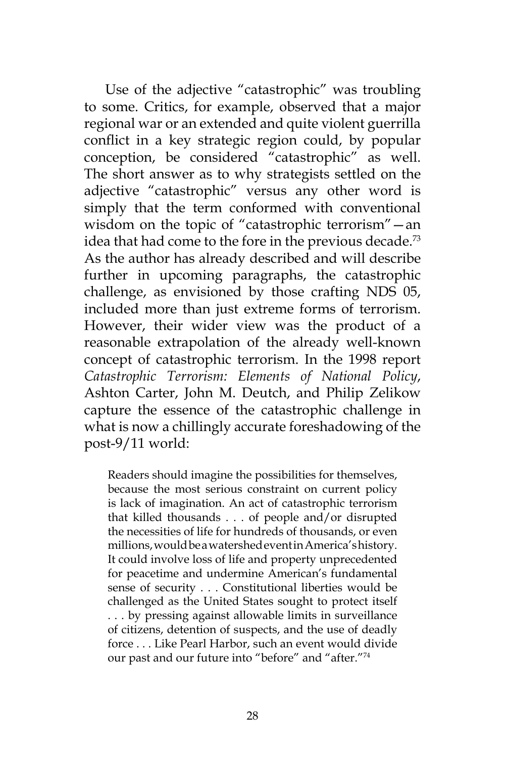Use of the adjective "catastrophic" was troubling to some. Critics, for example, observed that a major regional war or an extended and quite violent guerrilla conflict in a key strategic region could, by popular conception, be considered "catastrophic" as well. The short answer as to why strategists settled on the adjective "catastrophic" versus any other word is simply that the term conformed with conventional wisdom on the topic of "catastrophic terrorism"—an idea that had come to the fore in the previous decade.[73] As the author has already described and will describe further in upcoming paragraphs, the catastrophic challenge, as envisioned by those crafting NDS 05, included more than just extreme forms of terrorism. However, their wider view was the product of a reasonable extrapolation of the already well-known concept of catastrophic terrorism. In the 1998 report *Catastrophic Terrorism: Elements of National Policy*, Ashton Carter, John M. Deutch, and Philip Zelikow capture the essence of the catastrophic challenge in what is now a chillingly accurate foreshadowing of the post-9/11 world:

> Readers should imagine the possibilities for themselves, because the most serious constraint on current policy is lack of imagination. An act of catastrophic terrorism that killed thousands . . . of people and/or disrupted the necessities of life for hundreds of thousands, or even millions, would be a watershed event in America's history. It could involve loss of life and property unprecedented for peacetime and undermine American's fundamental sense of security . . . Constitutional liberties would be challenged as the United States sought to protect itself . . . by pressing against allowable limits in surveillance of citizens, detention of suspects, and the use of deadly force . . . Like Pearl Harbor, such an event would divide our past and our future into "before" and "after."[74]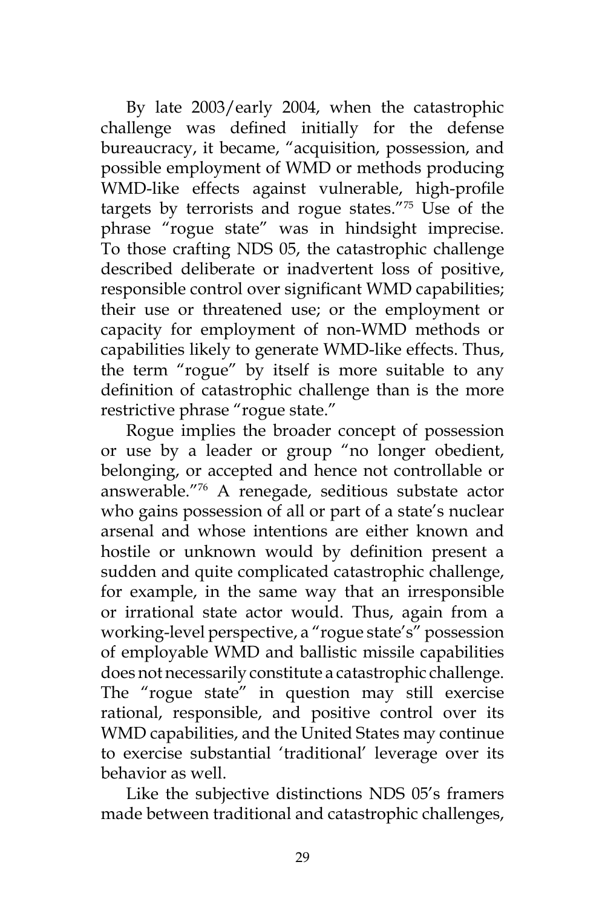By late 2003/early 2004, when the catastrophic challenge was defined initially for the defense bureaucracy, it became, "acquisition, possession, and possible employment of WMD or methods producing WMD-like effects against vulnerable, high-profile targets by terrorists and rogue states."[75] Use of the phrase "rogue state" was in hindsight imprecise. To those crafting NDS 05, the catastrophic challenge described deliberate or inadvertent loss of positive, responsible control over significant WMD capabilities; their use or threatened use; or the employment or capacity for employment of non-WMD methods or capabilities likely to generate WMD-like effects. Thus, the term "rogue" by itself is more suitable to any definition of catastrophic challenge than is the more restrictive phrase "rogue state."

Rogue implies the broader concept of possession or use by a leader or group "no longer obedient, belonging, or accepted and hence not controllable or answerable."[76] A renegade, seditious substate actor who gains possession of all or part of a state's nuclear arsenal and whose intentions are either known and hostile or unknown would by definition present a sudden and quite complicated catastrophic challenge, for example, in the same way that an irresponsible or irrational state actor would. Thus, again from a working-level perspective, a "rogue state's" possession of employable WMD and ballistic missile capabilities does not necessarily constitute a catastrophic challenge. The "rogue state" in question may still exercise rational, responsible, and positive control over its WMD capabilities, and the United States may continue to exercise substantial 'traditional' leverage over its behavior as well.

Like the subjective distinctions NDS 05's framers made between traditional and catastrophic challenges,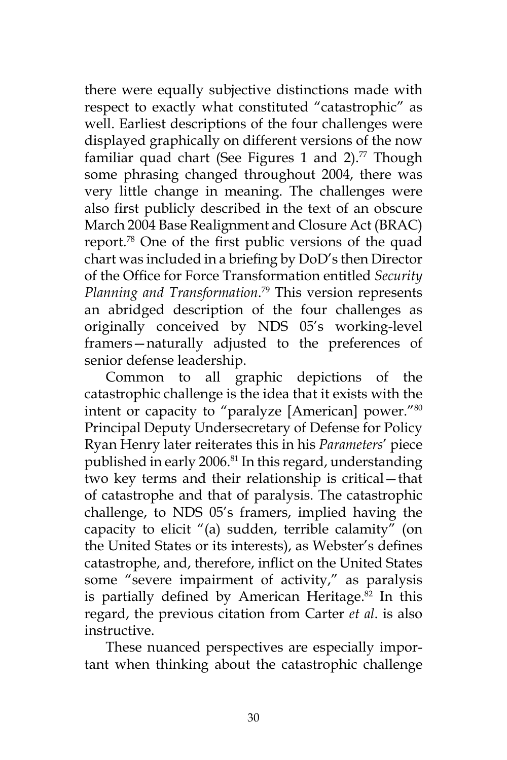there were equally subjective distinctions made with respect to exactly what constituted "catastrophic" as well. Earliest descriptions of the four challenges were displayed graphically on different versions of the now familiar quad chart (See Figures 1 and 2).[77] Though some phrasing changed throughout 2004, there was very little change in meaning. The challenges were also first publicly described in the text of an obscure March 2004 Base Realignment and Closure Act (BRAC) report.[78] One of the first public versions of the quad chart was included in a briefing by DoD's then Director of the Office for Force Transformation entitled *Security Planning and Transformation*.[79] This version represents an abridged description of the four challenges as originally conceived by NDS 05's working-level framers—naturally adjusted to the preferences of senior defense leadership.

Common to all graphic depictions of the catastrophic challenge is the idea that it exists with the intent or capacity to "paralyze [American] power."[80] Principal Deputy Undersecretary of Defense for Policy Ryan Henry later reiterates this in his *Parameters*' piece published in early 2006.[81] In this regard, understanding two key terms and their relationship is critical—that of catastrophe and that of paralysis. The catastrophic challenge, to NDS 05's framers, implied having the capacity to elicit "(a) sudden, terrible calamity" (on the United States or its interests), as Webster's defines catastrophe, and, therefore, inflict on the United States some "severe impairment of activity," as paralysis is partially defined by American Heritage.[82] In this regard, the previous citation from Carter *et al*. is also instructive.

These nuanced perspectives are especially important when thinking about the catastrophic challenge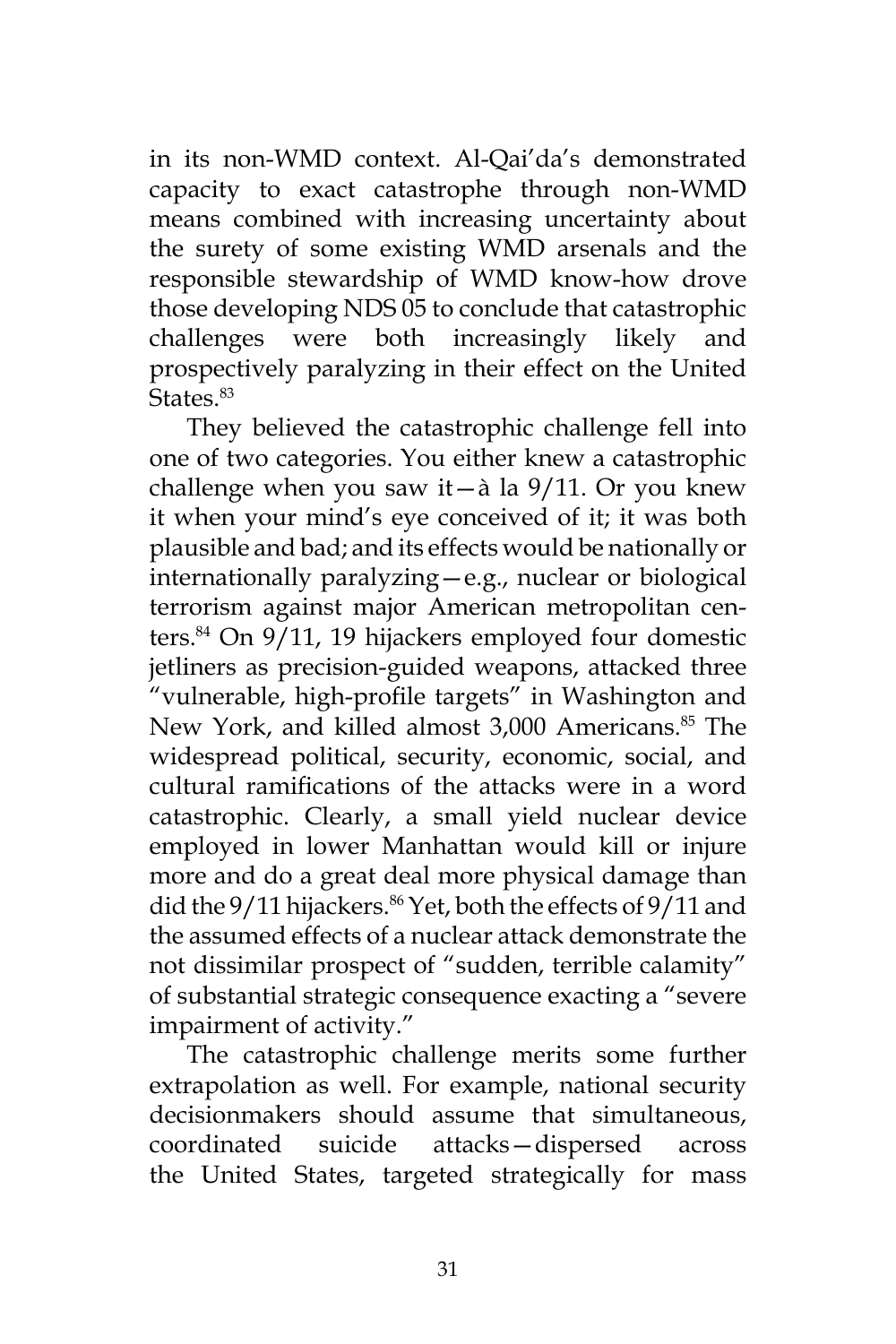in its non-WMD context. Al-Qai'da's demonstrated capacity to exact catastrophe through non-WMD means combined with increasing uncertainty about the surety of some existing WMD arsenals and the responsible stewardship of WMD know-how drove those developing NDS 05 to conclude that catastrophic challenges were both increasingly likely and prospectively paralyzing in their effect on the United States.[83]

They believed the catastrophic challenge fell into one of two categories. You either knew a catastrophic challenge when you saw it—à la 9/11. Or you knew it when your mind's eye conceived of it; it was both plausible and bad; and its effects would be nationally or internationally paralyzing—e.g., nuclear or biological terrorism against major American metropolitan centers.[84] On 9/11, 19 hijackers employed four domestic jetliners as precision-guided weapons, attacked three "vulnerable, high-profile targets" in Washington and New York, and killed almost 3,000 Americans.[85] The widespread political, security, economic, social, and cultural ramifications of the attacks were in a word catastrophic. Clearly, a small yield nuclear device employed in lower Manhattan would kill or injure more and do a great deal more physical damage than did the 9/11 hijackers.[86] Yet, both the effects of 9/11 and the assumed effects of a nuclear attack demonstrate the not dissimilar prospect of "sudden, terrible calamity" of substantial strategic consequence exacting a "severe impairment of activity."

The catastrophic challenge merits some further extrapolation as well. For example, national security decisionmakers should assume that simultaneous, coordinated suicide attacks—dispersed across the United States, targeted strategically for mass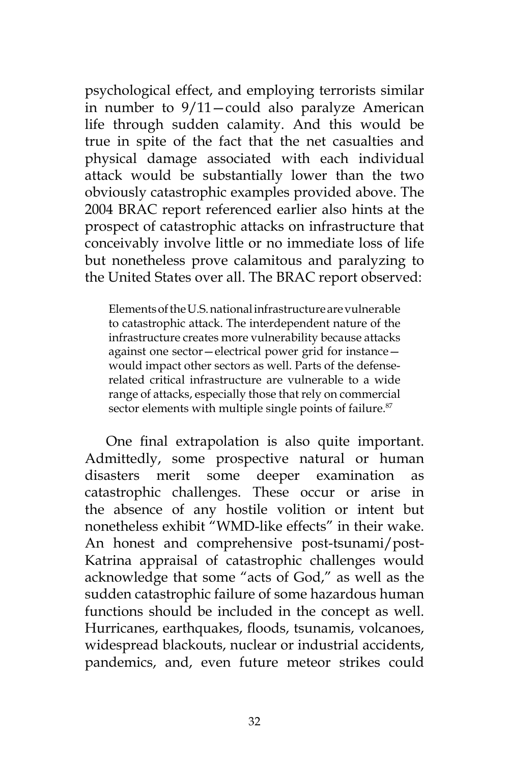psychological effect, and employing terrorists similar in number to 9/11—could also paralyze American life through sudden calamity. And this would be true in spite of the fact that the net casualties and physical damage associated with each individual attack would be substantially lower than the two obviously catastrophic examples provided above. The 2004 BRAC report referenced earlier also hints at the prospect of catastrophic attacks on infrastructure that conceivably involve little or no immediate loss of life but nonetheless prove calamitous and paralyzing to the United States over all. The BRAC report observed:

> Elements of the U.S. national infrastructure are vulnerable to catastrophic attack. The interdependent nature of the infrastructure creates more vulnerability because attacks against one sector—electrical power grid for instance—would impact other sectors as well. Parts of the defense-related critical infrastructure are vulnerable to a wide range of attacks, especially those that rely on commercial sector elements with multiple single points of failure.[87]

One final extrapolation is also quite important. Admittedly, some prospective natural or human disasters merit some deeper examination as catastrophic challenges. These occur or arise in the absence of any hostile volition or intent but nonetheless exhibit "WMD-like effects" in their wake. An honest and comprehensive post-tsunami/post-Katrina appraisal of catastrophic challenges would acknowledge that some "acts of God," as well as the sudden catastrophic failure of some hazardous human functions should be included in the concept as well. Hurricanes, earthquakes, floods, tsunamis, volcanoes, widespread blackouts, nuclear or industrial accidents, pandemics, and, even future meteor strikes could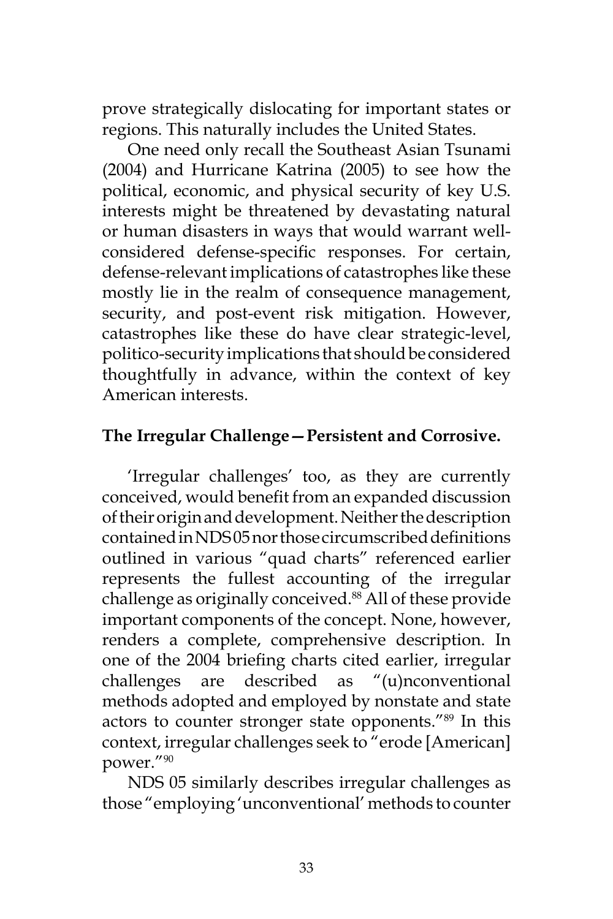prove strategically dislocating for important states or regions. This naturally includes the United States.

One need only recall the Southeast Asian Tsunami (2004) and Hurricane Katrina (2005) to see how the political, economic, and physical security of key U.S. interests might be threatened by devastating natural or human disasters in ways that would warrant well-considered defense-specific responses. For certain, defense-relevant implications of catastrophes like these mostly lie in the realm of consequence management, security, and post-event risk mitigation. However, catastrophes like these do have clear strategic-level, politico-security implications that should be considered thoughtfully in advance, within the context of key American interests.

**The Irregular Challenge—Persistent and Corrosive.**

'Irregular challenges' too, as they are currently conceived, would benefit from an expanded discussion of their origin and development. Neither the description contained in NDS 05 nor those circumscribed definitions outlined in various "quad charts" referenced earlier represents the fullest accounting of the irregular challenge as originally conceived.[88] All of these provide important components of the concept. None, however, renders a complete, comprehensive description. In one of the 2004 briefing charts cited earlier, irregular challenges are described as "(u)nconventional methods adopted and employed by nonstate and state actors to counter stronger state opponents."[89] In this context, irregular challenges seek to "erode [American] power."[90]

NDS 05 similarly describes irregular challenges as those "employing 'unconventional' methods to counter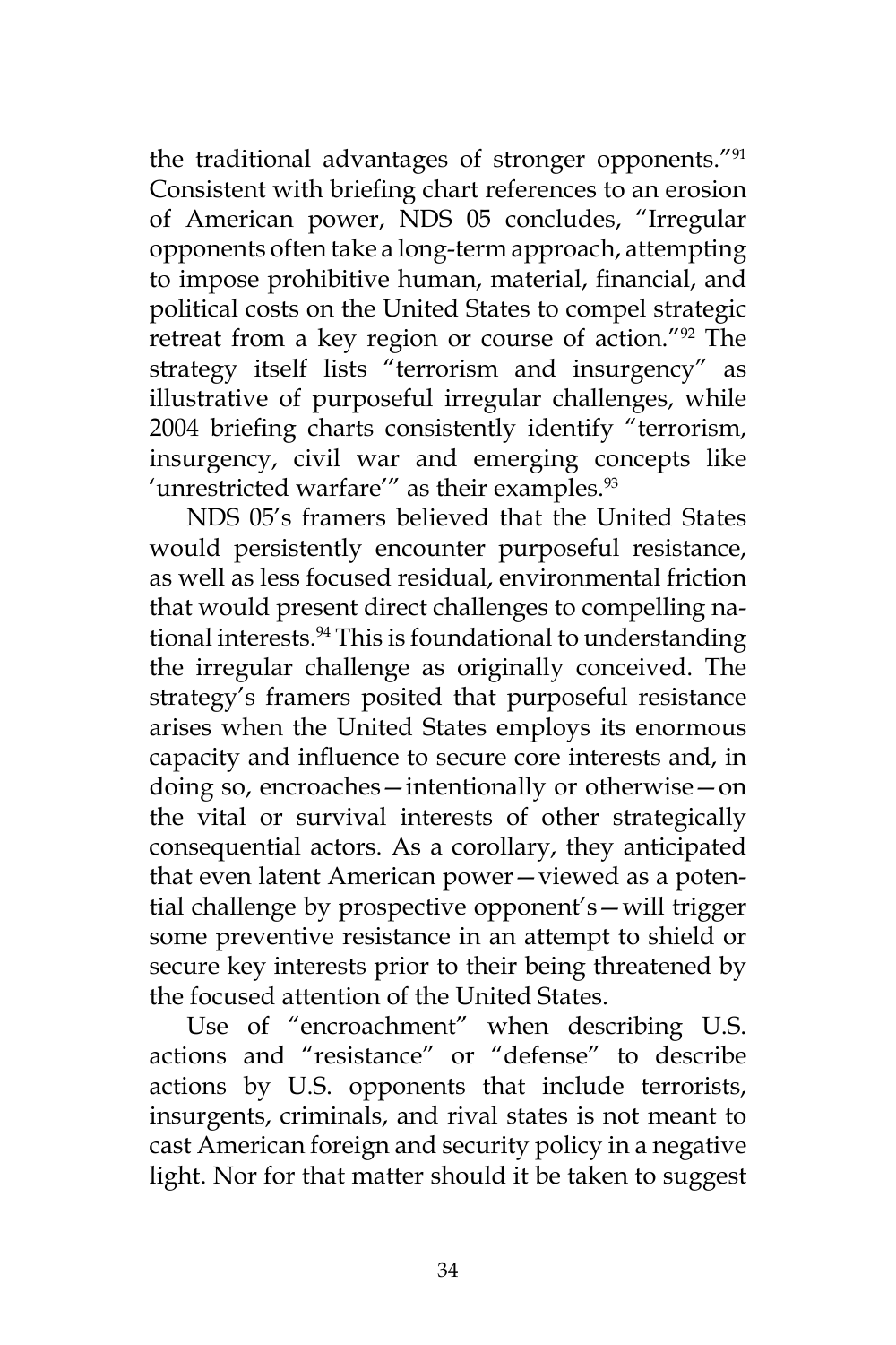the traditional advantages of stronger opponents."[91] Consistent with briefing chart references to an erosion of American power, NDS 05 concludes, "Irregular opponents often take a long-term approach, attempting to impose prohibitive human, material, financial, and political costs on the United States to compel strategic retreat from a key region or course of action."[92] The strategy itself lists "terrorism and insurgency" as illustrative of purposeful irregular challenges, while 2004 briefing charts consistently identify "terrorism, insurgency, civil war and emerging concepts like 'unrestricted warfare'" as their examples.[93]

NDS 05's framers believed that the United States would persistently encounter purposeful resistance, as well as less focused residual, environmental friction that would present direct challenges to compelling national interests.[94] This is foundational to understanding the irregular challenge as originally conceived. The strategy's framers posited that purposeful resistance arises when the United States employs its enormous capacity and influence to secure core interests and, in doing so, encroaches—intentionally or otherwise—on the vital or survival interests of other strategically consequential actors. As a corollary, they anticipated that even latent American power—viewed as a potential challenge by prospective opponent's—will trigger some preventive resistance in an attempt to shield or secure key interests prior to their being threatened by the focused attention of the United States.

Use of "encroachment" when describing U.S. actions and "resistance" or "defense" to describe actions by U.S. opponents that include terrorists, insurgents, criminals, and rival states is not meant to cast American foreign and security policy in a negative light. Nor for that matter should it be taken to suggest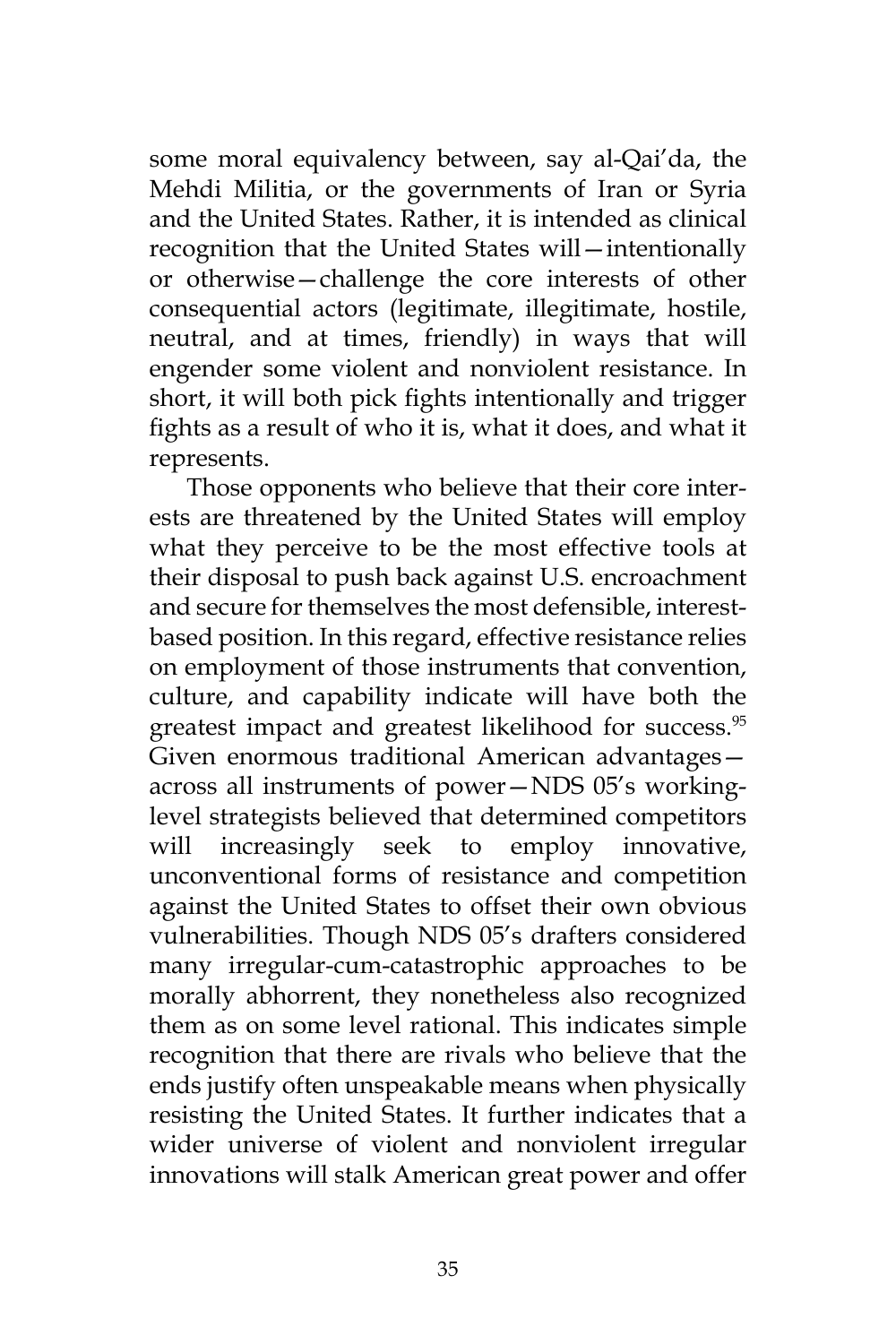some moral equivalency between, say al-Qai'da, the Mehdi Militia, or the governments of Iran or Syria and the United States. Rather, it is intended as clinical recognition that the United States will—intentionally or otherwise—challenge the core interests of other consequential actors (legitimate, illegitimate, hostile, neutral, and at times, friendly) in ways that will engender some violent and nonviolent resistance. In short, it will both pick fights intentionally and trigger fights as a result of who it is, what it does, and what it represents.

Those opponents who believe that their core interests are threatened by the United States will employ what they perceive to be the most effective tools at their disposal to push back against U.S. encroachment and secure for themselves the most defensible, interest-based position. In this regard, effective resistance relies on employment of those instruments that convention, culture, and capability indicate will have both the greatest impact and greatest likelihood for success.[95] Given enormous traditional American advantages—across all instruments of power—NDS 05's working-level strategists believed that determined competitors will increasingly seek to employ innovative, unconventional forms of resistance and competition against the United States to offset their own obvious vulnerabilities. Though NDS 05's drafters considered many irregular-cum-catastrophic approaches to be morally abhorrent, they nonetheless also recognized them as on some level rational. This indicates simple recognition that there are rivals who believe that the ends justify often unspeakable means when physically resisting the United States. It further indicates that a wider universe of violent and nonviolent irregular innovations will stalk American great power and offer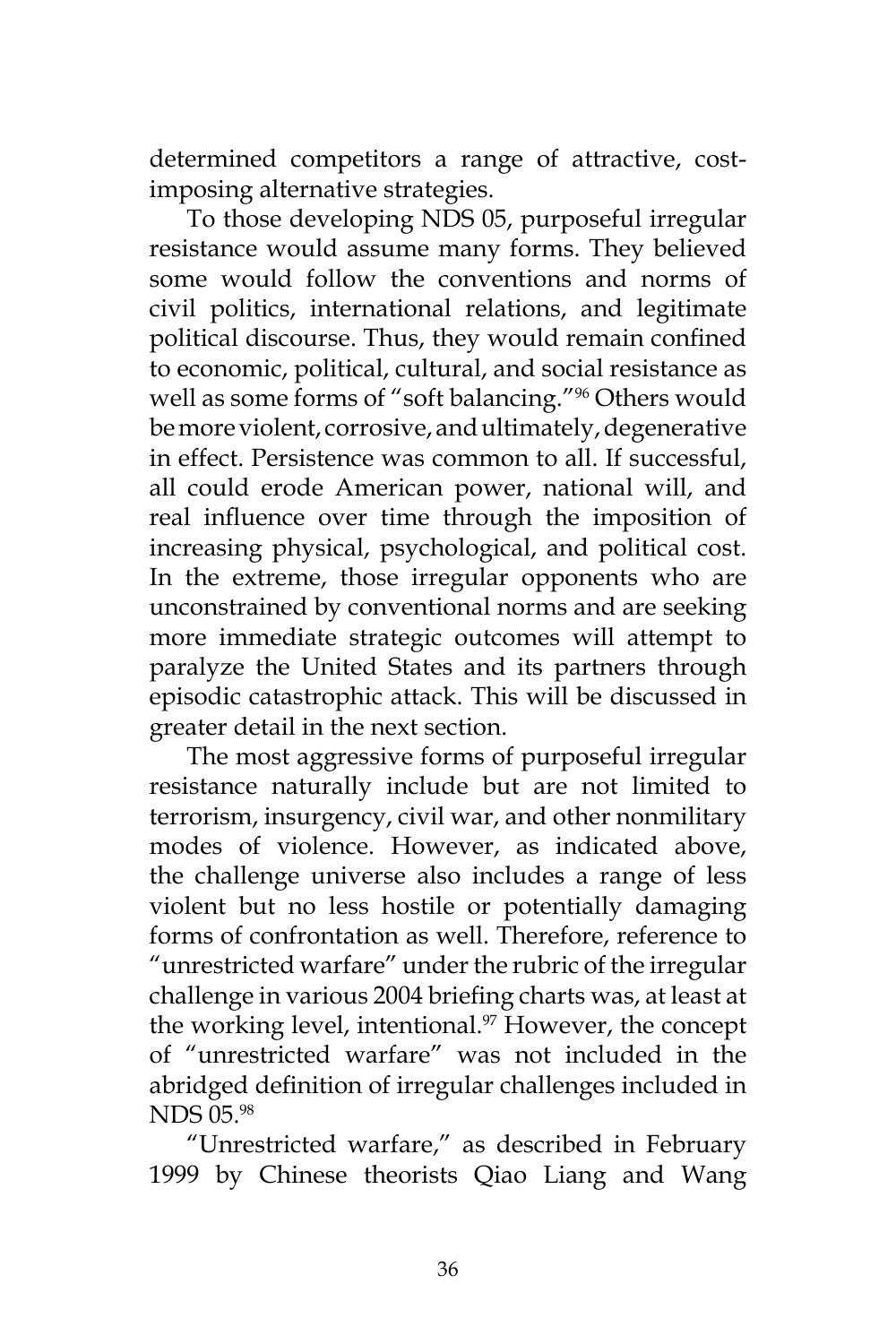determined competitors a range of attractive, cost-imposing alternative strategies.

To those developing NDS 05, purposeful irregular resistance would assume many forms. They believed some would follow the conventions and norms of civil politics, international relations, and legitimate political discourse. Thus, they would remain confined to economic, political, cultural, and social resistance as well as some forms of "soft balancing."[96] Others would be more violent, corrosive, and ultimately, degenerative in effect. Persistence was common to all. If successful, all could erode American power, national will, and real influence over time through the imposition of increasing physical, psychological, and political cost. In the extreme, those irregular opponents who are unconstrained by conventional norms and are seeking more immediate strategic outcomes will attempt to paralyze the United States and its partners through episodic catastrophic attack. This will be discussed in greater detail in the next section.

The most aggressive forms of purposeful irregular resistance naturally include but are not limited to terrorism, insurgency, civil war, and other nonmilitary modes of violence. However, as indicated above, the challenge universe also includes a range of less violent but no less hostile or potentially damaging forms of confrontation as well. Therefore, reference to "unrestricted warfare" under the rubric of the irregular challenge in various 2004 briefing charts was, at least at the working level, intentional.[97] However, the concept of "unrestricted warfare" was not included in the abridged definition of irregular challenges included in NDS 05.[98]

"Unrestricted warfare," as described in February 1999 by Chinese theorists Qiao Liang and Wang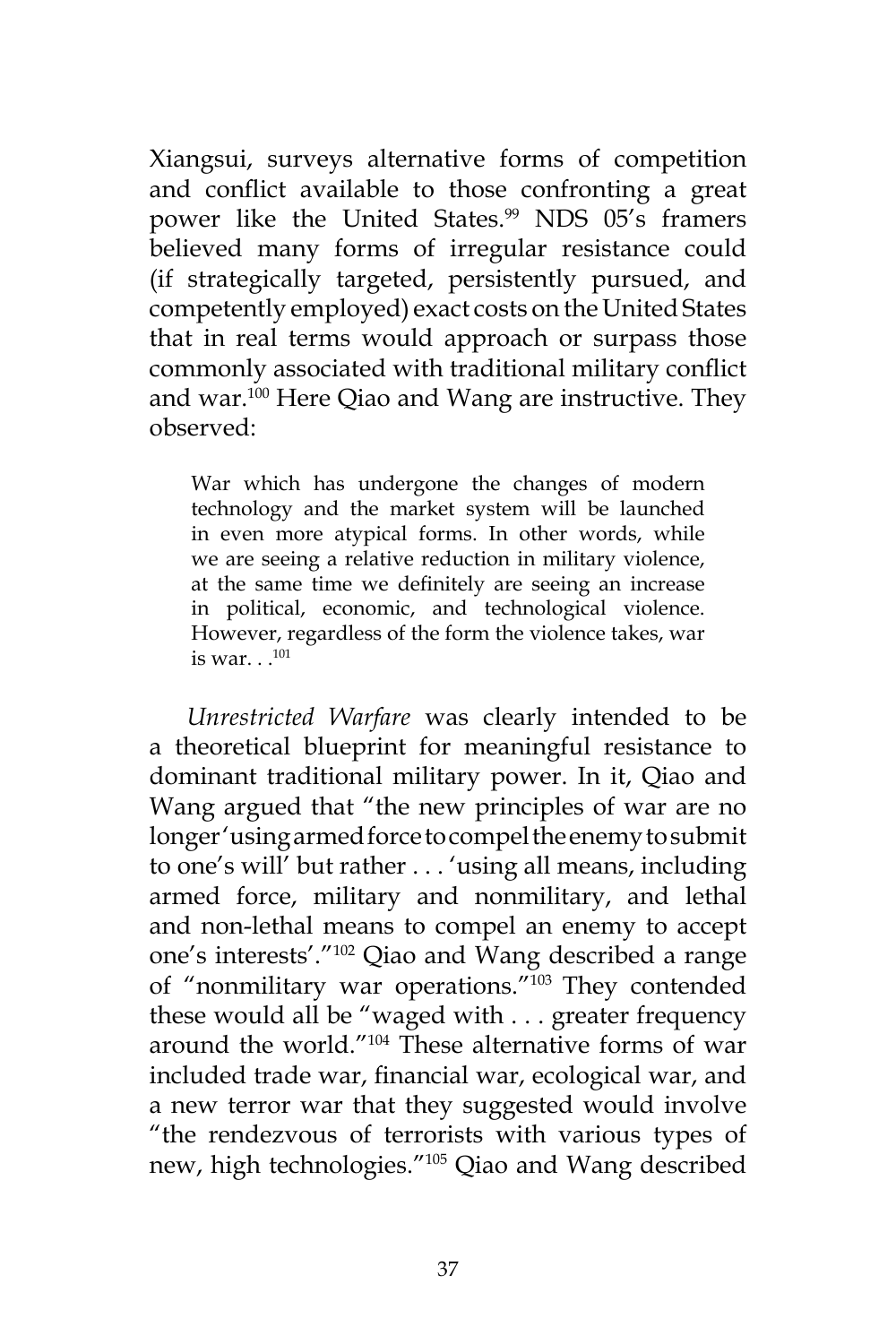Xiangsui, surveys alternative forms of competition and conflict available to those confronting a great power like the United States.[99] NDS 05's framers believed many forms of irregular resistance could (if strategically targeted, persistently pursued, and competently employed) exact costs on the United States that in real terms would approach or surpass those commonly associated with traditional military conflict and war.[100] Here Qiao and Wang are instructive. They observed:

> War which has undergone the changes of modern technology and the market system will be launched in even more atypical forms. In other words, while we are seeing a relative reduction in military violence, at the same time we definitely are seeing an increase in political, economic, and technological violence. However, regardless of the form the violence takes, war is war. . .[101]

*Unrestricted Warfare* was clearly intended to be a theoretical blueprint for meaningful resistance to dominant traditional military power. In it, Qiao and Wang argued that "the new principles of war are no longer 'using armed force to compel the enemy to submit to one's will' but rather . . . 'using all means, including armed force, military and nonmilitary, and lethal and non-lethal means to compel an enemy to accept one's interests'."[102] Qiao and Wang described a range of "nonmilitary war operations."[103] They contended these would all be "waged with . . . greater frequency around the world."[104] These alternative forms of war included trade war, financial war, ecological war, and a new terror war that they suggested would involve "the rendezvous of terrorists with various types of new, high technologies."[105] Qiao and Wang described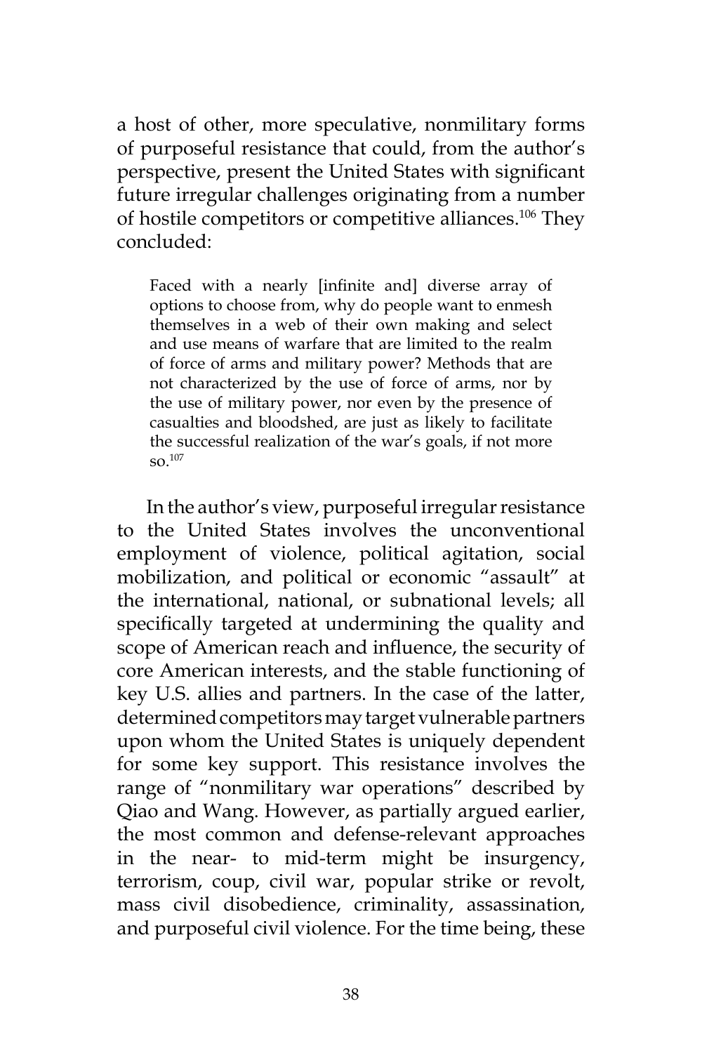a host of other, more speculative, nonmilitary forms of purposeful resistance that could, from the author's perspective, present the United States with significant future irregular challenges originating from a number of hostile competitors or competitive alliances.[106] They concluded:

> Faced with a nearly [infinite and] diverse array of options to choose from, why do people want to enmesh themselves in a web of their own making and select and use means of warfare that are limited to the realm of force of arms and military power? Methods that are not characterized by the use of force of arms, nor by the use of military power, nor even by the presence of casualties and bloodshed, are just as likely to facilitate the successful realization of the war's goals, if not more so.[107]

In the author's view, purposeful irregular resistance to the United States involves the unconventional employment of violence, political agitation, social mobilization, and political or economic "assault" at the international, national, or subnational levels; all specifically targeted at undermining the quality and scope of American reach and influence, the security of core American interests, and the stable functioning of key U.S. allies and partners. In the case of the latter, determined competitors may target vulnerable partners upon whom the United States is uniquely dependent for some key support. This resistance involves the range of "nonmilitary war operations" described by Qiao and Wang. However, as partially argued earlier, the most common and defense-relevant approaches in the near- to mid-term might be insurgency, terrorism, coup, civil war, popular strike or revolt, mass civil disobedience, criminality, assassination, and purposeful civil violence. For the time being, these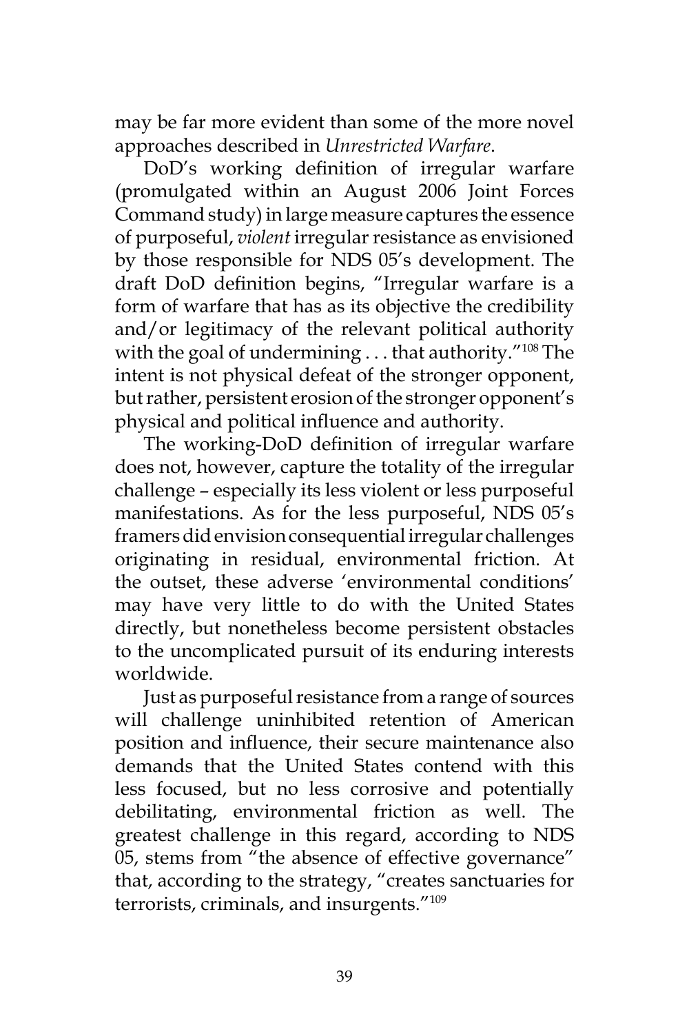may be far more evident than some of the more novel approaches described in *Unrestricted Warfare*.

DoD's working definition of irregular warfare (promulgated within an August 2006 Joint Forces Command study) in large measure captures the essence of purposeful, *violent* irregular resistance as envisioned by those responsible for NDS 05's development. The draft DoD definition begins, "Irregular warfare is a form of warfare that has as its objective the credibility and/or legitimacy of the relevant political authority with the goal of undermining . . . that authority."[108] The intent is not physical defeat of the stronger opponent, but rather, persistent erosion of the stronger opponent's physical and political influence and authority.

The working-DoD definition of irregular warfare does not, however, capture the totality of the irregular challenge – especially its less violent or less purposeful manifestations. As for the less purposeful, NDS 05's framers did envision consequential irregular challenges originating in residual, environmental friction. At the outset, these adverse 'environmental conditions' may have very little to do with the United States directly, but nonetheless become persistent obstacles to the uncomplicated pursuit of its enduring interests worldwide.

Just as purposeful resistance from a range of sources will challenge uninhibited retention of American position and influence, their secure maintenance also demands that the United States contend with this less focused, but no less corrosive and potentially debilitating, environmental friction as well. The greatest challenge in this regard, according to NDS 05, stems from "the absence of effective governance" that, according to the strategy, "creates sanctuaries for terrorists, criminals, and insurgents."[109]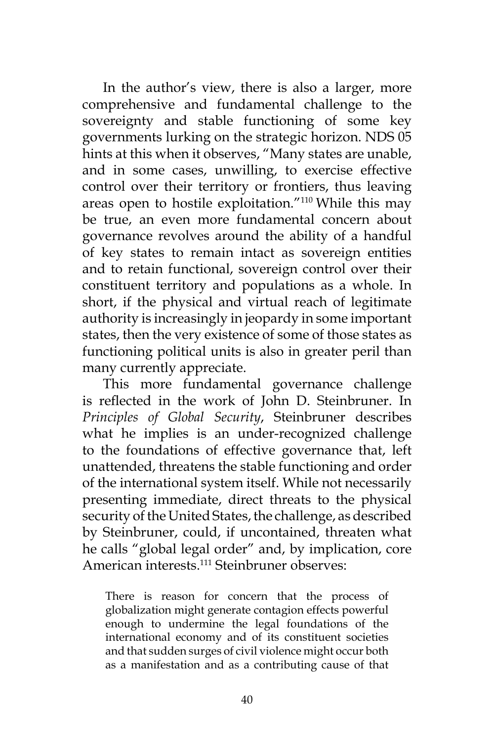In the author's view, there is also a larger, more comprehensive and fundamental challenge to the sovereignty and stable functioning of some key governments lurking on the strategic horizon. NDS 05 hints at this when it observes, "Many states are unable, and in some cases, unwilling, to exercise effective control over their territory or frontiers, thus leaving areas open to hostile exploitation."[110] While this may be true, an even more fundamental concern about governance revolves around the ability of a handful of key states to remain intact as sovereign entities and to retain functional, sovereign control over their constituent territory and populations as a whole. In short, if the physical and virtual reach of legitimate authority is increasingly in jeopardy in some important states, then the very existence of some of those states as functioning political units is also in greater peril than many currently appreciate.

This more fundamental governance challenge is reflected in the work of John D. Steinbruner. In *Principles of Global Security*, Steinbruner describes what he implies is an under-recognized challenge to the foundations of effective governance that, left unattended, threatens the stable functioning and order of the international system itself. While not necessarily presenting immediate, direct threats to the physical security of the United States, the challenge, as described by Steinbruner, could, if uncontained, threaten what he calls "global legal order" and, by implication, core American interests.[111] Steinbruner observes:

> There is reason for concern that the process of globalization might generate contagion effects powerful enough to undermine the legal foundations of the international economy and of its constituent societies and that sudden surges of civil violence might occur both as a manifestation and as a contributing cause of that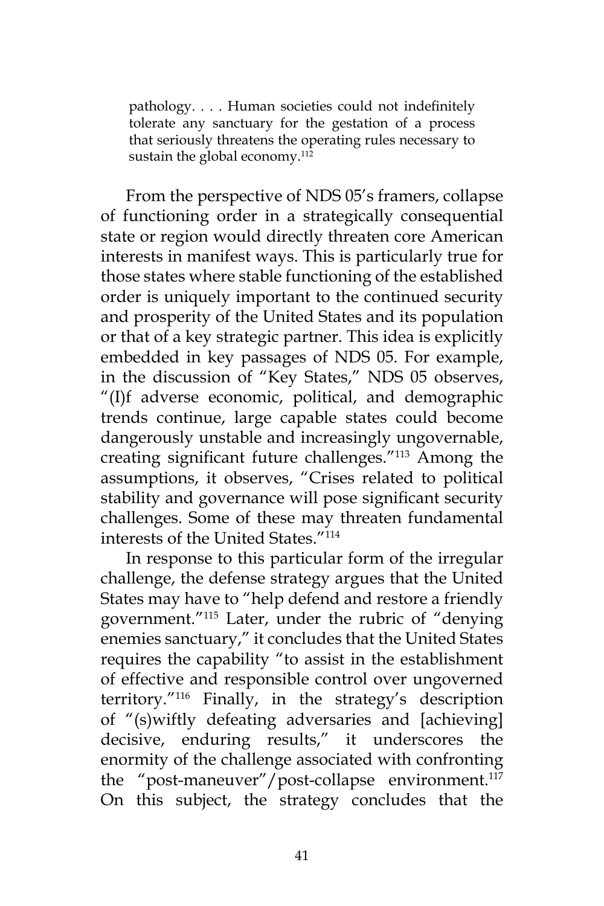> pathology. . . . Human societies could not indefinitely tolerate any sanctuary for the gestation of a process that seriously threatens the operating rules necessary to sustain the global economy.[112]

From the perspective of NDS 05's framers, collapse of functioning order in a strategically consequential state or region would directly threaten core American interests in manifest ways. This is particularly true for those states where stable functioning of the established order is uniquely important to the continued security and prosperity of the United States and its population or that of a key strategic partner. This idea is explicitly embedded in key passages of NDS 05. For example, in the discussion of "Key States," NDS 05 observes, "(I)f adverse economic, political, and demographic trends continue, large capable states could become dangerously unstable and increasingly ungovernable, creating significant future challenges."[113] Among the assumptions, it observes, "Crises related to political stability and governance will pose significant security challenges. Some of these may threaten fundamental interests of the United States."[114]

In response to this particular form of the irregular challenge, the defense strategy argues that the United States may have to "help defend and restore a friendly government."[115] Later, under the rubric of "denying enemies sanctuary," it concludes that the United States requires the capability "to assist in the establishment of effective and responsible control over ungoverned territory."[116] Finally, in the strategy's description of "(s)wiftly defeating adversaries and [achieving] decisive, enduring results," it underscores the enormity of the challenge associated with confronting the "post-maneuver"/post-collapse environment.[117] On this subject, the strategy concludes that the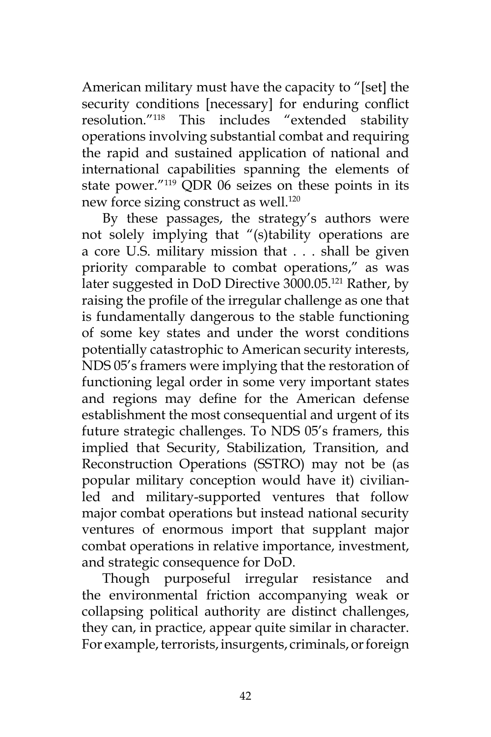American military must have the capacity to "[set] the security conditions [necessary] for enduring conflict resolution."[118] This includes "extended stability operations involving substantial combat and requiring the rapid and sustained application of national and international capabilities spanning the elements of state power."[119] QDR 06 seizes on these points in its new force sizing construct as well.[120]

By these passages, the strategy's authors were not solely implying that "(s)tability operations are a core U.S. military mission that . . . shall be given priority comparable to combat operations," as was later suggested in DoD Directive 3000.05.[121] Rather, by raising the profile of the irregular challenge as one that is fundamentally dangerous to the stable functioning of some key states and under the worst conditions potentially catastrophic to American security interests, NDS 05's framers were implying that the restoration of functioning legal order in some very important states and regions may define for the American defense establishment the most consequential and urgent of its future strategic challenges. To NDS 05's framers, this implied that Security, Stabilization, Transition, and Reconstruction Operations (SSTRO) may not be (as popular military conception would have it) civilian-led and military-supported ventures that follow major combat operations but instead national security ventures of enormous import that supplant major combat operations in relative importance, investment, and strategic consequence for DoD.

Though purposeful irregular resistance and the environmental friction accompanying weak or collapsing political authority are distinct challenges, they can, in practice, appear quite similar in character. For example, terrorists, insurgents, criminals, or foreign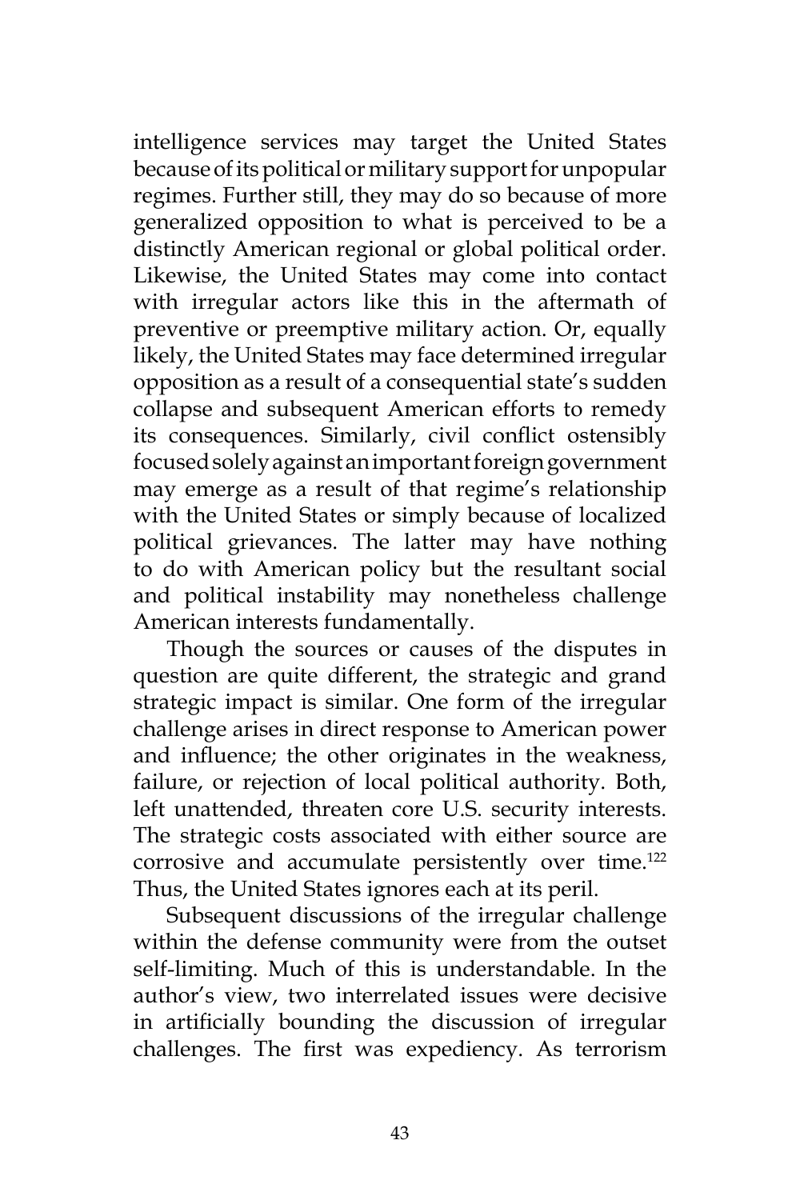intelligence services may target the United States because of its political or military support for unpopular regimes. Further still, they may do so because of more generalized opposition to what is perceived to be a distinctly American regional or global political order. Likewise, the United States may come into contact with irregular actors like this in the aftermath of preventive or preemptive military action. Or, equally likely, the United States may face determined irregular opposition as a result of a consequential state's sudden collapse and subsequent American efforts to remedy its consequences. Similarly, civil conflict ostensibly focused solely against an important foreign government may emerge as a result of that regime's relationship with the United States or simply because of localized political grievances. The latter may have nothing to do with American policy but the resultant social and political instability may nonetheless challenge American interests fundamentally.

Though the sources or causes of the disputes in question are quite different, the strategic and grand strategic impact is similar. One form of the irregular challenge arises in direct response to American power and influence; the other originates in the weakness, failure, or rejection of local political authority. Both, left unattended, threaten core U.S. security interests. The strategic costs associated with either source are corrosive and accumulate persistently over time.[122] Thus, the United States ignores each at its peril.

Subsequent discussions of the irregular challenge within the defense community were from the outset self-limiting. Much of this is understandable. In the author's view, two interrelated issues were decisive in artificially bounding the discussion of irregular challenges. The first was expediency. As terrorism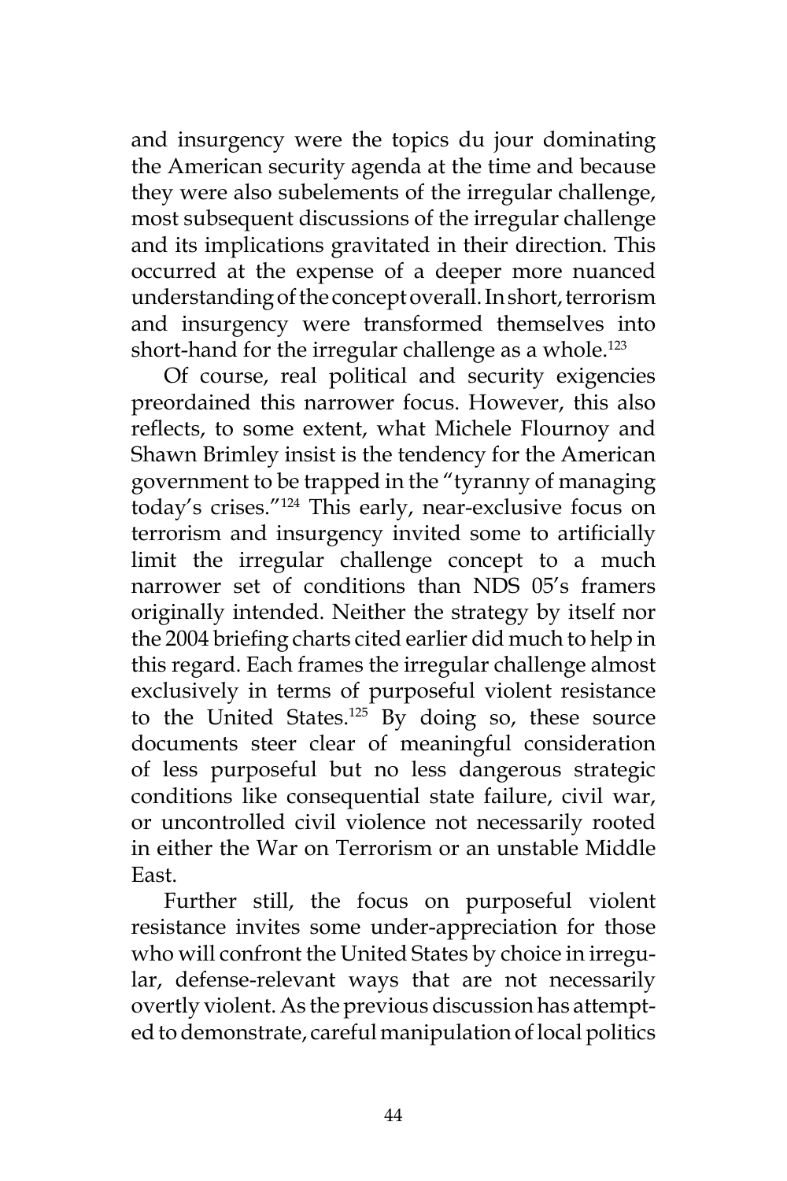and insurgency were the topics du jour dominating the American security agenda at the time and because they were also subelements of the irregular challenge, most subsequent discussions of the irregular challenge and its implications gravitated in their direction. This occurred at the expense of a deeper more nuanced understanding of the concept overall. In short, terrorism and insurgency were transformed themselves into short-hand for the irregular challenge as a whole.[123]

Of course, real political and security exigencies preordained this narrower focus. However, this also reflects, to some extent, what Michele Flournoy and Shawn Brimley insist is the tendency for the American government to be trapped in the "tyranny of managing today's crises."[124] This early, near-exclusive focus on terrorism and insurgency invited some to artificially limit the irregular challenge concept to a much narrower set of conditions than NDS 05's framers originally intended. Neither the strategy by itself nor the 2004 briefing charts cited earlier did much to help in this regard. Each frames the irregular challenge almost exclusively in terms of purposeful violent resistance to the United States.[125] By doing so, these source documents steer clear of meaningful consideration of less purposeful but no less dangerous strategic conditions like consequential state failure, civil war, or uncontrolled civil violence not necessarily rooted in either the War on Terrorism or an unstable Middle East.

Further still, the focus on purposeful violent resistance invites some under-appreciation for those who will confront the United States by choice in irregular, defense-relevant ways that are not necessarily overtly violent. As the previous discussion has attempted to demonstrate, careful manipulation of local politics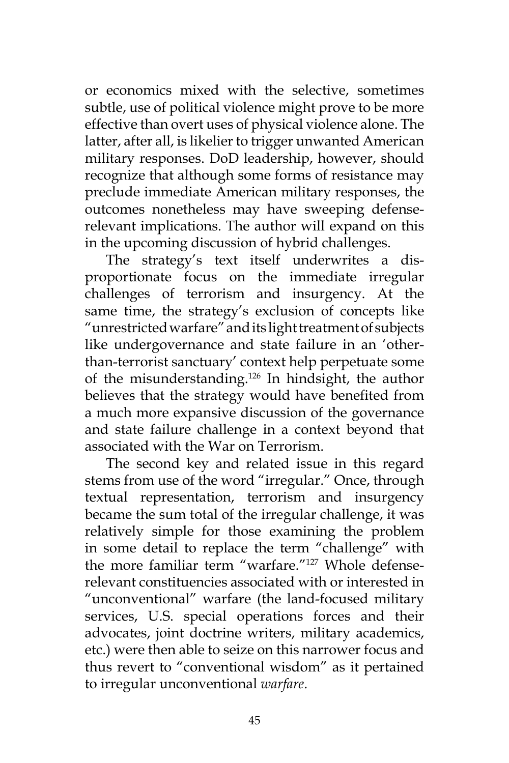or economics mixed with the selective, sometimes subtle, use of political violence might prove to be more effective than overt uses of physical violence alone. The latter, after all, is likelier to trigger unwanted American military responses. DoD leadership, however, should recognize that although some forms of resistance may preclude immediate American military responses, the outcomes nonetheless may have sweeping defense-relevant implications. The author will expand on this in the upcoming discussion of hybrid challenges.

The strategy's text itself underwrites a disproportionate focus on the immediate irregular challenges of terrorism and insurgency. At the same time, the strategy's exclusion of concepts like "unrestricted warfare" and its light treatment of subjects like undergovernance and state failure in an 'other-than-terrorist sanctuary' context help perpetuate some of the misunderstanding.[126] In hindsight, the author believes that the strategy would have benefited from a much more expansive discussion of the governance and state failure challenge in a context beyond that associated with the War on Terrorism.

The second key and related issue in this regard stems from use of the word "irregular." Once, through textual representation, terrorism and insurgency became the sum total of the irregular challenge, it was relatively simple for those examining the problem in some detail to replace the term "challenge" with the more familiar term "warfare."[127] Whole defense-relevant constituencies associated with or interested in "unconventional" warfare (the land-focused military services, U.S. special operations forces and their advocates, joint doctrine writers, military academics, etc.) were then able to seize on this narrower focus and thus revert to "conventional wisdom" as it pertained to irregular unconventional *warfare*.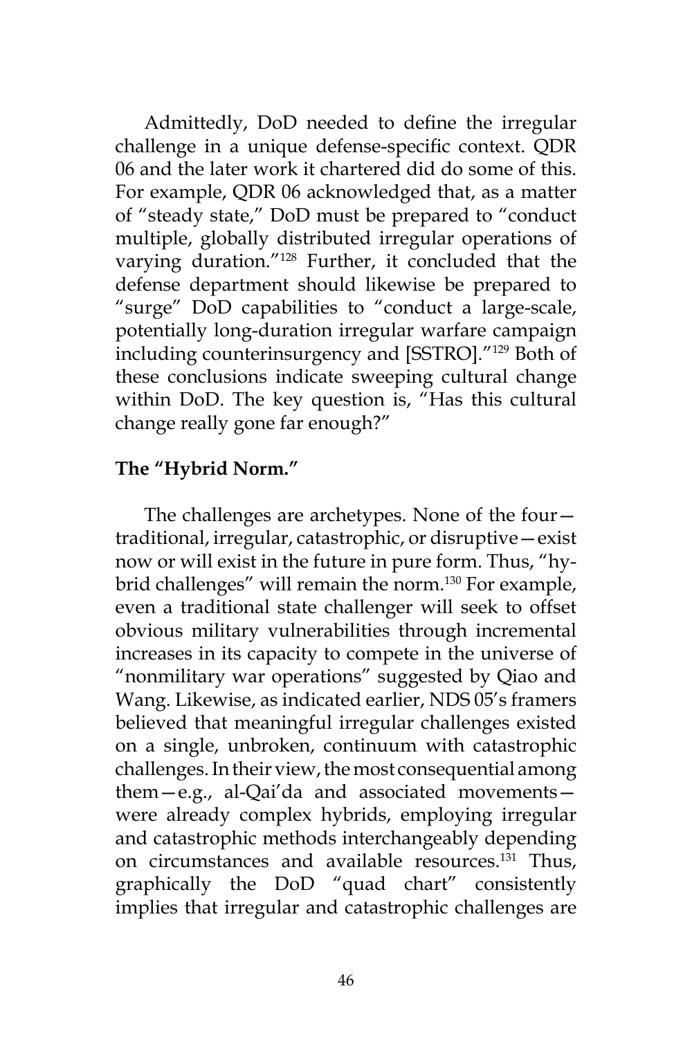Admittedly, DoD needed to define the irregular challenge in a unique defense-specific context. QDR 06 and the later work it chartered did do some of this. For example, QDR 06 acknowledged that, as a matter of "steady state," DoD must be prepared to "conduct multiple, globally distributed irregular operations of varying duration."[128] Further, it concluded that the defense department should likewise be prepared to "surge" DoD capabilities to "conduct a large-scale, potentially long-duration irregular warfare campaign including counterinsurgency and [SSTRO]."[129] Both of these conclusions indicate sweeping cultural change within DoD. The key question is, "Has this cultural change really gone far enough?"

**The "Hybrid Norm."**

The challenges are archetypes. None of the four—traditional, irregular, catastrophic, or disruptive—exist now or will exist in the future in pure form. Thus, "hybrid challenges" will remain the norm.[130] For example, even a traditional state challenger will seek to offset obvious military vulnerabilities through incremental increases in its capacity to compete in the universe of "nonmilitary war operations" suggested by Qiao and Wang. Likewise, as indicated earlier, NDS 05's framers believed that meaningful irregular challenges existed on a single, unbroken, continuum with catastrophic challenges. In their view, the most consequential among them—e.g., al-Qai'da and associated movements—were already complex hybrids, employing irregular and catastrophic methods interchangeably depending on circumstances and available resources.[131] Thus, graphically the DoD "quad chart" consistently implies that irregular and catastrophic challenges are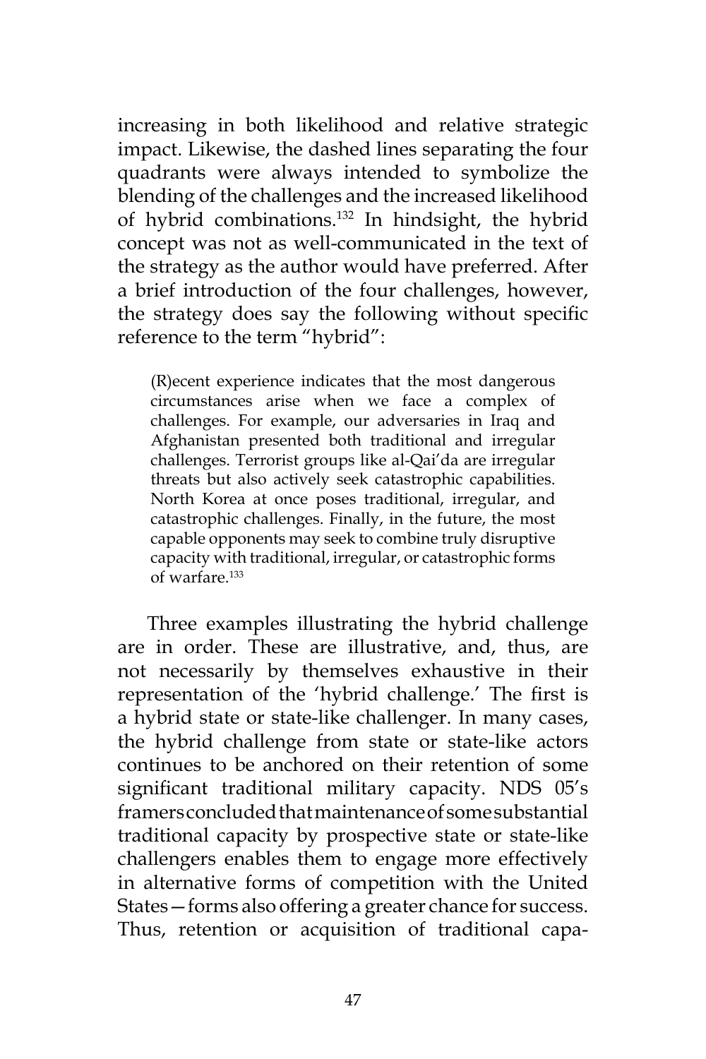increasing in both likelihood and relative strategic impact. Likewise, the dashed lines separating the four quadrants were always intended to symbolize the blending of the challenges and the increased likelihood of hybrid combinations.[132] In hindsight, the hybrid concept was not as well-communicated in the text of the strategy as the author would have preferred. After a brief introduction of the four challenges, however, the strategy does say the following without specific reference to the term "hybrid":

> (R)ecent experience indicates that the most dangerous circumstances arise when we face a complex of challenges. For example, our adversaries in Iraq and Afghanistan presented both traditional and irregular challenges. Terrorist groups like al-Qai'da are irregular threats but also actively seek catastrophic capabilities. North Korea at once poses traditional, irregular, and catastrophic challenges. Finally, in the future, the most capable opponents may seek to combine truly disruptive capacity with traditional, irregular, or catastrophic forms of warfare.[133]

Three examples illustrating the hybrid challenge are in order. These are illustrative, and, thus, are not necessarily by themselves exhaustive in their representation of the 'hybrid challenge.' The first is a hybrid state or state-like challenger. In many cases, the hybrid challenge from state or state-like actors continues to be anchored on their retention of some significant traditional military capacity. NDS 05's framers concluded that maintenance of some substantial traditional capacity by prospective state or state-like challengers enables them to engage more effectively in alternative forms of competition with the United States—forms also offering a greater chance for success. Thus, retention or acquisition of traditional capa-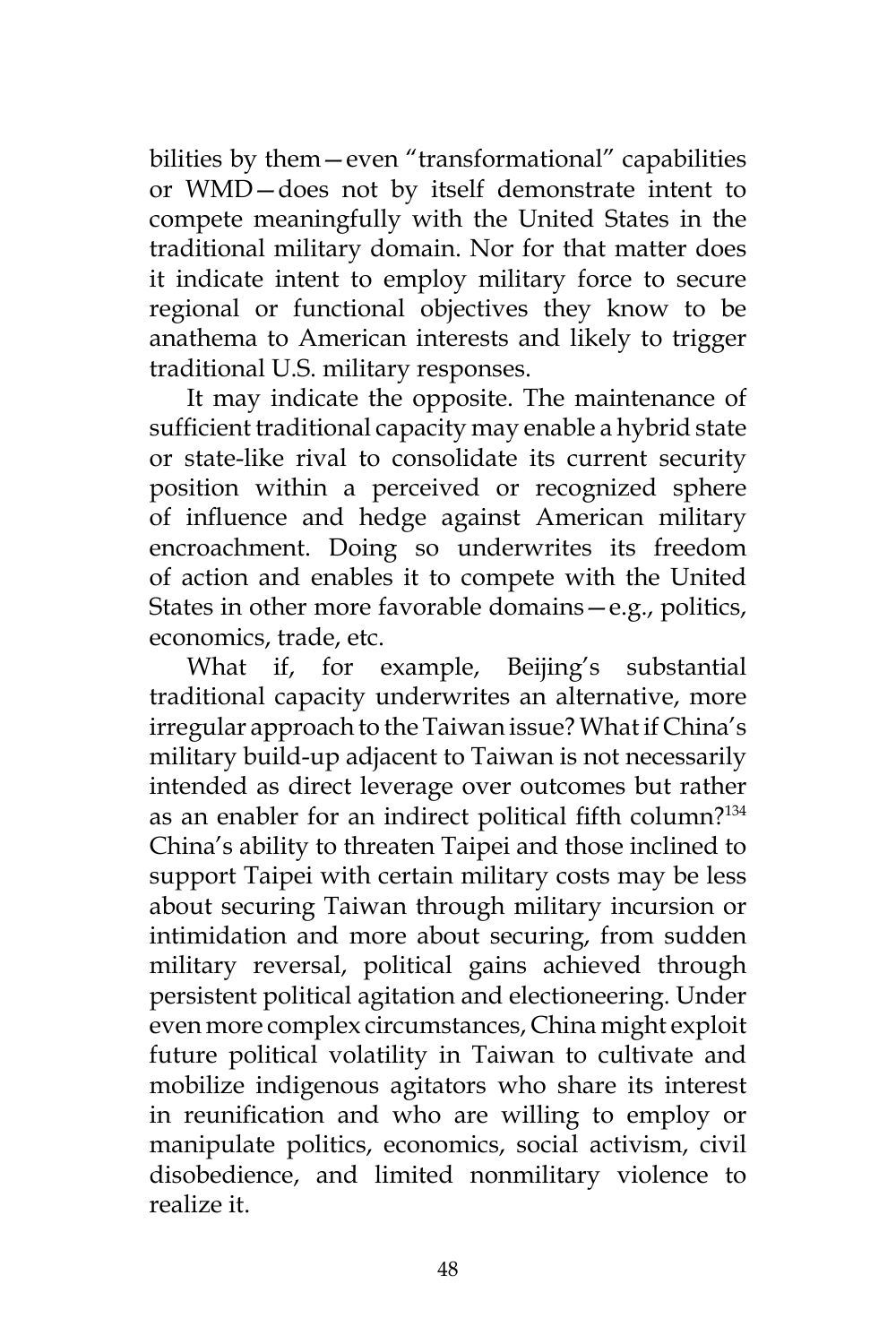bilities by them—even "transformational" capabilities or WMD—does not by itself demonstrate intent to compete meaningfully with the United States in the traditional military domain. Nor for that matter does it indicate intent to employ military force to secure regional or functional objectives they know to be anathema to American interests and likely to trigger traditional U.S. military responses.

It may indicate the opposite. The maintenance of sufficient traditional capacity may enable a hybrid state or state-like rival to consolidate its current security position within a perceived or recognized sphere of influence and hedge against American military encroachment. Doing so underwrites its freedom of action and enables it to compete with the United States in other more favorable domains—e.g., politics, economics, trade, etc.

What if, for example, Beijing's substantial traditional capacity underwrites an alternative, more irregular approach to the Taiwan issue? What if China's military build-up adjacent to Taiwan is not necessarily intended as direct leverage over outcomes but rather as an enabler for an indirect political fifth column?[134] China's ability to threaten Taipei and those inclined to support Taipei with certain military costs may be less about securing Taiwan through military incursion or intimidation and more about securing, from sudden military reversal, political gains achieved through persistent political agitation and electioneering. Under even more complex circumstances, China might exploit future political volatility in Taiwan to cultivate and mobilize indigenous agitators who share its interest in reunification and who are willing to employ or manipulate politics, economics, social activism, civil disobedience, and limited nonmilitary violence to realize it.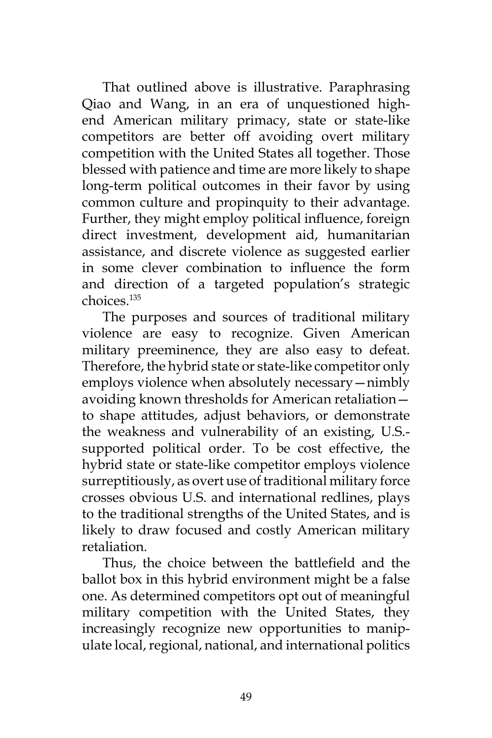That outlined above is illustrative. Paraphrasing Qiao and Wang, in an era of unquestioned high-end American military primacy, state or state-like competitors are better off avoiding overt military competition with the United States all together. Those blessed with patience and time are more likely to shape long-term political outcomes in their favor by using common culture and propinquity to their advantage. Further, they might employ political influence, foreign direct investment, development aid, humanitarian assistance, and discrete violence as suggested earlier in some clever combination to influence the form and direction of a targeted population's strategic choices.[135]

The purposes and sources of traditional military violence are easy to recognize. Given American military preeminence, they are also easy to defeat. Therefore, the hybrid state or state-like competitor only employs violence when absolutely necessary—nimbly avoiding known thresholds for American retaliation—to shape attitudes, adjust behaviors, or demonstrate the weakness and vulnerability of an existing, U.S.-supported political order. To be cost effective, the hybrid state or state-like competitor employs violence surreptitiously, as overt use of traditional military force crosses obvious U.S. and international redlines, plays to the traditional strengths of the United States, and is likely to draw focused and costly American military retaliation.

Thus, the choice between the battlefield and the ballot box in this hybrid environment might be a false one. As determined competitors opt out of meaningful military competition with the United States, they increasingly recognize new opportunities to manipulate local, regional, national, and international politics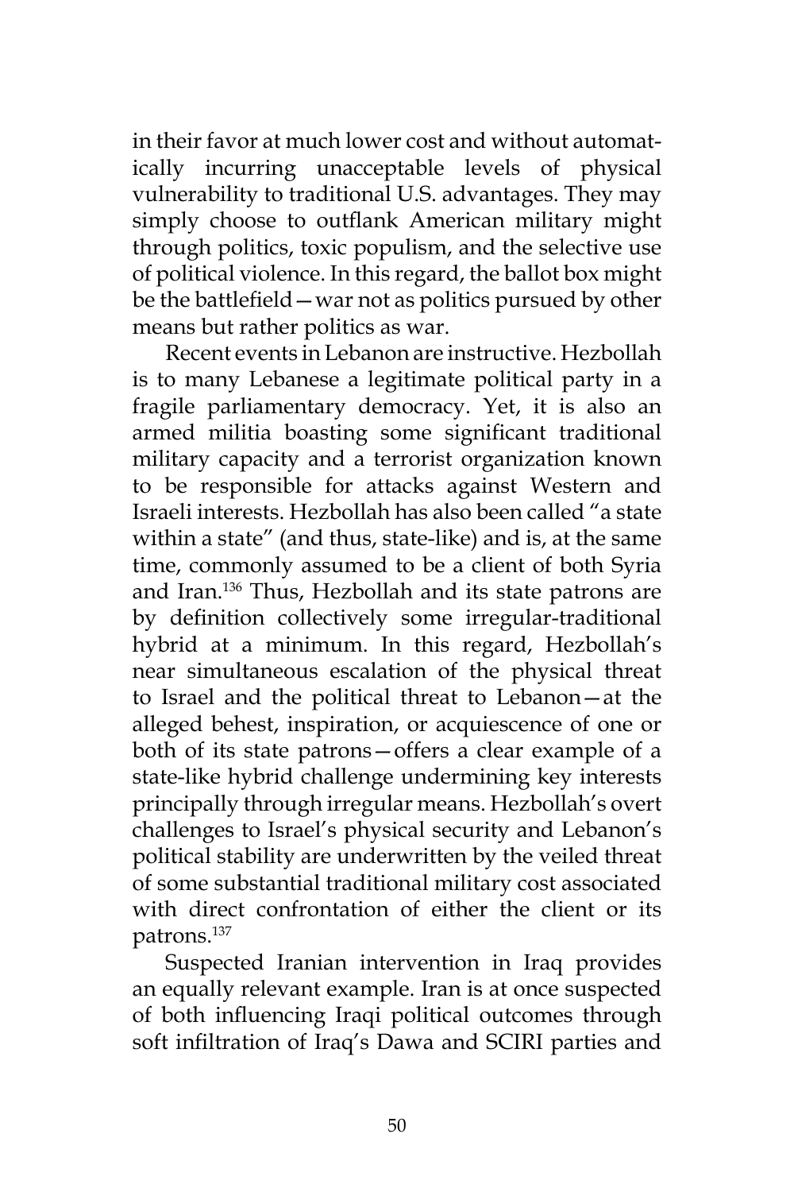in their favor at much lower cost and without automatically incurring unacceptable levels of physical vulnerability to traditional U.S. advantages. They may simply choose to outflank American military might through politics, toxic populism, and the selective use of political violence. In this regard, the ballot box might be the battlefield—war not as politics pursued by other means but rather politics as war.

Recent events in Lebanon are instructive. Hezbollah is to many Lebanese a legitimate political party in a fragile parliamentary democracy. Yet, it is also an armed militia boasting some significant traditional military capacity and a terrorist organization known to be responsible for attacks against Western and Israeli interests. Hezbollah has also been called "a state within a state" (and thus, state-like) and is, at the same time, commonly assumed to be a client of both Syria and Iran.[136] Thus, Hezbollah and its state patrons are by definition collectively some irregular-traditional hybrid at a minimum. In this regard, Hezbollah's near simultaneous escalation of the physical threat to Israel and the political threat to Lebanon—at the alleged behest, inspiration, or acquiescence of one or both of its state patrons—offers a clear example of a state-like hybrid challenge undermining key interests principally through irregular means. Hezbollah's overt challenges to Israel's physical security and Lebanon's political stability are underwritten by the veiled threat of some substantial traditional military cost associated with direct confrontation of either the client or its patrons.[137]

Suspected Iranian intervention in Iraq provides an equally relevant example. Iran is at once suspected of both influencing Iraqi political outcomes through soft infiltration of Iraq's Dawa and SCIRI parties and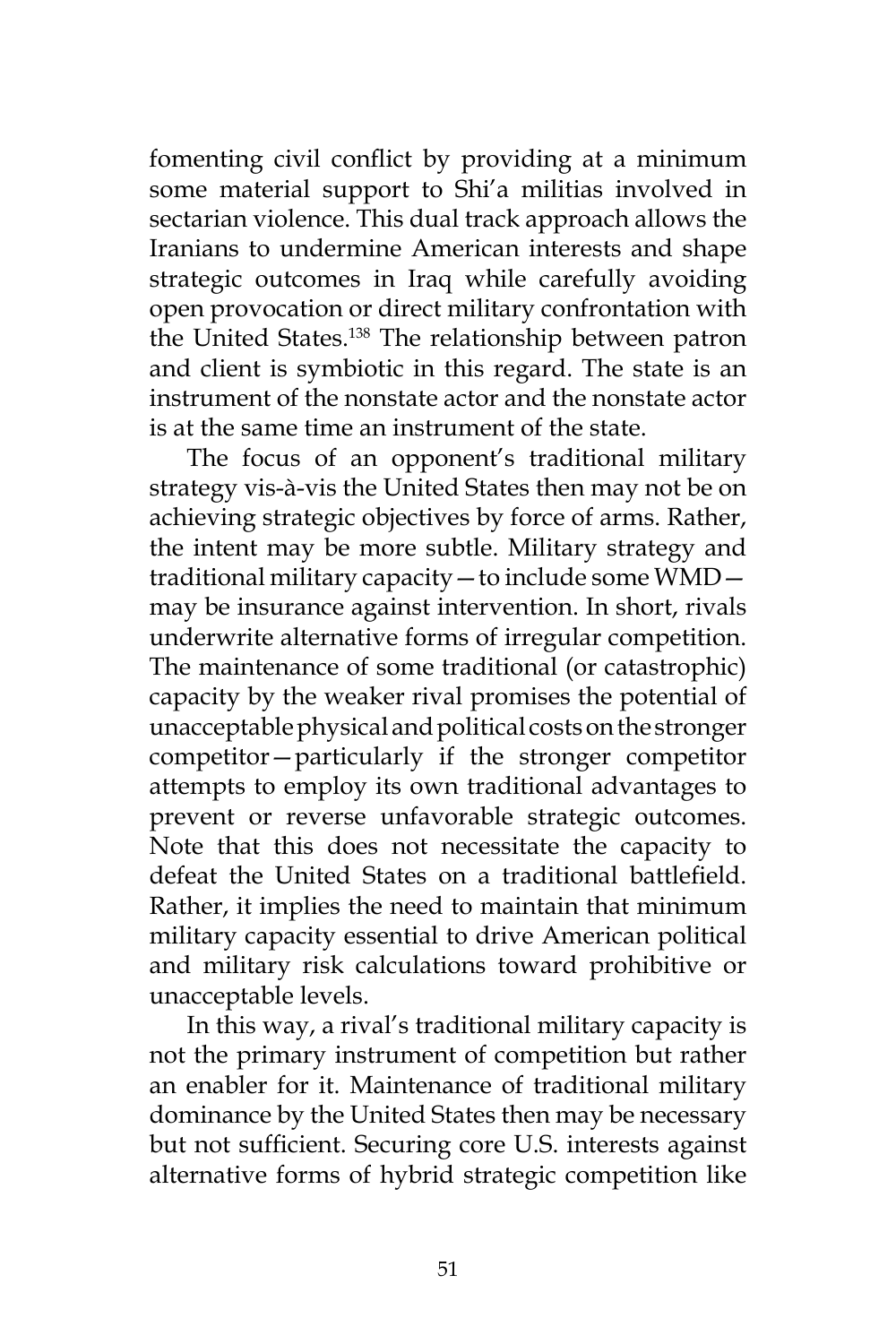fomenting civil conflict by providing at a minimum some material support to Shi'a militias involved in sectarian violence. This dual track approach allows the Iranians to undermine American interests and shape strategic outcomes in Iraq while carefully avoiding open provocation or direct military confrontation with the United States.[138] The relationship between patron and client is symbiotic in this regard. The state is an instrument of the nonstate actor and the nonstate actor is at the same time an instrument of the state.

The focus of an opponent's traditional military strategy vis-à-vis the United States then may not be on achieving strategic objectives by force of arms. Rather, the intent may be more subtle. Military strategy and traditional military capacity—to include some WMD—may be insurance against intervention. In short, rivals underwrite alternative forms of irregular competition. The maintenance of some traditional (or catastrophic) capacity by the weaker rival promises the potential of unacceptable physical and political costs on the stronger competitor—particularly if the stronger competitor attempts to employ its own traditional advantages to prevent or reverse unfavorable strategic outcomes. Note that this does not necessitate the capacity to defeat the United States on a traditional battlefield. Rather, it implies the need to maintain that minimum military capacity essential to drive American political and military risk calculations toward prohibitive or unacceptable levels.

In this way, a rival's traditional military capacity is not the primary instrument of competition but rather an enabler for it. Maintenance of traditional military dominance by the United States then may be necessary but not sufficient. Securing core U.S. interests against alternative forms of hybrid strategic competition like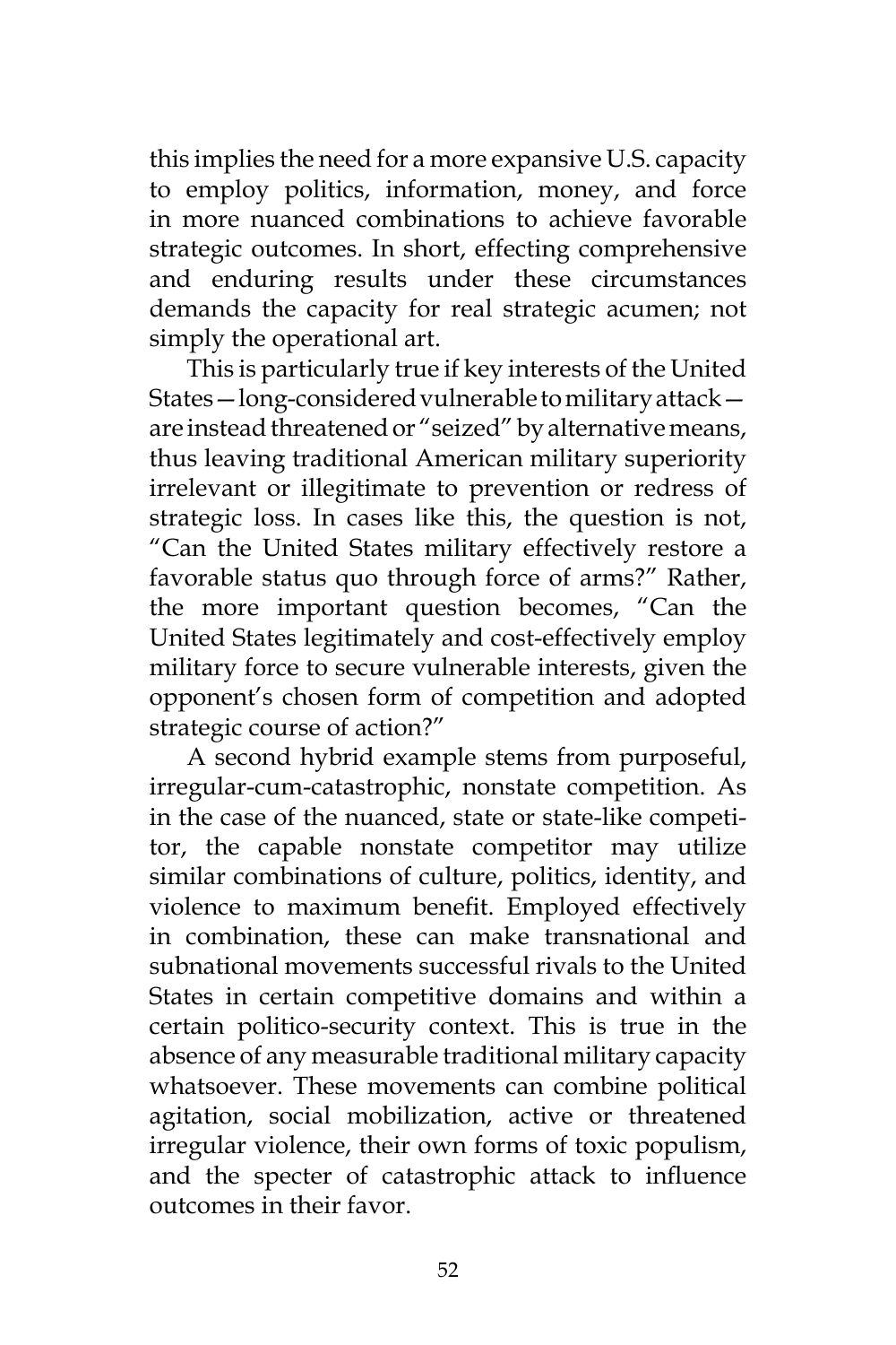this implies the need for a more expansive U.S. capacity to employ politics, information, money, and force in more nuanced combinations to achieve favorable strategic outcomes. In short, effecting comprehensive and enduring results under these circumstances demands the capacity for real strategic acumen; not simply the operational art.

This is particularly true if key interests of the United States—long-considered vulnerable to military attack—are instead threatened or "seized" by alternative means, thus leaving traditional American military superiority irrelevant or illegitimate to prevention or redress of strategic loss. In cases like this, the question is not, "Can the United States military effectively restore a favorable status quo through force of arms?" Rather, the more important question becomes, "Can the United States legitimately and cost-effectively employ military force to secure vulnerable interests, given the opponent's chosen form of competition and adopted strategic course of action?"

A second hybrid example stems from purposeful, irregular-cum-catastrophic, nonstate competition. As in the case of the nuanced, state or state-like competitor, the capable nonstate competitor may utilize similar combinations of culture, politics, identity, and violence to maximum benefit. Employed effectively in combination, these can make transnational and subnational movements successful rivals to the United States in certain competitive domains and within a certain politico-security context. This is true in the absence of any measurable traditional military capacity whatsoever. These movements can combine political agitation, social mobilization, active or threatened irregular violence, their own forms of toxic populism, and the specter of catastrophic attack to influence outcomes in their favor.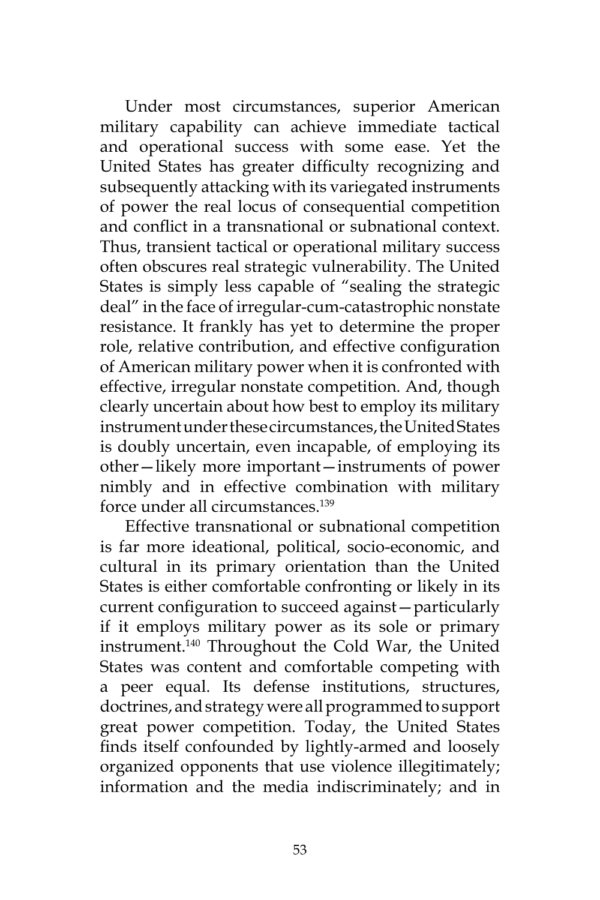Under most circumstances, superior American military capability can achieve immediate tactical and operational success with some ease. Yet the United States has greater difficulty recognizing and subsequently attacking with its variegated instruments of power the real locus of consequential competition and conflict in a transnational or subnational context. Thus, transient tactical or operational military success often obscures real strategic vulnerability. The United States is simply less capable of "sealing the strategic deal" in the face of irregular-cum-catastrophic nonstate resistance. It frankly has yet to determine the proper role, relative contribution, and effective configuration of American military power when it is confronted with effective, irregular nonstate competition. And, though clearly uncertain about how best to employ its military instrument under these circumstances, the United States is doubly uncertain, even incapable, of employing its other—likely more important—instruments of power nimbly and in effective combination with military force under all circumstances.[139]

Effective transnational or subnational competition is far more ideational, political, socio-economic, and cultural in its primary orientation than the United States is either comfortable confronting or likely in its current configuration to succeed against—particularly if it employs military power as its sole or primary instrument.[140] Throughout the Cold War, the United States was content and comfortable competing with a peer equal. Its defense institutions, structures, doctrines, and strategy were all programmed to support great power competition. Today, the United States finds itself confounded by lightly-armed and loosely organized opponents that use violence illegitimately; information and the media indiscriminately; and in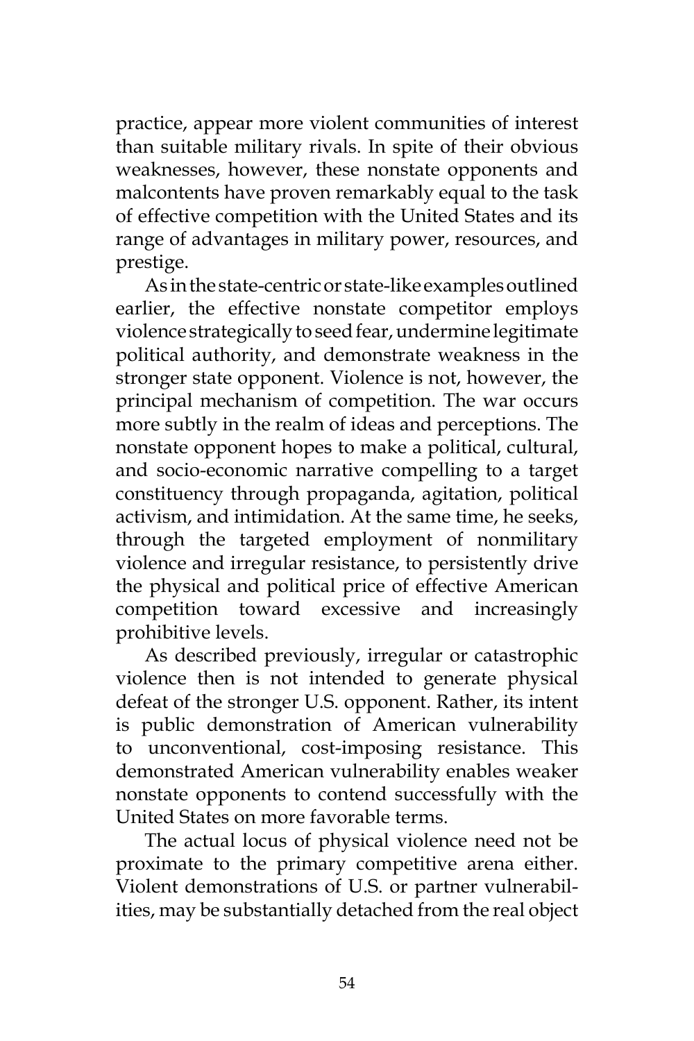practice, appear more violent communities of interest than suitable military rivals. In spite of their obvious weaknesses, however, these nonstate opponents and malcontents have proven remarkably equal to the task of effective competition with the United States and its range of advantages in military power, resources, and prestige.

As in the state-centric or state-like examples outlined earlier, the effective nonstate competitor employs violence strategically to seed fear, undermine legitimate political authority, and demonstrate weakness in the stronger state opponent. Violence is not, however, the principal mechanism of competition. The war occurs more subtly in the realm of ideas and perceptions. The nonstate opponent hopes to make a political, cultural, and socio-economic narrative compelling to a target constituency through propaganda, agitation, political activism, and intimidation. At the same time, he seeks, through the targeted employment of nonmilitary violence and irregular resistance, to persistently drive the physical and political price of effective American competition toward excessive and increasingly prohibitive levels.

As described previously, irregular or catastrophic violence then is not intended to generate physical defeat of the stronger U.S. opponent. Rather, its intent is public demonstration of American vulnerability to unconventional, cost-imposing resistance. This demonstrated American vulnerability enables weaker nonstate opponents to contend successfully with the United States on more favorable terms.

The actual locus of physical violence need not be proximate to the primary competitive arena either. Violent demonstrations of U.S. or partner vulnerabilities, may be substantially detached from the real object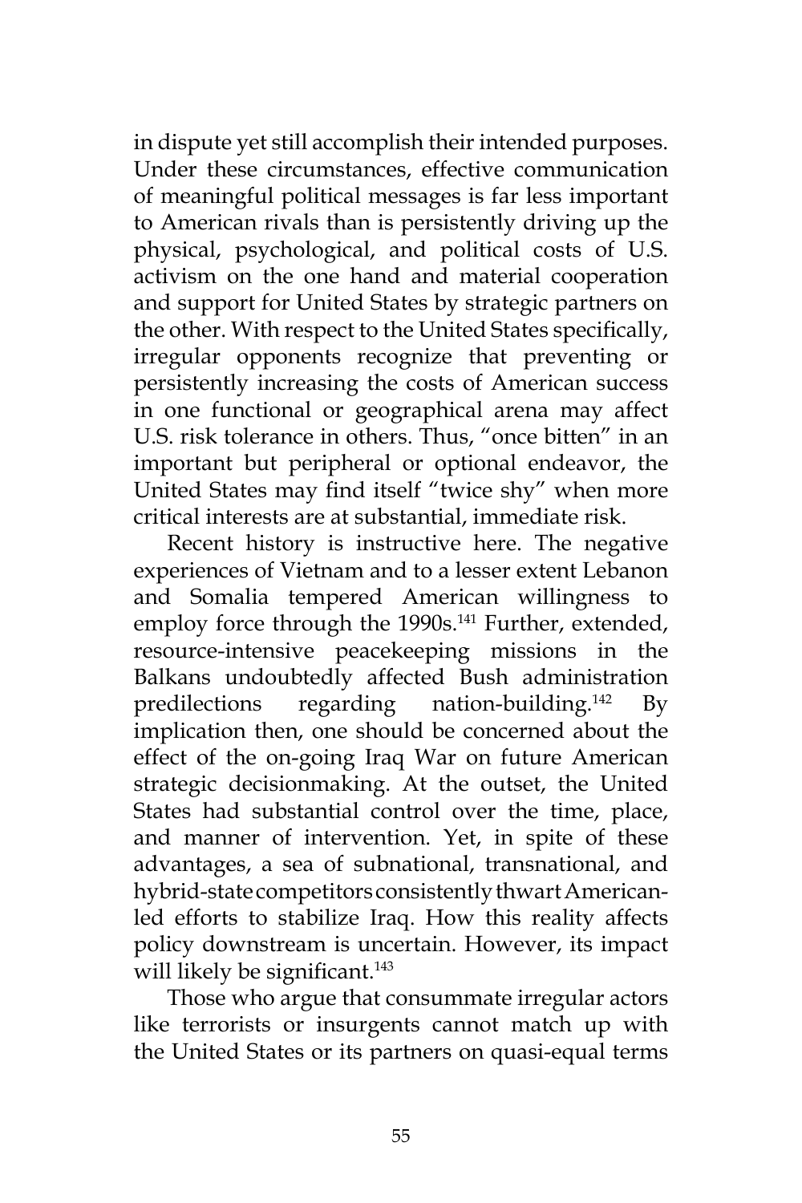in dispute yet still accomplish their intended purposes. Under these circumstances, effective communication of meaningful political messages is far less important to American rivals than is persistently driving up the physical, psychological, and political costs of U.S. activism on the one hand and material cooperation and support for United States by strategic partners on the other. With respect to the United States specifically, irregular opponents recognize that preventing or persistently increasing the costs of American success in one functional or geographical arena may affect U.S. risk tolerance in others. Thus, "once bitten" in an important but peripheral or optional endeavor, the United States may find itself "twice shy" when more critical interests are at substantial, immediate risk.

Recent history is instructive here. The negative experiences of Vietnam and to a lesser extent Lebanon and Somalia tempered American willingness to employ force through the 1990s.[141] Further, extended, resource-intensive peacekeeping missions in the Balkans undoubtedly affected Bush administration predilections regarding nation-building.[142] By implication then, one should be concerned about the effect of the on-going Iraq War on future American strategic decisionmaking. At the outset, the United States had substantial control over the time, place, and manner of intervention. Yet, in spite of these advantages, a sea of subnational, transnational, and hybrid-state competitors consistently thwart American-led efforts to stabilize Iraq. How this reality affects policy downstream is uncertain. However, its impact will likely be significant.[143]

Those who argue that consummate irregular actors like terrorists or insurgents cannot match up with the United States or its partners on quasi-equal terms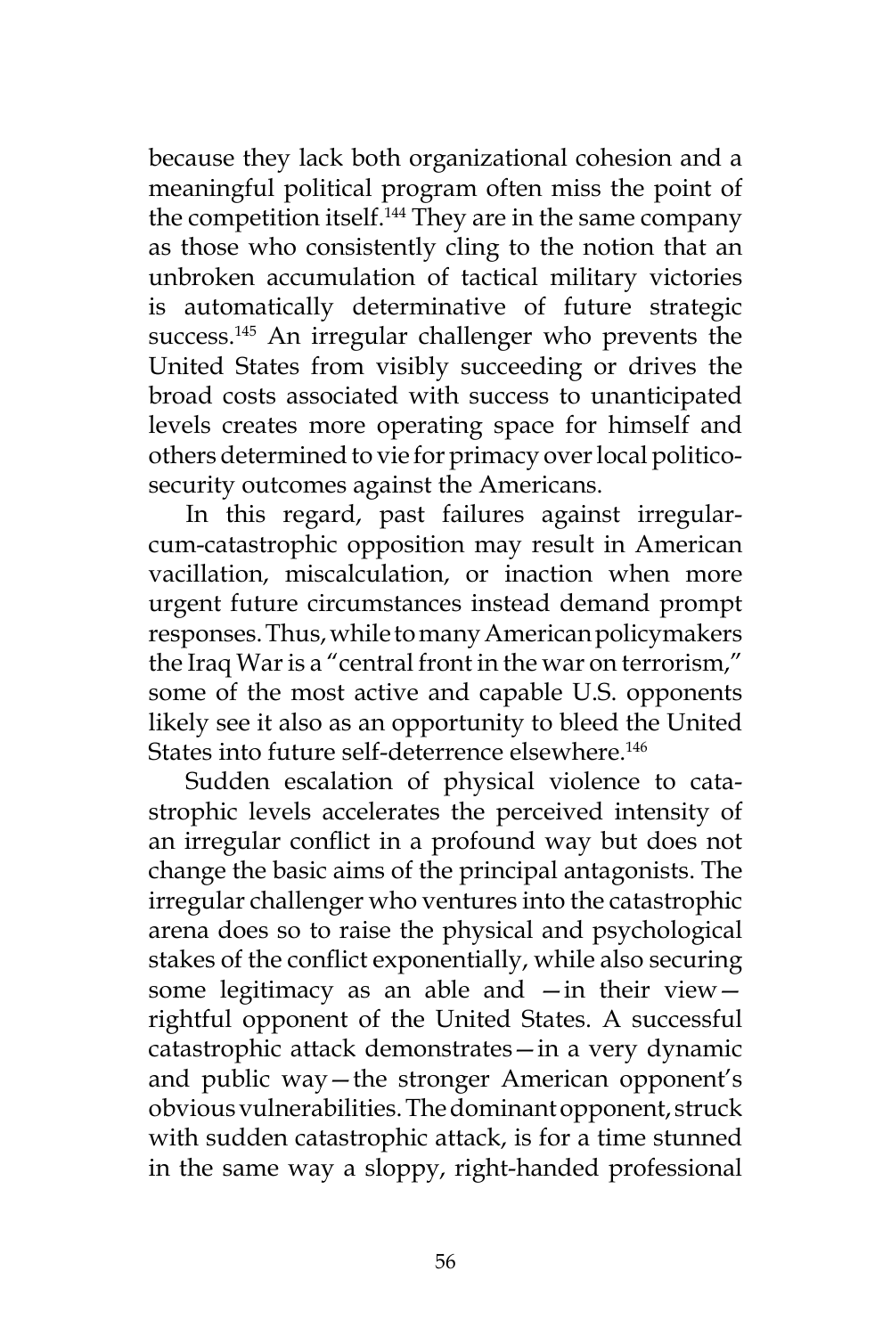because they lack both organizational cohesion and a meaningful political program often miss the point of the competition itself.[144] They are in the same company as those who consistently cling to the notion that an unbroken accumulation of tactical military victories is automatically determinative of future strategic success.[145] An irregular challenger who prevents the United States from visibly succeeding or drives the broad costs associated with success to unanticipated levels creates more operating space for himself and others determined to vie for primacy over local politico-security outcomes against the Americans.

In this regard, past failures against irregular-cum-catastrophic opposition may result in American vacillation, miscalculation, or inaction when more urgent future circumstances instead demand prompt responses. Thus, while to many American policymakers the Iraq War is a "central front in the war on terrorism," some of the most active and capable U.S. opponents likely see it also as an opportunity to bleed the United States into future self-deterrence elsewhere.[146]

Sudden escalation of physical violence to catastrophic levels accelerates the perceived intensity of an irregular conflict in a profound way but does not change the basic aims of the principal antagonists. The irregular challenger who ventures into the catastrophic arena does so to raise the physical and psychological stakes of the conflict exponentially, while also securing some legitimacy as an able and —in their view— rightful opponent of the United States. A successful catastrophic attack demonstrates—in a very dynamic and public way—the stronger American opponent's obvious vulnerabilities. The dominant opponent, struck with sudden catastrophic attack, is for a time stunned in the same way a sloppy, right-handed professional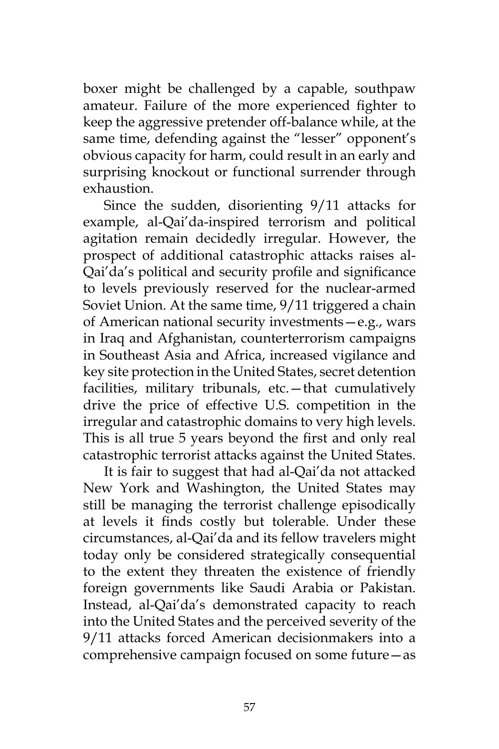boxer might be challenged by a capable, southpaw amateur. Failure of the more experienced fighter to keep the aggressive pretender off-balance while, at the same time, defending against the "lesser" opponent's obvious capacity for harm, could result in an early and surprising knockout or functional surrender through exhaustion.

Since the sudden, disorienting 9/11 attacks for example, al-Qai'da-inspired terrorism and political agitation remain decidedly irregular. However, the prospect of additional catastrophic attacks raises al-Qai'da's political and security profile and significance to levels previously reserved for the nuclear-armed Soviet Union. At the same time, 9/11 triggered a chain of American national security investments—e.g., wars in Iraq and Afghanistan, counterterrorism campaigns in Southeast Asia and Africa, increased vigilance and key site protection in the United States, secret detention facilities, military tribunals, etc.—that cumulatively drive the price of effective U.S. competition in the irregular and catastrophic domains to very high levels. This is all true 5 years beyond the first and only real catastrophic terrorist attacks against the United States.

It is fair to suggest that had al-Qai'da not attacked New York and Washington, the United States may still be managing the terrorist challenge episodically at levels it finds costly but tolerable. Under these circumstances, al-Qai'da and its fellow travelers might today only be considered strategically consequential to the extent they threaten the existence of friendly foreign governments like Saudi Arabia or Pakistan. Instead, al-Qai'da's demonstrated capacity to reach into the United States and the perceived severity of the 9/11 attacks forced American decisionmakers into a comprehensive campaign focused on some future—as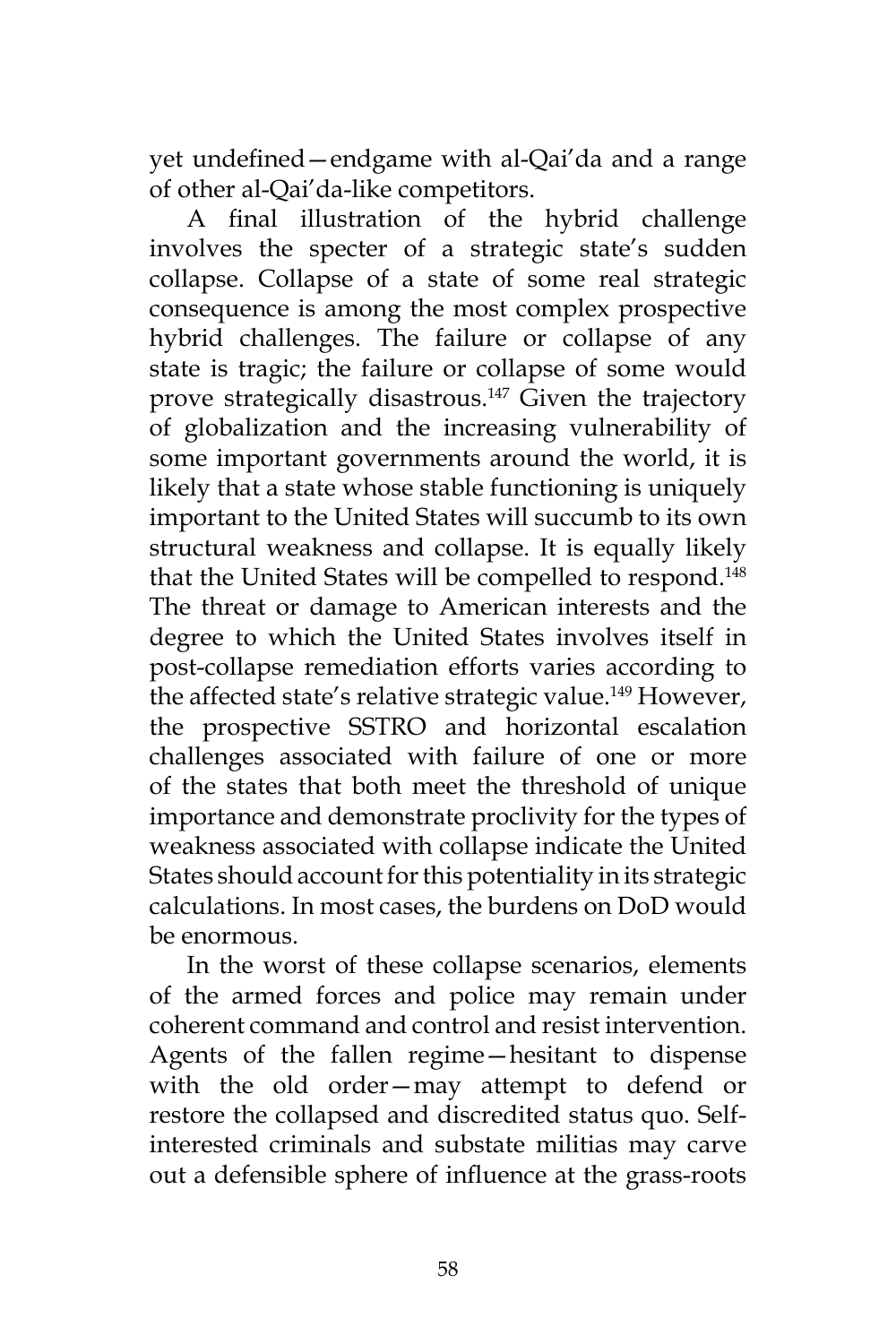yet undefined—endgame with al-Qai'da and a range of other al-Qai'da-like competitors.

A final illustration of the hybrid challenge involves the specter of a strategic state's sudden collapse. Collapse of a state of some real strategic consequence is among the most complex prospective hybrid challenges. The failure or collapse of any state is tragic; the failure or collapse of some would prove strategically disastrous.[147] Given the trajectory of globalization and the increasing vulnerability of some important governments around the world, it is likely that a state whose stable functioning is uniquely important to the United States will succumb to its own structural weakness and collapse. It is equally likely that the United States will be compelled to respond.[148] The threat or damage to American interests and the degree to which the United States involves itself in post-collapse remediation efforts varies according to the affected state's relative strategic value.[149] However, the prospective SSTRO and horizontal escalation challenges associated with failure of one or more of the states that both meet the threshold of unique importance and demonstrate proclivity for the types of weakness associated with collapse indicate the United States should account for this potentiality in its strategic calculations. In most cases, the burdens on DoD would be enormous.

In the worst of these collapse scenarios, elements of the armed forces and police may remain under coherent command and control and resist intervention. Agents of the fallen regime—hesitant to dispense with the old order—may attempt to defend or restore the collapsed and discredited status quo. Self-interested criminals and substate militias may carve out a defensible sphere of influence at the grass-roots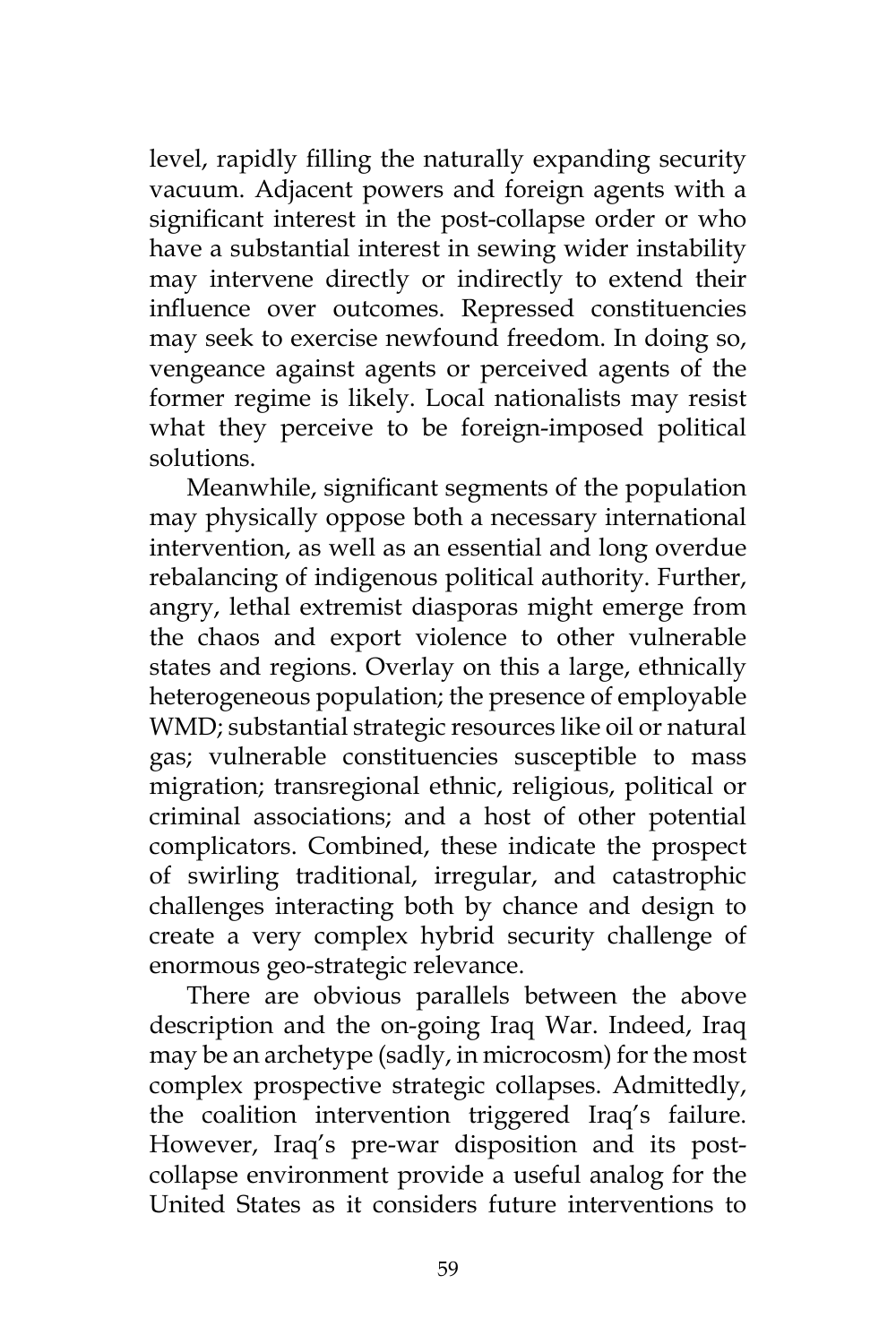level, rapidly filling the naturally expanding security vacuum. Adjacent powers and foreign agents with a significant interest in the post-collapse order or who have a substantial interest in sewing wider instability may intervene directly or indirectly to extend their influence over outcomes. Repressed constituencies may seek to exercise newfound freedom. In doing so, vengeance against agents or perceived agents of the former regime is likely. Local nationalists may resist what they perceive to be foreign-imposed political solutions.

Meanwhile, significant segments of the population may physically oppose both a necessary international intervention, as well as an essential and long overdue rebalancing of indigenous political authority. Further, angry, lethal extremist diasporas might emerge from the chaos and export violence to other vulnerable states and regions. Overlay on this a large, ethnically heterogeneous population; the presence of employable WMD; substantial strategic resources like oil or natural gas; vulnerable constituencies susceptible to mass migration; transregional ethnic, religious, political or criminal associations; and a host of other potential complicators. Combined, these indicate the prospect of swirling traditional, irregular, and catastrophic challenges interacting both by chance and design to create a very complex hybrid security challenge of enormous geo-strategic relevance.

There are obvious parallels between the above description and the on-going Iraq War. Indeed, Iraq may be an archetype (sadly, in microcosm) for the most complex prospective strategic collapses. Admittedly, the coalition intervention triggered Iraq's failure. However, Iraq's pre-war disposition and its post-collapse environment provide a useful analog for the United States as it considers future interventions to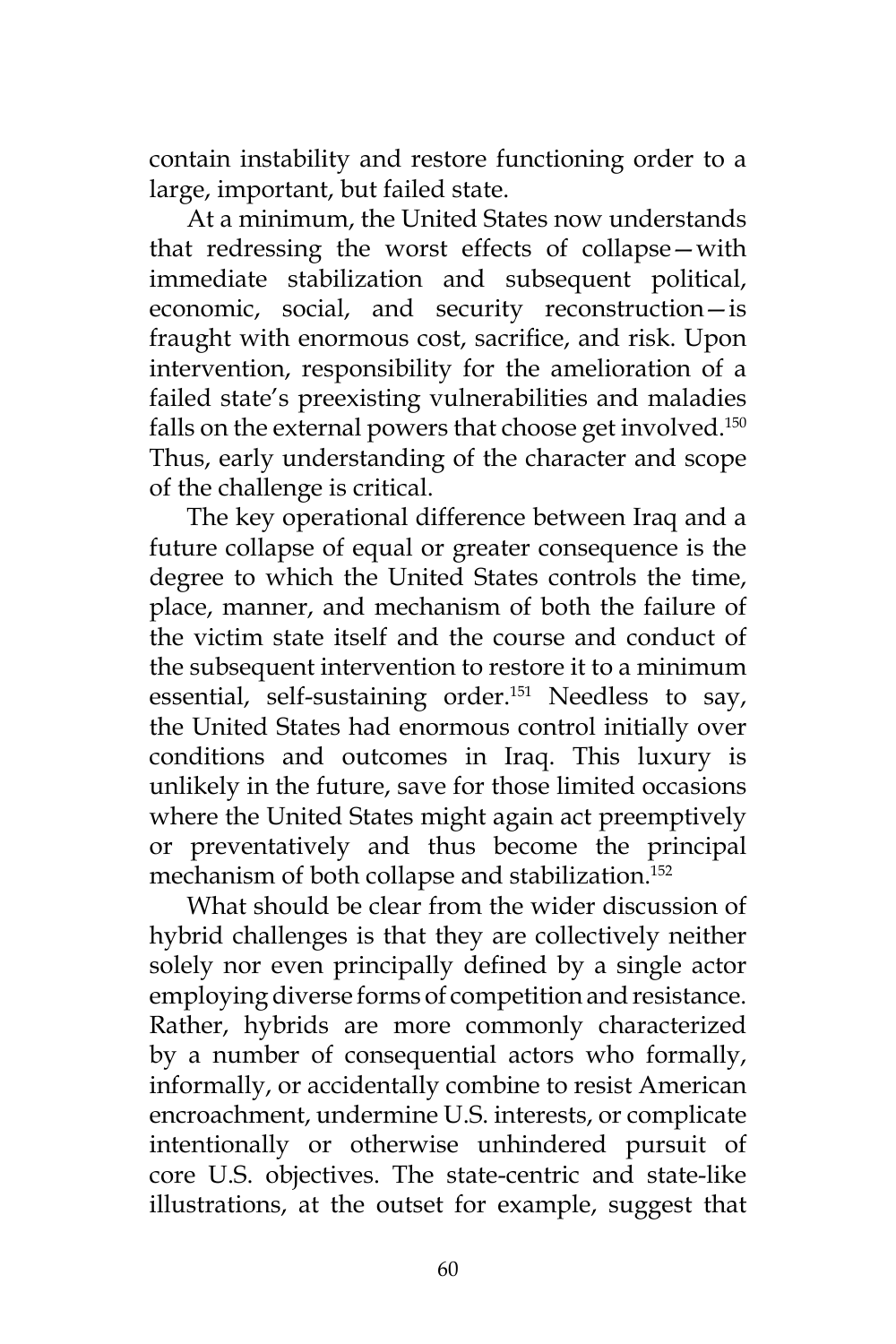contain instability and restore functioning order to a large, important, but failed state.

At a minimum, the United States now understands that redressing the worst effects of collapse—with immediate stabilization and subsequent political, economic, social, and security reconstruction—is fraught with enormous cost, sacrifice, and risk. Upon intervention, responsibility for the amelioration of a failed state's preexisting vulnerabilities and maladies falls on the external powers that choose get involved.[150] Thus, early understanding of the character and scope of the challenge is critical.

The key operational difference between Iraq and a future collapse of equal or greater consequence is the degree to which the United States controls the time, place, manner, and mechanism of both the failure of the victim state itself and the course and conduct of the subsequent intervention to restore it to a minimum essential, self-sustaining order.[151] Needless to say, the United States had enormous control initially over conditions and outcomes in Iraq. This luxury is unlikely in the future, save for those limited occasions where the United States might again act preemptively or preventatively and thus become the principal mechanism of both collapse and stabilization.[152]

What should be clear from the wider discussion of hybrid challenges is that they are collectively neither solely nor even principally defined by a single actor employing diverse forms of competition and resistance. Rather, hybrids are more commonly characterized by a number of consequential actors who formally, informally, or accidentally combine to resist American encroachment, undermine U.S. interests, or complicate intentionally or otherwise unhindered pursuit of core U.S. objectives. The state-centric and state-like illustrations, at the outset for example, suggest that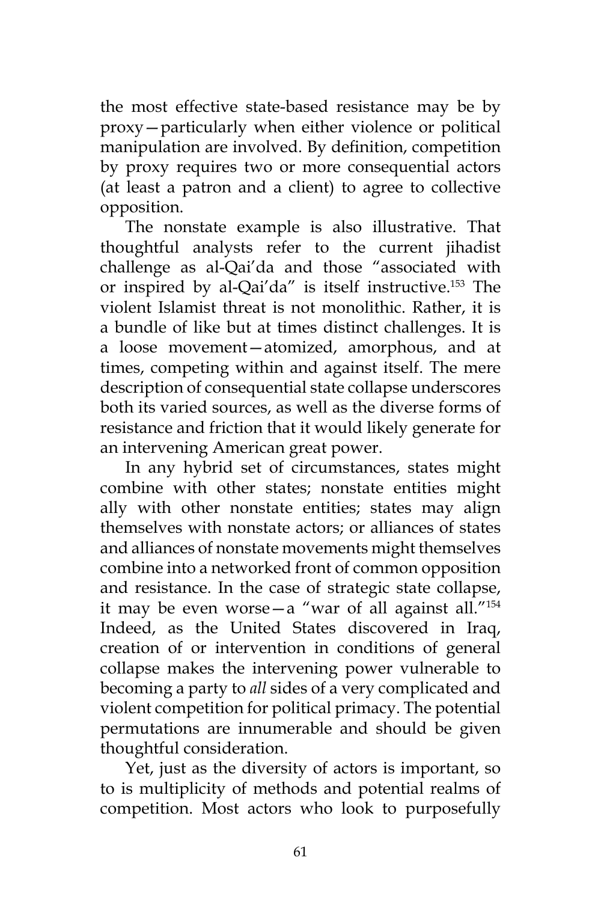the most effective state-based resistance may be by proxy—particularly when either violence or political manipulation are involved. By definition, competition by proxy requires two or more consequential actors (at least a patron and a client) to agree to collective opposition.

The nonstate example is also illustrative. That thoughtful analysts refer to the current jihadist challenge as al-Qai'da and those "associated with or inspired by al-Qai'da" is itself instructive.[153] The violent Islamist threat is not monolithic. Rather, it is a bundle of like but at times distinct challenges. It is a loose movement—atomized, amorphous, and at times, competing within and against itself. The mere description of consequential state collapse underscores both its varied sources, as well as the diverse forms of resistance and friction that it would likely generate for an intervening American great power.

In any hybrid set of circumstances, states might combine with other states; nonstate entities might ally with other nonstate entities; states may align themselves with nonstate actors; or alliances of states and alliances of nonstate movements might themselves combine into a networked front of common opposition and resistance. In the case of strategic state collapse, it may be even worse—a "war of all against all."[154] Indeed, as the United States discovered in Iraq, creation of or intervention in conditions of general collapse makes the intervening power vulnerable to becoming a party to *all* sides of a very complicated and violent competition for political primacy. The potential permutations are innumerable and should be given thoughtful consideration.

Yet, just as the diversity of actors is important, so to is multiplicity of methods and potential realms of competition. Most actors who look to purposefully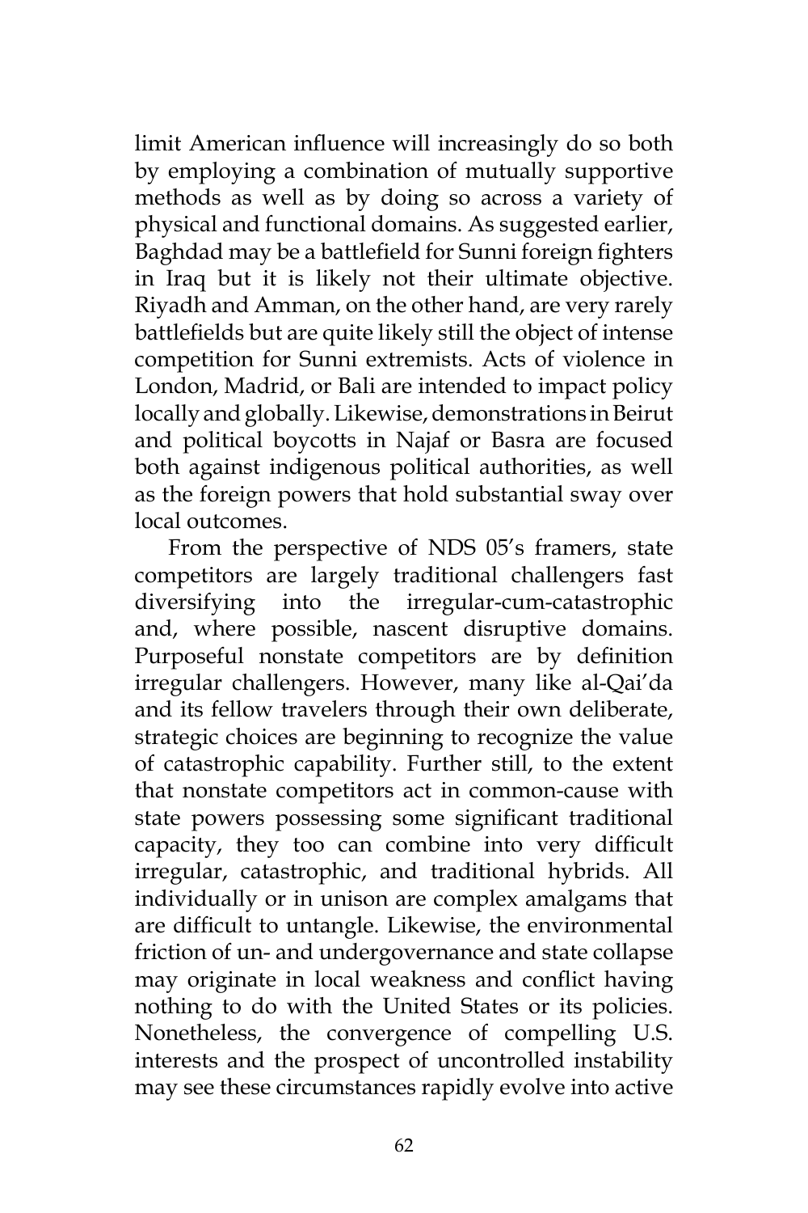limit American influence will increasingly do so both by employing a combination of mutually supportive methods as well as by doing so across a variety of physical and functional domains. As suggested earlier, Baghdad may be a battlefield for Sunni foreign fighters in Iraq but it is likely not their ultimate objective. Riyadh and Amman, on the other hand, are very rarely battlefields but are quite likely still the object of intense competition for Sunni extremists. Acts of violence in London, Madrid, or Bali are intended to impact policy locally and globally. Likewise, demonstrations in Beirut and political boycotts in Najaf or Basra are focused both against indigenous political authorities, as well as the foreign powers that hold substantial sway over local outcomes.

From the perspective of NDS 05's framers, state competitors are largely traditional challengers fast diversifying into the irregular-cum-catastrophic and, where possible, nascent disruptive domains. Purposeful nonstate competitors are by definition irregular challengers. However, many like al-Qai'da and its fellow travelers through their own deliberate, strategic choices are beginning to recognize the value of catastrophic capability. Further still, to the extent that nonstate competitors act in common-cause with state powers possessing some significant traditional capacity, they too can combine into very difficult irregular, catastrophic, and traditional hybrids. All individually or in unison are complex amalgams that are difficult to untangle. Likewise, the environmental friction of un- and undergovernance and state collapse may originate in local weakness and conflict having nothing to do with the United States or its policies. Nonetheless, the convergence of compelling U.S. interests and the prospect of uncontrolled instability may see these circumstances rapidly evolve into active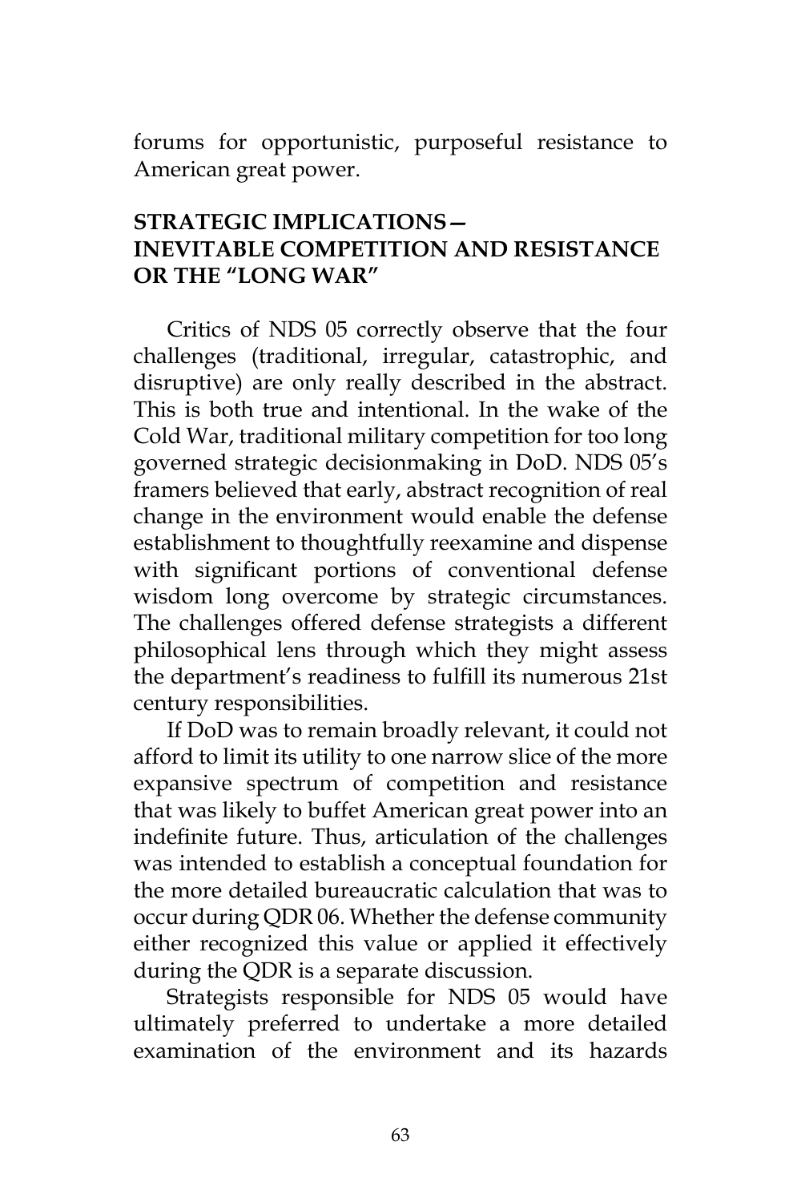forums for opportunistic, purposeful resistance to American great power.

## STRATEGIC IMPLICATIONS—INEVITABLE COMPETITION AND RESISTANCE OR THE "LONG WAR"

Critics of NDS 05 correctly observe that the four challenges (traditional, irregular, catastrophic, and disruptive) are only really described in the abstract. This is both true and intentional. In the wake of the Cold War, traditional military competition for too long governed strategic decisionmaking in DoD. NDS 05's framers believed that early, abstract recognition of real change in the environment would enable the defense establishment to thoughtfully reexamine and dispense with significant portions of conventional defense wisdom long overcome by strategic circumstances. The challenges offered defense strategists a different philosophical lens through which they might assess the department's readiness to fulfill its numerous 21st century responsibilities.

If DoD was to remain broadly relevant, it could not afford to limit its utility to one narrow slice of the more expansive spectrum of competition and resistance that was likely to buffet American great power into an indefinite future. Thus, articulation of the challenges was intended to establish a conceptual foundation for the more detailed bureaucratic calculation that was to occur during QDR 06. Whether the defense community either recognized this value or applied it effectively during the QDR is a separate discussion.

Strategists responsible for NDS 05 would have ultimately preferred to undertake a more detailed examination of the environment and its hazards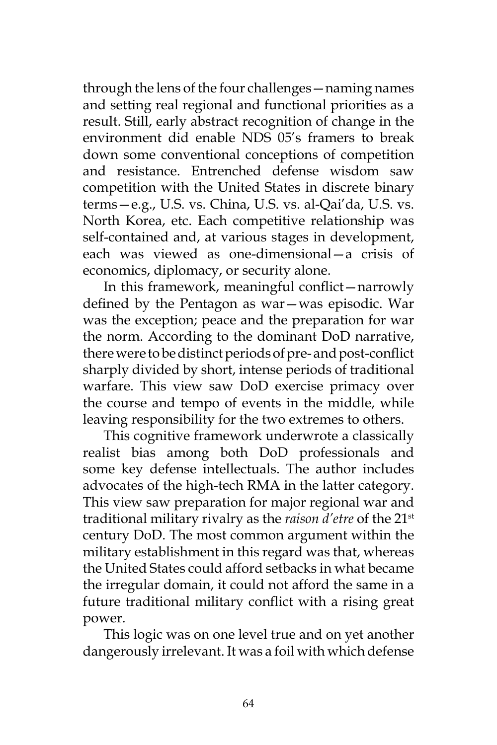through the lens of the four challenges—naming names and setting real regional and functional priorities as a result. Still, early abstract recognition of change in the environment did enable NDS 05's framers to break down some conventional conceptions of competition and resistance. Entrenched defense wisdom saw competition with the United States in discrete binary terms—e.g., U.S. vs. China, U.S. vs. al-Qai'da, U.S. vs. North Korea, etc. Each competitive relationship was self-contained and, at various stages in development, each was viewed as one-dimensional—a crisis of economics, diplomacy, or security alone.

In this framework, meaningful conflict—narrowly defined by the Pentagon as war—was episodic. War was the exception; peace and the preparation for war the norm. According to the dominant DoD narrative, there were to be distinct periods of pre- and post-conflict sharply divided by short, intense periods of traditional warfare. This view saw DoD exercise primacy over the course and tempo of events in the middle, while leaving responsibility for the two extremes to others.

This cognitive framework underwrote a classically realist bias among both DoD professionals and some key defense intellectuals. The author includes advocates of the high-tech RMA in the latter category. This view saw preparation for major regional war and traditional military rivalry as the *raison d'etre* of the 21st century DoD. The most common argument within the military establishment in this regard was that, whereas the United States could afford setbacks in what became the irregular domain, it could not afford the same in a future traditional military conflict with a rising great power.

This logic was on one level true and on yet another dangerously irrelevant. It was a foil with which defense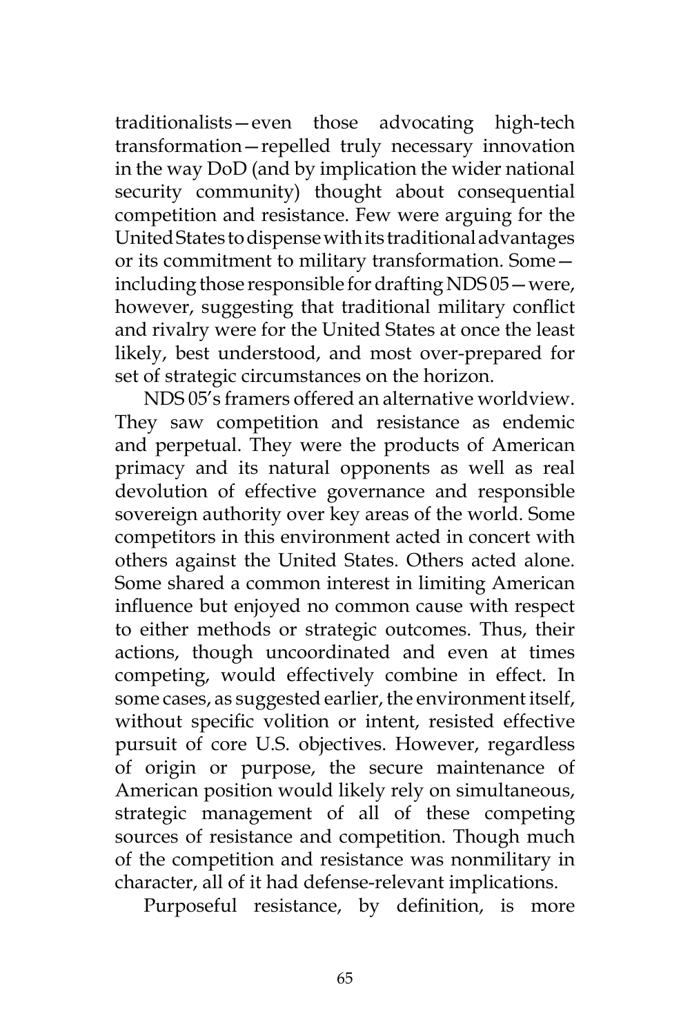traditionalists—even those advocating high-tech transformation—repelled truly necessary innovation in the way DoD (and by implication the wider national security community) thought about consequential competition and resistance. Few were arguing for the United States to dispense with its traditional advantages or its commitment to military transformation. Some—including those responsible for drafting NDS 05—were, however, suggesting that traditional military conflict and rivalry were for the United States at once the least likely, best understood, and most over-prepared for set of strategic circumstances on the horizon.

NDS 05's framers offered an alternative worldview. They saw competition and resistance as endemic and perpetual. They were the products of American primacy and its natural opponents as well as real devolution of effective governance and responsible sovereign authority over key areas of the world. Some competitors in this environment acted in concert with others against the United States. Others acted alone. Some shared a common interest in limiting American influence but enjoyed no common cause with respect to either methods or strategic outcomes. Thus, their actions, though uncoordinated and even at times competing, would effectively combine in effect. In some cases, as suggested earlier, the environment itself, without specific volition or intent, resisted effective pursuit of core U.S. objectives. However, regardless of origin or purpose, the secure maintenance of American position would likely rely on simultaneous, strategic management of all of these competing sources of resistance and competition. Though much of the competition and resistance was nonmilitary in character, all of it had defense-relevant implications.

Purposeful resistance, by definition, is more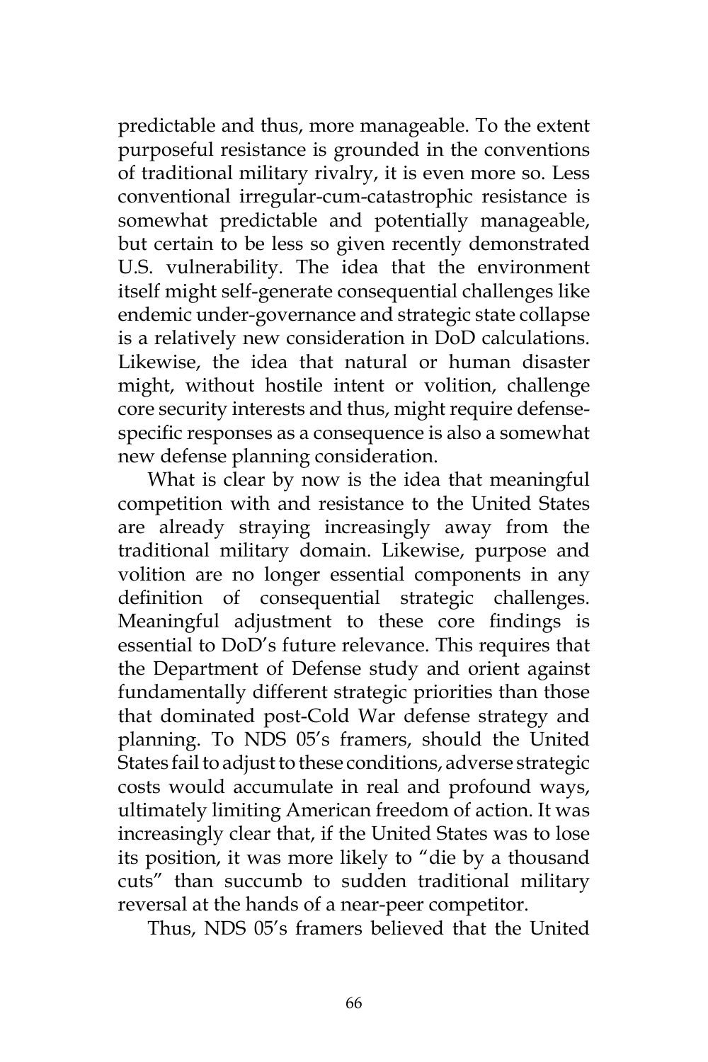predictable and thus, more manageable. To the extent purposeful resistance is grounded in the conventions of traditional military rivalry, it is even more so. Less conventional irregular-cum-catastrophic resistance is somewhat predictable and potentially manageable, but certain to be less so given recently demonstrated U.S. vulnerability. The idea that the environment itself might self-generate consequential challenges like endemic under-governance and strategic state collapse is a relatively new consideration in DoD calculations. Likewise, the idea that natural or human disaster might, without hostile intent or volition, challenge core security interests and thus, might require defense-specific responses as a consequence is also a somewhat new defense planning consideration.

What is clear by now is the idea that meaningful competition with and resistance to the United States are already straying increasingly away from the traditional military domain. Likewise, purpose and volition are no longer essential components in any definition of consequential strategic challenges. Meaningful adjustment to these core findings is essential to DoD's future relevance. This requires that the Department of Defense study and orient against fundamentally different strategic priorities than those that dominated post-Cold War defense strategy and planning. To NDS 05's framers, should the United States fail to adjust to these conditions, adverse strategic costs would accumulate in real and profound ways, ultimately limiting American freedom of action. It was increasingly clear that, if the United States was to lose its position, it was more likely to "die by a thousand cuts" than succumb to sudden traditional military reversal at the hands of a near-peer competitor.

Thus, NDS 05's framers believed that the United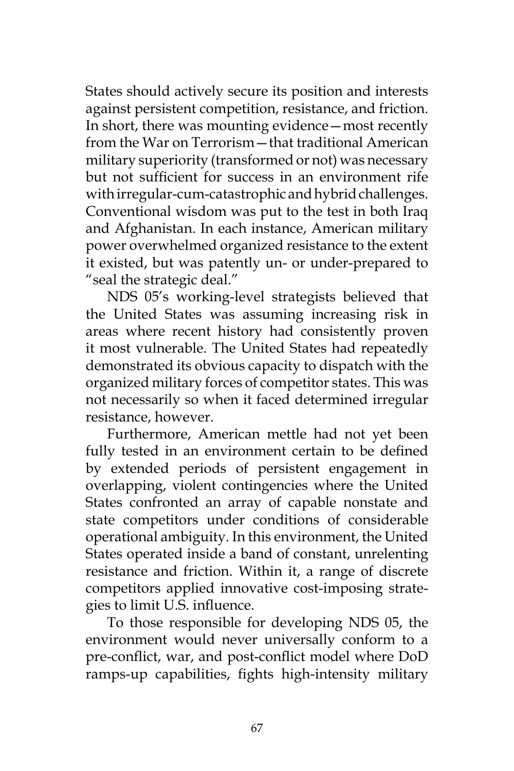States should actively secure its position and interests against persistent competition, resistance, and friction. In short, there was mounting evidence—most recently from the War on Terrorism—that traditional American military superiority (transformed or not) was necessary but not sufficient for success in an environment rife with irregular-cum-catastrophic and hybrid challenges. Conventional wisdom was put to the test in both Iraq and Afghanistan. In each instance, American military power overwhelmed organized resistance to the extent it existed, but was patently un- or under-prepared to "seal the strategic deal."

NDS 05's working-level strategists believed that the United States was assuming increasing risk in areas where recent history had consistently proven it most vulnerable. The United States had repeatedly demonstrated its obvious capacity to dispatch with the organized military forces of competitor states. This was not necessarily so when it faced determined irregular resistance, however.

Furthermore, American mettle had not yet been fully tested in an environment certain to be defined by extended periods of persistent engagement in overlapping, violent contingencies where the United States confronted an array of capable nonstate and state competitors under conditions of considerable operational ambiguity. In this environment, the United States operated inside a band of constant, unrelenting resistance and friction. Within it, a range of discrete competitors applied innovative cost-imposing strategies to limit U.S. influence.

To those responsible for developing NDS 05, the environment would never universally conform to a pre-conflict, war, and post-conflict model where DoD ramps-up capabilities, fights high-intensity military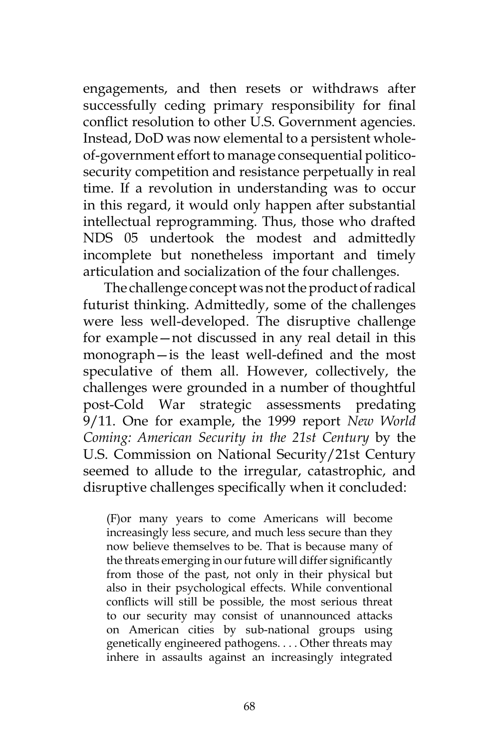engagements, and then resets or withdraws after successfully ceding primary responsibility for final conflict resolution to other U.S. Government agencies. Instead, DoD was now elemental to a persistent whole-of-government effort to manage consequential politico-security competition and resistance perpetually in real time. If a revolution in understanding was to occur in this regard, it would only happen after substantial intellectual reprogramming. Thus, those who drafted NDS 05 undertook the modest and admittedly incomplete but nonetheless important and timely articulation and socialization of the four challenges.

The challenge concept was not the product of radical futurist thinking. Admittedly, some of the challenges were less well-developed. The disruptive challenge for example—not discussed in any real detail in this monograph—is the least well-defined and the most speculative of them all. However, collectively, the challenges were grounded in a number of thoughtful post-Cold War strategic assessments predating 9/11. One for example, the 1999 report *New World Coming: American Security in the 21st Century* by the U.S. Commission on National Security/21st Century seemed to allude to the irregular, catastrophic, and disruptive challenges specifically when it concluded:

> (F)or many years to come Americans will become increasingly less secure, and much less secure than they now believe themselves to be. That is because many of the threats emerging in our future will differ significantly from those of the past, not only in their physical but also in their psychological effects. While conventional conflicts will still be possible, the most serious threat to our security may consist of unannounced attacks on American cities by sub-national groups using genetically engineered pathogens. . . . Other threats may inhere in assaults against an increasingly integrated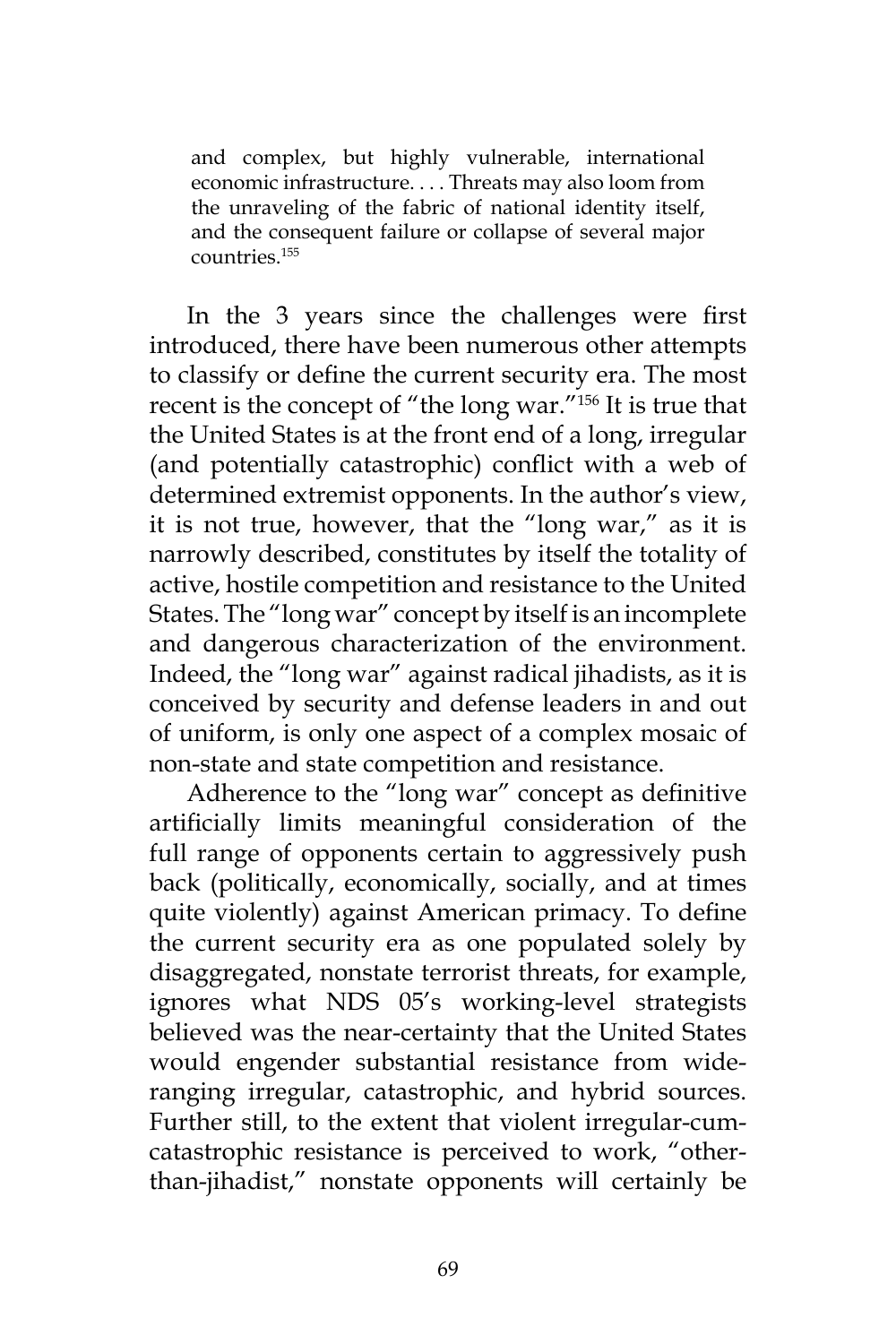> and complex, but highly vulnerable, international economic infrastructure. . . . Threats may also loom from the unraveling of the fabric of national identity itself, and the consequent failure or collapse of several major countries.[155]

In the 3 years since the challenges were first introduced, there have been numerous other attempts to classify or define the current security era. The most recent is the concept of "the long war."[156] It is true that the United States is at the front end of a long, irregular (and potentially catastrophic) conflict with a web of determined extremist opponents. In the author's view, it is not true, however, that the "long war," as it is narrowly described, constitutes by itself the totality of active, hostile competition and resistance to the United States. The "long war" concept by itself is an incomplete and dangerous characterization of the environment. Indeed, the "long war" against radical jihadists, as it is conceived by security and defense leaders in and out of uniform, is only one aspect of a complex mosaic of non-state and state competition and resistance.

Adherence to the "long war" concept as definitive artificially limits meaningful consideration of the full range of opponents certain to aggressively push back (politically, economically, socially, and at times quite violently) against American primacy. To define the current security era as one populated solely by disaggregated, nonstate terrorist threats, for example, ignores what NDS 05's working-level strategists believed was the near-certainty that the United States would engender substantial resistance from wide-ranging irregular, catastrophic, and hybrid sources. Further still, to the extent that violent irregular-cum-catastrophic resistance is perceived to work, "other-than-jihadist," nonstate opponents will certainly be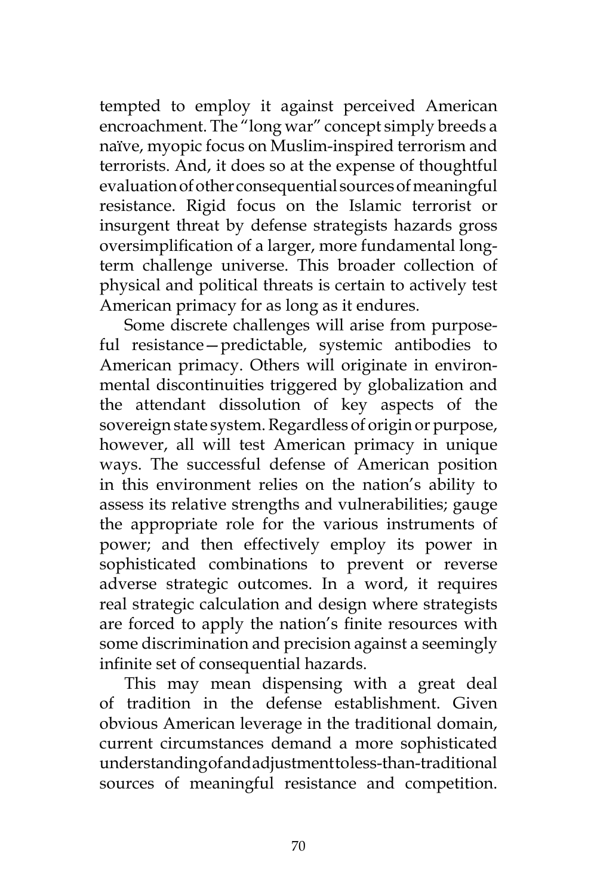tempted to employ it against perceived American encroachment. The "long war" concept simply breeds a naïve, myopic focus on Muslim-inspired terrorism and terrorists. And, it does so at the expense of thoughtful evaluation of other consequential sources of meaningful resistance. Rigid focus on the Islamic terrorist or insurgent threat by defense strategists hazards gross oversimplification of a larger, more fundamental long-term challenge universe. This broader collection of physical and political threats is certain to actively test American primacy for as long as it endures.

Some discrete challenges will arise from purposeful resistance—predictable, systemic antibodies to American primacy. Others will originate in environmental discontinuities triggered by globalization and the attendant dissolution of key aspects of the sovereign state system. Regardless of origin or purpose, however, all will test American primacy in unique ways. The successful defense of American position in this environment relies on the nation's ability to assess its relative strengths and vulnerabilities; gauge the appropriate role for the various instruments of power; and then effectively employ its power in sophisticated combinations to prevent or reverse adverse strategic outcomes. In a word, it requires real strategic calculation and design where strategists are forced to apply the nation's finite resources with some discrimination and precision against a seemingly infinite set of consequential hazards.

This may mean dispensing with a great deal of tradition in the defense establishment. Given obvious American leverage in the traditional domain, current circumstances demand a more sophisticated understanding of and adjustment to less-than-traditional sources of meaningful resistance and competition.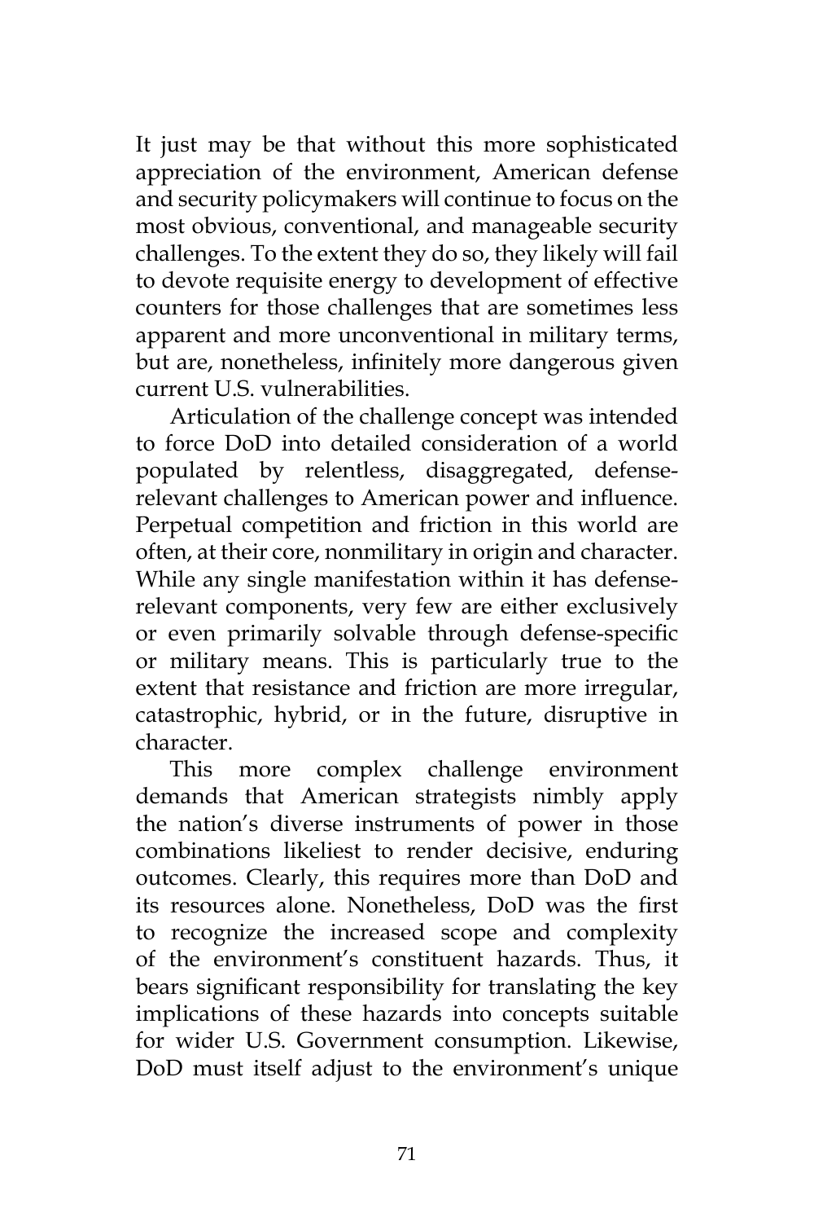It just may be that without this more sophisticated appreciation of the environment, American defense and security policymakers will continue to focus on the most obvious, conventional, and manageable security challenges. To the extent they do so, they likely will fail to devote requisite energy to development of effective counters for those challenges that are sometimes less apparent and more unconventional in military terms, but are, nonetheless, infinitely more dangerous given current U.S. vulnerabilities.

Articulation of the challenge concept was intended to force DoD into detailed consideration of a world populated by relentless, disaggregated, defense-relevant challenges to American power and influence. Perpetual competition and friction in this world are often, at their core, nonmilitary in origin and character. While any single manifestation within it has defense-relevant components, very few are either exclusively or even primarily solvable through defense-specific or military means. This is particularly true to the extent that resistance and friction are more irregular, catastrophic, hybrid, or in the future, disruptive in character.

This more complex challenge environment demands that American strategists nimbly apply the nation's diverse instruments of power in those combinations likeliest to render decisive, enduring outcomes. Clearly, this requires more than DoD and its resources alone. Nonetheless, DoD was the first to recognize the increased scope and complexity of the environment's constituent hazards. Thus, it bears significant responsibility for translating the key implications of these hazards into concepts suitable for wider U.S. Government consumption. Likewise, DoD must itself adjust to the environment's unique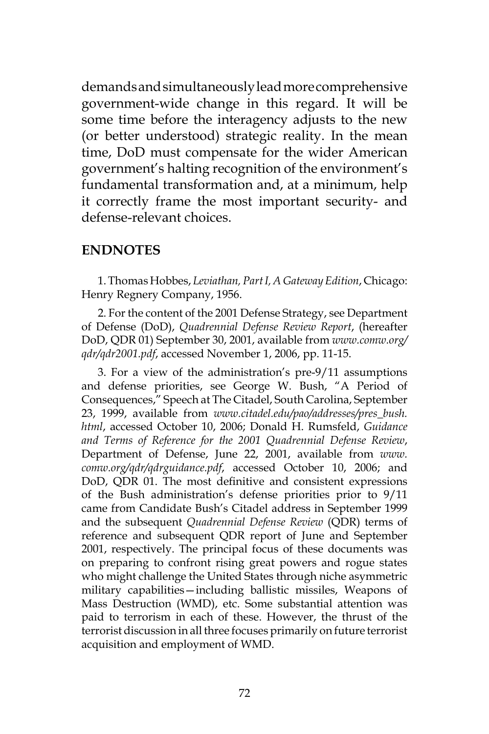demands and simultaneously lead more comprehensive government-wide change in this regard. It will be some time before the interagency adjusts to the new (or better understood) strategic reality. In the mean time, DoD must compensate for the wider American government's halting recognition of the environment's fundamental transformation and, at a minimum, help it correctly frame the most important security- and defense-relevant choices.

## ENDNOTES

1. Thomas Hobbes, *Leviathan, Part I, A Gateway Edition*, Chicago: Henry Regnery Company, 1956.

2. For the content of the 2001 Defense Strategy, see Department of Defense (DoD), *Quadrennial Defense Review Report*, (hereafter DoD, QDR 01) September 30, 2001, available from *www.comw.org/qdr/qdr2001.pdf*, accessed November 1, 2006, pp. 11-15.

3. For a view of the administration's pre-9/11 assumptions and defense priorities, see George W. Bush, "A Period of Consequences," Speech at The Citadel, South Carolina, September 23, 1999, available from *www.citadel.edu/pao/addresses/pres_bush.html*, accessed October 10, 2006; Donald H. Rumsfeld, *Guidance and Terms of Reference for the 2001 Quadrennial Defense Review*, Department of Defense, June 22, 2001, available from *www.comw.org/qdr/qdrguidance.pdf*, accessed October 10, 2006; and DoD, QDR 01. The most definitive and consistent expressions of the Bush administration's defense priorities prior to 9/11 came from Candidate Bush's Citadel address in September 1999 and the subsequent *Quadrennial Defense Review* (QDR) terms of reference and subsequent QDR report of June and September 2001, respectively. The principal focus of these documents was on preparing to confront rising great powers and rogue states who might challenge the United States through niche asymmetric military capabilities—including ballistic missiles, Weapons of Mass Destruction (WMD), etc. Some substantial attention was paid to terrorism in each of these. However, the thrust of the terrorist discussion in all three focuses primarily on future terrorist acquisition and employment of WMD.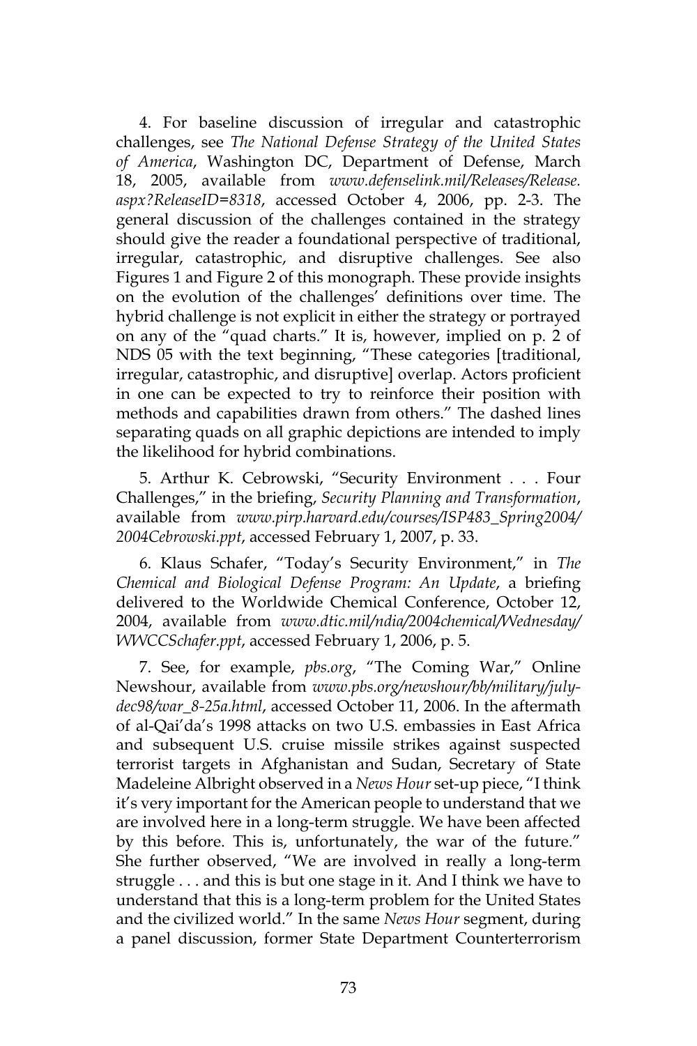4. For baseline discussion of irregular and catastrophic challenges, see *The National Defense Strategy of the United States of America*, Washington DC, Department of Defense, March 18, 2005, available from *www.defenselink.mil/Releases/Release.aspx?ReleaseID=8318*, accessed October 4, 2006, pp. 2-3. The general discussion of the challenges contained in the strategy should give the reader a foundational perspective of traditional, irregular, catastrophic, and disruptive challenges. See also Figures 1 and Figure 2 of this monograph. These provide insights on the evolution of the challenges' definitions over time. The hybrid challenge is not explicit in either the strategy or portrayed on any of the "quad charts." It is, however, implied on p. 2 of NDS 05 with the text beginning, "These categories [traditional, irregular, catastrophic, and disruptive] overlap. Actors proficient in one can be expected to try to reinforce their position with methods and capabilities drawn from others." The dashed lines separating quads on all graphic depictions are intended to imply the likelihood for hybrid combinations.

5. Arthur K. Cebrowski, "Security Environment . . . Four Challenges," in the briefing, *Security Planning and Transformation*, available from *www.pirp.harvard.edu/courses/ISP483_Spring2004/2004Cebrowski.ppt*, accessed February 1, 2007, p. 33.

6. Klaus Schafer, "Today's Security Environment," in *The Chemical and Biological Defense Program: An Update*, a briefing delivered to the Worldwide Chemical Conference, October 12, 2004, available from *www.dtic.mil/ndia/2004chemical/Wednesday/WWCCSchafer.ppt*, accessed February 1, 2006, p. 5.

7. See, for example, *pbs.org*, "The Coming War," Online Newshour, available from *www.pbs.org/newshour/bb/military/july-dec98/war_8-25a.html*, accessed October 11, 2006. In the aftermath of al-Qai'da's 1998 attacks on two U.S. embassies in East Africa and subsequent U.S. cruise missile strikes against suspected terrorist targets in Afghanistan and Sudan, Secretary of State Madeleine Albright observed in a *News Hour* set-up piece, "I think it's very important for the American people to understand that we are involved here in a long-term struggle. We have been affected by this before. This is, unfortunately, the war of the future." She further observed, "We are involved in really a long-term struggle . . . and this is but one stage in it. And I think we have to understand that this is a long-term problem for the United States and the civilized world." In the same *News Hour* segment, during a panel discussion, former State Department Counterterrorism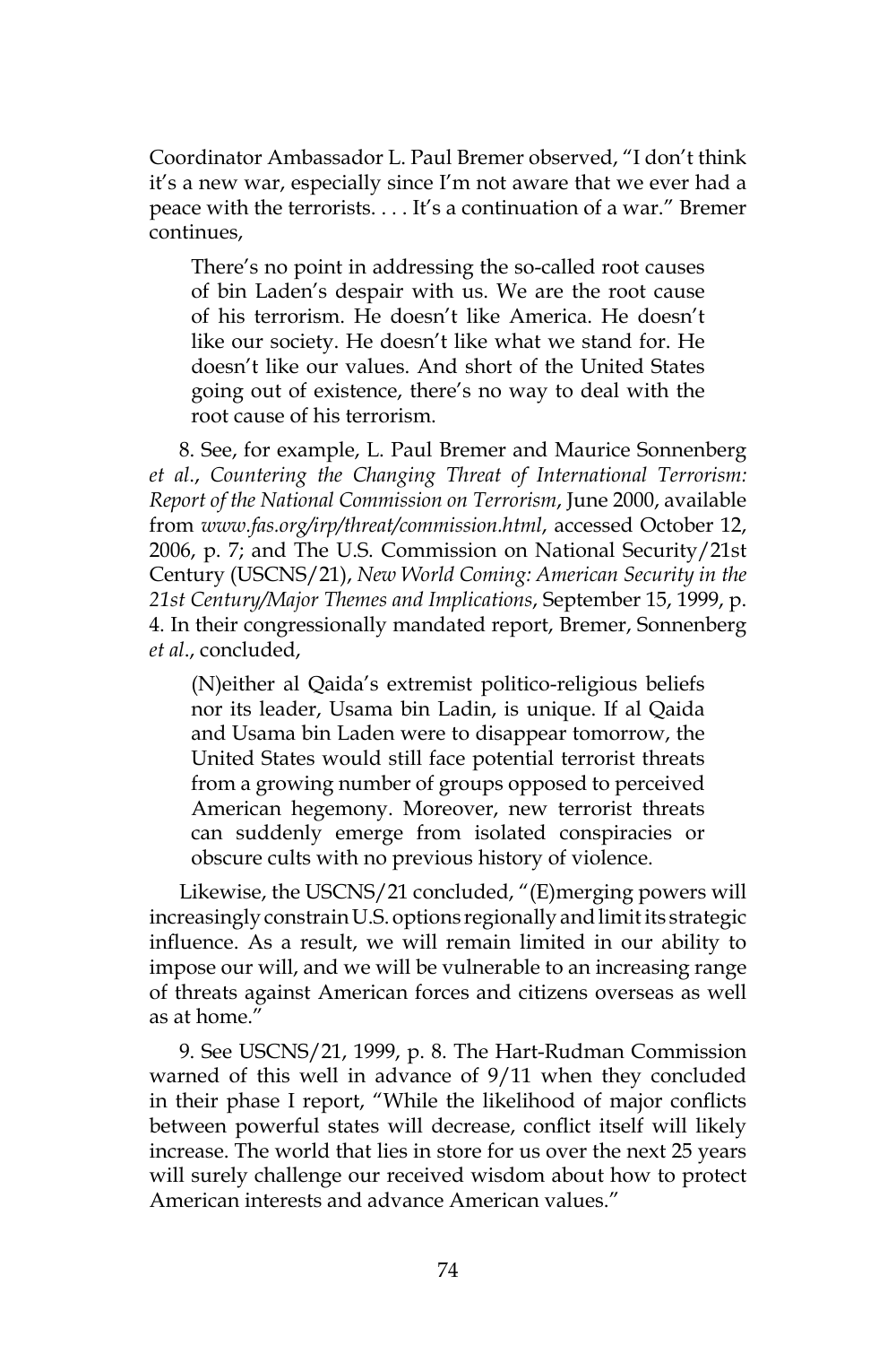Coordinator Ambassador L. Paul Bremer observed, "I don't think it's a new war, especially since I'm not aware that we ever had a peace with the terrorists. . . . It's a continuation of a war." Bremer continues,

> There's no point in addressing the so-called root causes of bin Laden's despair with us. We are the root cause of his terrorism. He doesn't like America. He doesn't like our society. He doesn't like what we stand for. He doesn't like our values. And short of the United States going out of existence, there's no way to deal with the root cause of his terrorism.

8. See, for example, L. Paul Bremer and Maurice Sonnenberg *et al*., *Countering the Changing Threat of International Terrorism: Report of the National Commission on Terrorism*, June 2000, available from *www.fas.org/irp/threat/commission.html*, accessed October 12, 2006, p. 7; and The U.S. Commission on National Security/21st Century (USCNS/21), *New World Coming: American Security in the 21st Century/Major Themes and Implications*, September 15, 1999, p. 4. In their congressionally mandated report, Bremer, Sonnenberg *et al*., concluded,

> (N)either al Qaida's extremist politico-religious beliefs nor its leader, Usama bin Ladin, is unique. If al Qaida and Usama bin Laden were to disappear tomorrow, the United States would still face potential terrorist threats from a growing number of groups opposed to perceived American hegemony. Moreover, new terrorist threats can suddenly emerge from isolated conspiracies or obscure cults with no previous history of violence.

Likewise, the USCNS/21 concluded, "(E)merging powers will increasingly constrain U.S. options regionally and limit its strategic influence. As a result, we will remain limited in our ability to impose our will, and we will be vulnerable to an increasing range of threats against American forces and citizens overseas as well as at home."

9. See USCNS/21, 1999, p. 8. The Hart-Rudman Commission warned of this well in advance of 9/11 when they concluded in their phase I report, "While the likelihood of major conflicts between powerful states will decrease, conflict itself will likely increase. The world that lies in store for us over the next 25 years will surely challenge our received wisdom about how to protect American interests and advance American values."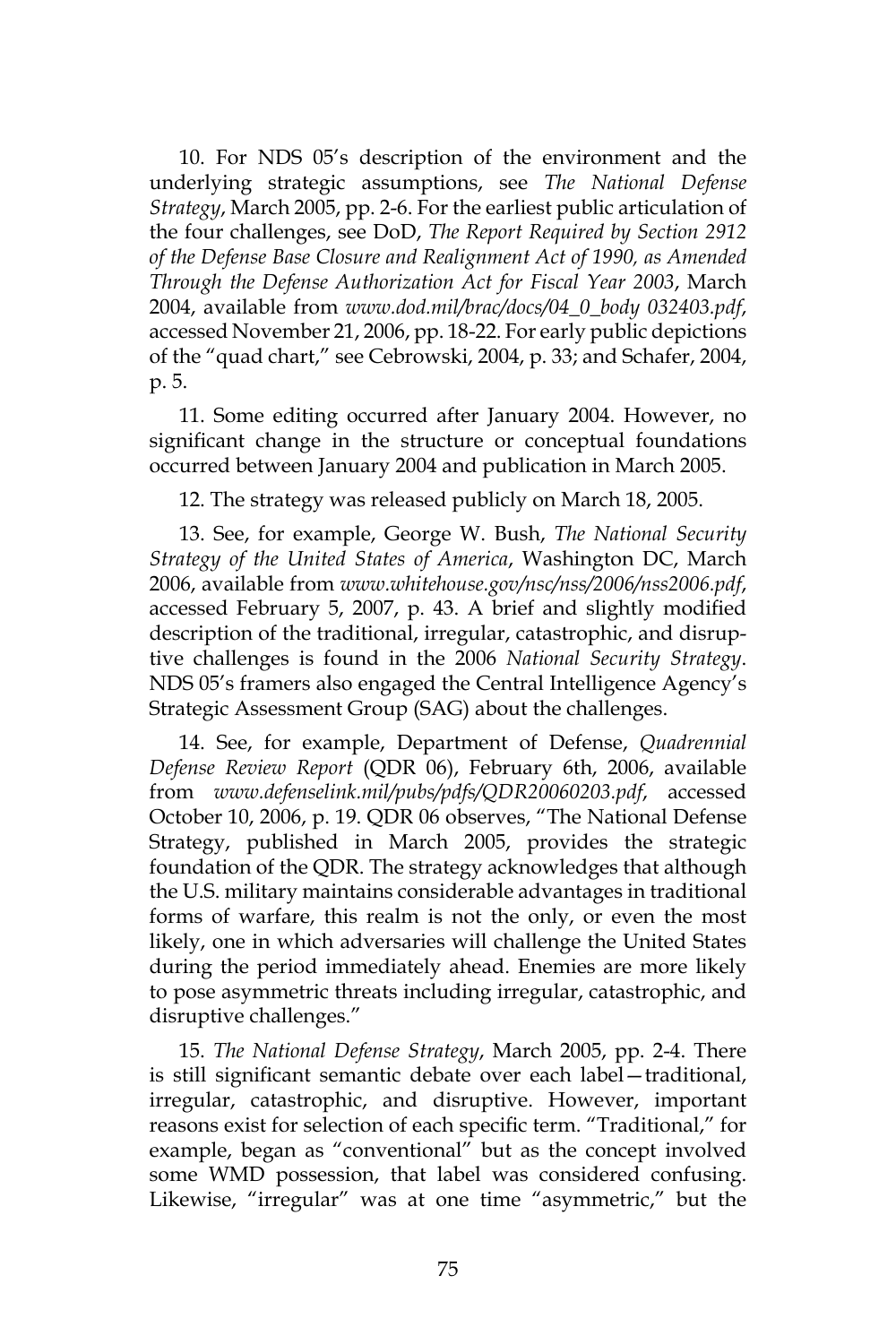10. For NDS 05's description of the environment and the underlying strategic assumptions, see *The National Defense Strategy*, March 2005, pp. 2-6. For the earliest public articulation of the four challenges, see DoD, *The Report Required by Section 2912 of the Defense Base Closure and Realignment Act of 1990, as Amended Through the Defense Authorization Act for Fiscal Year 2003*, March 2004, available from *www.dod.mil/brac/docs/04_0_body 032403.pdf*, accessed November 21, 2006, pp. 18-22. For early public depictions of the "quad chart," see Cebrowski, 2004, p. 33; and Schafer, 2004, p. 5.

11. Some editing occurred after January 2004. However, no significant change in the structure or conceptual foundations occurred between January 2004 and publication in March 2005.

12. The strategy was released publicly on March 18, 2005.

13. See, for example, George W. Bush, *The National Security Strategy of the United States of America*, Washington DC, March 2006, available from *www.whitehouse.gov/nsc/nss/2006/nss2006.pdf*, accessed February 5, 2007, p. 43. A brief and slightly modified description of the traditional, irregular, catastrophic, and disruptive challenges is found in the 2006 *National Security Strategy*. NDS 05's framers also engaged the Central Intelligence Agency's Strategic Assessment Group (SAG) about the challenges.

14. See, for example, Department of Defense, *Quadrennial Defense Review Report* (QDR 06), February 6th, 2006, available from *www.defenselink.mil/pubs/pdfs/QDR20060203.pdf*, accessed October 10, 2006, p. 19. QDR 06 observes, "The National Defense Strategy, published in March 2005, provides the strategic foundation of the QDR. The strategy acknowledges that although the U.S. military maintains considerable advantages in traditional forms of warfare, this realm is not the only, or even the most likely, one in which adversaries will challenge the United States during the period immediately ahead. Enemies are more likely to pose asymmetric threats including irregular, catastrophic, and disruptive challenges."

15. *The National Defense Strategy*, March 2005, pp. 2-4. There is still significant semantic debate over each label—traditional, irregular, catastrophic, and disruptive. However, important reasons exist for selection of each specific term. "Traditional," for example, began as "conventional" but as the concept involved some WMD possession, that label was considered confusing. Likewise, "irregular" was at one time "asymmetric," but the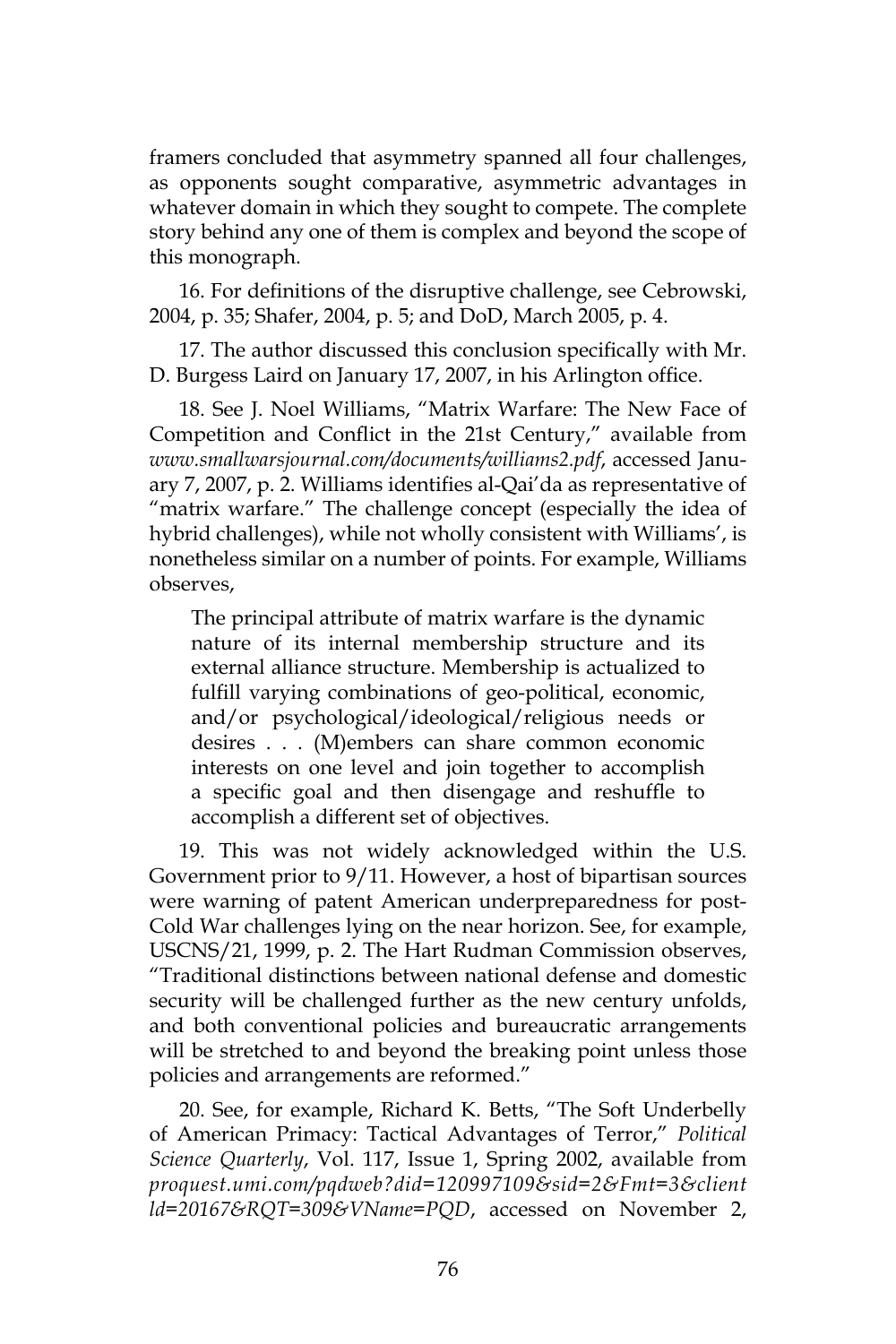framers concluded that asymmetry spanned all four challenges, as opponents sought comparative, asymmetric advantages in whatever domain in which they sought to compete. The complete story behind any one of them is complex and beyond the scope of this monograph.

16. For definitions of the disruptive challenge, see Cebrowski, 2004, p. 35; Shafer, 2004, p. 5; and DoD, March 2005, p. 4.

17. The author discussed this conclusion specifically with Mr. D. Burgess Laird on January 17, 2007, in his Arlington office.

18. See J. Noel Williams, "Matrix Warfare: The New Face of Competition and Conflict in the 21st Century," available from *www.smallwarsjournal.com/documents/williams2.pdf*, accessed January 7, 2007, p. 2. Williams identifies al-Qai'da as representative of "matrix warfare." The challenge concept (especially the idea of hybrid challenges), while not wholly consistent with Williams', is nonetheless similar on a number of points. For example, Williams observes,

> The principal attribute of matrix warfare is the dynamic nature of its internal membership structure and its external alliance structure. Membership is actualized to fulfill varying combinations of geo-political, economic, and/or psychological/ideological/religious needs or desires . . . (M)embers can share common economic interests on one level and join together to accomplish a specific goal and then disengage and reshuffle to accomplish a different set of objectives.

19. This was not widely acknowledged within the U.S. Government prior to 9/11. However, a host of bipartisan sources were warning of patent American underpreparedness for post-Cold War challenges lying on the near horizon. See, for example, USCNS/21, 1999, p. 2. The Hart Rudman Commission observes, "Traditional distinctions between national defense and domestic security will be challenged further as the new century unfolds, and both conventional policies and bureaucratic arrangements will be stretched to and beyond the breaking point unless those policies and arrangements are reformed."

20. See, for example, Richard K. Betts, "The Soft Underbelly of American Primacy: Tactical Advantages of Terror," *Political Science Quarterly*, Vol. 117, Issue 1, Spring 2002, available from *proquest.umi.com/pqdweb?did=120997109&sid=2&Fmt=3&clientld=20167&RQT=309&VName=PQD*, accessed on November 2,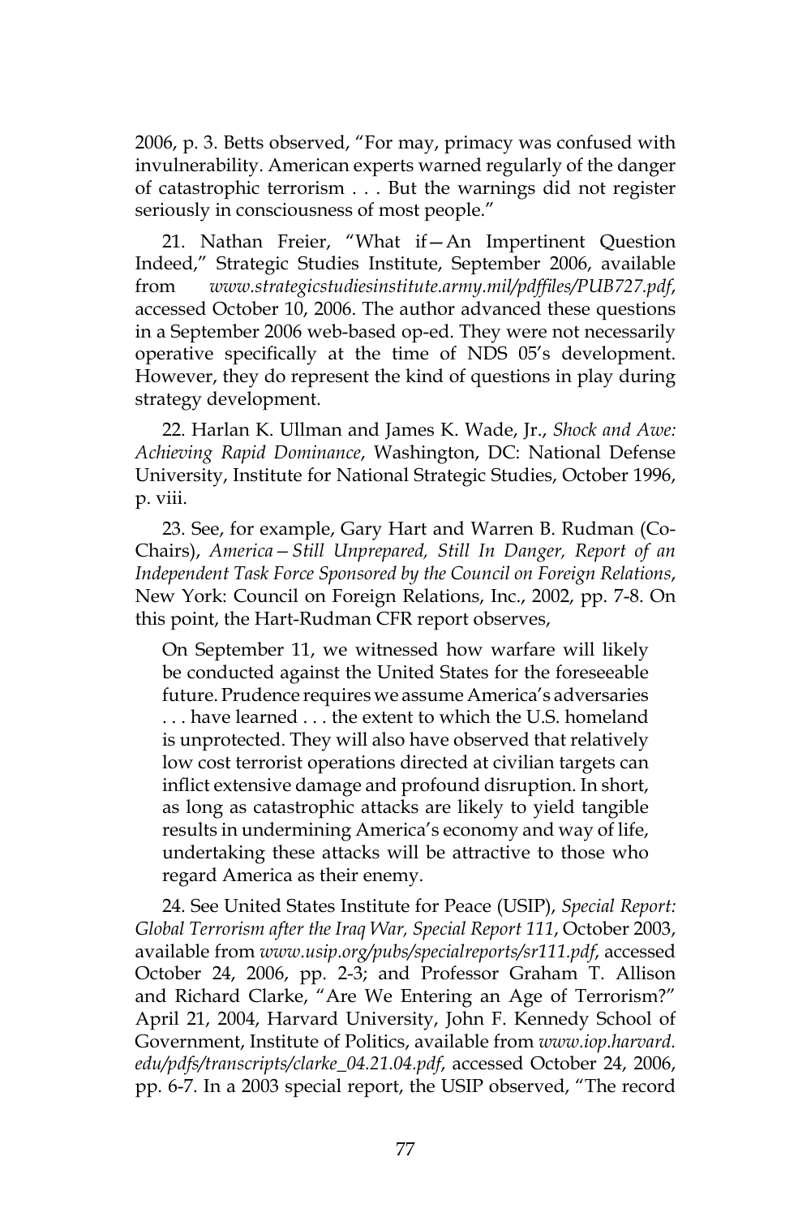2006, p. 3. Betts observed, "For may, primacy was confused with invulnerability. American experts warned regularly of the danger of catastrophic terrorism . . . But the warnings did not register seriously in consciousness of most people."

21. Nathan Freier, "What if—An Impertinent Question Indeed," Strategic Studies Institute, September 2006, available from *www.strategicstudiesinstitute.army.mil/pdffiles/PUB727.pdf*, accessed October 10, 2006. The author advanced these questions in a September 2006 web-based op-ed. They were not necessarily operative specifically at the time of NDS 05's development. However, they do represent the kind of questions in play during strategy development.

22. Harlan K. Ullman and James K. Wade, Jr., *Shock and Awe: Achieving Rapid Dominance*, Washington, DC: National Defense University, Institute for National Strategic Studies, October 1996, p. viii.

23. See, for example, Gary Hart and Warren B. Rudman (Co-Chairs), *America—Still Unprepared, Still In Danger, Report of an Independent Task Force Sponsored by the Council on Foreign Relations*, New York: Council on Foreign Relations, Inc., 2002, pp. 7-8. On this point, the Hart-Rudman CFR report observes,

> On September 11, we witnessed how warfare will likely be conducted against the United States for the foreseeable future. Prudence requires we assume America's adversaries . . . have learned . . . the extent to which the U.S. homeland is unprotected. They will also have observed that relatively low cost terrorist operations directed at civilian targets can inflict extensive damage and profound disruption. In short, as long as catastrophic attacks are likely to yield tangible results in undermining America's economy and way of life, undertaking these attacks will be attractive to those who regard America as their enemy.

24. See United States Institute for Peace (USIP), *Special Report: Global Terrorism after the Iraq War, Special Report 111*, October 2003, available from *www.usip.org/pubs/specialreports/sr111.pdf*, accessed October 24, 2006, pp. 2-3; and Professor Graham T. Allison and Richard Clarke, "Are We Entering an Age of Terrorism?" April 21, 2004, Harvard University, John F. Kennedy School of Government, Institute of Politics, available from *www.iop.harvard.edu/pdfs/transcripts/clarke_04.21.04.pdf*, accessed October 24, 2006, pp. 6-7. In a 2003 special report, the USIP observed, "The record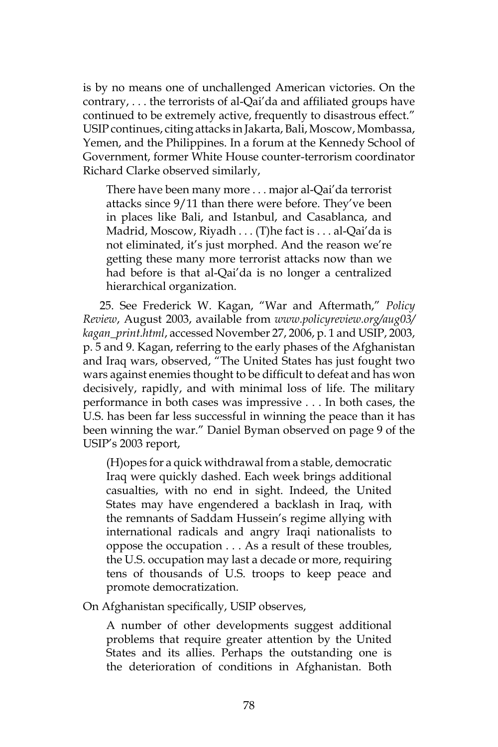is by no means one of unchallenged American victories. On the contrary, . . . the terrorists of al-Qai'da and affiliated groups have continued to be extremely active, frequently to disastrous effect." USIP continues, citing attacks in Jakarta, Bali, Moscow, Mombassa, Yemen, and the Philippines. In a forum at the Kennedy School of Government, former White House counter-terrorism coordinator Richard Clarke observed similarly,

> There have been many more . . . major al-Qai'da terrorist attacks since 9/11 than there were before. They've been in places like Bali, and Istanbul, and Casablanca, and Madrid, Moscow, Riyadh . . . (T)he fact is . . . al-Qai'da is not eliminated, it's just morphed. And the reason we're getting these many more terrorist attacks now than we had before is that al-Qai'da is no longer a centralized hierarchical organization.

25. See Frederick W. Kagan, "War and Aftermath," *Policy Review*, August 2003, available from *www.policyreview.org/aug03/kagan_print.html*, accessed November 27, 2006, p. 1 and USIP, 2003, p. 5 and 9. Kagan, referring to the early phases of the Afghanistan and Iraq wars, observed, "The United States has just fought two wars against enemies thought to be difficult to defeat and has won decisively, rapidly, and with minimal loss of life. The military performance in both cases was impressive . . . In both cases, the U.S. has been far less successful in winning the peace than it has been winning the war." Daniel Byman observed on page 9 of the USIP's 2003 report,

> (H)opes for a quick withdrawal from a stable, democratic Iraq were quickly dashed. Each week brings additional casualties, with no end in sight. Indeed, the United States may have engendered a backlash in Iraq, with the remnants of Saddam Hussein's regime allying with international radicals and angry Iraqi nationalists to oppose the occupation . . . As a result of these troubles, the U.S. occupation may last a decade or more, requiring tens of thousands of U.S. troops to keep peace and promote democratization.

On Afghanistan specifically, USIP observes,

> A number of other developments suggest additional problems that require greater attention by the United States and its allies. Perhaps the outstanding one is the deterioration of conditions in Afghanistan. Both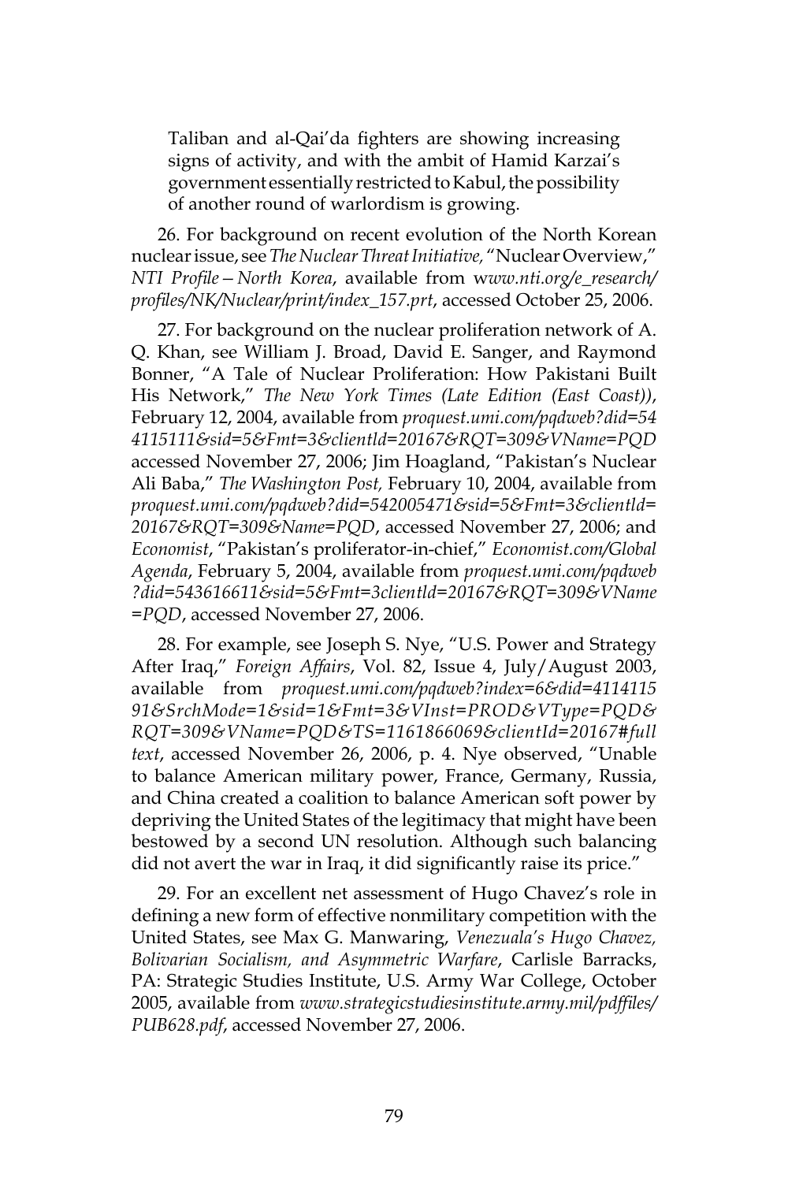> Taliban and al-Qai'da fighters are showing increasing signs of activity, and with the ambit of Hamid Karzai's government essentially restricted to Kabul, the possibility of another round of warlordism is growing.

26. For background on recent evolution of the North Korean nuclear issue, see *The Nuclear Threat Initiative,* "Nuclear Overview," *NTI Profile—North Korea*, available from *www.nti.org/e_research/profiles/NK/Nuclear/print/index_157.prt*, accessed October 25, 2006.

27. For background on the nuclear proliferation network of A. Q. Khan, see William J. Broad, David E. Sanger, and Raymond Bonner, "A Tale of Nuclear Proliferation: How Pakistani Built His Network," *The New York Times (Late Edition (East Coast))*, February 12, 2004, available from *proquest.umi.com/pqdweb?did=544115111&sid=5&Fmt=3&clientld=20167&RQT=309&VName=PQD* accessed November 27, 2006; Jim Hoagland, "Pakistan's Nuclear Ali Baba," *The Washington Post,* February 10, 2004, available from *proquest.umi.com/pqdweb?did=542005471&sid=5&Fmt=3&clientld=20167&RQT=309&Name=PQD*, accessed November 27, 2006; and *Economist*, "Pakistan's proliferator-in-chief," *Economist.com/Global Agenda*, February 5, 2004, available from *proquest.umi.com/pqdweb?did=543616611&sid=5&Fmt=3clientld=20167&RQT=309&VName=PQD*, accessed November 27, 2006.

28. For example, see Joseph S. Nye, "U.S. Power and Strategy After Iraq," *Foreign Affairs*, Vol. 82, Issue 4, July/August 2003, available from *proquest.umi.com/pqdweb?index=6&did=411411591&SrchMode=1&sid=1&Fmt=3&VInst=PROD&VType=PQD&RQT=309&VName=PQD&TS=1161866069&clientId=20167#fulltext*, accessed November 26, 2006, p. 4. Nye observed, "Unable to balance American military power, France, Germany, Russia, and China created a coalition to balance American soft power by depriving the United States of the legitimacy that might have been bestowed by a second UN resolution. Although such balancing did not avert the war in Iraq, it did significantly raise its price."

29. For an excellent net assessment of Hugo Chavez's role in defining a new form of effective nonmilitary competition with the United States, see Max G. Manwaring, *Venezuala's Hugo Chavez, Bolivarian Socialism, and Asymmetric Warfare*, Carlisle Barracks, PA: Strategic Studies Institute, U.S. Army War College, October 2005, available from *www.strategicstudiesinstitute.army.mil/pdffiles/PUB628.pdf*, accessed November 27, 2006.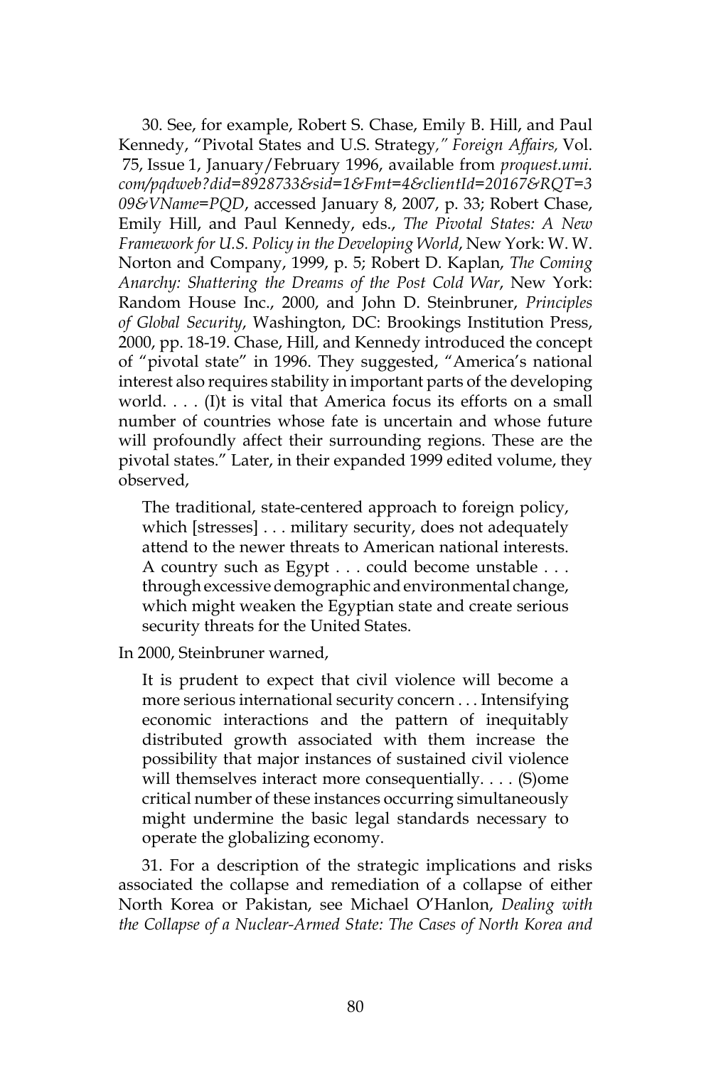30. See, for example, Robert S. Chase, Emily B. Hill, and Paul Kennedy, "Pivotal States and U.S. Strategy," *Foreign Affairs,* Vol. 75, Issue 1, January/February 1996, available from *proquest.umi.com/pqdweb?did=8928733&sid=1&Fmt=4&clientId=20167&RQT=309&VName=PQD*, accessed January 8, 2007, p. 33; Robert Chase, Emily Hill, and Paul Kennedy, eds., *The Pivotal States: A New Framework for U.S. Policy in the Developing World*, New York: W. W. Norton and Company, 1999, p. 5; Robert D. Kaplan, *The Coming Anarchy: Shattering the Dreams of the Post Cold War*, New York: Random House Inc., 2000, and John D. Steinbruner, *Principles of Global Security*, Washington, DC: Brookings Institution Press, 2000, pp. 18-19. Chase, Hill, and Kennedy introduced the concept of "pivotal state" in 1996. They suggested, "America's national interest also requires stability in important parts of the developing world. . . . (I)t is vital that America focus its efforts on a small number of countries whose fate is uncertain and whose future will profoundly affect their surrounding regions. These are the pivotal states." Later, in their expanded 1999 edited volume, they observed,

> The traditional, state-centered approach to foreign policy, which [stresses] . . . military security, does not adequately attend to the newer threats to American national interests. A country such as Egypt . . . could become unstable . . . through excessive demographic and environmental change, which might weaken the Egyptian state and create serious security threats for the United States.

In 2000, Steinbruner warned,

> It is prudent to expect that civil violence will become a more serious international security concern . . . Intensifying economic interactions and the pattern of inequitably distributed growth associated with them increase the possibility that major instances of sustained civil violence will themselves interact more consequentially. . . . (S)ome critical number of these instances occurring simultaneously might undermine the basic legal standards necessary to operate the globalizing economy.

31. For a description of the strategic implications and risks associated the collapse and remediation of a collapse of either North Korea or Pakistan, see Michael O'Hanlon, *Dealing with the Collapse of a Nuclear-Armed State: The Cases of North Korea and*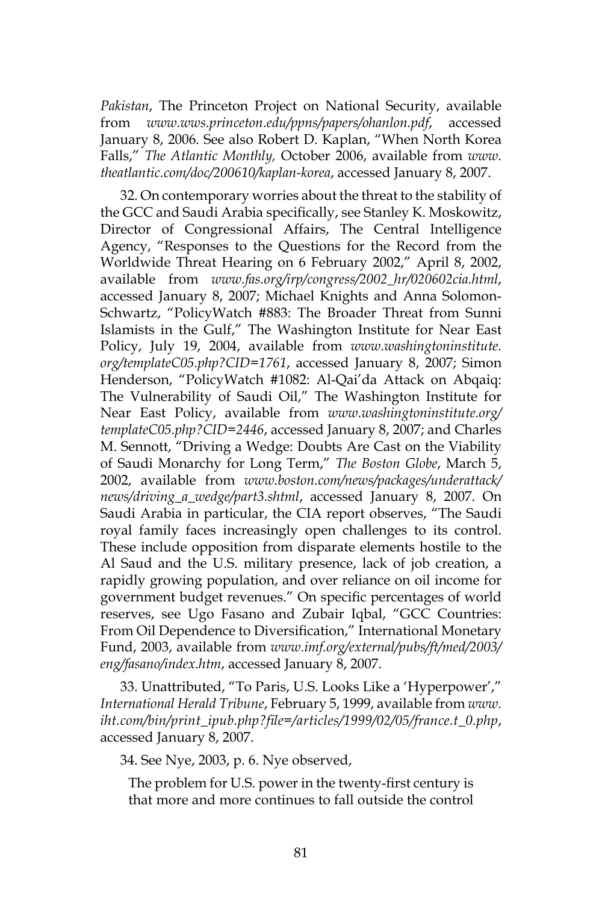*Pakistan*, The Princeton Project on National Security, available from *www.wws.princeton.edu/ppns/papers/ohanlon.pdf*, accessed January 8, 2006. See also Robert D. Kaplan, "When North Korea Falls," *The Atlantic Monthly,* October 2006, available from *www.theatlantic.com/doc/200610/kaplan-korea*, accessed January 8, 2007.

32. On contemporary worries about the threat to the stability of the GCC and Saudi Arabia specifically, see Stanley K. Moskowitz, Director of Congressional Affairs, The Central Intelligence Agency, "Responses to the Questions for the Record from the Worldwide Threat Hearing on 6 February 2002," April 8, 2002, available from *www.fas.org/irp/congress/2002_hr/020602cia.html*, accessed January 8, 2007; Michael Knights and Anna Solomon-Schwartz, "PolicyWatch #883: The Broader Threat from Sunni Islamists in the Gulf," The Washington Institute for Near East Policy, July 19, 2004, available from *www.washingtoninstitute.org/templateC05.php?CID=1761*, accessed January 8, 2007; Simon Henderson, "PolicyWatch #1082: Al-Qai'da Attack on Abqaiq: The Vulnerability of Saudi Oil," The Washington Institute for Near East Policy, available from *www.washingtoninstitute.org/templateC05.php?CID=2446*, accessed January 8, 2007; and Charles M. Sennott, "Driving a Wedge: Doubts Are Cast on the Viability of Saudi Monarchy for Long Term," *The Boston Globe*, March 5, 2002, available from *www.boston.com/news/packages/underattack/news/driving_a_wedge/part3.shtml*, accessed January 8, 2007. On Saudi Arabia in particular, the CIA report observes, "The Saudi royal family faces increasingly open challenges to its control. These include opposition from disparate elements hostile to the Al Saud and the U.S. military presence, lack of job creation, a rapidly growing population, and over reliance on oil income for government budget revenues." On specific percentages of world reserves, see Ugo Fasano and Zubair Iqbal, "GCC Countries: From Oil Dependence to Diversification," International Monetary Fund, 2003, available from *www.imf.org/external/pubs/ft/med/2003/eng/fasano/index.htm*, accessed January 8, 2007.

33. Unattributed, "To Paris, U.S. Looks Like a 'Hyperpower'," *International Herald Tribune*, February 5, 1999, available from *www.iht.com/bin/print_ipub.php?file=/articles/1999/02/05/france.t_0.php*, accessed January 8, 2007.

34. See Nye, 2003, p. 6. Nye observed,

> The problem for U.S. power in the twenty-first century is that more and more continues to fall outside the control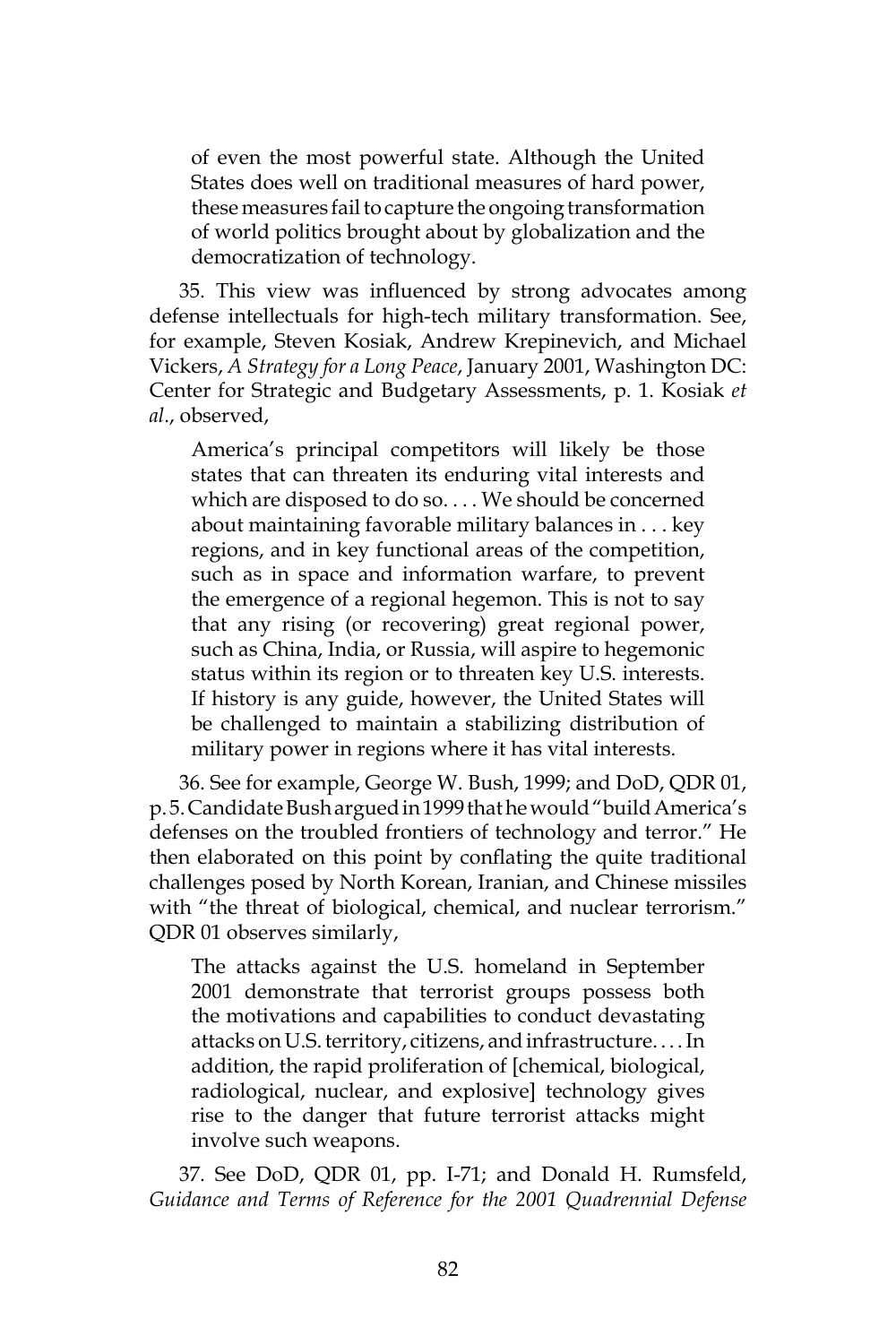> of even the most powerful state. Although the United States does well on traditional measures of hard power, these measures fail to capture the ongoing transformation of world politics brought about by globalization and the democratization of technology.

35. This view was influenced by strong advocates among defense intellectuals for high-tech military transformation. See, for example, Steven Kosiak, Andrew Krepinevich, and Michael Vickers, *A Strategy for a Long Peace*, January 2001, Washington DC: Center for Strategic and Budgetary Assessments, p. 1. Kosiak *et al*., observed,

> America's principal competitors will likely be those states that can threaten its enduring vital interests and which are disposed to do so. . . . We should be concerned about maintaining favorable military balances in . . . key regions, and in key functional areas of the competition, such as in space and information warfare, to prevent the emergence of a regional hegemon. This is not to say that any rising (or recovering) great regional power, such as China, India, or Russia, will aspire to hegemonic status within its region or to threaten key U.S. interests. If history is any guide, however, the United States will be challenged to maintain a stabilizing distribution of military power in regions where it has vital interests.

36. See for example, George W. Bush, 1999; and DoD, QDR 01, p. 5. Candidate Bush argued in 1999 that he would "build America's defenses on the troubled frontiers of technology and terror." He then elaborated on this point by conflating the quite traditional challenges posed by North Korean, Iranian, and Chinese missiles with "the threat of biological, chemical, and nuclear terrorism." QDR 01 observes similarly,

> The attacks against the U.S. homeland in September 2001 demonstrate that terrorist groups possess both the motivations and capabilities to conduct devastating attacks on U.S. territory, citizens, and infrastructure. . . . In addition, the rapid proliferation of [chemical, biological, radiological, nuclear, and explosive] technology gives rise to the danger that future terrorist attacks might involve such weapons.

37. See DoD, QDR 01, pp. I-71; and Donald H. Rumsfeld, *Guidance and Terms of Reference for the 2001 Quadrennial Defense*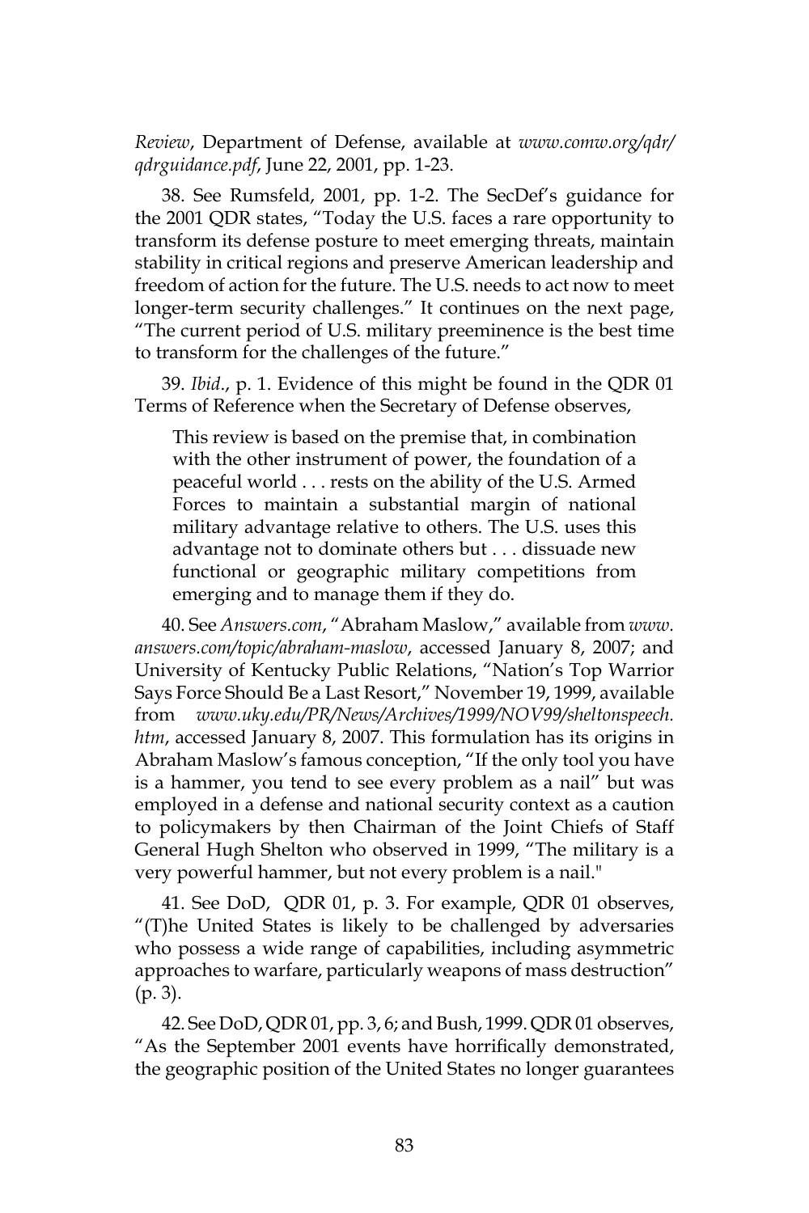*Review*, Department of Defense, available at *www.comw.org/qdr/qdrguidance.pdf*, June 22, 2001, pp. 1-23.

38. See Rumsfeld, 2001, pp. 1-2. The SecDef's guidance for the 2001 QDR states, "Today the U.S. faces a rare opportunity to transform its defense posture to meet emerging threats, maintain stability in critical regions and preserve American leadership and freedom of action for the future. The U.S. needs to act now to meet longer-term security challenges." It continues on the next page, "The current period of U.S. military preeminence is the best time to transform for the challenges of the future."

39. *Ibid*., p. 1. Evidence of this might be found in the QDR 01 Terms of Reference when the Secretary of Defense observes,

> This review is based on the premise that, in combination with the other instrument of power, the foundation of a peaceful world . . . rests on the ability of the U.S. Armed Forces to maintain a substantial margin of national military advantage relative to others. The U.S. uses this advantage not to dominate others but . . . dissuade new functional or geographic military competitions from emerging and to manage them if they do.

40. See *Answers.com*, "Abraham Maslow," available from *www.answers.com/topic/abraham-maslow*, accessed January 8, 2007; and University of Kentucky Public Relations, "Nation's Top Warrior Says Force Should Be a Last Resort," November 19, 1999, available from *www.uky.edu/PR/News/Archives/1999/NOV99/sheltonspeech.htm*, accessed January 8, 2007. This formulation has its origins in Abraham Maslow's famous conception, "If the only tool you have is a hammer, you tend to see every problem as a nail" but was employed in a defense and national security context as a caution to policymakers by then Chairman of the Joint Chiefs of Staff General Hugh Shelton who observed in 1999, "The military is a very powerful hammer, but not every problem is a nail."

41. See DoD, QDR 01, p. 3. For example, QDR 01 observes, "(T)he United States is likely to be challenged by adversaries who possess a wide range of capabilities, including asymmetric approaches to warfare, particularly weapons of mass destruction" (p. 3).

42. See DoD, QDR 01, pp. 3, 6; and Bush, 1999. QDR 01 observes, "As the September 2001 events have horrifically demonstrated, the geographic position of the United States no longer guarantees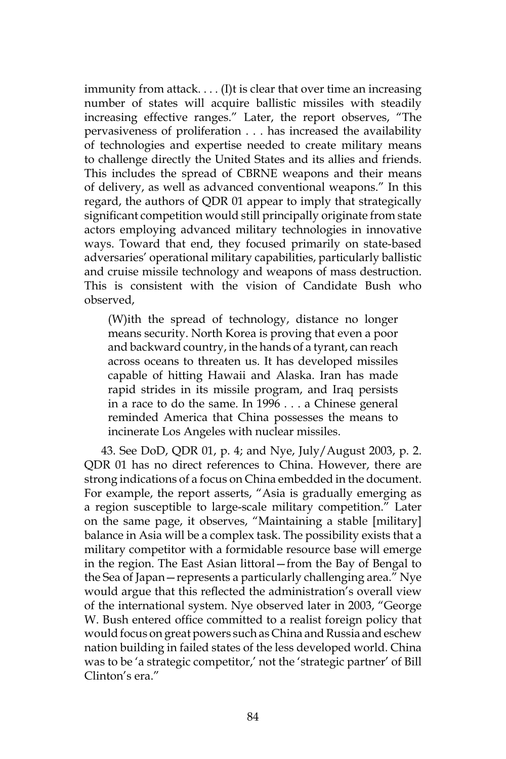immunity from attack. . . . (I)t is clear that over time an increasing number of states will acquire ballistic missiles with steadily increasing effective ranges." Later, the report observes, "The pervasiveness of proliferation . . . has increased the availability of technologies and expertise needed to create military means to challenge directly the United States and its allies and friends. This includes the spread of CBRNE weapons and their means of delivery, as well as advanced conventional weapons." In this regard, the authors of QDR 01 appear to imply that strategically significant competition would still principally originate from state actors employing advanced military technologies in innovative ways. Toward that end, they focused primarily on state-based adversaries' operational military capabilities, particularly ballistic and cruise missile technology and weapons of mass destruction. This is consistent with the vision of Candidate Bush who observed,

> (W)ith the spread of technology, distance no longer means security. North Korea is proving that even a poor and backward country, in the hands of a tyrant, can reach across oceans to threaten us. It has developed missiles capable of hitting Hawaii and Alaska. Iran has made rapid strides in its missile program, and Iraq persists in a race to do the same. In 1996 . . . a Chinese general reminded America that China possesses the means to incinerate Los Angeles with nuclear missiles.

43. See DoD, QDR 01, p. 4; and Nye, July/August 2003, p. 2. QDR 01 has no direct references to China. However, there are strong indications of a focus on China embedded in the document. For example, the report asserts, "Asia is gradually emerging as a region susceptible to large-scale military competition." Later on the same page, it observes, "Maintaining a stable [military] balance in Asia will be a complex task. The possibility exists that a military competitor with a formidable resource base will emerge in the region. The East Asian littoral—from the Bay of Bengal to the Sea of Japan—represents a particularly challenging area." Nye would argue that this reflected the administration's overall view of the international system. Nye observed later in 2003, "George W. Bush entered office committed to a realist foreign policy that would focus on great powers such as China and Russia and eschew nation building in failed states of the less developed world. China was to be 'a strategic competitor,' not the 'strategic partner' of Bill Clinton's era."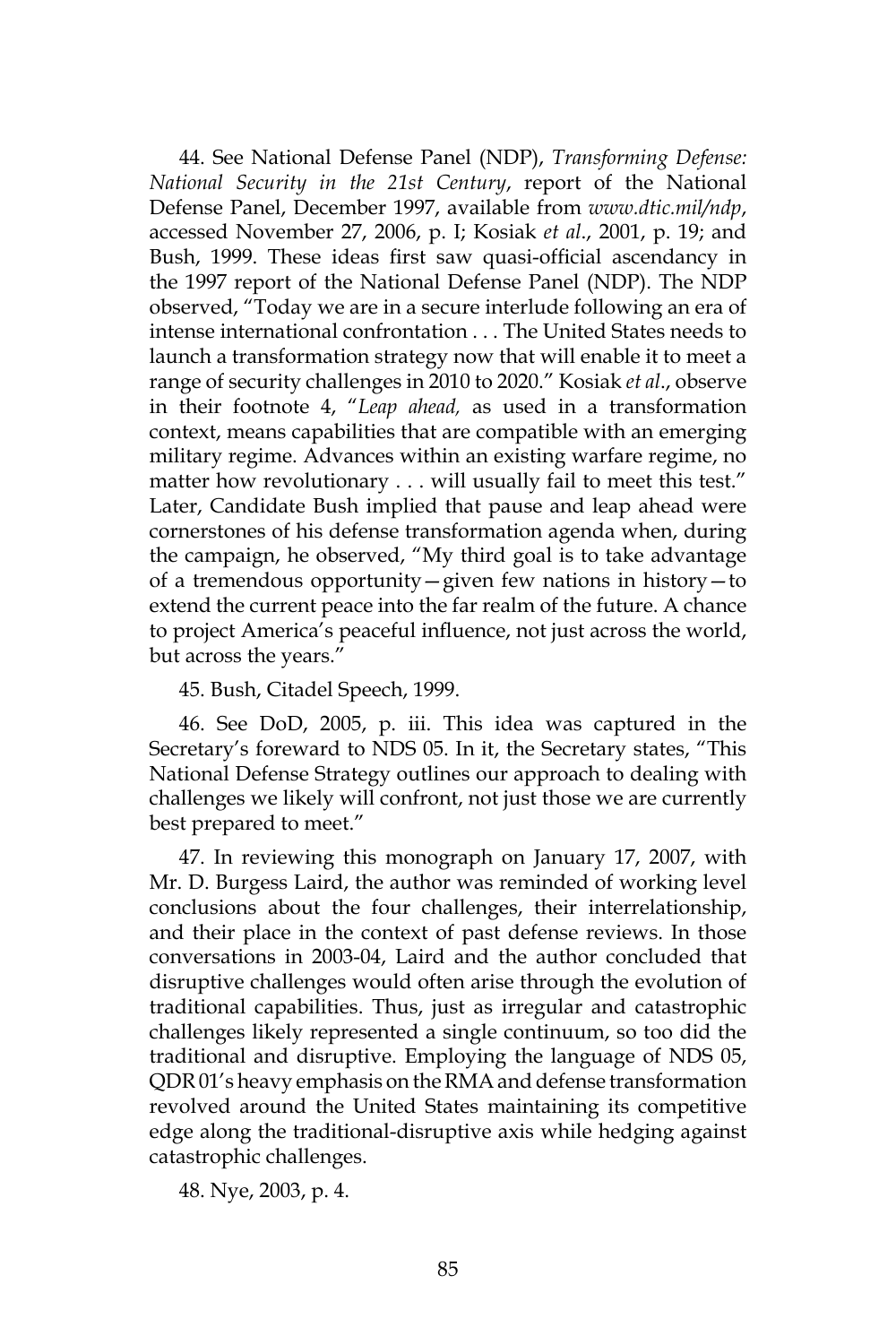44. See National Defense Panel (NDP), *Transforming Defense: National Security in the 21st Century*, report of the National Defense Panel, December 1997, available from *www.dtic.mil/ndp*, accessed November 27, 2006, p. I; Kosiak *et al*., 2001, p. 19; and Bush, 1999. These ideas first saw quasi-official ascendancy in the 1997 report of the National Defense Panel (NDP). The NDP observed, "Today we are in a secure interlude following an era of intense international confrontation . . . The United States needs to launch a transformation strategy now that will enable it to meet a range of security challenges in 2010 to 2020." Kosiak *et al*., observe in their footnote 4, "*Leap ahead,* as used in a transformation context, means capabilities that are compatible with an emerging military regime. Advances within an existing warfare regime, no matter how revolutionary . . . will usually fail to meet this test." Later, Candidate Bush implied that pause and leap ahead were cornerstones of his defense transformation agenda when, during the campaign, he observed, "My third goal is to take advantage of a tremendous opportunity—given few nations in history—to extend the current peace into the far realm of the future. A chance to project America's peaceful influence, not just across the world, but across the years."

45. Bush, Citadel Speech, 1999.

46. See DoD, 2005, p. iii. This idea was captured in the Secretary's foreward to NDS 05. In it, the Secretary states, "This National Defense Strategy outlines our approach to dealing with challenges we likely will confront, not just those we are currently best prepared to meet."

47. In reviewing this monograph on January 17, 2007, with Mr. D. Burgess Laird, the author was reminded of working level conclusions about the four challenges, their interrelationship, and their place in the context of past defense reviews. In those conversations in 2003-04, Laird and the author concluded that disruptive challenges would often arise through the evolution of traditional capabilities. Thus, just as irregular and catastrophic challenges likely represented a single continuum, so too did the traditional and disruptive. Employing the language of NDS 05, QDR 01's heavy emphasis on the RMA and defense transformation revolved around the United States maintaining its competitive edge along the traditional-disruptive axis while hedging against catastrophic challenges.

48. Nye, 2003, p. 4.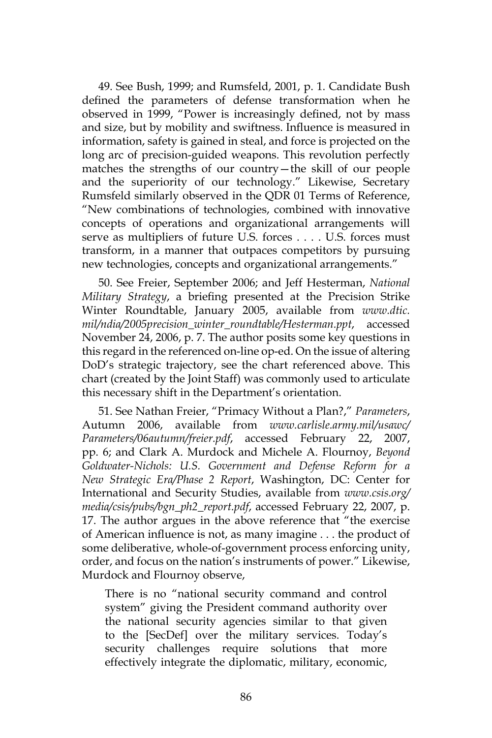49. See Bush, 1999; and Rumsfeld, 2001, p. 1. Candidate Bush defined the parameters of defense transformation when he observed in 1999, "Power is increasingly defined, not by mass and size, but by mobility and swiftness. Influence is measured in information, safety is gained in steal, and force is projected on the long arc of precision-guided weapons. This revolution perfectly matches the strengths of our country—the skill of our people and the superiority of our technology." Likewise, Secretary Rumsfeld similarly observed in the QDR 01 Terms of Reference, "New combinations of technologies, combined with innovative concepts of operations and organizational arrangements will serve as multipliers of future U.S. forces . . . . U.S. forces must transform, in a manner that outpaces competitors by pursuing new technologies, concepts and organizational arrangements."

50. See Freier, September 2006; and Jeff Hesterman, *National Military Strategy*, a briefing presented at the Precision Strike Winter Roundtable, January 2005, available from *www.dtic.mil/ndia/2005precision_winter_roundtable/Hesterman.ppt*, accessed November 24, 2006, p. 7. The author posits some key questions in this regard in the referenced on-line op-ed. On the issue of altering DoD's strategic trajectory, see the chart referenced above. This chart (created by the Joint Staff) was commonly used to articulate this necessary shift in the Department's orientation.

51. See Nathan Freier, "Primacy Without a Plan?," *Parameters*, Autumn 2006, available from *www.carlisle.army.mil/usawc/Parameters/06autumn/freier.pdf*, accessed February 22, 2007, pp. 6; and Clark A. Murdock and Michele A. Flournoy, *Beyond Goldwater-Nichols: U.S. Government and Defense Reform for a New Strategic Era/Phase 2 Report*, Washington, DC: Center for International and Security Studies, available from *www.csis.org/media/csis/pubs/bgn_ph2_report.pdf*, accessed February 22, 2007, p. 17. The author argues in the above reference that "the exercise of American influence is not, as many imagine . . . the product of some deliberative, whole-of-government process enforcing unity, order, and focus on the nation's instruments of power." Likewise, Murdock and Flournoy observe,

> There is no "national security command and control system" giving the President command authority over the national security agencies similar to that given to the [SecDef] over the military services. Today's security challenges require solutions that more effectively integrate the diplomatic, military, economic,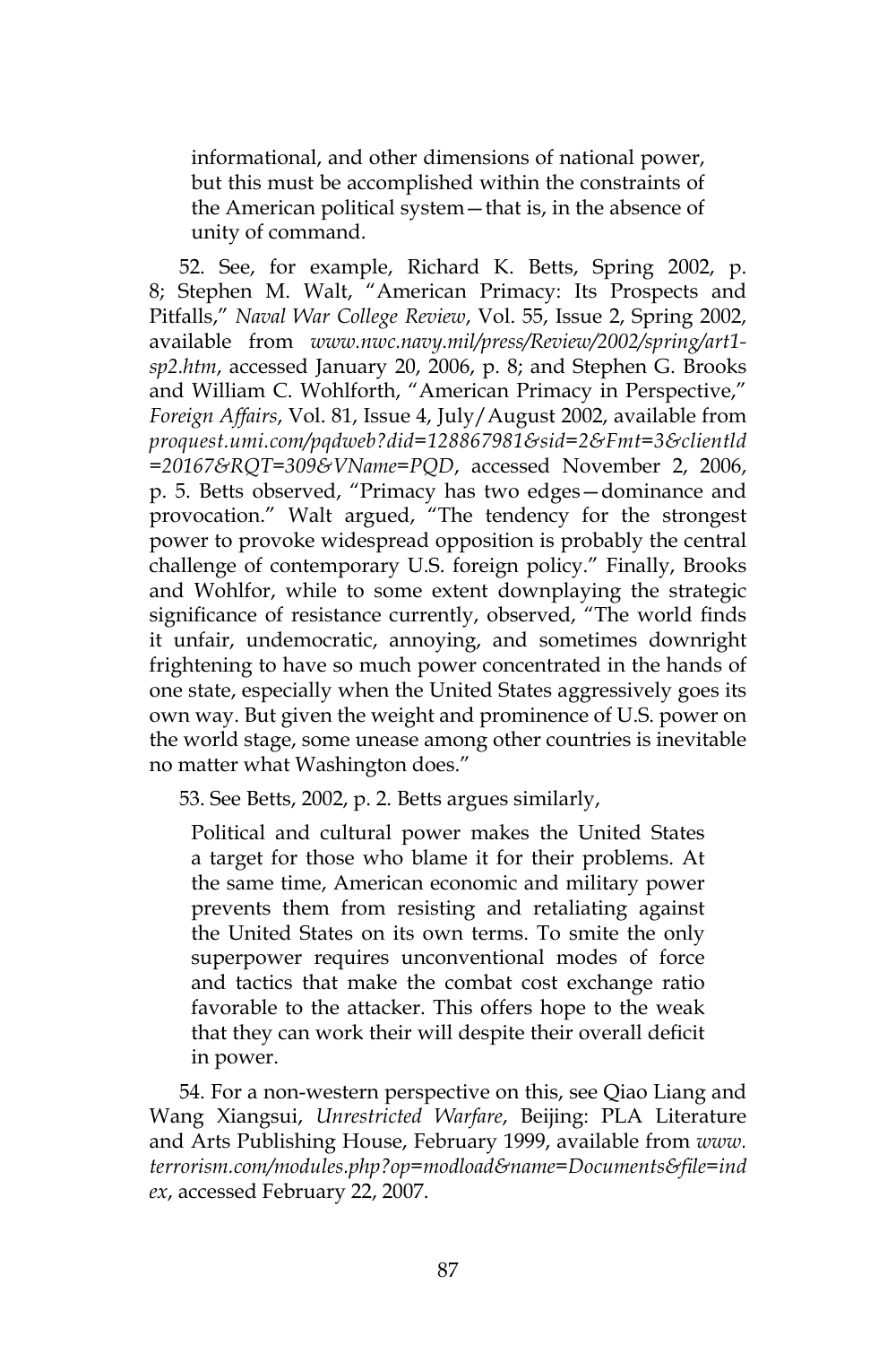informational, and other dimensions of national power, but this must be accomplished within the constraints of the American political system—that is, in the absence of unity of command.

52. See, for example, Richard K. Betts, Spring 2002, p. 8; Stephen M. Walt, "American Primacy: Its Prospects and Pitfalls," *Naval War College Review*, Vol. 55, Issue 2, Spring 2002, available from *www.nwc.navy.mil/press/Review/2002/spring/art1-sp2.htm*, accessed January 20, 2006, p. 8; and Stephen G. Brooks and William C. Wohlforth, "American Primacy in Perspective," *Foreign Affairs*, Vol. 81, Issue 4, July/August 2002, available from *proquest.umi.com/pqdweb?did=128867981&sid=2&Fmt=3&clientld=20167&RQT=309&VName=PQD*, accessed November 2, 2006, p. 5. Betts observed, "Primacy has two edges—dominance and provocation." Walt argued, "The tendency for the strongest power to provoke widespread opposition is probably the central challenge of contemporary U.S. foreign policy." Finally, Brooks and Wohlfor, while to some extent downplaying the strategic significance of resistance currently, observed, "The world finds it unfair, undemocratic, annoying, and sometimes downright frightening to have so much power concentrated in the hands of one state, especially when the United States aggressively goes its own way. But given the weight and prominence of U.S. power on the world stage, some unease among other countries is inevitable no matter what Washington does."

53. See Betts, 2002, p. 2. Betts argues similarly,

> Political and cultural power makes the United States a target for those who blame it for their problems. At the same time, American economic and military power prevents them from resisting and retaliating against the United States on its own terms. To smite the only superpower requires unconventional modes of force and tactics that make the combat cost exchange ratio favorable to the attacker. This offers hope to the weak that they can work their will despite their overall deficit in power.

54. For a non-western perspective on this, see Qiao Liang and Wang Xiangsui, *Unrestricted Warfare*, Beijing: PLA Literature and Arts Publishing House, February 1999, available from *www.terrorism.com/modules.php?op=modload&name=Documents&file=index*, accessed February 22, 2007.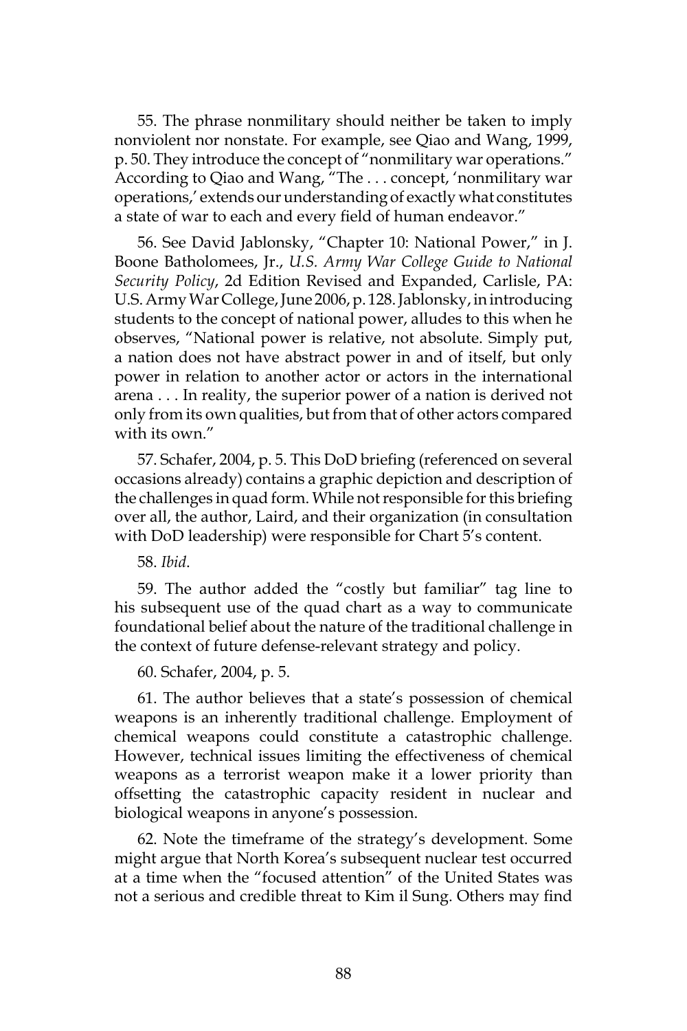55. The phrase nonmilitary should neither be taken to imply nonviolent nor nonstate. For example, see Qiao and Wang, 1999, p. 50. They introduce the concept of "nonmilitary war operations." According to Qiao and Wang, "The . . . concept, 'nonmilitary war operations,' extends our understanding of exactly what constitutes a state of war to each and every field of human endeavor."

56. See David Jablonsky, "Chapter 10: National Power," in J. Boone Batholomees, Jr., *U.S. Army War College Guide to National Security Policy*, 2d Edition Revised and Expanded, Carlisle, PA: U.S. Army War College, June 2006, p. 128. Jablonsky, in introducing students to the concept of national power, alludes to this when he observes, "National power is relative, not absolute. Simply put, a nation does not have abstract power in and of itself, but only power in relation to another actor or actors in the international arena . . . In reality, the superior power of a nation is derived not only from its own qualities, but from that of other actors compared with its own."

57. Schafer, 2004, p. 5. This DoD briefing (referenced on several occasions already) contains a graphic depiction and description of the challenges in quad form. While not responsible for this briefing over all, the author, Laird, and their organization (in consultation with DoD leadership) were responsible for Chart 5's content.

58. *Ibid*.

59. The author added the "costly but familiar" tag line to his subsequent use of the quad chart as a way to communicate foundational belief about the nature of the traditional challenge in the context of future defense-relevant strategy and policy.

60. Schafer, 2004, p. 5.

61. The author believes that a state's possession of chemical weapons is an inherently traditional challenge. Employment of chemical weapons could constitute a catastrophic challenge. However, technical issues limiting the effectiveness of chemical weapons as a terrorist weapon make it a lower priority than offsetting the catastrophic capacity resident in nuclear and biological weapons in anyone's possession.

62. Note the timeframe of the strategy's development. Some might argue that North Korea's subsequent nuclear test occurred at a time when the "focused attention" of the United States was not a serious and credible threat to Kim il Sung. Others may find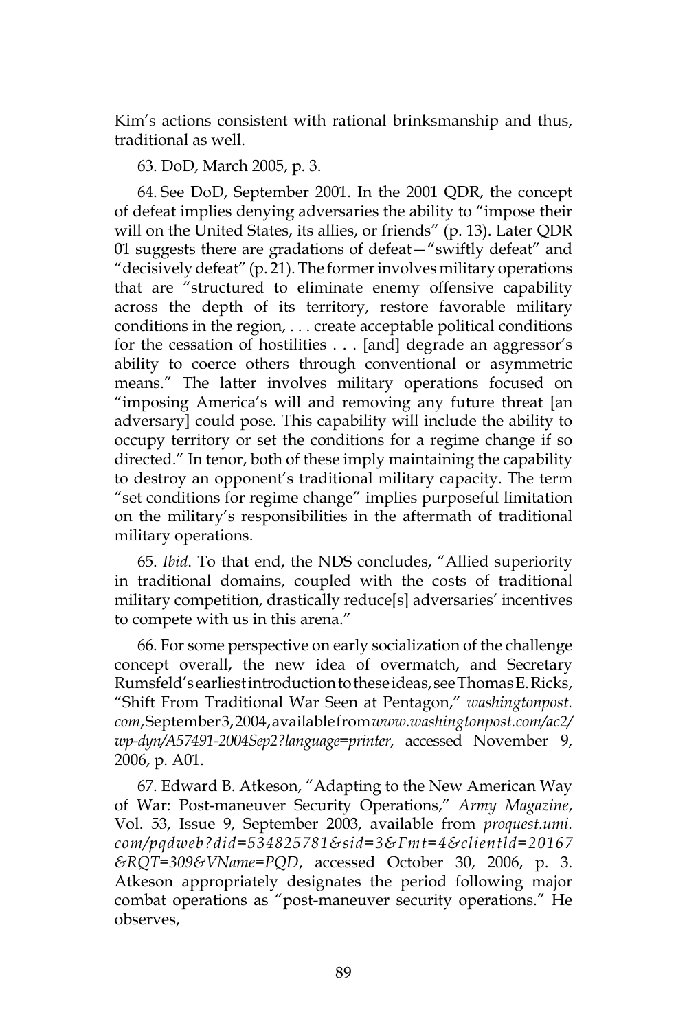Kim's actions consistent with rational brinksmanship and thus, traditional as well.

63. DoD, March 2005, p. 3.

64. See DoD, September 2001. In the 2001 QDR, the concept of defeat implies denying adversaries the ability to "impose their will on the United States, its allies, or friends" (p. 13). Later QDR 01 suggests there are gradations of defeat—"swiftly defeat" and "decisively defeat" (p. 21). The former involves military operations that are "structured to eliminate enemy offensive capability across the depth of its territory, restore favorable military conditions in the region, . . . create acceptable political conditions for the cessation of hostilities . . . [and] degrade an aggressor's ability to coerce others through conventional or asymmetric means." The latter involves military operations focused on "imposing America's will and removing any future threat [an adversary] could pose. This capability will include the ability to occupy territory or set the conditions for a regime change if so directed." In tenor, both of these imply maintaining the capability to destroy an opponent's traditional military capacity. The term "set conditions for regime change" implies purposeful limitation on the military's responsibilities in the aftermath of traditional military operations.

65. *Ibid*. To that end, the NDS concludes, "Allied superiority in traditional domains, coupled with the costs of traditional military competition, drastically reduce[s] adversaries' incentives to compete with us in this arena."

66. For some perspective on early socialization of the challenge concept overall, the new idea of overmatch, and Secretary Rumsfeld's earliest introduction to these ideas, see Thomas E. Ricks, "Shift From Traditional War Seen at Pentagon," *washingtonpost.com*, September 3, 2004, available from *www.washingtonpost.com/ac2/wp-dyn/A57491-2004Sep2?language=printer*, accessed November 9, 2006, p. A01.

67. Edward B. Atkeson, "Adapting to the New American Way of War: Post-maneuver Security Operations," *Army Magazine*, Vol. 53, Issue 9, September 2003, available from *proquest.umi.com/pqdweb?did=534825781&sid=3&Fmt=4&clientld=20167&RQT=309&VName=PQD*, accessed October 30, 2006, p. 3. Atkeson appropriately designates the period following major combat operations as "post-maneuver security operations." He observes,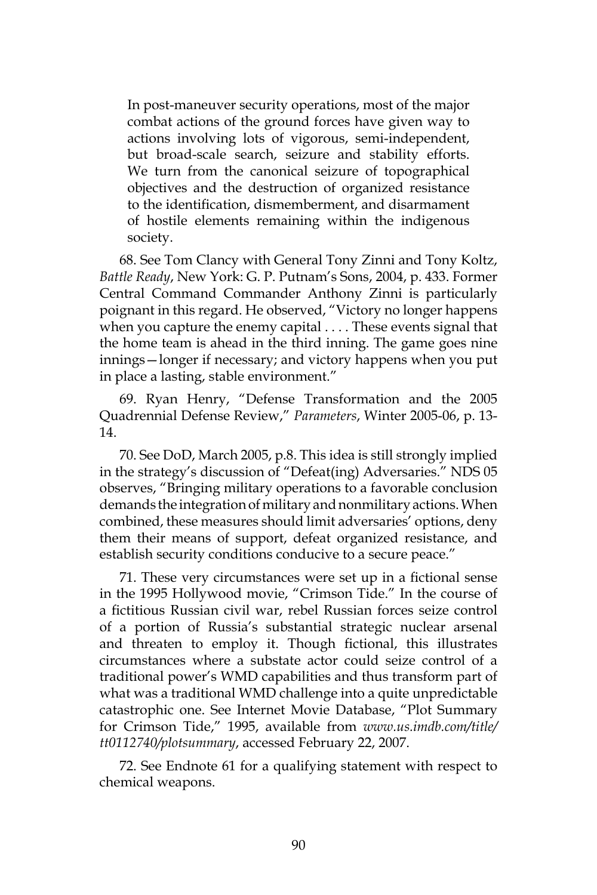> In post-maneuver security operations, most of the major combat actions of the ground forces have given way to actions involving lots of vigorous, semi-independent, but broad-scale search, seizure and stability efforts. We turn from the canonical seizure of topographical objectives and the destruction of organized resistance to the identification, dismemberment, and disarmament of hostile elements remaining within the indigenous society.

68. See Tom Clancy with General Tony Zinni and Tony Koltz, *Battle Ready*, New York: G. P. Putnam's Sons, 2004, p. 433. Former Central Command Commander Anthony Zinni is particularly poignant in this regard. He observed, "Victory no longer happens when you capture the enemy capital . . . . These events signal that the home team is ahead in the third inning. The game goes nine innings—longer if necessary; and victory happens when you put in place a lasting, stable environment."

69. Ryan Henry, "Defense Transformation and the 2005 Quadrennial Defense Review," *Parameters*, Winter 2005-06, p. 13-14.

70. See DoD, March 2005, p.8. This idea is still strongly implied in the strategy's discussion of "Defeat(ing) Adversaries." NDS 05 observes, "Bringing military operations to a favorable conclusion demands the integration of military and nonmilitary actions. When combined, these measures should limit adversaries' options, deny them their means of support, defeat organized resistance, and establish security conditions conducive to a secure peace."

71. These very circumstances were set up in a fictional sense in the 1995 Hollywood movie, "Crimson Tide." In the course of a fictitious Russian civil war, rebel Russian forces seize control of a portion of Russia's substantial strategic nuclear arsenal and threaten to employ it. Though fictional, this illustrates circumstances where a substate actor could seize control of a traditional power's WMD capabilities and thus transform part of what was a traditional WMD challenge into a quite unpredictable catastrophic one. See Internet Movie Database, "Plot Summary for Crimson Tide," 1995, available from *www.us.imdb.com/title/tt0112740/plotsummary*, accessed February 22, 2007.

72. See Endnote 61 for a qualifying statement with respect to chemical weapons.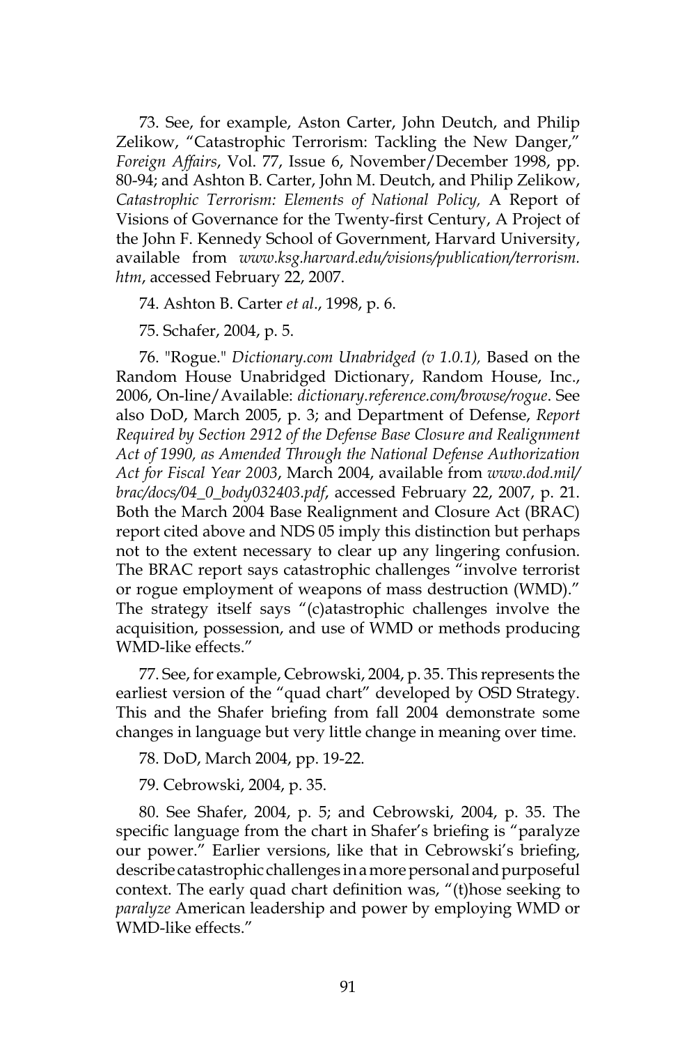73. See, for example, Aston Carter, John Deutch, and Philip Zelikow, "Catastrophic Terrorism: Tackling the New Danger," *Foreign Affairs*, Vol. 77, Issue 6, November/December 1998, pp. 80-94; and Ashton B. Carter, John M. Deutch, and Philip Zelikow, *Catastrophic Terrorism: Elements of National Policy,* A Report of Visions of Governance for the Twenty-first Century, A Project of the John F. Kennedy School of Government, Harvard University, available from *www.ksg.harvard.edu/visions/publication/terrorism.htm*, accessed February 22, 2007.

74. Ashton B. Carter *et al*., 1998, p. 6.

75. Schafer, 2004, p. 5.

76. "Rogue." *Dictionary.com Unabridged (v 1.0.1),* Based on the Random House Unabridged Dictionary, Random House, Inc., 2006, On-line/Available: *dictionary.reference.com/browse/rogue*. See also DoD, March 2005, p. 3; and Department of Defense, *Report Required by Section 2912 of the Defense Base Closure and Realignment Act of 1990, as Amended Through the National Defense Authorization Act for Fiscal Year 2003*, March 2004, available from *www.dod.mil/brac/docs/04_0_body032403.pdf*, accessed February 22, 2007, p. 21. Both the March 2004 Base Realignment and Closure Act (BRAC) report cited above and NDS 05 imply this distinction but perhaps not to the extent necessary to clear up any lingering confusion. The BRAC report says catastrophic challenges "involve terrorist or rogue employment of weapons of mass destruction (WMD)." The strategy itself says "(c)atastrophic challenges involve the acquisition, possession, and use of WMD or methods producing WMD-like effects."

77. See, for example, Cebrowski, 2004, p. 35. This represents the earliest version of the "quad chart" developed by OSD Strategy. This and the Shafer briefing from fall 2004 demonstrate some changes in language but very little change in meaning over time.

78. DoD, March 2004, pp. 19-22.

79. Cebrowski, 2004, p. 35.

80. See Shafer, 2004, p. 5; and Cebrowski, 2004, p. 35. The specific language from the chart in Shafer's briefing is "paralyze our power." Earlier versions, like that in Cebrowski's briefing, describe catastrophic challenges in a more personal and purposeful context. The early quad chart definition was, "(t)hose seeking to *paralyze* American leadership and power by employing WMD or WMD-like effects."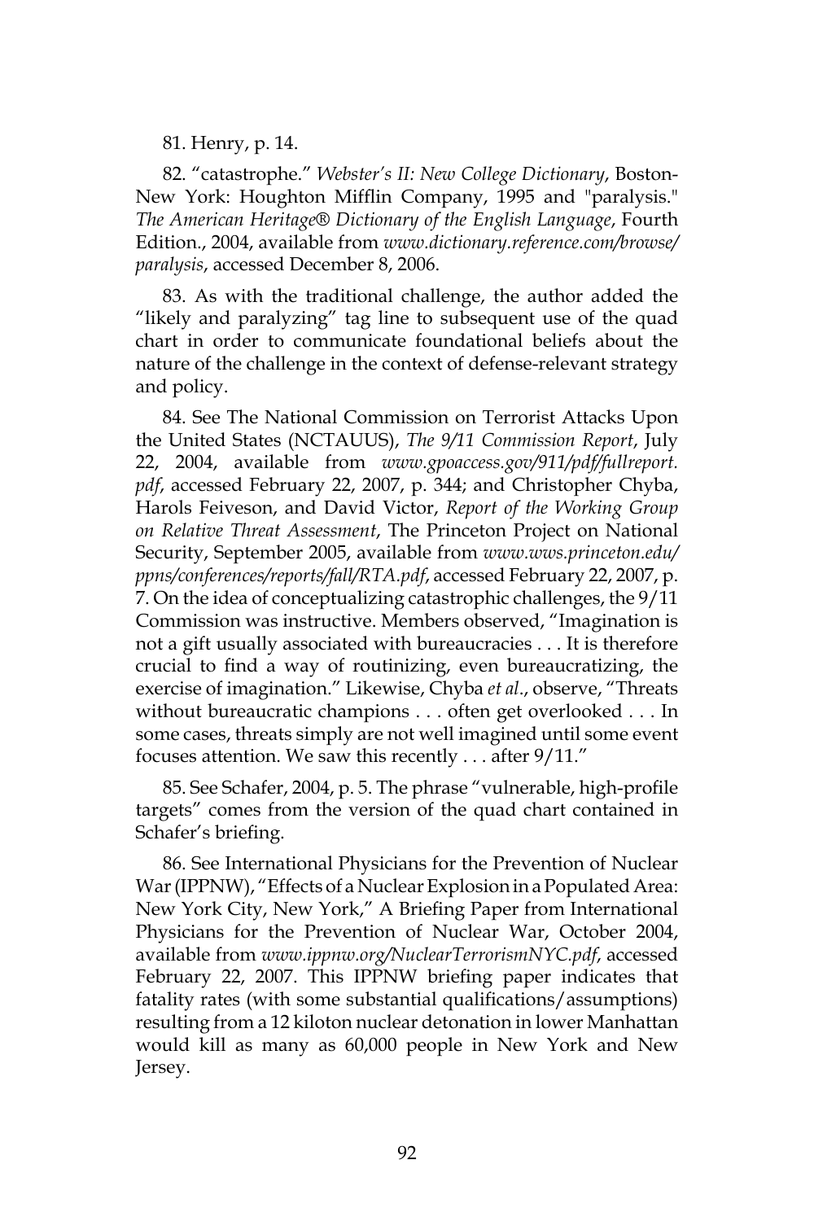81. Henry, p. 14.

82. "catastrophe." *Webster's II: New College Dictionary*, Boston-New York: Houghton Mifflin Company, 1995 and "paralysis." *The American Heritage® Dictionary of the English Language*, Fourth Edition., 2004, available from *www.dictionary.reference.com/browse/paralysis*, accessed December 8, 2006.

83. As with the traditional challenge, the author added the "likely and paralyzing" tag line to subsequent use of the quad chart in order to communicate foundational beliefs about the nature of the challenge in the context of defense-relevant strategy and policy.

84. See The National Commission on Terrorist Attacks Upon the United States (NCTAUUS), *The 9/11 Commission Report*, July 22, 2004, available from *www.gpoaccess.gov/911/pdf/fullreport.pdf*, accessed February 22, 2007, p. 344; and Christopher Chyba, Harols Feiveson, and David Victor, *Report of the Working Group on Relative Threat Assessment*, The Princeton Project on National Security, September 2005, available from *www.wws.princeton.edu/ppns/conferences/reports/fall/RTA.pdf*, accessed February 22, 2007, p. 7. On the idea of conceptualizing catastrophic challenges, the 9/11 Commission was instructive. Members observed, "Imagination is not a gift usually associated with bureaucracies . . . It is therefore crucial to find a way of routinizing, even bureaucratizing, the exercise of imagination." Likewise, Chyba *et al*., observe, "Threats without bureaucratic champions . . . often get overlooked . . . In some cases, threats simply are not well imagined until some event focuses attention. We saw this recently . . . after 9/11."

85. See Schafer, 2004, p. 5. The phrase "vulnerable, high-profile targets" comes from the version of the quad chart contained in Schafer's briefing.

86. See International Physicians for the Prevention of Nuclear War (IPPNW), "Effects of a Nuclear Explosion in a Populated Area: New York City, New York," A Briefing Paper from International Physicians for the Prevention of Nuclear War, October 2004, available from *www.ippnw.org/NuclearTerrorismNYC.pdf*, accessed February 22, 2007. This IPPNW briefing paper indicates that fatality rates (with some substantial qualifications/assumptions) resulting from a 12 kiloton nuclear detonation in lower Manhattan would kill as many as 60,000 people in New York and New Jersey.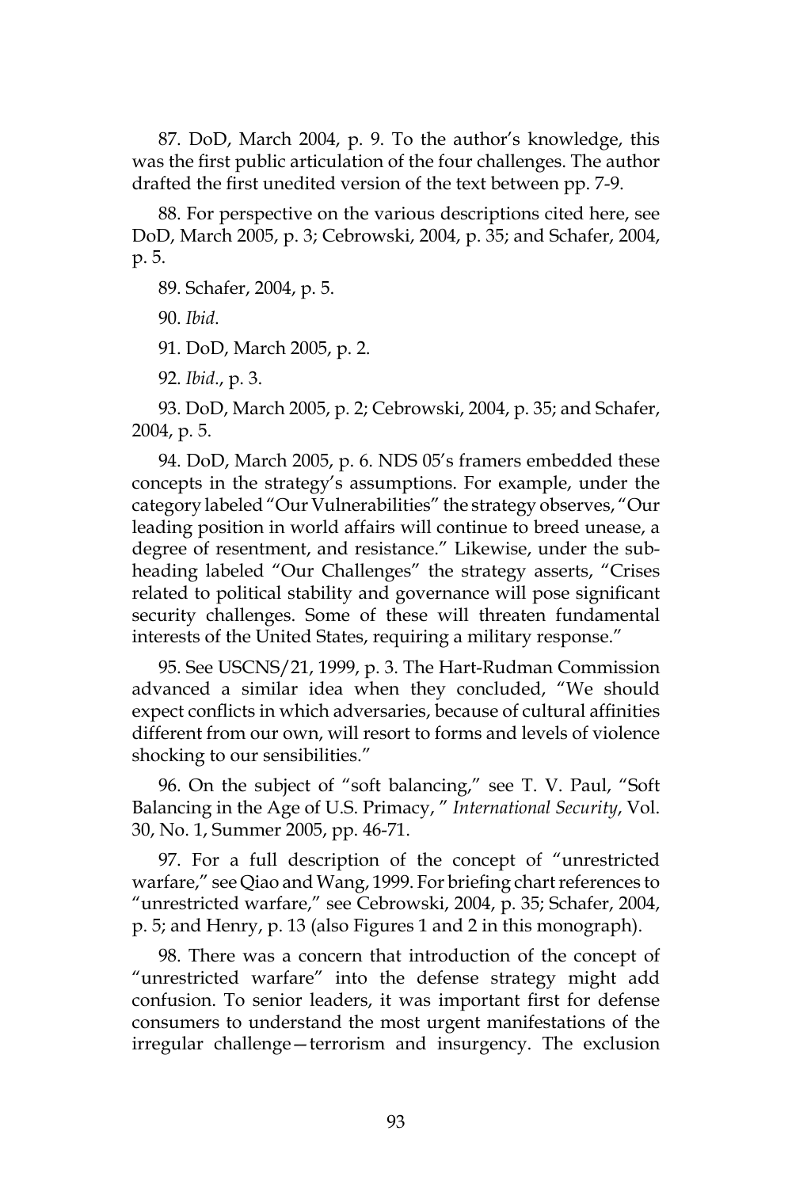87. DoD, March 2004, p. 9. To the author's knowledge, this was the first public articulation of the four challenges. The author drafted the first unedited version of the text between pp. 7-9.

88. For perspective on the various descriptions cited here, see DoD, March 2005, p. 3; Cebrowski, 2004, p. 35; and Schafer, 2004, p. 5.

89. Schafer, 2004, p. 5.

90. *Ibid*.

91. DoD, March 2005, p. 2.

92. *Ibid*., p. 3.

93. DoD, March 2005, p. 2; Cebrowski, 2004, p. 35; and Schafer, 2004, p. 5.

94. DoD, March 2005, p. 6. NDS 05's framers embedded these concepts in the strategy's assumptions. For example, under the category labeled "Our Vulnerabilities" the strategy observes, "Our leading position in world affairs will continue to breed unease, a degree of resentment, and resistance." Likewise, under the sub-heading labeled "Our Challenges" the strategy asserts, "Crises related to political stability and governance will pose significant security challenges. Some of these will threaten fundamental interests of the United States, requiring a military response."

95. See USCNS/21, 1999, p. 3. The Hart-Rudman Commission advanced a similar idea when they concluded, "We should expect conflicts in which adversaries, because of cultural affinities different from our own, will resort to forms and levels of violence shocking to our sensibilities."

96. On the subject of "soft balancing," see T. V. Paul, "Soft Balancing in the Age of U.S. Primacy, " *International Security*, Vol. 30, No. 1, Summer 2005, pp. 46-71.

97. For a full description of the concept of "unrestricted warfare," see Qiao and Wang, 1999. For briefing chart references to "unrestricted warfare," see Cebrowski, 2004, p. 35; Schafer, 2004, p. 5; and Henry, p. 13 (also Figures 1 and 2 in this monograph).

98. There was a concern that introduction of the concept of "unrestricted warfare" into the defense strategy might add confusion. To senior leaders, it was important first for defense consumers to understand the most urgent manifestations of the irregular challenge—terrorism and insurgency. The exclusion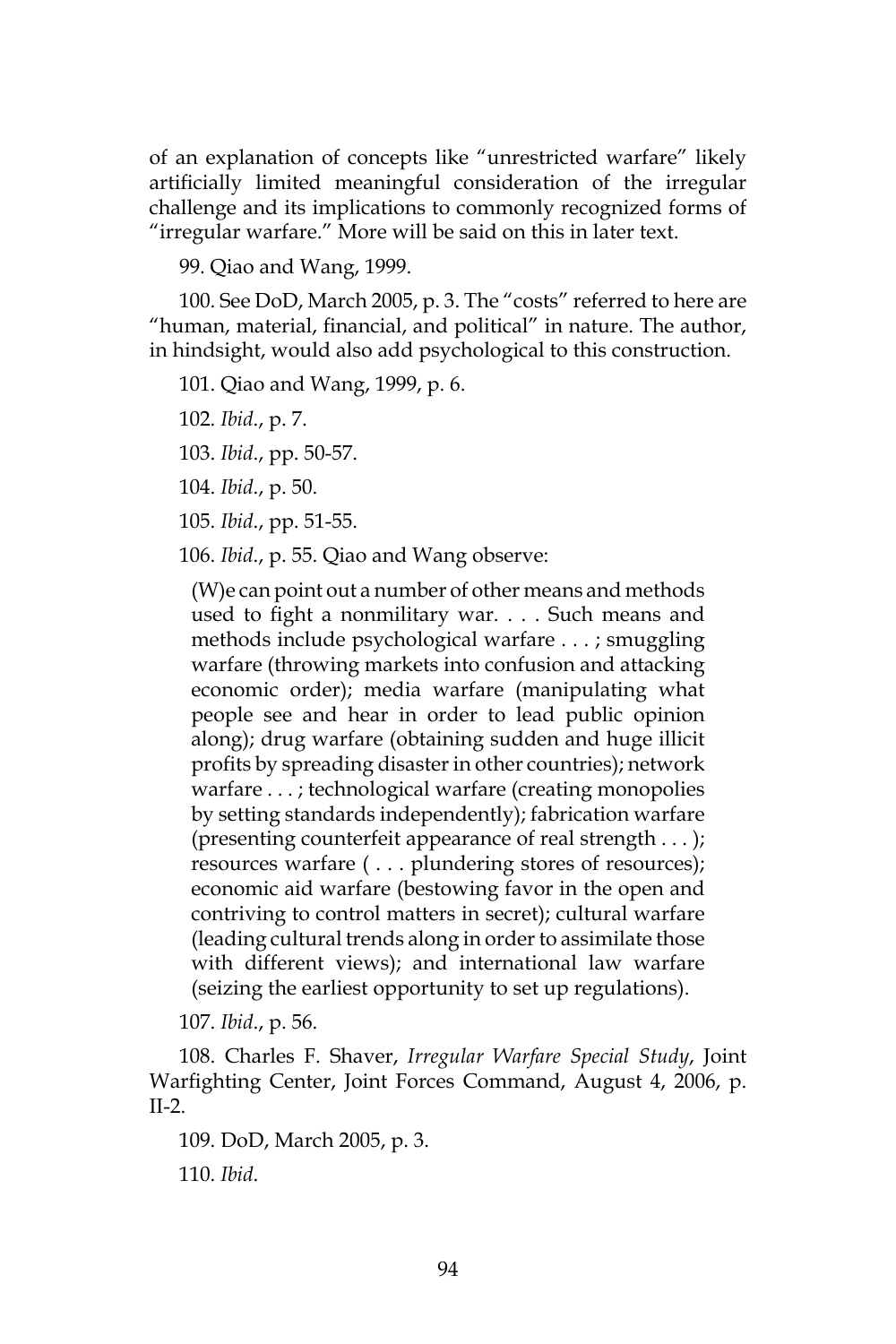of an explanation of concepts like "unrestricted warfare" likely artificially limited meaningful consideration of the irregular challenge and its implications to commonly recognized forms of "irregular warfare." More will be said on this in later text.

99. Qiao and Wang, 1999.

100. See DoD, March 2005, p. 3. The "costs" referred to here are "human, material, financial, and political" in nature. The author, in hindsight, would also add psychological to this construction.

101. Qiao and Wang, 1999, p. 6.

102. *Ibid*., p. 7.

103. *Ibid*., pp. 50-57.

104. *Ibid*., p. 50.

105. *Ibid*., pp. 51-55.

106. *Ibid*., p. 55. Qiao and Wang observe:

> (W)e can point out a number of other means and methods used to fight a nonmilitary war. . . . Such means and methods include psychological warfare . . . ; smuggling warfare (throwing markets into confusion and attacking economic order); media warfare (manipulating what people see and hear in order to lead public opinion along); drug warfare (obtaining sudden and huge illicit profits by spreading disaster in other countries); network warfare . . . ; technological warfare (creating monopolies by setting standards independently); fabrication warfare (presenting counterfeit appearance of real strength . . . ); resources warfare ( . . . plundering stores of resources); economic aid warfare (bestowing favor in the open and contriving to control matters in secret); cultural warfare (leading cultural trends along in order to assimilate those with different views); and international law warfare (seizing the earliest opportunity to set up regulations).

107. *Ibid*., p. 56.

108. Charles F. Shaver, *Irregular Warfare Special Study*, Joint Warfighting Center, Joint Forces Command, August 4, 2006, p. II-2.

109. DoD, March 2005, p. 3.

110. *Ibid*.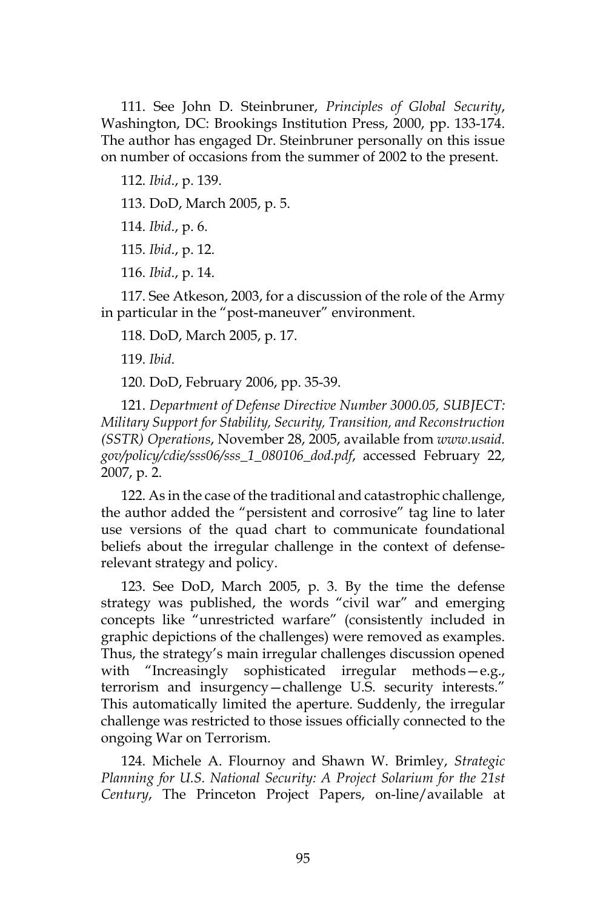111. See John D. Steinbruner, *Principles of Global Security*, Washington, DC: Brookings Institution Press, 2000, pp. 133-174. The author has engaged Dr. Steinbruner personally on this issue on number of occasions from the summer of 2002 to the present.

112. *Ibid*., p. 139.

113. DoD, March 2005, p. 5.

114. *Ibid*., p. 6.

115. *Ibid*., p. 12.

116. *Ibid*., p. 14.

117. See Atkeson, 2003, for a discussion of the role of the Army in particular in the "post-maneuver" environment.

118. DoD, March 2005, p. 17.

119. *Ibid*.

120. DoD, February 2006, pp. 35-39.

121. *Department of Defense Directive Number 3000.05, SUBJECT: Military Support for Stability, Security, Transition, and Reconstruction (SSTR) Operations*, November 28, 2005, available from *www.usaid.gov/policy/cdie/sss06/sss_1_080106_dod.pdf*, accessed February 22, 2007, p. 2.

122. As in the case of the traditional and catastrophic challenge, the author added the "persistent and corrosive" tag line to later use versions of the quad chart to communicate foundational beliefs about the irregular challenge in the context of defense-relevant strategy and policy.

123. See DoD, March 2005, p. 3. By the time the defense strategy was published, the words "civil war" and emerging concepts like "unrestricted warfare" (consistently included in graphic depictions of the challenges) were removed as examples. Thus, the strategy's main irregular challenges discussion opened with "Increasingly sophisticated irregular methods—e.g., terrorism and insurgency—challenge U.S. security interests." This automatically limited the aperture. Suddenly, the irregular challenge was restricted to those issues officially connected to the ongoing War on Terrorism.

124. Michele A. Flournoy and Shawn W. Brimley, *Strategic Planning for U.S. National Security: A Project Solarium for the 21st Century*, The Princeton Project Papers, on-line/available at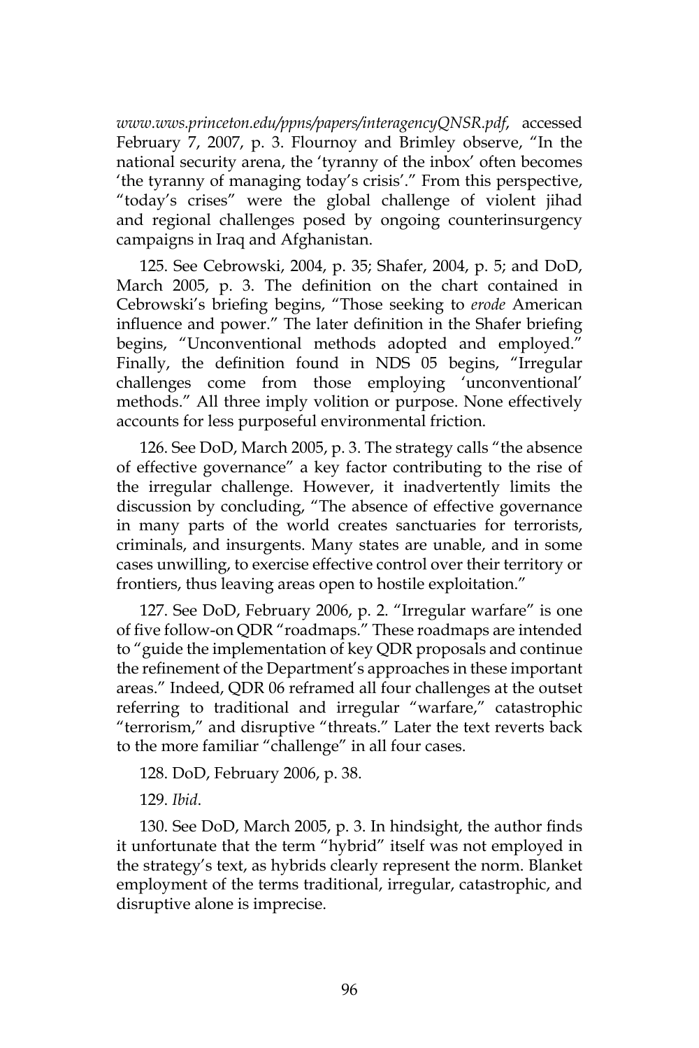*www.wws.princeton.edu/ppns/papers/interagencyQNSR.pdf*, accessed February 7, 2007, p. 3. Flournoy and Brimley observe, "In the national security arena, the 'tyranny of the inbox' often becomes 'the tyranny of managing today's crisis'." From this perspective, "today's crises" were the global challenge of violent jihad and regional challenges posed by ongoing counterinsurgency campaigns in Iraq and Afghanistan.

125. See Cebrowski, 2004, p. 35; Shafer, 2004, p. 5; and DoD, March 2005, p. 3. The definition on the chart contained in Cebrowski's briefing begins, "Those seeking to *erode* American influence and power." The later definition in the Shafer briefing begins, "Unconventional methods adopted and employed." Finally, the definition found in NDS 05 begins, "Irregular challenges come from those employing 'unconventional' methods." All three imply volition or purpose. None effectively accounts for less purposeful environmental friction.

126. See DoD, March 2005, p. 3. The strategy calls "the absence of effective governance" a key factor contributing to the rise of the irregular challenge. However, it inadvertently limits the discussion by concluding, "The absence of effective governance in many parts of the world creates sanctuaries for terrorists, criminals, and insurgents. Many states are unable, and in some cases unwilling, to exercise effective control over their territory or frontiers, thus leaving areas open to hostile exploitation."

127. See DoD, February 2006, p. 2. "Irregular warfare" is one of five follow-on QDR "roadmaps." These roadmaps are intended to "guide the implementation of key QDR proposals and continue the refinement of the Department's approaches in these important areas." Indeed, QDR 06 reframed all four challenges at the outset referring to traditional and irregular "warfare," catastrophic "terrorism," and disruptive "threats." Later the text reverts back to the more familiar "challenge" in all four cases.

128. DoD, February 2006, p. 38.

129. *Ibid*.

130. See DoD, March 2005, p. 3. In hindsight, the author finds it unfortunate that the term "hybrid" itself was not employed in the strategy's text, as hybrids clearly represent the norm. Blanket employment of the terms traditional, irregular, catastrophic, and disruptive alone is imprecise.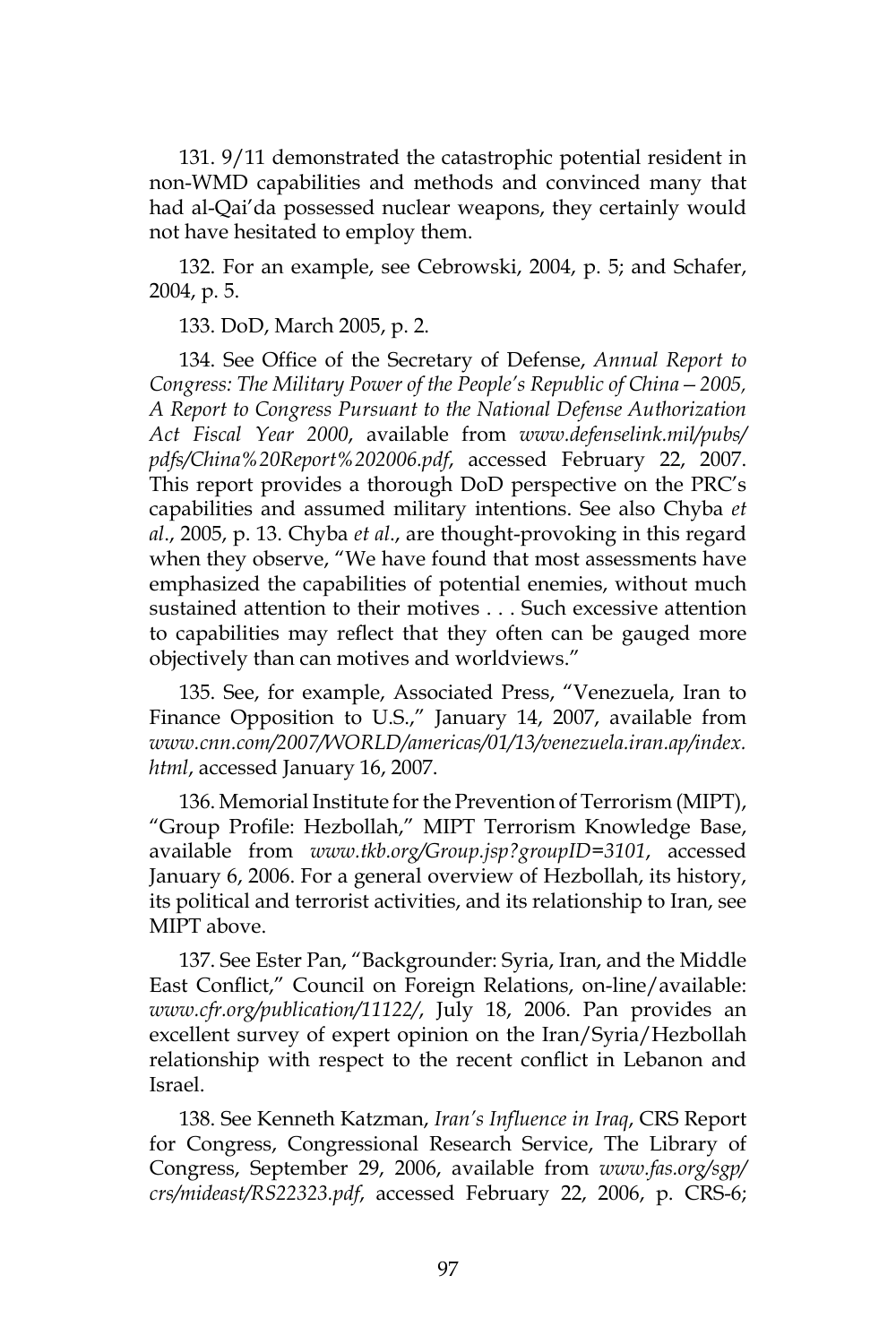131. 9/11 demonstrated the catastrophic potential resident in non-WMD capabilities and methods and convinced many that had al-Qai'da possessed nuclear weapons, they certainly would not have hesitated to employ them.

132. For an example, see Cebrowski, 2004, p. 5; and Schafer, 2004, p. 5.

133. DoD, March 2005, p. 2.

134. See Office of the Secretary of Defense, *Annual Report to Congress: The Military Power of the People's Republic of China—2005, A Report to Congress Pursuant to the National Defense Authorization Act Fiscal Year 2000*, available from *www.defenselink.mil/pubs/pdfs/China%20Report%202006.pdf*, accessed February 22, 2007. This report provides a thorough DoD perspective on the PRC's capabilities and assumed military intentions. See also Chyba *et al*., 2005, p. 13. Chyba *et al*., are thought-provoking in this regard when they observe, "We have found that most assessments have emphasized the capabilities of potential enemies, without much sustained attention to their motives . . . Such excessive attention to capabilities may reflect that they often can be gauged more objectively than can motives and worldviews."

135. See, for example, Associated Press, "Venezuela, Iran to Finance Opposition to U.S.," January 14, 2007, available from *www.cnn.com/2007/WORLD/americas/01/13/venezuela.iran.ap/index.html*, accessed January 16, 2007.

136. Memorial Institute for the Prevention of Terrorism (MIPT), "Group Profile: Hezbollah," MIPT Terrorism Knowledge Base, available from *www.tkb.org/Group.jsp?groupID=3101*, accessed January 6, 2006. For a general overview of Hezbollah, its history, its political and terrorist activities, and its relationship to Iran, see MIPT above.

137. See Ester Pan, "Backgrounder: Syria, Iran, and the Middle East Conflict," Council on Foreign Relations, on-line/available: *www.cfr.org/publication/11122/*, July 18, 2006. Pan provides an excellent survey of expert opinion on the Iran/Syria/Hezbollah relationship with respect to the recent conflict in Lebanon and Israel.

138. See Kenneth Katzman, *Iran's Influence in Iraq*, CRS Report for Congress, Congressional Research Service, The Library of Congress, September 29, 2006, available from *www.fas.org/sgp/crs/mideast/RS22323.pdf*, accessed February 22, 2006, p. CRS-6;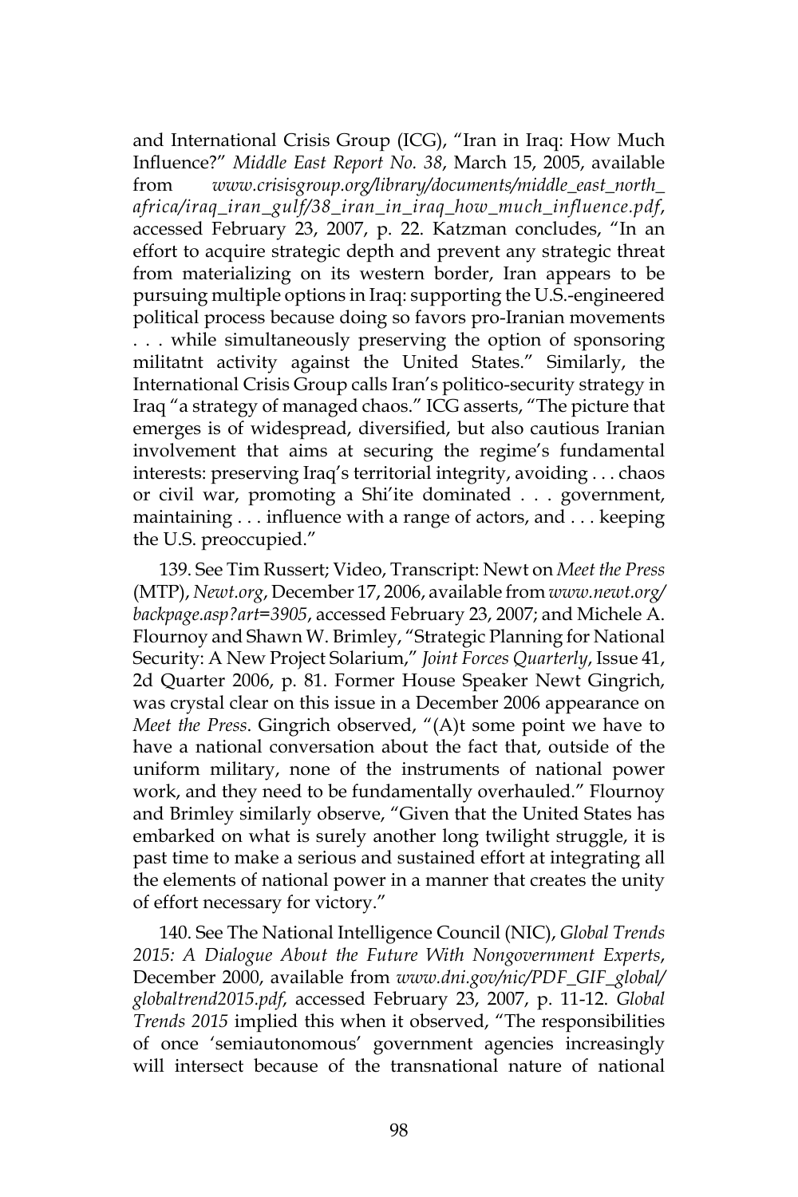and International Crisis Group (ICG), "Iran in Iraq: How Much Influence?" *Middle East Report No. 38*, March 15, 2005, available from *www.crisisgroup.org/library/documents/middle_east_north_africa/iraq_iran_gulf/38_iran_in_iraq_how_much_influence.pdf*, accessed February 23, 2007, p. 22. Katzman concludes, "In an effort to acquire strategic depth and prevent any strategic threat from materializing on its western border, Iran appears to be pursuing multiple options in Iraq: supporting the U.S.-engineered political process because doing so favors pro-Iranian movements . . . while simultaneously preserving the option of sponsoring militatnt activity against the United States." Similarly, the International Crisis Group calls Iran's politico-security strategy in Iraq "a strategy of managed chaos." ICG asserts, "The picture that emerges is of widespread, diversified, but also cautious Iranian involvement that aims at securing the regime's fundamental interests: preserving Iraq's territorial integrity, avoiding . . . chaos or civil war, promoting a Shi'ite dominated . . . government, maintaining . . . influence with a range of actors, and . . . keeping the U.S. preoccupied."

139. See Tim Russert; Video, Transcript: Newt on *Meet the Press* (MTP), *Newt.org*, December 17, 2006, available from *www.newt.org/backpage.asp?art=3905*, accessed February 23, 2007; and Michele A. Flournoy and Shawn W. Brimley, "Strategic Planning for National Security: A New Project Solarium," *Joint Forces Quarterly*, Issue 41, 2d Quarter 2006, p. 81. Former House Speaker Newt Gingrich, was crystal clear on this issue in a December 2006 appearance on *Meet the Press*. Gingrich observed, "(A)t some point we have to have a national conversation about the fact that, outside of the uniform military, none of the instruments of national power work, and they need to be fundamentally overhauled." Flournoy and Brimley similarly observe, "Given that the United States has embarked on what is surely another long twilight struggle, it is past time to make a serious and sustained effort at integrating all the elements of national power in a manner that creates the unity of effort necessary for victory."

140. See The National Intelligence Council (NIC), *Global Trends 2015: A Dialogue About the Future With Nongovernment Experts*, December 2000, available from *www.dni.gov/nic/PDF_GIF_global/globaltrend2015.pdf*, accessed February 23, 2007, p. 11-12. *Global Trends 2015* implied this when it observed, "The responsibilities of once 'semiautonomous' government agencies increasingly will intersect because of the transnational nature of national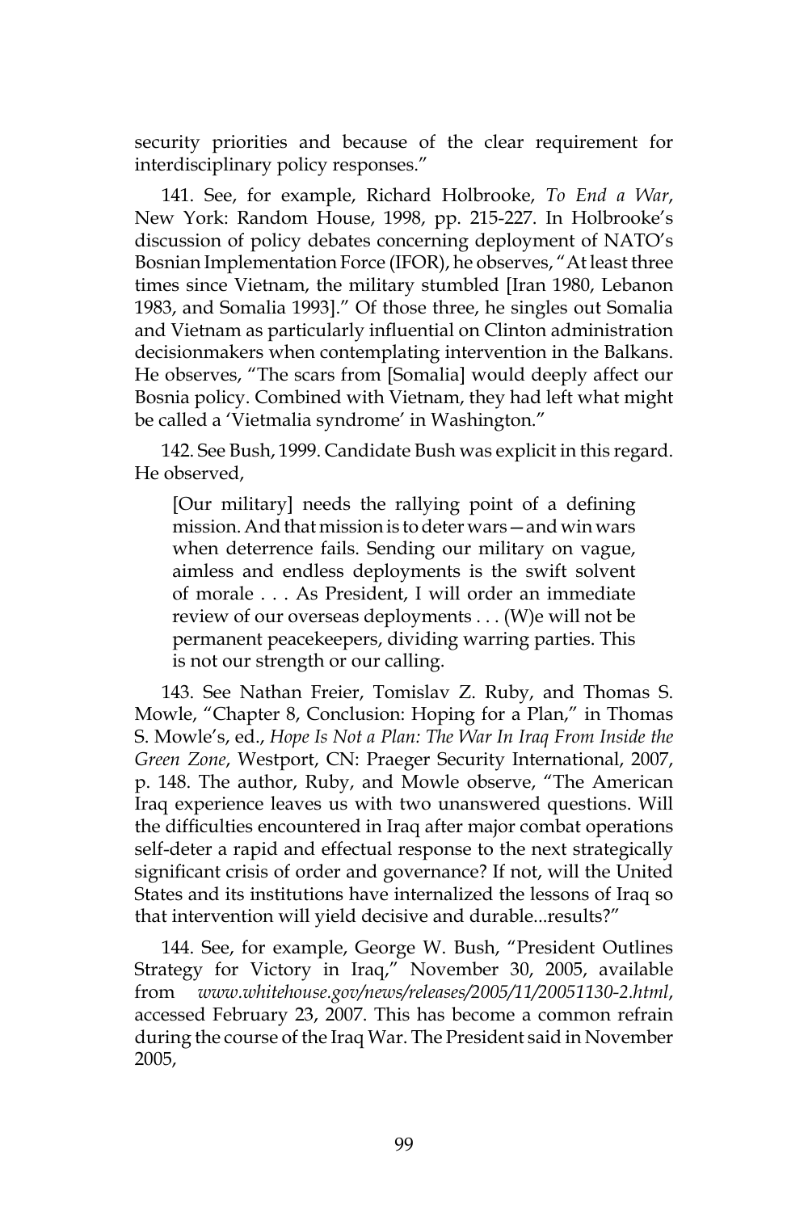security priorities and because of the clear requirement for interdisciplinary policy responses."

141. See, for example, Richard Holbrooke, *To End a War*, New York: Random House, 1998, pp. 215-227. In Holbrooke's discussion of policy debates concerning deployment of NATO's Bosnian Implementation Force (IFOR), he observes, "At least three times since Vietnam, the military stumbled [Iran 1980, Lebanon 1983, and Somalia 1993]." Of those three, he singles out Somalia and Vietnam as particularly influential on Clinton administration decisionmakers when contemplating intervention in the Balkans. He observes, "The scars from [Somalia] would deeply affect our Bosnia policy. Combined with Vietnam, they had left what might be called a 'Vietmalia syndrome' in Washington."

142. See Bush, 1999. Candidate Bush was explicit in this regard. He observed,

> [Our military] needs the rallying point of a defining mission. And that mission is to deter wars—and win wars when deterrence fails. Sending our military on vague, aimless and endless deployments is the swift solvent of morale . . . As President, I will order an immediate review of our overseas deployments . . . (W)e will not be permanent peacekeepers, dividing warring parties. This is not our strength or our calling.

143. See Nathan Freier, Tomislav Z. Ruby, and Thomas S. Mowle, "Chapter 8, Conclusion: Hoping for a Plan," in Thomas S. Mowle's, ed., *Hope Is Not a Plan: The War In Iraq From Inside the Green Zone*, Westport, CN: Praeger Security International, 2007, p. 148. The author, Ruby, and Mowle observe, "The American Iraq experience leaves us with two unanswered questions. Will the difficulties encountered in Iraq after major combat operations self-deter a rapid and effectual response to the next strategically significant crisis of order and governance? If not, will the United States and its institutions have internalized the lessons of Iraq so that intervention will yield decisive and durable...results?"

144. See, for example, George W. Bush, "President Outlines Strategy for Victory in Iraq," November 30, 2005, available from *www.whitehouse.gov/news/releases/2005/11/20051130-2.html*, accessed February 23, 2007. This has become a common refrain during the course of the Iraq War. The President said in November 2005,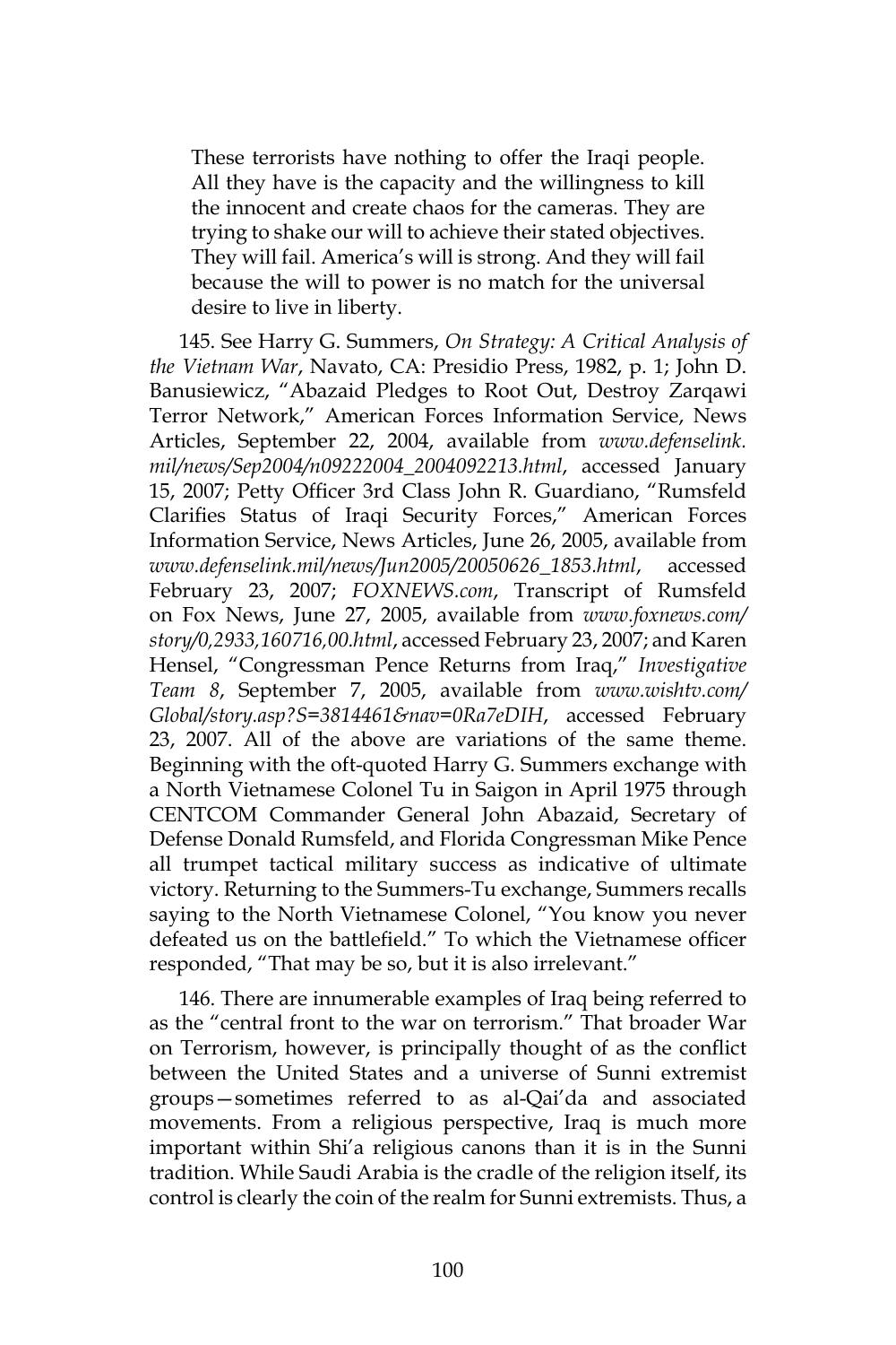> These terrorists have nothing to offer the Iraqi people. All they have is the capacity and the willingness to kill the innocent and create chaos for the cameras. They are trying to shake our will to achieve their stated objectives. They will fail. America's will is strong. And they will fail because the will to power is no match for the universal desire to live in liberty.

145. See Harry G. Summers, *On Strategy: A Critical Analysis of the Vietnam War*, Navato, CA: Presidio Press, 1982, p. 1; John D. Banusiewicz, "Abazaid Pledges to Root Out, Destroy Zarqawi Terror Network," American Forces Information Service, News Articles, September 22, 2004, available from *www.defenselink.mil/news/Sep2004/n09222004_2004092213.html*, accessed January 15, 2007; Petty Officer 3rd Class John R. Guardiano, "Rumsfeld Clarifies Status of Iraqi Security Forces," American Forces Information Service, News Articles, June 26, 2005, available from *www.defenselink.mil/news/Jun2005/20050626_1853.html*, accessed February 23, 2007; *FOXNEWS.com*, Transcript of Rumsfeld on Fox News, June 27, 2005, available from *www.foxnews.com/story/0,2933,160716,00.html*, accessed February 23, 2007; and Karen Hensel, "Congressman Pence Returns from Iraq," *Investigative Team 8*, September 7, 2005, available from *www.wishtv.com/Global/story.asp?S=3814461&nav=0Ra7eDIH*, accessed February 23, 2007. All of the above are variations of the same theme. Beginning with the oft-quoted Harry G. Summers exchange with a North Vietnamese Colonel Tu in Saigon in April 1975 through CENTCOM Commander General John Abazaid, Secretary of Defense Donald Rumsfeld, and Florida Congressman Mike Pence all trumpet tactical military success as indicative of ultimate victory. Returning to the Summers-Tu exchange, Summers recalls saying to the North Vietnamese Colonel, "You know you never defeated us on the battlefield." To which the Vietnamese officer responded, "That may be so, but it is also irrelevant."

146. There are innumerable examples of Iraq being referred to as the "central front to the war on terrorism." That broader War on Terrorism, however, is principally thought of as the conflict between the United States and a universe of Sunni extremist groups—sometimes referred to as al-Qai'da and associated movements. From a religious perspective, Iraq is much more important within Shi'a religious canons than it is in the Sunni tradition. While Saudi Arabia is the cradle of the religion itself, its control is clearly the coin of the realm for Sunni extremists. Thus, a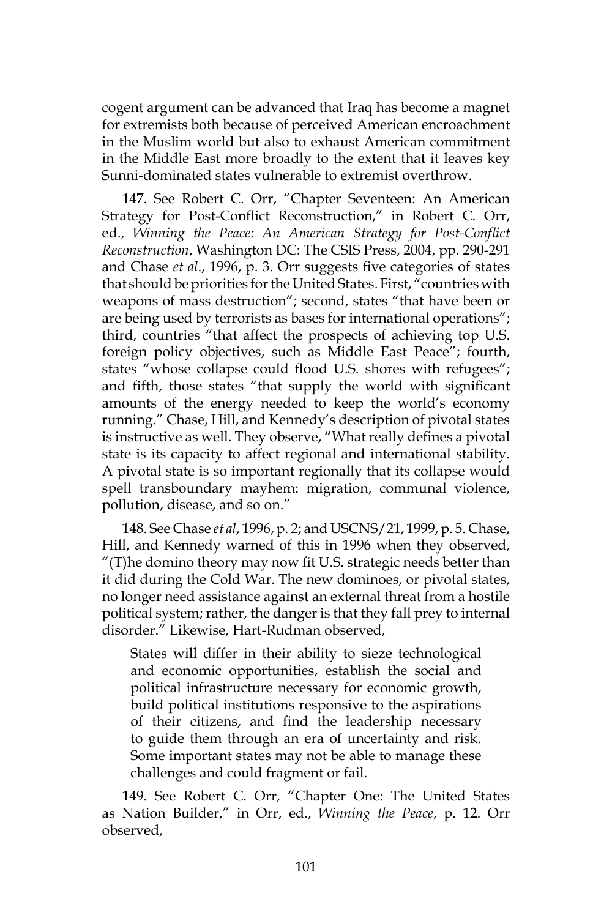cogent argument can be advanced that Iraq has become a magnet for extremists both because of perceived American encroachment in the Muslim world but also to exhaust American commitment in the Middle East more broadly to the extent that it leaves key Sunni-dominated states vulnerable to extremist overthrow.

147. See Robert C. Orr, "Chapter Seventeen: An American Strategy for Post-Conflict Reconstruction," in Robert C. Orr, ed., *Winning the Peace: An American Strategy for Post-Conflict Reconstruction*, Washington DC: The CSIS Press, 2004, pp. 290-291 and Chase *et al*., 1996, p. 3. Orr suggests five categories of states that should be priorities for the United States. First, "countries with weapons of mass destruction"; second, states "that have been or are being used by terrorists as bases for international operations"; third, countries "that affect the prospects of achieving top U.S. foreign policy objectives, such as Middle East Peace"; fourth, states "whose collapse could flood U.S. shores with refugees"; and fifth, those states "that supply the world with significant amounts of the energy needed to keep the world's economy running." Chase, Hill, and Kennedy's description of pivotal states is instructive as well. They observe, "What really defines a pivotal state is its capacity to affect regional and international stability. A pivotal state is so important regionally that its collapse would spell transboundary mayhem: migration, communal violence, pollution, disease, and so on."

148. See Chase *et al*, 1996, p. 2; and USCNS/21, 1999, p. 5. Chase, Hill, and Kennedy warned of this in 1996 when they observed, "(T)he domino theory may now fit U.S. strategic needs better than it did during the Cold War. The new dominoes, or pivotal states, no longer need assistance against an external threat from a hostile political system; rather, the danger is that they fall prey to internal disorder." Likewise, Hart-Rudman observed,

> States will differ in their ability to sieze technological and economic opportunities, establish the social and political infrastructure necessary for economic growth, build political institutions responsive to the aspirations of their citizens, and find the leadership necessary to guide them through an era of uncertainty and risk. Some important states may not be able to manage these challenges and could fragment or fail.

149. See Robert C. Orr, "Chapter One: The United States as Nation Builder," in Orr, ed., *Winning the Peace*, p. 12. Orr observed,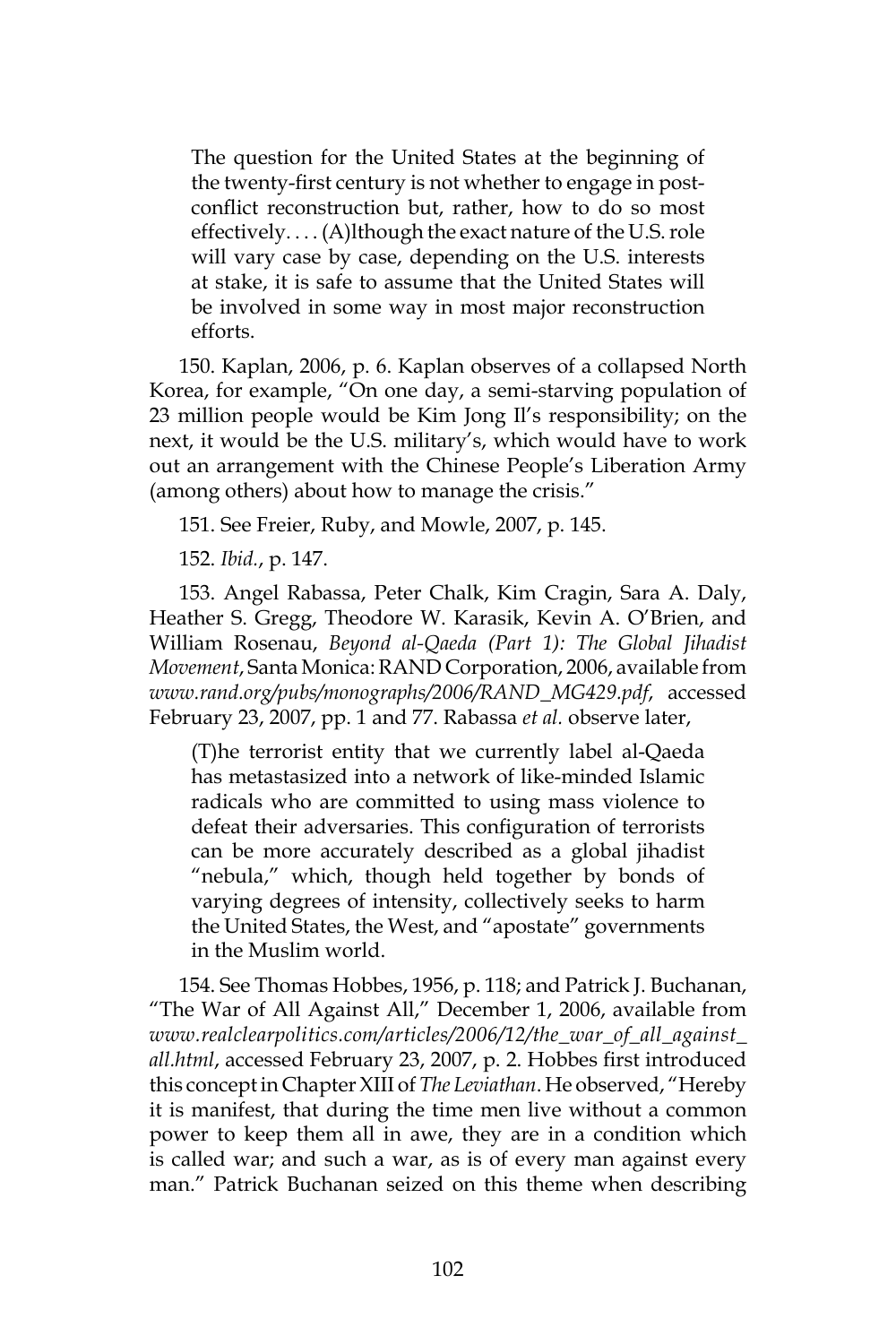> The question for the United States at the beginning of the twenty-first century is not whether to engage in post-conflict reconstruction but, rather, how to do so most effectively. . . . (A)lthough the exact nature of the U.S. role will vary case by case, depending on the U.S. interests at stake, it is safe to assume that the United States will be involved in some way in most major reconstruction efforts.

150. Kaplan, 2006, p. 6. Kaplan observes of a collapsed North Korea, for example, "On one day, a semi-starving population of 23 million people would be Kim Jong Il's responsibility; on the next, it would be the U.S. military's, which would have to work out an arrangement with the Chinese People's Liberation Army (among others) about how to manage the crisis."

151. See Freier, Ruby, and Mowle, 2007, p. 145.

152. *Ibid.*, p. 147.

153. Angel Rabassa, Peter Chalk, Kim Cragin, Sara A. Daly, Heather S. Gregg, Theodore W. Karasik, Kevin A. O'Brien, and William Rosenau, *Beyond al-Qaeda (Part 1): The Global Jihadist Movement*, Santa Monica: RAND Corporation, 2006, available from *www.rand.org/pubs/monographs/2006/RAND_MG429.pdf*, accessed February 23, 2007, pp. 1 and 77. Rabassa *et al.* observe later,

> (T)he terrorist entity that we currently label al-Qaeda has metastasized into a network of like-minded Islamic radicals who are committed to using mass violence to defeat their adversaries. This configuration of terrorists can be more accurately described as a global jihadist "nebula," which, though held together by bonds of varying degrees of intensity, collectively seeks to harm the United States, the West, and "apostate" governments in the Muslim world.

154. See Thomas Hobbes, 1956, p. 118; and Patrick J. Buchanan, "The War of All Against All," December 1, 2006, available from *www.realclearpolitics.com/articles/2006/12/the_war_of_all_against_all.html*, accessed February 23, 2007, p. 2. Hobbes first introduced this concept in Chapter XIII of *The Leviathan*. He observed, "Hereby it is manifest, that during the time men live without a common power to keep them all in awe, they are in a condition which is called war; and such a war, as is of every man against every man." Patrick Buchanan seized on this theme when describing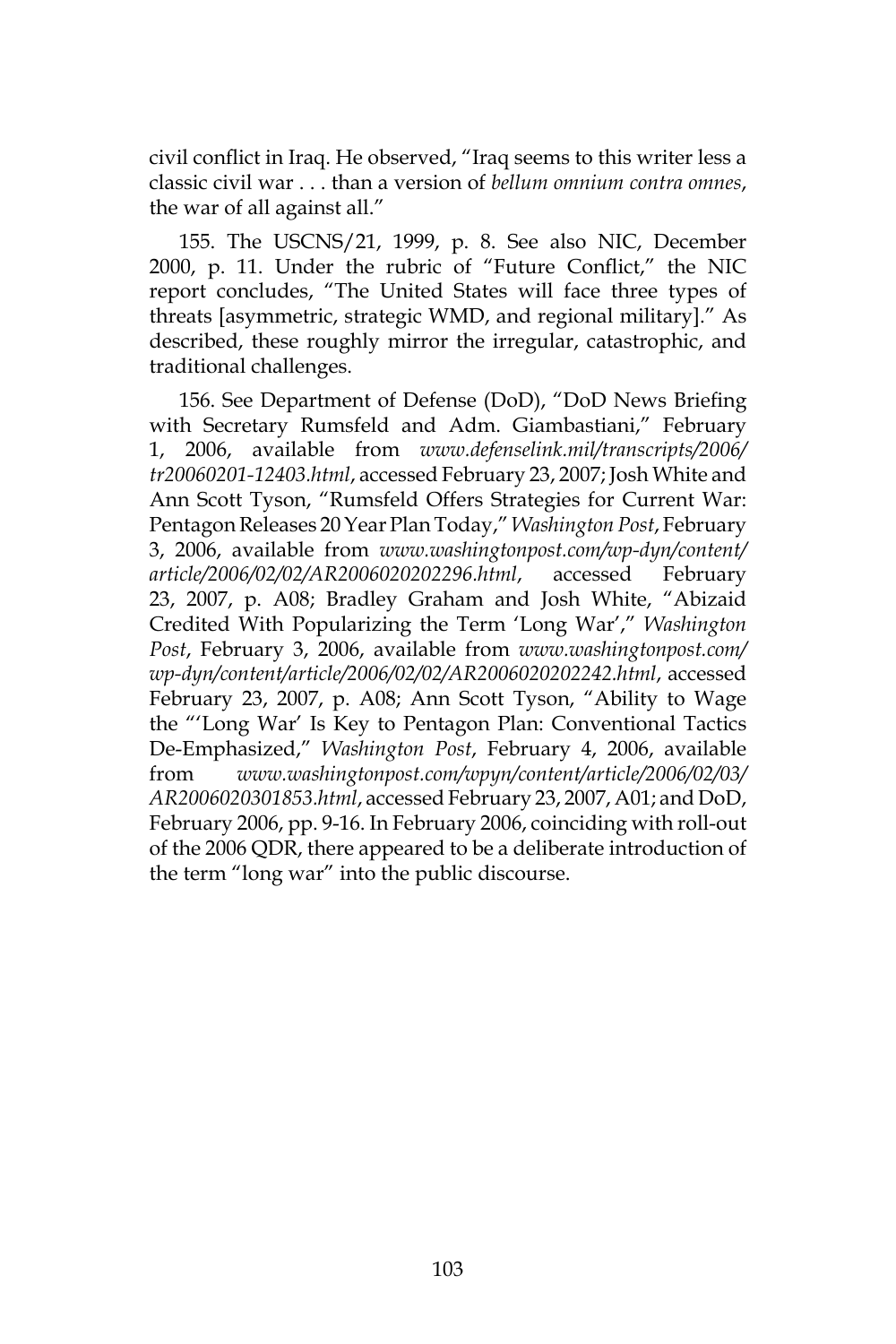civil conflict in Iraq. He observed, “Iraq seems to this writer less a classic civil war . . . than a version of *bellum omnium contra omnes*, the war of all against all.”

155. The USCNS/21, 1999, p. 8. See also NIC, December 2000, p. 11. Under the rubric of “Future Conflict,” the NIC report concludes, “The United States will face three types of threats [asymmetric, strategic WMD, and regional military].” As described, these roughly mirror the irregular, catastrophic, and traditional challenges.

156. See Department of Defense (DoD), “DoD News Briefing with Secretary Rumsfeld and Adm. Giambastiani,” February 1, 2006, available from *www.defenselink.mil/transcripts/2006/tr20060201-12403.html*, accessed February 23, 2007; Josh White and Ann Scott Tyson, “Rumsfeld Offers Strategies for Current War: Pentagon Releases 20 Year Plan Today,” *Washington Post*, February 3, 2006, available from *www.washingtonpost.com/wp-dyn/content/article/2006/02/02/AR2006020202296.html*, accessed February 23, 2007, p. A08; Bradley Graham and Josh White, “Abizaid Credited With Popularizing the Term ‘Long War’,” *Washington Post*, February 3, 2006, available from *www.washingtonpost.com/wp-dyn/content/article/2006/02/02/AR2006020202242.html*, accessed February 23, 2007, p. A08; Ann Scott Tyson, “Ability to Wage the “‘Long War’ Is Key to Pentagon Plan: Conventional Tactics De-Emphasized,” *Washington Post*, February 4, 2006, available from *www.washingtonpost.com/wpyn/content/article/2006/02/03/AR2006020301853.html*, accessed February 23, 2007, A01; and DoD, February 2006, pp. 9-16. In February 2006, coinciding with roll-out of the 2006 QDR, there appeared to be a deliberate introduction of the term “long war” into the public discourse.